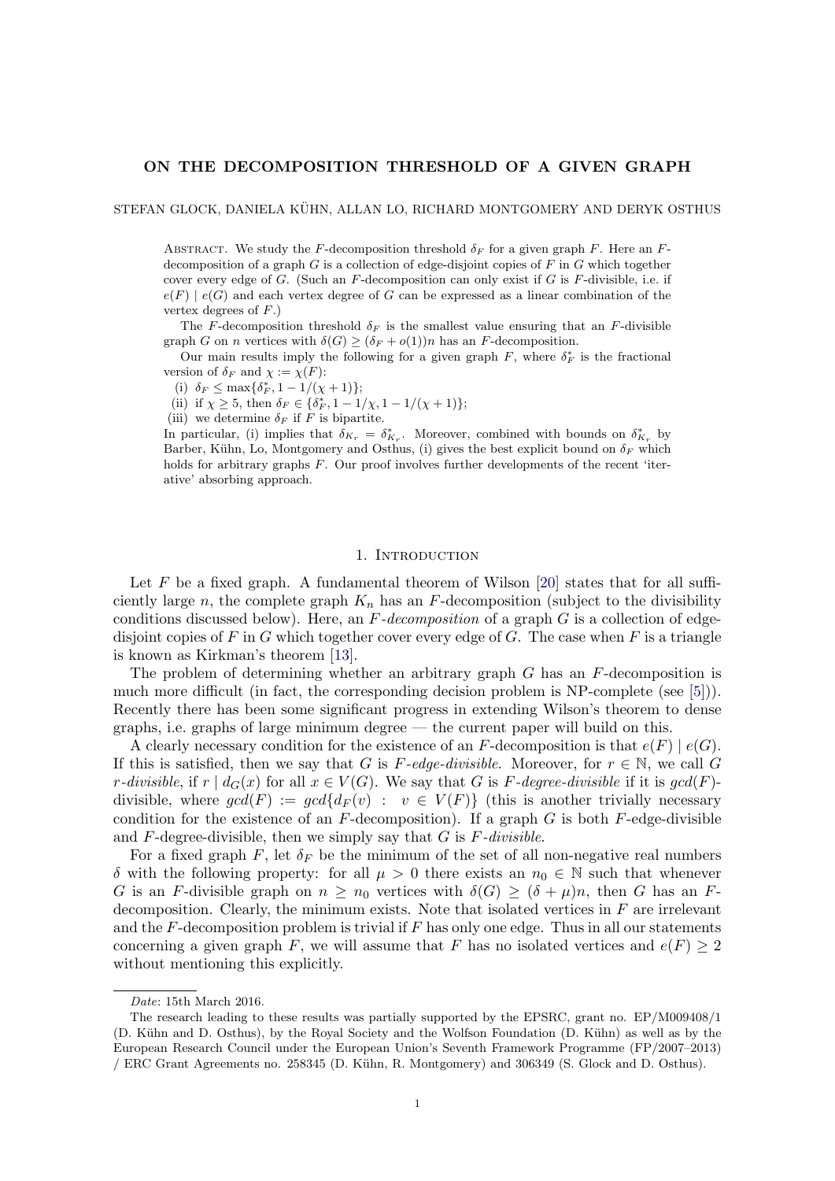# ON THE DECOMPOSITION THRESHOLD OF A GIVEN GRAPH

STEFAN GLOCK, DANIELA KÜHN, ALLAN LO, RICHARD MONTGOMERY AND DERYK OSTHUS

Abstract. We study the $F$-decomposition threshold $\delta_F$ for a given graph $F$. Here an $F$-decomposition of a graph $G$ is a collection of edge-disjoint copies of $F$ in $G$ which together cover every edge of $G$. (Such an $F$-decomposition can only exist if $G$ is $F$-divisible, i.e. if $e(F) \mid e(G)$ and each vertex degree of $G$ can be expressed as a linear combination of the vertex degrees of $F$.)

The $F$-decomposition threshold $\delta_F$ is the smallest value ensuring that an $F$-divisible graph $G$ on $n$ vertices with $\delta(G) \geq (\delta_F + o(1))n$ has an $F$-decomposition.

Our main results imply the following for a given graph $F$, where $\delta_F^*$ is the fractional version of $\delta_F$ and $\chi := \chi(F)$:

(i) $\delta_F \leq \max\{\delta_F^*, 1 - 1/(\chi + 1)\}$;
(ii) if $\chi \geq 5$, then $\delta_F \in \{\delta_F^*, 1 - 1/\chi, 1 - 1/(\chi + 1)\}$;
(iii) we determine $\delta_F$ if $F$ is bipartite.

In particular, (i) implies that $\delta_{K_r} = \delta_{K_r}^*$. Moreover, combined with bounds on $\delta_{K_r}^*$ by Barber, Kühn, Lo, Montgomery and Osthus, (i) gives the best explicit bound on $\delta_F$ which holds for arbitrary graphs $F$. Our proof involves further developments of the recent 'iterative' absorbing approach.

## 1. Introduction

Let $F$ be a fixed graph. A fundamental theorem of Wilson [20] states that for all sufficiently large $n$, the complete graph $K_n$ has an $F$-decomposition (subject to the divisibility conditions discussed below). Here, an *$F$-decomposition* of a graph $G$ is a collection of edge-disjoint copies of $F$ in $G$ which together cover every edge of $G$. The case when $F$ is a triangle is known as Kirkman's theorem [13].

The problem of determining whether an arbitrary graph $G$ has an $F$-decomposition is much more difficult (in fact, the corresponding decision problem is NP-complete (see [5])). Recently there has been some significant progress in extending Wilson's theorem to dense graphs, i.e. graphs of large minimum degree — the current paper will build on this.

A clearly necessary condition for the existence of an $F$-decomposition is that $e(F) \mid e(G)$. If this is satisfied, then we say that $G$ is *$F$-edge-divisible*. Moreover, for $r \in \mathbb{N}$, we call $G$ *$r$-divisible*, if $r \mid d_G(x)$ for all $x \in V(G)$. We say that $G$ is *$F$-degree-divisible* if it is $gcd(F)$-divisible, where $gcd(F) := gcd\{d_F(v) : v \in V(F)\}$ (this is another trivially necessary condition for the existence of an $F$-decomposition). If a graph $G$ is both $F$-edge-divisible and $F$-degree-divisible, then we simply say that $G$ is *$F$-divisible*.

For a fixed graph $F$, let $\delta_F$ be the minimum of the set of all non-negative real numbers $\delta$ with the following property: for all $\mu > 0$ there exists an $n_0 \in \mathbb{N}$ such that whenever $G$ is an $F$-divisible graph on $n \geq n_0$ vertices with $\delta(G) \geq (\delta + \mu)n$, then $G$ has an $F$-decomposition. Clearly, the minimum exists. Note that isolated vertices in $F$ are irrelevant and the $F$-decomposition problem is trivial if $F$ has only one edge. Thus in all our statements concerning a given graph $F$, we will assume that $F$ has no isolated vertices and $e(F) \geq 2$ without mentioning this explicitly.

---

*Date*: 15th March 2016.

The research leading to these results was partially supported by the EPSRC, grant no. EP/M009408/1 (D. Kühn and D. Osthus), by the Royal Society and the Wolfson Foundation (D. Kühn) as well as by the European Research Council under the European Union's Seventh Framework Programme (FP/2007–2013) / ERC Grant Agreements no. 258345 (D. Kühn, R. Montgomery) and 306349 (S. Glock and D. Osthus).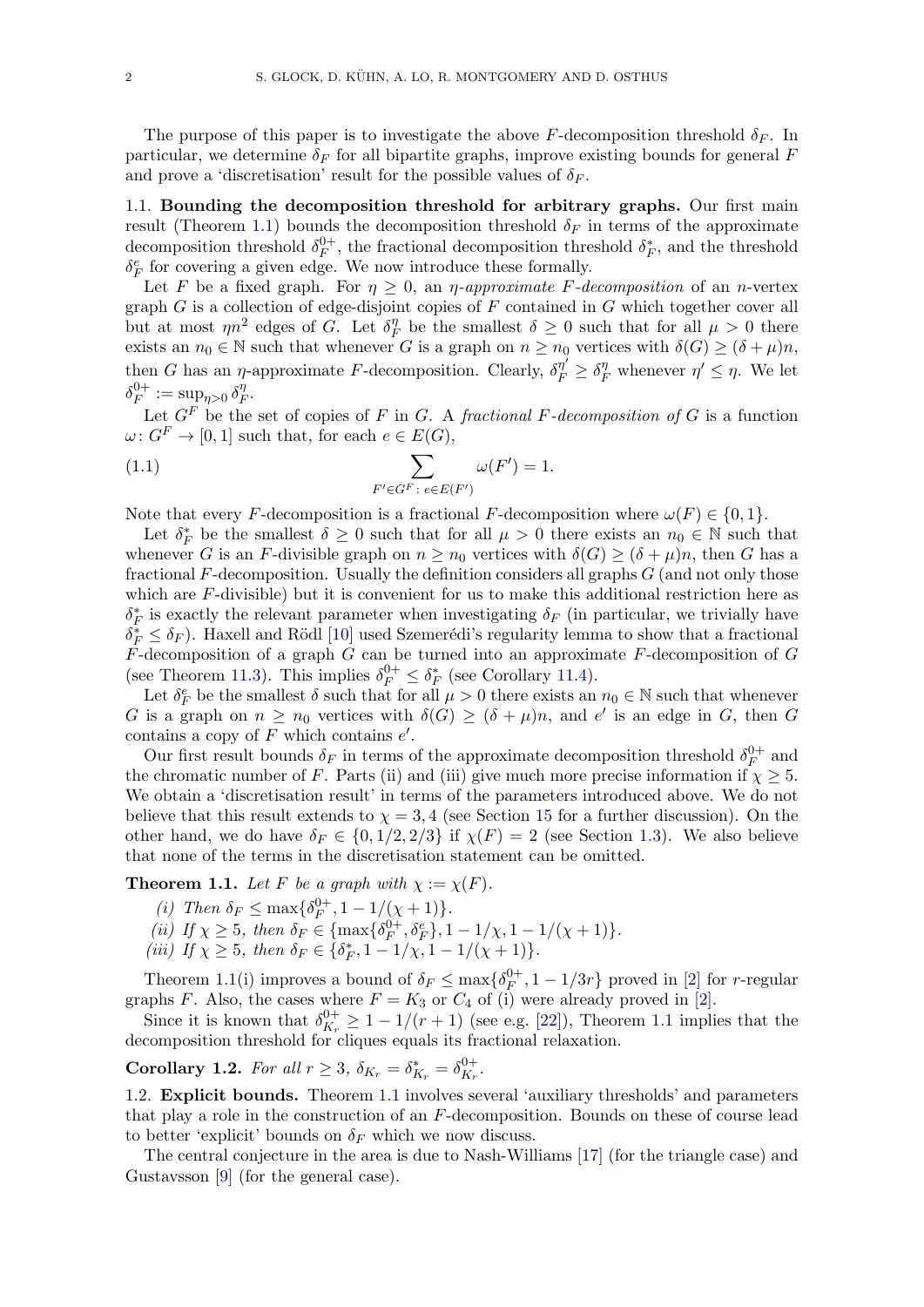The purpose of this paper is to investigate the above $F$-decomposition threshold $\delta_F$. In particular, we determine $\delta_F$ for all bipartite graphs, improve existing bounds for general $F$ and prove a 'discretisation' result for the possible values of $\delta_F$.

### 1.1. Bounding the decomposition threshold for arbitrary graphs.

Our first main result (Theorem 1.1) bounds the decomposition threshold $\delta_F$ in terms of the approximate decomposition threshold $\delta_F^{0+}$, the fractional decomposition threshold $\delta_F^*$, and the threshold $\delta_F^e$ for covering a given edge. We now introduce these formally.

Let $F$ be a fixed graph. For $\eta \geq 0$, an *$\eta$-approximate $F$-decomposition* of an $n$-vertex graph $G$ is a collection of edge-disjoint copies of $F$ contained in $G$ which together cover all but at most $\eta n^2$ edges of $G$. Let $\delta_F^\eta$ be the smallest $\delta \geq 0$ such that for all $\mu > 0$ there exists an $n_0 \in \mathbb{N}$ such that whenever $G$ is a graph on $n \geq n_0$ vertices with $\delta(G) \geq (\delta + \mu)n$, then $G$ has an $\eta$-approximate $F$-decomposition. Clearly, $\delta_F^{\eta'} \geq \delta_F^\eta$ whenever $\eta' \leq \eta$. We let $\delta_F^{0+} := \sup_{\eta > 0} \delta_F^\eta$.

Let $G^F$ be the set of copies of $F$ in $G$. A *fractional $F$-decomposition of $G$* is a function $\omega \colon G^F \to [0,1]$ such that, for each $e \in E(G)$,

$$\sum_{F' \in G^F \colon e \in E(F')} \omega(F') = 1. \tag{1.1}$$

Note that every $F$-decomposition is a fractional $F$-decomposition where $\omega(F) \in \{0,1\}$.

Let $\delta_F^*$ be the smallest $\delta \geq 0$ such that for all $\mu > 0$ there exists an $n_0 \in \mathbb{N}$ such that whenever $G$ is an $F$-divisible graph on $n \geq n_0$ vertices with $\delta(G) \geq (\delta + \mu)n$, then $G$ has a fractional $F$-decomposition. Usually the definition considers all graphs $G$ (and not only those which are $F$-divisible) but it is convenient for us to make this additional restriction here as $\delta_F^*$ is exactly the relevant parameter when investigating $\delta_F$ (in particular, we trivially have $\delta_F^* \leq \delta_F$). Haxell and Rödl [10] used Szemerédi's regularity lemma to show that a fractional $F$-decomposition of a graph $G$ can be turned into an approximate $F$-decomposition of $G$ (see Theorem 11.3). This implies $\delta_F^{0+} \leq \delta_F^*$ (see Corollary 11.4).

Let $\delta_F^e$ be the smallest $\delta$ such that for all $\mu > 0$ there exists an $n_0 \in \mathbb{N}$ such that whenever $G$ is a graph on $n \geq n_0$ vertices with $\delta(G) \geq (\delta + \mu)n$, and $e'$ is an edge in $G$, then $G$ contains a copy of $F$ which contains $e'$.

Our first result bounds $\delta_F$ in terms of the approximate decomposition threshold $\delta_F^{0+}$ and the chromatic number of $F$. Parts (ii) and (iii) give much more precise information if $\chi \geq 5$. We obtain a 'discretisation result' in terms of the parameters introduced above. We do not believe that this result extends to $\chi = 3, 4$ (see Section 15 for a further discussion). On the other hand, we do have $\delta_F \in \{0, 1/2, 2/3\}$ if $\chi(F) = 2$ (see Section 1.3). We also believe that none of the terms in the discretisation statement can be omitted.

**Theorem 1.1.** *Let $F$ be a graph with $\chi := \chi(F)$.*

*(i) Then $\delta_F \leq \max\{\delta_F^{0+}, 1 - 1/(\chi+1)\}$.*

*(ii) If $\chi \geq 5$, then $\delta_F \in \{\max\{\delta_F^{0+}, \delta_F^e\}, 1 - 1/\chi, 1 - 1/(\chi+1)\}$.*

*(iii) If $\chi \geq 5$, then $\delta_F \in \{\delta_F^*, 1 - 1/\chi, 1 - 1/(\chi+1)\}$.*

Theorem 1.1(i) improves a bound of $\delta_F \leq \max\{\delta_F^{0+}, 1 - 1/3r\}$ proved in [2] for $r$-regular graphs $F$. Also, the cases where $F = K_3$ or $C_4$ of (i) were already proved in [2].

Since it is known that $\delta_{K_r}^{0+} \geq 1 - 1/(r+1)$ (see e.g. [22]), Theorem 1.1 implies that the decomposition threshold for cliques equals its fractional relaxation.

**Corollary 1.2.** *For all $r \geq 3$, $\delta_{K_r} = \delta_{K_r}^* = \delta_{K_r}^{0+}$.*

### 1.2. Explicit bounds.

Theorem 1.1 involves several 'auxiliary thresholds' and parameters that play a role in the construction of an $F$-decomposition. Bounds on these of course lead to better 'explicit' bounds on $\delta_F$ which we now discuss.

The central conjecture in the area is due to Nash-Williams [17] (for the triangle case) and Gustavsson [9] (for the general case).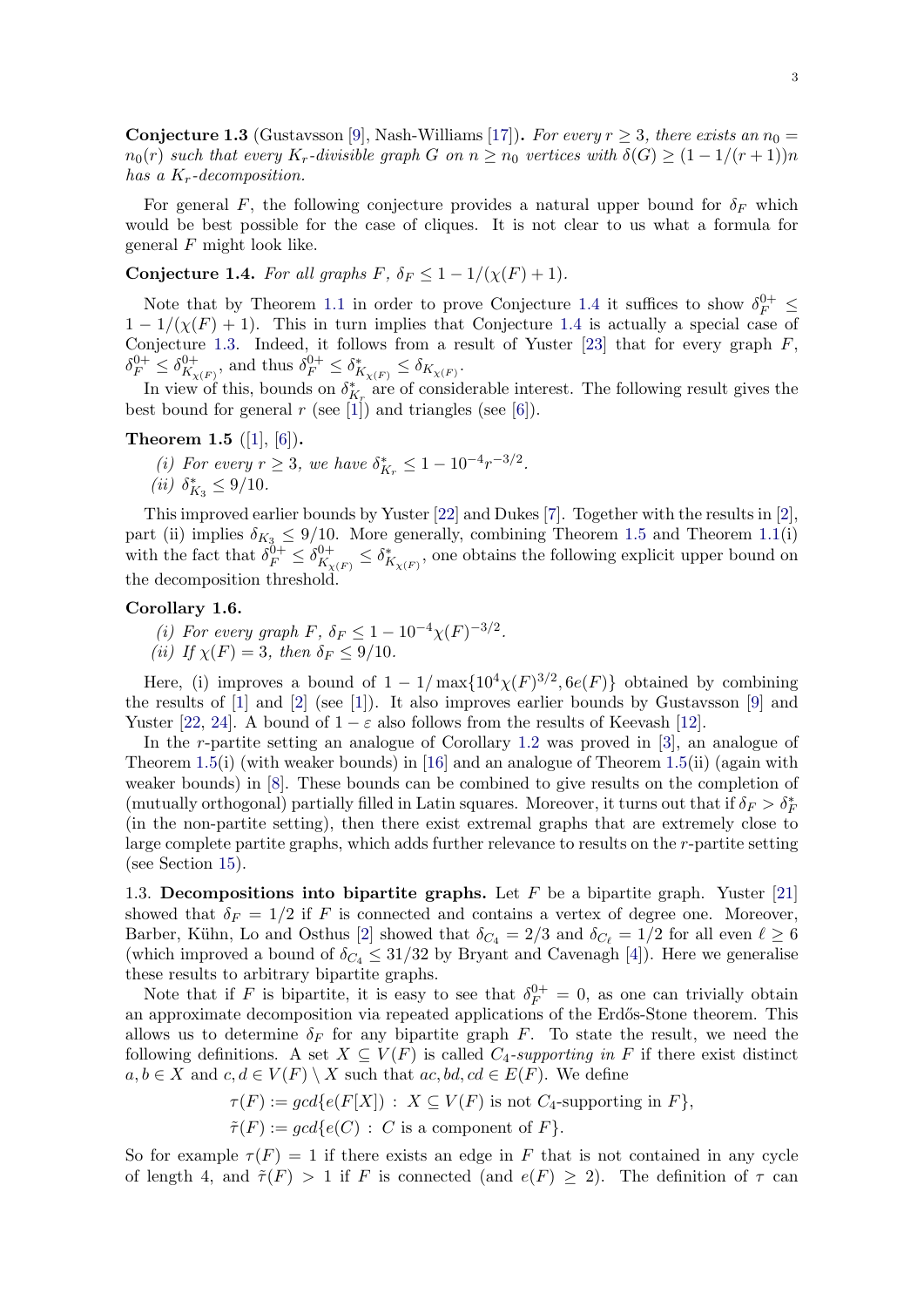**Conjecture 1.3** (Gustavsson [9], Nash-Williams [17]). *For every $r \geq 3$, there exists an $n_0 = n_0(r)$ such that every $K_r$-divisible graph $G$ on $n \geq n_0$ vertices with $\delta(G) \geq (1 - 1/(r+1))n$ has a $K_r$-decomposition.*

For general $F$, the following conjecture provides a natural upper bound for $\delta_F$ which would be best possible for the case of cliques. It is not clear to us what a formula for general $F$ might look like.

**Conjecture 1.4.** *For all graphs $F$, $\delta_F \leq 1 - 1/(\chi(F) + 1)$.*

Note that by Theorem 1.1 in order to prove Conjecture 1.4 it suffices to show $\delta_F^{0+} \leq 1 - 1/(\chi(F) + 1)$. This in turn implies that Conjecture 1.4 is actually a special case of Conjecture 1.3. Indeed, it follows from a result of Yuster [23] that for every graph $F$, $\delta_F^{0+} \leq \delta_{K_{\chi(F)}}^{0+}$, and thus $\delta_F^{0+} \leq \delta_{K_{\chi(F)}}^{*} \leq \delta_{K_{\chi(F)}}$.

In view of this, bounds on $\delta_{K_r}^{*}$ are of considerable interest. The following result gives the best bound for general $r$ (see [1]) and triangles (see [6]).

**Theorem 1.5** ([1], [6]).

*(i) For every $r \geq 3$, we have $\delta_{K_r}^{*} \leq 1 - 10^{-4} r^{-3/2}$.*
*(ii) $\delta_{K_3}^{*} \leq 9/10$.*

This improved earlier bounds by Yuster [22] and Dukes [7]. Together with the results in [2], part (ii) implies $\delta_{K_3} \leq 9/10$. More generally, combining Theorem 1.5 and Theorem 1.1(i) with the fact that $\delta_F^{0+} \leq \delta_{K_{\chi(F)}}^{0+} \leq \delta_{K_{\chi(F)}}^{*}$, one obtains the following explicit upper bound on the decomposition threshold.

**Corollary 1.6.**

*(i) For every graph $F$, $\delta_F \leq 1 - 10^{-4} \chi(F)^{-3/2}$.*
*(ii) If $\chi(F) = 3$, then $\delta_F \leq 9/10$.*

Here, (i) improves a bound of $1 - 1/\max\{10^4 \chi(F)^{3/2}, 6e(F)\}$ obtained by combining the results of [1] and [2] (see [1]). It also improves earlier bounds by Gustavsson [9] and Yuster [22, 24]. A bound of $1 - \varepsilon$ also follows from the results of Keevash [12].

In the $r$-partite setting an analogue of Corollary 1.2 was proved in [3], an analogue of Theorem 1.5(i) (with weaker bounds) in [16] and an analogue of Theorem 1.5(ii) (again with weaker bounds) in [8]. These bounds can be combined to give results on the completion of (mutually orthogonal) partially filled in Latin squares. Moreover, it turns out that if $\delta_F > \delta_F^{*}$ (in the non-partite setting), then there exist extremal graphs that are extremely close to large complete partite graphs, which adds further relevance to results on the $r$-partite setting (see Section 15).

1.3. **Decompositions into bipartite graphs.** Let $F$ be a bipartite graph. Yuster [21] showed that $\delta_F = 1/2$ if $F$ is connected and contains a vertex of degree one. Moreover, Barber, Kühn, Lo and Osthus [2] showed that $\delta_{C_4} = 2/3$ and $\delta_{C_\ell} = 1/2$ for all even $\ell \geq 6$ (which improved a bound of $\delta_{C_4} \leq 31/32$ by Bryant and Cavenagh [4]). Here we generalise these results to arbitrary bipartite graphs.

Note that if $F$ is bipartite, it is easy to see that $\delta_F^{0+} = 0$, as one can trivially obtain an approximate decomposition via repeated applications of the Erdős-Stone theorem. This allows us to determine $\delta_F$ for any bipartite graph $F$. To state the result, we need the following definitions. A set $X \subseteq V(F)$ is called *$C_4$-supporting in $F$* if there exist distinct $a, b \in X$ and $c, d \in V(F) \setminus X$ such that $ac, bd, cd \in E(F)$. We define

$$\tau(F) := gcd\{e(F[X]) : X \subseteq V(F) \text{ is not } C_4\text{-supporting in } F\},$$
$$\tilde{\tau}(F) := gcd\{e(C) : C \text{ is a component of } F\}.$$

So for example $\tau(F) = 1$ if there exists an edge in $F$ that is not contained in any cycle of length 4, and $\tilde{\tau}(F) > 1$ if $F$ is connected (and $e(F) \geq 2$). The definition of $\tau$ can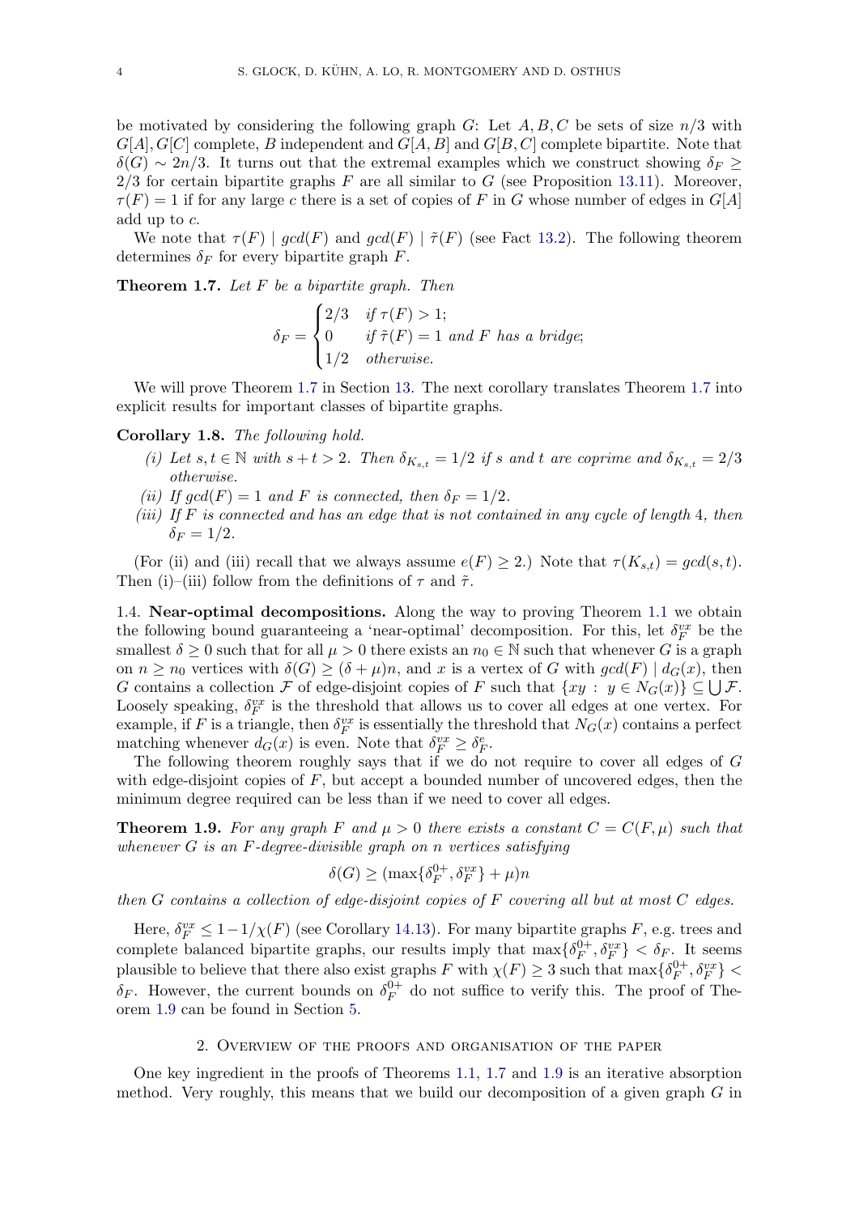be motivated by considering the following graph $G$: Let $A, B, C$ be sets of size $n/3$ with $G[A], G[C]$ complete, $B$ independent and $G[A, B]$ and $G[B, C]$ complete bipartite. Note that $\delta(G) \sim 2n/3$. It turns out that the extremal examples which we construct showing $\delta_F \geq 2/3$ for certain bipartite graphs $F$ are all similar to $G$ (see Proposition 13.11). Moreover, $\tau(F) = 1$ if for any large $c$ there is a set of copies of $F$ in $G$ whose number of edges in $G[A]$ add up to $c$.

We note that $\tau(F) \mid gcd(F)$ and $gcd(F) \mid \tilde{\tau}(F)$ (see Fact 13.2). The following theorem determines $\delta_F$ for every bipartite graph $F$.

**Theorem 1.7.** *Let $F$ be a bipartite graph. Then*

$$\delta_F = \begin{cases} 2/3 & \text{if } \tau(F) > 1; \\ 0 & \text{if } \tilde{\tau}(F) = 1 \text{ and } F \text{ has a bridge;} \\ 1/2 & \text{otherwise.} \end{cases}$$

We will prove Theorem 1.7 in Section 13. The next corollary translates Theorem 1.7 into explicit results for important classes of bipartite graphs.

**Corollary 1.8.** *The following hold.*

*(i) Let $s, t \in \mathbb{N}$ with $s + t > 2$. Then $\delta_{K_{s,t}} = 1/2$ if $s$ and $t$ are coprime and $\delta_{K_{s,t}} = 2/3$ otherwise.*

*(ii) If $gcd(F) = 1$ and $F$ is connected, then $\delta_F = 1/2$.*

*(iii) If $F$ is connected and has an edge that is not contained in any cycle of length 4, then $\delta_F = 1/2$.*

(For (ii) and (iii) recall that we always assume $e(F) \geq 2$.) Note that $\tau(K_{s,t}) = gcd(s, t)$. Then (i)–(iii) follow from the definitions of $\tau$ and $\tilde{\tau}$.

1.4. **Near-optimal decompositions.** Along the way to proving Theorem 1.1 we obtain the following bound guaranteeing a 'near-optimal' decomposition. For this, let $\delta_F^{vx}$ be the smallest $\delta \geq 0$ such that for all $\mu > 0$ there exists an $n_0 \in \mathbb{N}$ such that whenever $G$ is a graph on $n \geq n_0$ vertices with $\delta(G) \geq (\delta + \mu)n$, and $x$ is a vertex of $G$ with $gcd(F) \mid d_G(x)$, then $G$ contains a collection $\mathcal{F}$ of edge-disjoint copies of $F$ such that $\{xy : y \in N_G(x)\} \subseteq \bigcup \mathcal{F}$. Loosely speaking, $\delta_F^{vx}$ is the threshold that allows us to cover all edges at one vertex. For example, if $F$ is a triangle, then $\delta_F^{vx}$ is essentially the threshold that $N_G(x)$ contains a perfect matching whenever $d_G(x)$ is even. Note that $\delta_F^{vx} \geq \delta_F^e$.

The following theorem roughly says that if we do not require to cover all edges of $G$ with edge-disjoint copies of $F$, but accept a bounded number of uncovered edges, then the minimum degree required can be less than if we need to cover all edges.

**Theorem 1.9.** *For any graph $F$ and $\mu > 0$ there exists a constant $C = C(F, \mu)$ such that whenever $G$ is an $F$-degree-divisible graph on $n$ vertices satisfying*

$$\delta(G) \geq (\max\{\delta_F^{0+}, \delta_F^{vx}\} + \mu)n$$

*then $G$ contains a collection of edge-disjoint copies of $F$ covering all but at most $C$ edges.*

Here, $\delta_F^{vx} \leq 1 - 1/\chi(F)$ (see Corollary 14.13). For many bipartite graphs $F$, e.g. trees and complete balanced bipartite graphs, our results imply that $\max\{\delta_F^{0+}, \delta_F^{vx}\} < \delta_F$. It seems plausible to believe that there also exist graphs $F$ with $\chi(F) \geq 3$ such that $\max\{\delta_F^{0+}, \delta_F^{vx}\} < \delta_F$. However, the current bounds on $\delta_F^{0+}$ do not suffice to verify this. The proof of Theorem 1.9 can be found in Section 5.

## 2. Overview of the proofs and organisation of the paper

One key ingredient in the proofs of Theorems 1.1, 1.7 and 1.9 is an iterative absorption method. Very roughly, this means that we build our decomposition of a given graph $G$ in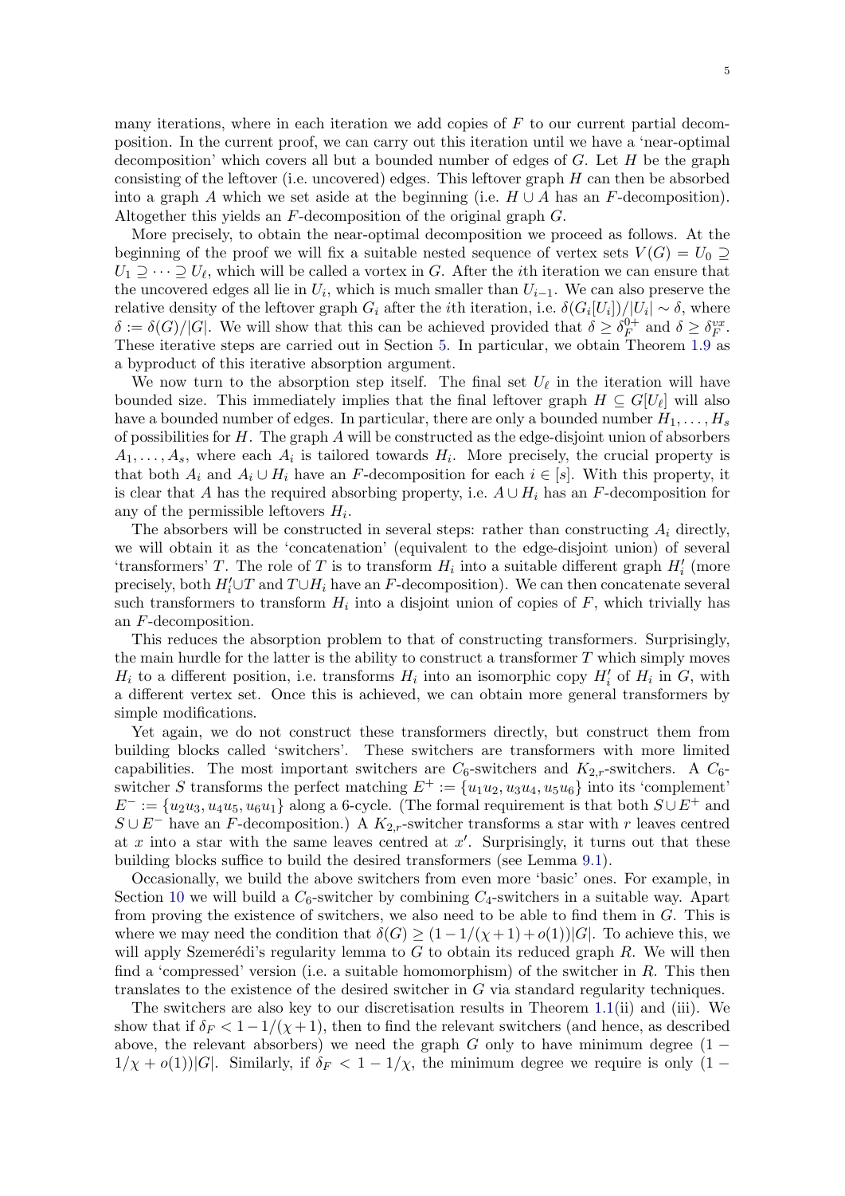many iterations, where in each iteration we add copies of $F$ to our current partial decomposition. In the current proof, we can carry out this iteration until we have a 'near-optimal decomposition' which covers all but a bounded number of edges of $G$. Let $H$ be the graph consisting of the leftover (i.e. uncovered) edges. This leftover graph $H$ can then be absorbed into a graph $A$ which we set aside at the beginning (i.e. $H \cup A$ has an $F$-decomposition). Altogether this yields an $F$-decomposition of the original graph $G$.

More precisely, to obtain the near-optimal decomposition we proceed as follows. At the beginning of the proof we will fix a suitable nested sequence of vertex sets $V(G) = U_0 \supseteq U_1 \supseteq \cdots \supseteq U_\ell$, which will be called a vortex in $G$. After the $i$th iteration we can ensure that the uncovered edges all lie in $U_i$, which is much smaller than $U_{i-1}$. We can also preserve the relative density of the leftover graph $G_i$ after the $i$th iteration, i.e. $\delta(G_i[U_i])/|U_i| \sim \delta$, where $\delta := \delta(G)/|G|$. We will show that this can be achieved provided that $\delta \geq \delta_F^{0+}$ and $\delta \geq \delta_F^{vx}$. These iterative steps are carried out in Section 5. In particular, we obtain Theorem 1.9 as a byproduct of this iterative absorption argument.

We now turn to the absorption step itself. The final set $U_\ell$ in the iteration will have bounded size. This immediately implies that the final leftover graph $H \subseteq G[U_\ell]$ will also have a bounded number of edges. In particular, there are only a bounded number $H_1, \ldots, H_s$ of possibilities for $H$. The graph $A$ will be constructed as the edge-disjoint union of absorbers $A_1, \ldots, A_s$, where each $A_i$ is tailored towards $H_i$. More precisely, the crucial property is that both $A_i$ and $A_i \cup H_i$ have an $F$-decomposition for each $i \in [s]$. With this property, it is clear that $A$ has the required absorbing property, i.e. $A \cup H_i$ has an $F$-decomposition for any of the permissible leftovers $H_i$.

The absorbers will be constructed in several steps: rather than constructing $A_i$ directly, we will obtain it as the 'concatenation' (equivalent to the edge-disjoint union) of several 'transformers' $T$. The role of $T$ is to transform $H_i$ into a suitable different graph $H_i'$ (more precisely, both $H_i' \cup T$ and $T \cup H_i$ have an $F$-decomposition). We can then concatenate several such transformers to transform $H_i$ into a disjoint union of copies of $F$, which trivially has an $F$-decomposition.

This reduces the absorption problem to that of constructing transformers. Surprisingly, the main hurdle for the latter is the ability to construct a transformer $T$ which simply moves $H_i$ to a different position, i.e. transforms $H_i$ into an isomorphic copy $H_i'$ of $H_i$ in $G$, with a different vertex set. Once this is achieved, we can obtain more general transformers by simple modifications.

Yet again, we do not construct these transformers directly, but construct them from building blocks called 'switchers'. These switchers are transformers with more limited capabilities. The most important switchers are $C_6$-switchers and $K_{2,r}$-switchers. A $C_6$-switcher $S$ transforms the perfect matching $E^+ := \{u_1u_2, u_3u_4, u_5u_6\}$ into its 'complement' $E^- := \{u_2u_3, u_4u_5, u_6u_1\}$ along a 6-cycle. (The formal requirement is that both $S \cup E^+$ and $S \cup E^-$ have an $F$-decomposition.) A $K_{2,r}$-switcher transforms a star with $r$ leaves centred at $x$ into a star with the same leaves centred at $x'$. Surprisingly, it turns out that these building blocks suffice to build the desired transformers (see Lemma 9.1).

Occasionally, we build the above switchers from even more 'basic' ones. For example, in Section 10 we will build a $C_6$-switcher by combining $C_4$-switchers in a suitable way. Apart from proving the existence of switchers, we also need to be able to find them in $G$. This is where we may need the condition that $\delta(G) \geq (1 - 1/(\chi+1) + o(1))|G|$. To achieve this, we will apply Szemerédi's regularity lemma to $G$ to obtain its reduced graph $R$. We will then find a 'compressed' version (i.e. a suitable homomorphism) of the switcher in $R$. This then translates to the existence of the desired switcher in $G$ via standard regularity techniques.

The switchers are also key to our discretisation results in Theorem 1.1(ii) and (iii). We show that if $\delta_F < 1 - 1/(\chi+1)$, then to find the relevant switchers (and hence, as described above, the relevant absorbers) we need the graph $G$ only to have minimum degree $(1 - 1/\chi + o(1))|G|$. Similarly, if $\delta_F < 1 - 1/\chi$, the minimum degree we require is only $(1 -$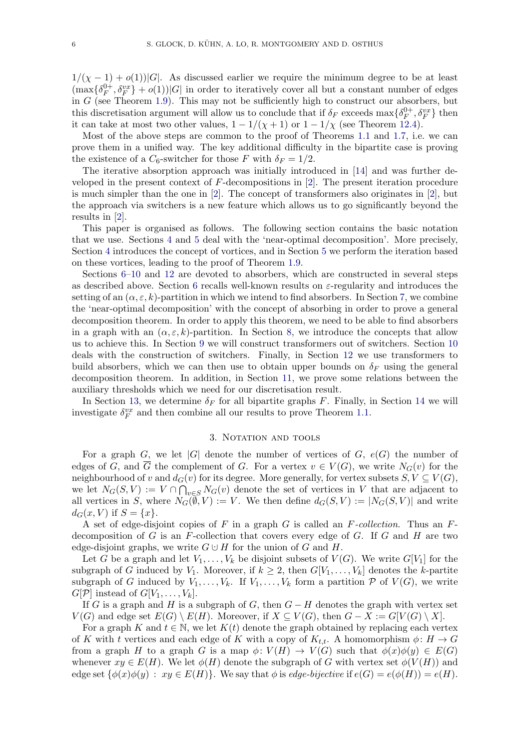$1/(\chi - 1) + o(1))|G|$. As discussed earlier we require the minimum degree to be at least $(\max\{\delta_F^{0+}, \delta_F^{vx}\} + o(1))|G|$ in order to iteratively cover all but a constant number of edges in $G$ (see Theorem 1.9). This may not be sufficiently high to construct our absorbers, but this discretisation argument will allow us to conclude that if $\delta_F$ exceeds $\max\{\delta_F^{0+}, \delta_F^{vx}\}$ then it can take at most two other values, $1 - 1/(\chi + 1)$ or $1 - 1/\chi$ (see Theorem 12.4).

Most of the above steps are common to the proof of Theorems 1.1 and 1.7, i.e. we can prove them in a unified way. The key additional difficulty in the bipartite case is proving the existence of a $C_6$-switcher for those $F$ with $\delta_F = 1/2$.

The iterative absorption approach was initially introduced in [14] and was further developed in the present context of $F$-decompositions in [2]. The present iteration procedure is much simpler than the one in [2]. The concept of transformers also originates in [2], but the approach via switchers is a new feature which allows us to go significantly beyond the results in [2].

This paper is organised as follows. The following section contains the basic notation that we use. Sections 4 and 5 deal with the 'near-optimal decomposition'. More precisely, Section 4 introduces the concept of vortices, and in Section 5 we perform the iteration based on these vortices, leading to the proof of Theorem 1.9.

Sections 6–10 and 12 are devoted to absorbers, which are constructed in several steps as described above. Section 6 recalls well-known results on $\varepsilon$-regularity and introduces the setting of an $(\alpha, \varepsilon, k)$-partition in which we intend to find absorbers. In Section 7, we combine the 'near-optimal decomposition' with the concept of absorbing in order to prove a general decomposition theorem. In order to apply this theorem, we need to be able to find absorbers in a graph with an $(\alpha, \varepsilon, k)$-partition. In Section 8, we introduce the concepts that allow us to achieve this. In Section 9 we will construct transformers out of switchers. Section 10 deals with the construction of switchers. Finally, in Section 12 we use transformers to build absorbers, which we can then use to obtain upper bounds on $\delta_F$ using the general decomposition theorem. In addition, in Section 11, we prove some relations between the auxiliary thresholds which we need for our discretisation result.

In Section 13, we determine $\delta_F$ for all bipartite graphs $F$. Finally, in Section 14 we will investigate $\delta_F^{vx}$ and then combine all our results to prove Theorem 1.1.

## 3. Notation and tools

For a graph $G$, we let $|G|$ denote the number of vertices of $G$, $e(G)$ the number of edges of $G$, and $\overline{G}$ the complement of $G$. For a vertex $v \in V(G)$, we write $N_G(v)$ for the neighbourhood of $v$ and $d_G(v)$ for its degree. More generally, for vertex subsets $S, V \subseteq V(G)$, we let $N_G(S, V) := V \cap \bigcap_{v \in S} N_G(v)$ denote the set of vertices in $V$ that are adjacent to all vertices in $S$, where $N_G(\emptyset, V) := V$. We then define $d_G(S, V) := |N_G(S, V)|$ and write $d_G(x, V)$ if $S = \{x\}$.

A set of edge-disjoint copies of $F$ in a graph $G$ is called an *$F$-collection*. Thus an $F$-decomposition of $G$ is an $F$-collection that covers every edge of $G$. If $G$ and $H$ are two edge-disjoint graphs, we write $G \cup H$ for the union of $G$ and $H$.

Let $G$ be a graph and let $V_1, \ldots, V_k$ be disjoint subsets of $V(G)$. We write $G[V_1]$ for the subgraph of $G$ induced by $V_1$. Moreover, if $k \geq 2$, then $G[V_1, \ldots, V_k]$ denotes the $k$-partite subgraph of $G$ induced by $V_1, \ldots, V_k$. If $V_1, \ldots, V_k$ form a partition $\mathcal{P}$ of $V(G)$, we write $G[\mathcal{P}]$ instead of $G[V_1, \ldots, V_k]$.

If $G$ is a graph and $H$ is a subgraph of $G$, then $G - H$ denotes the graph with vertex set $V(G)$ and edge set $E(G) \setminus E(H)$. Moreover, if $X \subseteq V(G)$, then $G - X := G[V(G) \setminus X]$.

For a graph $K$ and $t \in \mathbb{N}$, we let $K(t)$ denote the graph obtained by replacing each vertex of $K$ with $t$ vertices and each edge of $K$ with a copy of $K_{t,t}$. A homomorphism $\phi \colon H \to G$ from a graph $H$ to a graph $G$ is a map $\phi \colon V(H) \to V(G)$ such that $\phi(x)\phi(y) \in E(G)$ whenever $xy \in E(H)$. We let $\phi(H)$ denote the subgraph of $G$ with vertex set $\phi(V(H))$ and edge set $\{\phi(x)\phi(y) : xy \in E(H)\}$. We say that $\phi$ is *edge-bijective* if $e(G) = e(\phi(H)) = e(H)$.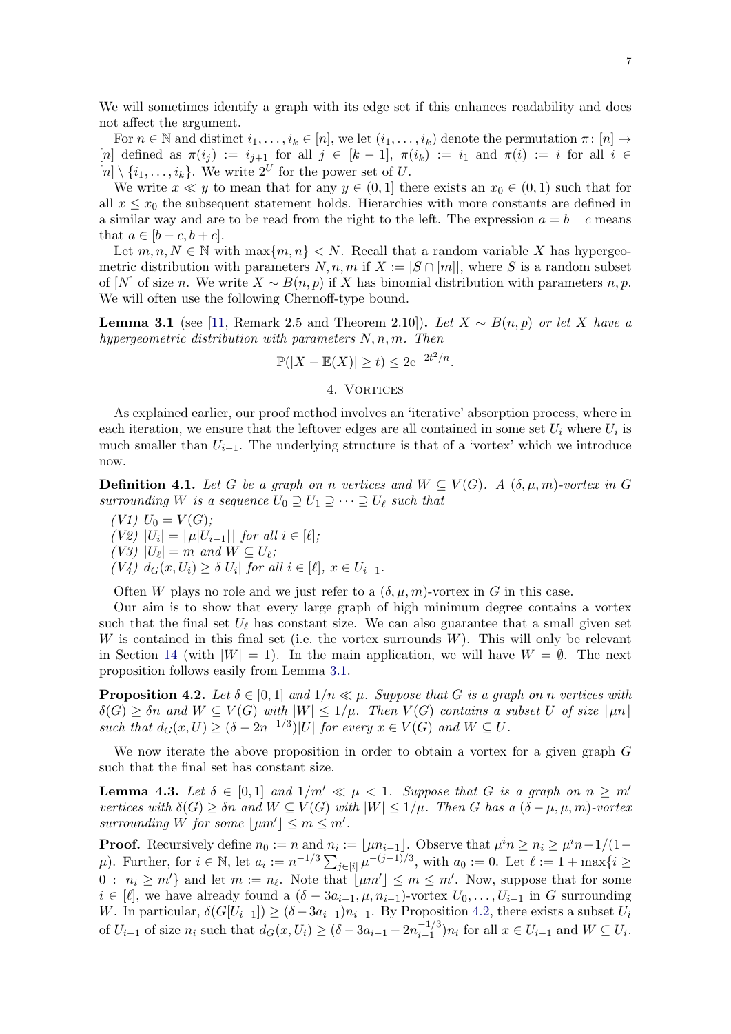We will sometimes identify a graph with its edge set if this enhances readability and does not affect the argument.

For $n \in \mathbb{N}$ and distinct $i_1, \dots, i_k \in [n]$, we let $(i_1, \dots, i_k)$ denote the permutation $\pi \colon [n] \to [n]$ defined as $\pi(i_j) := i_{j+1}$ for all $j \in [k-1]$, $\pi(i_k) := i_1$ and $\pi(i) := i$ for all $i \in [n] \setminus \{i_1, \dots, i_k\}$. We write $2^U$ for the power set of $U$.

We write $x \ll y$ to mean that for any $y \in (0,1]$ there exists an $x_0 \in (0,1)$ such that for all $x \leq x_0$ the subsequent statement holds. Hierarchies with more constants are defined in a similar way and are to be read from the right to the left. The expression $a = b \pm c$ means that $a \in [b-c, b+c]$.

Let $m, n, N \in \mathbb{N}$ with $\max\{m, n\} < N$. Recall that a random variable $X$ has hypergeometric distribution with parameters $N, n, m$ if $X := |S \cap [m]|$, where $S$ is a random subset of $[N]$ of size $n$. We write $X \sim B(n,p)$ if $X$ has binomial distribution with parameters $n, p$. We will often use the following Chernoff-type bound.

**Lemma 3.1** (see [11, Remark 2.5 and Theorem 2.10])**.** *Let $X \sim B(n,p)$ or let $X$ have a hypergeometric distribution with parameters $N, n, m$. Then*

$$\mathbb{P}(|X - \mathbb{E}(X)| \geq t) \leq 2\mathrm{e}^{-2t^2/n}.$$

## 4. Vortices

As explained earlier, our proof method involves an 'iterative' absorption process, where in each iteration, we ensure that the leftover edges are all contained in some set $U_i$ where $U_i$ is much smaller than $U_{i-1}$. The underlying structure is that of a 'vortex' which we introduce now.

**Definition 4.1.** *Let $G$ be a graph on $n$ vertices and $W \subseteq V(G)$. A $(\delta, \mu, m)$-vortex in $G$ surrounding $W$ is a sequence $U_0 \supseteq U_1 \supseteq \dots \supseteq U_\ell$ such that*

- *(V1) $U_0 = V(G)$;*
- *(V2) $|U_i| = \lfloor \mu |U_{i-1}| \rfloor$ for all $i \in [\ell]$;*
- *(V3) $|U_\ell| = m$ and $W \subseteq U_\ell$;*
- *(V4) $d_G(x, U_i) \geq \delta |U_i|$ for all $i \in [\ell]$, $x \in U_{i-1}$.*

Often $W$ plays no role and we just refer to a $(\delta, \mu, m)$-vortex in $G$ in this case.

Our aim is to show that every large graph of high minimum degree contains a vortex such that the final set $U_\ell$ has constant size. We can also guarantee that a small given set $W$ is contained in this final set (i.e. the vortex surrounds $W$). This will only be relevant in Section 14 (with $|W| = 1$). In the main application, we will have $W = \emptyset$. The next proposition follows easily from Lemma 3.1.

**Proposition 4.2.** *Let $\delta \in [0,1]$ and $1/n \ll \mu$. Suppose that $G$ is a graph on $n$ vertices with $\delta(G) \geq \delta n$ and $W \subseteq V(G)$ with $|W| \leq 1/\mu$. Then $V(G)$ contains a subset $U$ of size $\lfloor \mu n \rfloor$ such that $d_G(x, U) \geq (\delta - 2n^{-1/3})|U|$ for every $x \in V(G)$ and $W \subseteq U$.*

We now iterate the above proposition in order to obtain a vortex for a given graph $G$ such that the final set has constant size.

**Lemma 4.3.** *Let $\delta \in [0,1]$ and $1/m' \ll \mu < 1$. Suppose that $G$ is a graph on $n \geq m'$ vertices with $\delta(G) \geq \delta n$ and $W \subseteq V(G)$ with $|W| \leq 1/\mu$. Then $G$ has a $(\delta - \mu, \mu, m)$-vortex surrounding $W$ for some $\lfloor \mu m' \rfloor \leq m \leq m'$.*

**Proof.** Recursively define $n_0 := n$ and $n_i := \lfloor \mu n_{i-1} \rfloor$. Observe that $\mu^i n \geq n_i \geq \mu^i n - 1/(1-\mu)$. Further, for $i \in \mathbb{N}$, let $a_i := n^{-1/3} \sum_{j \in [i]} \mu^{-(j-1)/3}$, with $a_0 := 0$. Let $\ell := 1 + \max\{i \geq 0 : n_i \geq m'\}$ and let $m := n_\ell$. Note that $\lfloor \mu m' \rfloor \leq m \leq m'$. Now, suppose that for some $i \in [\ell]$, we have already found a $(\delta - 3a_{i-1}, \mu, n_{i-1})$-vortex $U_0, \dots, U_{i-1}$ in $G$ surrounding $W$. In particular, $\delta(G[U_{i-1}]) \geq (\delta - 3a_{i-1})n_{i-1}$. By Proposition 4.2, there exists a subset $U_i$ of $U_{i-1}$ of size $n_i$ such that $d_G(x, U_i) \geq (\delta - 3a_{i-1} - 2n_{i-1}^{-1/3})n_i$ for all $x \in U_{i-1}$ and $W \subseteq U_i$.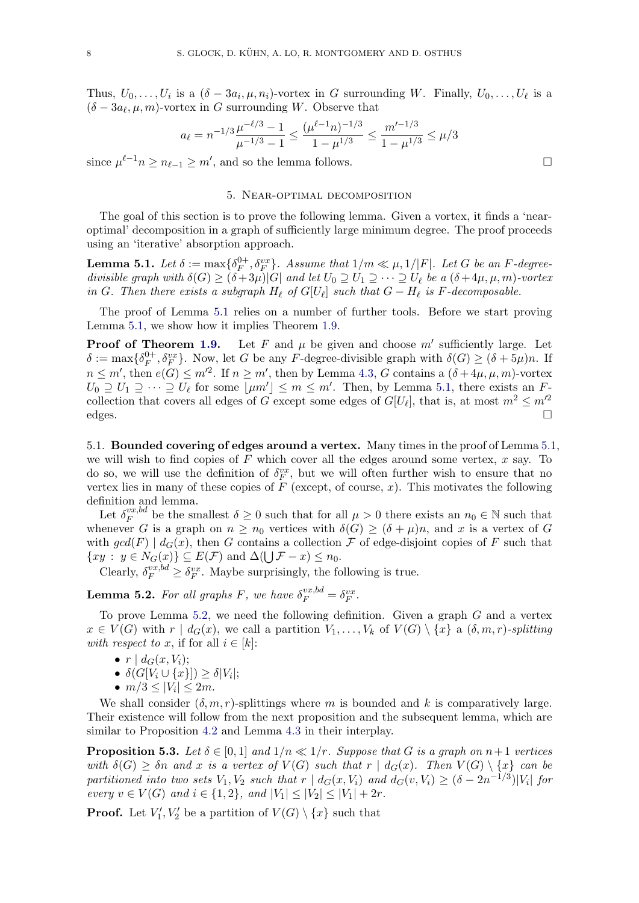Thus, $U_0, \dots, U_i$ is a $(\delta - 3a_i, \mu, n_i)$-vortex in $G$ surrounding $W$. Finally, $U_0, \dots, U_\ell$ is a $(\delta - 3a_\ell, \mu, m)$-vortex in $G$ surrounding $W$. Observe that

$$a_\ell = n^{-1/3}\frac{\mu^{-\ell/3} - 1}{\mu^{-1/3} - 1} \le \frac{(\mu^{\ell-1}n)^{-1/3}}{1 - \mu^{1/3}} \le \frac{m'^{-1/3}}{1 - \mu^{1/3}} \le \mu/3$$

since $\mu^{\ell-1}n \ge n_{\ell-1} \ge m'$, and so the lemma follows. □

## 5. Near-optimal decomposition

The goal of this section is to prove the following lemma. Given a vortex, it finds a 'near-optimal' decomposition in a graph of sufficiently large minimum degree. The proof proceeds using an 'iterative' absorption approach.

**Lemma 5.1.** *Let $\delta := \max\{\delta_F^{0+}, \delta_F^{vx}\}$. Assume that $1/m \ll \mu, 1/|F|$. Let $G$ be an $F$-degree-divisible graph with $\delta(G) \ge (\delta + 3\mu)|G|$ and let $U_0 \supseteq U_1 \supseteq \cdots \supseteq U_\ell$ be a $(\delta + 4\mu, \mu, m)$-vortex in $G$. Then there exists a subgraph $H_\ell$ of $G[U_\ell]$ such that $G - H_\ell$ is $F$-decomposable.*

The proof of Lemma 5.1 relies on a number of further tools. Before we start proving Lemma 5.1, we show how it implies Theorem 1.9.

**Proof of Theorem 1.9.** Let $F$ and $\mu$ be given and choose $m'$ sufficiently large. Let $\delta := \max\{\delta_F^{0+}, \delta_F^{vx}\}$. Now, let $G$ be any $F$-degree-divisible graph with $\delta(G) \ge (\delta + 5\mu)n$. If $n \le m'$, then $e(G) \le m'^2$. If $n \ge m'$, then by Lemma 4.3, $G$ contains a $(\delta + 4\mu, \mu, m)$-vortex $U_0 \supseteq U_1 \supseteq \cdots \supseteq U_\ell$ for some $\lfloor \mu m' \rfloor \le m \le m'$. Then, by Lemma 5.1, there exists an $F$-collection that covers all edges of $G$ except some edges of $G[U_\ell]$, that is, at most $m^2 \le m'^2$ edges. □

### 5.1. Bounded covering of edges around a vertex.

Many times in the proof of Lemma 5.1, we will wish to find copies of $F$ which cover all the edges around some vertex, $x$ say. To do so, we will use the definition of $\delta_F^{vx}$, but we will often further wish to ensure that no vertex lies in many of these copies of $F$ (except, of course, $x$). This motivates the following definition and lemma.

Let $\delta_F^{vx,bd}$ be the smallest $\delta \ge 0$ such that for all $\mu > 0$ there exists an $n_0 \in \mathbb{N}$ such that whenever $G$ is a graph on $n \ge n_0$ vertices with $\delta(G) \ge (\delta + \mu)n$, and $x$ is a vertex of $G$ with $gcd(F) \mid d_G(x)$, then $G$ contains a collection $\mathcal{F}$ of edge-disjoint copies of $F$ such that $\{xy : y \in N_G(x)\} \subseteq E(\mathcal{F})$ and $\Delta(\bigcup \mathcal{F} - x) \le n_0$.

Clearly, $\delta_F^{vx,bd} \ge \delta_F^{vx}$. Maybe surprisingly, the following is true.

**Lemma 5.2.** *For all graphs $F$, we have $\delta_F^{vx,bd} = \delta_F^{vx}$.*

To prove Lemma 5.2, we need the following definition. Given a graph $G$ and a vertex $x \in V(G)$ with $r \mid d_G(x)$, we call a partition $V_1, \dots, V_k$ of $V(G) \setminus \{x\}$ a *$(\delta, m, r)$-splitting with respect to $x$*, if for all $i \in [k]$:

- $r \mid d_G(x, V_i)$;
- $\delta(G[V_i \cup \{x\}]) \ge \delta|V_i|$;
- $m/3 \le |V_i| \le 2m$.

We shall consider $(\delta, m, r)$-splittings where $m$ is bounded and $k$ is comparatively large. Their existence will follow from the next proposition and the subsequent lemma, which are similar to Proposition 4.2 and Lemma 4.3 in their interplay.

**Proposition 5.3.** *Let $\delta \in [0, 1]$ and $1/n \ll 1/r$. Suppose that $G$ is a graph on $n+1$ vertices with $\delta(G) \ge \delta n$ and $x$ is a vertex of $V(G)$ such that $r \mid d_G(x)$. Then $V(G) \setminus \{x\}$ can be partitioned into two sets $V_1, V_2$ such that $r \mid d_G(x, V_i)$ and $d_G(v, V_i) \ge (\delta - 2n^{-1/3})|V_i|$ for every $v \in V(G)$ and $i \in \{1, 2\}$, and $|V_1| \le |V_2| \le |V_1| + 2r$.*

**Proof.** Let $V_1', V_2'$ be a partition of $V(G) \setminus \{x\}$ such that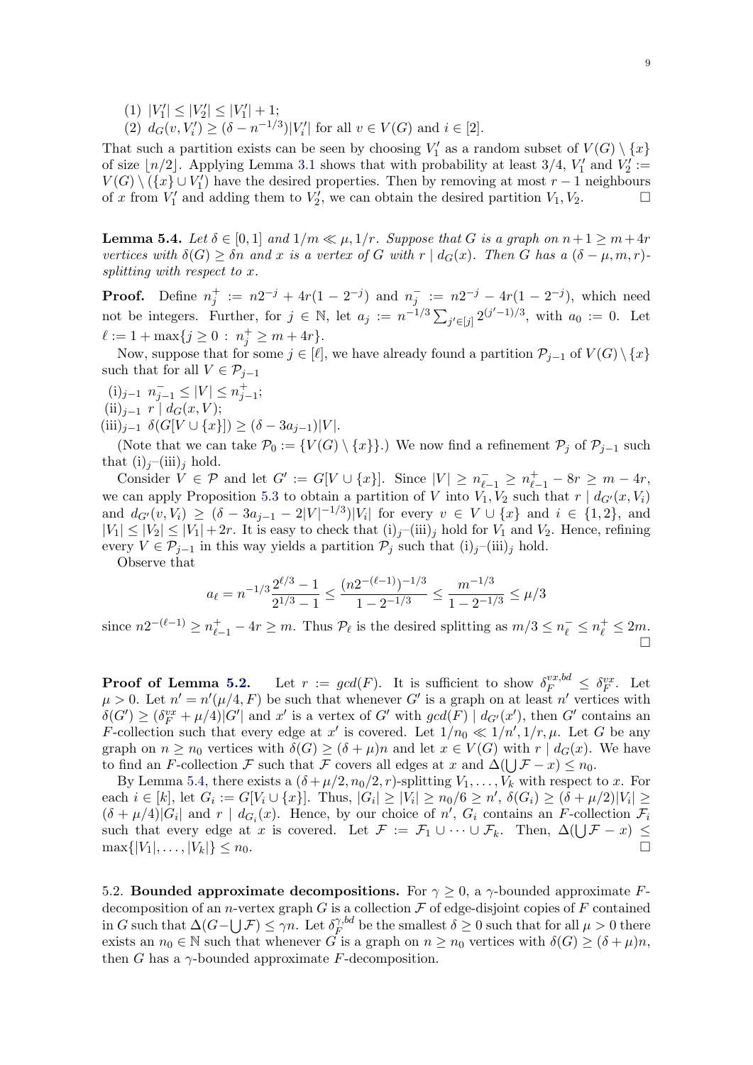(1) $|V_1'| \leq |V_2'| \leq |V_1'| + 1$;
(2) $d_G(v, V_i') \geq (\delta - n^{-1/3})|V_i'|$ for all $v \in V(G)$ and $i \in [2]$.

That such a partition exists can be seen by choosing $V_1'$ as a random subset of $V(G) \setminus \{x\}$ of size $\lfloor n/2 \rfloor$. Applying Lemma 3.1 shows that with probability at least $3/4$, $V_1'$ and $V_2' := V(G) \setminus (\{x\} \cup V_1')$ have the desired properties. Then by removing at most $r-1$ neighbours of $x$ from $V_1'$ and adding them to $V_2'$, we can obtain the desired partition $V_1, V_2$. □

**Lemma 5.4.** *Let $\delta \in [0,1]$ and $1/m \ll \mu, 1/r$. Suppose that $G$ is a graph on $n+1 \geq m+4r$ vertices with $\delta(G) \geq \delta n$ and $x$ is a vertex of $G$ with $r \mid d_G(x)$. Then $G$ has a $(\delta - \mu, m, r)$-splitting with respect to $x$.*

**Proof.** Define $n_j^+ := n2^{-j} + 4r(1 - 2^{-j})$ and $n_j^- := n2^{-j} - 4r(1 - 2^{-j})$, which need not be integers. Further, for $j \in \mathbb{N}$, let $a_j := n^{-1/3} \sum_{j' \in [j]} 2^{(j'-1)/3}$, with $a_0 := 0$. Let $\ell := 1 + \max\{j \geq 0 : n_j^+ \geq m + 4r\}$.

Now, suppose that for some $j \in [\ell]$, we have already found a partition $\mathcal{P}_{j-1}$ of $V(G) \setminus \{x\}$ such that for all $V \in \mathcal{P}_{j-1}$

(i)$_{j-1}$ $n_{j-1}^- \leq |V| \leq n_{j-1}^+$;
(ii)$_{j-1}$ $r \mid d_G(x, V)$;
(iii)$_{j-1}$ $\delta(G[V \cup \{x\}]) \geq (\delta - 3a_{j-1})|V|$.

(Note that we can take $\mathcal{P}_0 := \{V(G) \setminus \{x\}\}$.) We now find a refinement $\mathcal{P}_j$ of $\mathcal{P}_{j-1}$ such that (i)$_j$–(iii)$_j$ hold.

Consider $V \in \mathcal{P}$ and let $G' := G[V \cup \{x\}]$. Since $|V| \geq n_{\ell-1}^- \geq n_{\ell-1}^+ - 8r \geq m - 4r$, we can apply Proposition 5.3 to obtain a partition of $V$ into $V_1, V_2$ such that $r \mid d_{G'}(x, V_i)$ and $d_{G'}(v, V_i) \geq (\delta - 3a_{j-1} - 2|V|^{-1/3})|V_i|$ for every $v \in V \cup \{x\}$ and $i \in \{1, 2\}$, and $|V_1| \leq |V_2| \leq |V_1| + 2r$. It is easy to check that (i)$_j$–(iii)$_j$ hold for $V_1$ and $V_2$. Hence, refining every $V \in \mathcal{P}_{j-1}$ in this way yields a partition $\mathcal{P}_j$ such that (i)$_j$–(iii)$_j$ hold.

Observe that

$$a_\ell = n^{-1/3} \frac{2^{\ell/3} - 1}{2^{1/3} - 1} \leq \frac{(n2^{-(\ell-1)})^{-1/3}}{1 - 2^{-1/3}} \leq \frac{m^{-1/3}}{1 - 2^{-1/3}} \leq \mu/3$$

since $n2^{-(\ell-1)} \geq n_{\ell-1}^+ - 4r \geq m$. Thus $\mathcal{P}_\ell$ is the desired splitting as $m/3 \leq n_\ell^- \leq n_\ell^+ \leq 2m$. □

**Proof of Lemma 5.2.** Let $r := gcd(F)$. It is sufficient to show $\delta_F^{vx,bd} \leq \delta_F^{vx}$. Let $\mu > 0$. Let $n' = n'(\mu/4, F)$ be such that whenever $G'$ is a graph on at least $n'$ vertices with $\delta(G') \geq (\delta_F^{vx} + \mu/4)|G'|$ and $x'$ is a vertex of $G'$ with $gcd(F) \mid d_{G'}(x')$, then $G'$ contains an $F$-collection such that every edge at $x'$ is covered. Let $1/n_0 \ll 1/n', 1/r, \mu$. Let $G$ be any graph on $n \geq n_0$ vertices with $\delta(G) \geq (\delta + \mu)n$ and let $x \in V(G)$ with $r \mid d_G(x)$. We have to find an $F$-collection $\mathcal{F}$ such that $\mathcal{F}$ covers all edges at $x$ and $\Delta(\bigcup \mathcal{F} - x) \leq n_0$.

By Lemma 5.4, there exists a $(\delta + \mu/2, n_0/2, r)$-splitting $V_1, \ldots, V_k$ with respect to $x$. For each $i \in [k]$, let $G_i := G[V_i \cup \{x\}]$. Thus, $|G_i| \geq |V_i| \geq n_0/6 \geq n'$, $\delta(G_i) \geq (\delta + \mu/2)|V_i| \geq (\delta + \mu/4)|G_i|$ and $r \mid d_{G_i}(x)$. Hence, by our choice of $n'$, $G_i$ contains an $F$-collection $\mathcal{F}_i$ such that every edge at $x$ is covered. Let $\mathcal{F} := \mathcal{F}_1 \cup \cdots \cup \mathcal{F}_k$. Then, $\Delta(\bigcup \mathcal{F} - x) \leq \max\{|V_1|, \ldots, |V_k|\} \leq n_0$. □

5.2. **Bounded approximate decompositions.** For $\gamma \geq 0$, a $\gamma$-bounded approximate $F$-decomposition of an $n$-vertex graph $G$ is a collection $\mathcal{F}$ of edge-disjoint copies of $F$ contained in $G$ such that $\Delta(G - \bigcup \mathcal{F}) \leq \gamma n$. Let $\delta_F^{\gamma,bd}$ be the smallest $\delta \geq 0$ such that for all $\mu > 0$ there exists an $n_0 \in \mathbb{N}$ such that whenever $G$ is a graph on $n \geq n_0$ vertices with $\delta(G) \geq (\delta + \mu)n$, then $G$ has a $\gamma$-bounded approximate $F$-decomposition.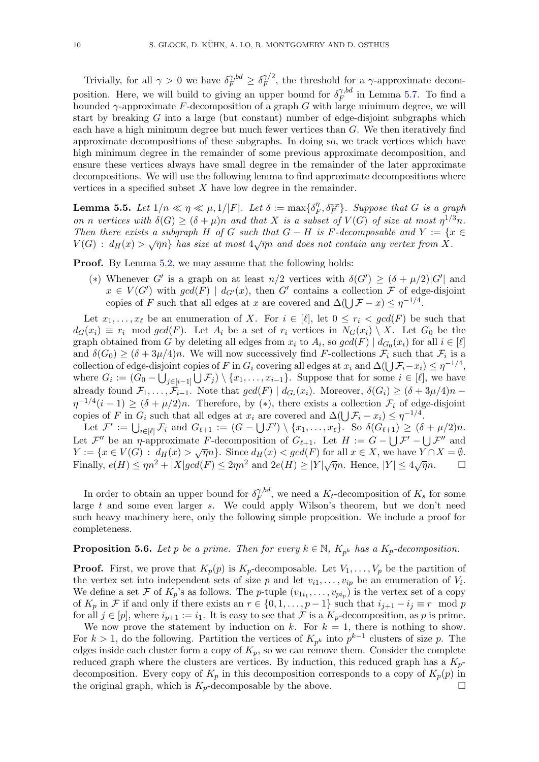Trivially, for all $\gamma > 0$ we have $\delta_F^{\gamma,bd} \geq \delta_F^{\gamma/2}$, the threshold for a $\gamma$-approximate decomposition. Here, we will build to giving an upper bound for $\delta_F^{\gamma,bd}$ in Lemma 5.7. To find a bounded $\gamma$-approximate $F$-decomposition of a graph $G$ with large minimum degree, we will start by breaking $G$ into a large (but constant) number of edge-disjoint subgraphs which each have a high minimum degree but much fewer vertices than $G$. We then iteratively find approximate decompositions of these subgraphs. In doing so, we track vertices which have high minimum degree in the remainder of some previous approximate decomposition, and ensure these vertices always have small degree in the remainder of the later approximate decompositions. We will use the following lemma to find approximate decompositions where vertices in a specified subset $X$ have low degree in the remainder.

**Lemma 5.5.** *Let $1/n \ll \eta \ll \mu, 1/|F|$. Let $\delta := \max\{\delta_F^{\eta}, \delta_F^{vx}\}$. Suppose that $G$ is a graph on $n$ vertices with $\delta(G) \geq (\delta + \mu)n$ and that $X$ is a subset of $V(G)$ of size at most $\eta^{1/3}n$. Then there exists a subgraph $H$ of $G$ such that $G - H$ is $F$-decomposable and $Y := \{x \in V(G) : d_H(x) > \sqrt{\eta}n\}$ has size at most $4\sqrt{\eta}n$ and does not contain any vertex from $X$.*

**Proof.** By Lemma 5.2, we may assume that the following holds:

($*$) Whenever $G'$ is a graph on at least $n/2$ vertices with $\delta(G') \geq (\delta + \mu/2)|G'|$ and $x \in V(G')$ with $gcd(F) \mid d_{G'}(x)$, then $G'$ contains a collection $\mathcal{F}$ of edge-disjoint copies of $F$ such that all edges at $x$ are covered and $\Delta(\bigcup \mathcal{F} - x) \leq \eta^{-1/4}$.

Let $x_1, \dots, x_\ell$ be an enumeration of $X$. For $i \in [\ell]$, let $0 \leq r_i < gcd(F)$ be such that $d_G(x_i) \equiv r_i \mod gcd(F)$. Let $A_i$ be a set of $r_i$ vertices in $N_G(x_i) \setminus X$. Let $G_0$ be the graph obtained from $G$ by deleting all edges from $x_i$ to $A_i$, so $gcd(F) \mid d_{G_0}(x_i)$ for all $i \in [\ell]$ and $\delta(G_0) \geq (\delta + 3\mu/4)n$. We will now successively find $F$-collections $\mathcal{F}_i$ such that $\mathcal{F}_i$ is a collection of edge-disjoint copies of $F$ in $G_i$ covering all edges at $x_i$ and $\Delta(\bigcup \mathcal{F}_i - x_i) \leq \eta^{-1/4}$, where $G_i := (G_0 - \bigcup_{j \in [i-1]} \bigcup \mathcal{F}_j) \setminus \{x_1, \dots, x_{i-1}\}$. Suppose that for some $i \in [\ell]$, we have already found $\mathcal{F}_1, \dots, \mathcal{F}_{i-1}$. Note that $gcd(F) \mid d_{G_i}(x_i)$. Moreover, $\delta(G_i) \geq (\delta + 3\mu/4)n - \eta^{-1/4}(i-1) \geq (\delta + \mu/2)n$. Therefore, by ($*$), there exists a collection $\mathcal{F}_i$ of edge-disjoint copies of $F$ in $G_i$ such that all edges at $x_i$ are covered and $\Delta(\bigcup \mathcal{F}_i - x_i) \leq \eta^{-1/4}$.

Let $\mathcal{F}' := \bigcup_{i \in [\ell]} \mathcal{F}_i$ and $G_{\ell+1} := (G - \bigcup \mathcal{F}') \setminus \{x_1, \dots, x_\ell\}$. So $\delta(G_{\ell+1}) \geq (\delta + \mu/2)n$. Let $\mathcal{F}''$ be an $\eta$-approximate $F$-decomposition of $G_{\ell+1}$. Let $H := G - \bigcup \mathcal{F}' - \bigcup \mathcal{F}''$ and $Y := \{x \in V(G) : d_H(x) > \sqrt{\eta}n\}$. Since $d_H(x) < gcd(F)$ for all $x \in X$, we have $Y \cap X = \emptyset$. Finally, $e(H) \leq \eta n^2 + |X| gcd(F) \leq 2\eta n^2$ and $2e(H) \geq |Y|\sqrt{\eta}n$. Hence, $|Y| \leq 4\sqrt{\eta}n$. □

In order to obtain an upper bound for $\delta_F^{\gamma,bd}$, we need a $K_t$-decomposition of $K_s$ for some large $t$ and some even larger $s$. We could apply Wilson's theorem, but we don't need such heavy machinery here, only the following simple proposition. We include a proof for completeness.

**Proposition 5.6.** *Let $p$ be a prime. Then for every $k \in \mathbb{N}$, $K_{p^k}$ has a $K_p$-decomposition.*

**Proof.** First, we prove that $K_p(p)$ is $K_p$-decomposable. Let $V_1, \dots, V_p$ be the partition of the vertex set into independent sets of size $p$ and let $v_{i1}, \dots, v_{ip}$ be an enumeration of $V_i$. We define a set $\mathcal{F}$ of $K_p$'s as follows. The $p$-tuple $(v_{1i_1}, \dots, v_{pi_p})$ is the vertex set of a copy of $K_p$ in $\mathcal{F}$ if and only if there exists an $r \in \{0, 1, \dots, p-1\}$ such that $i_{j+1} - i_j \equiv r \mod p$ for all $j \in [p]$, where $i_{p+1} := i_1$. It is easy to see that $\mathcal{F}$ is a $K_p$-decomposition, as $p$ is prime.

We now prove the statement by induction on $k$. For $k = 1$, there is nothing to show. For $k > 1$, do the following. Partition the vertices of $K_{p^k}$ into $p^{k-1}$ clusters of size $p$. The edges inside each cluster form a copy of $K_p$, so we can remove them. Consider the complete reduced graph where the clusters are vertices. By induction, this reduced graph has a $K_p$-decomposition. Every copy of $K_p$ in this decomposition corresponds to a copy of $K_p(p)$ in the original graph, which is $K_p$-decomposable by the above. □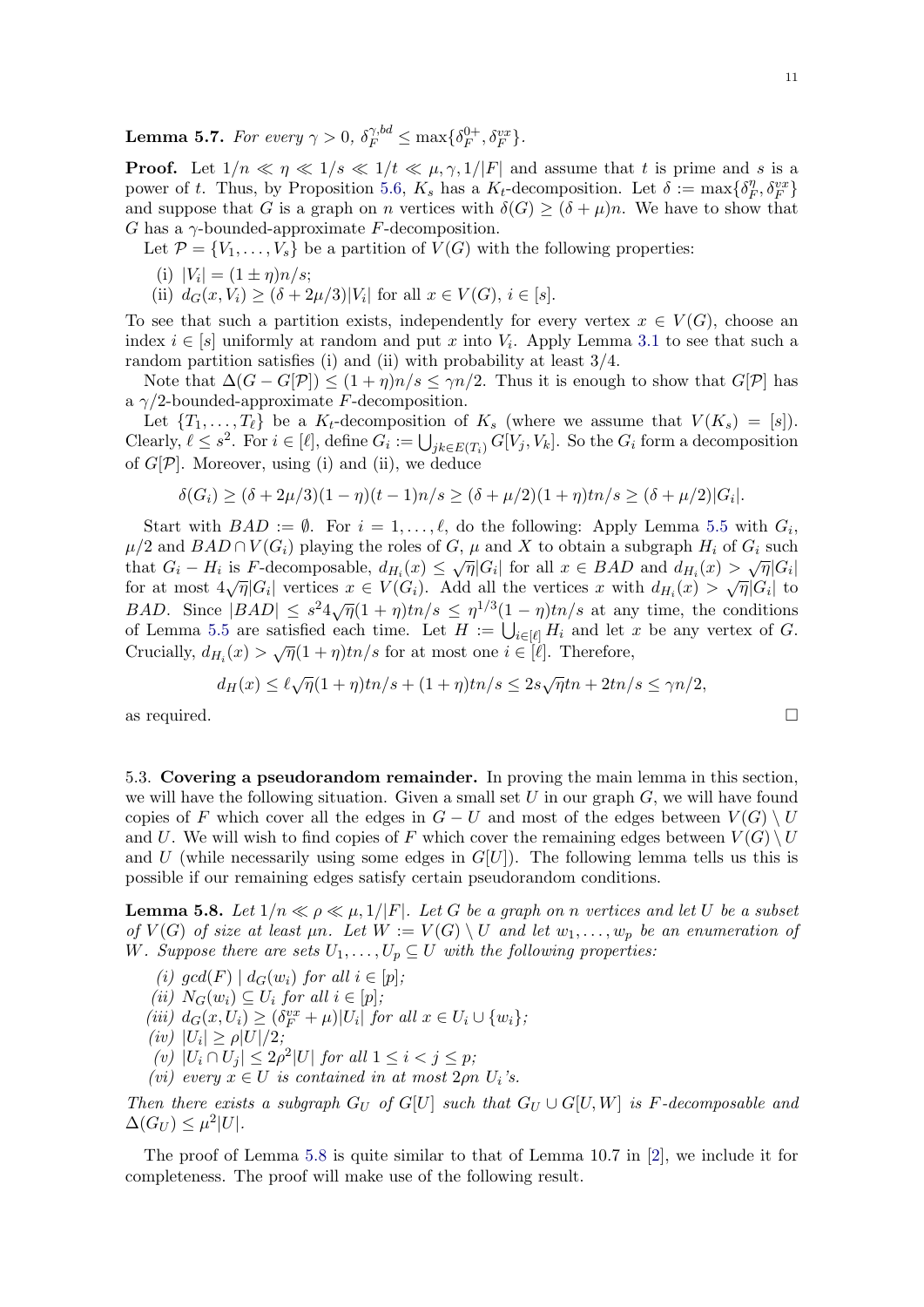**Lemma 5.7.** *For every $\gamma > 0$, $\delta_F^{\gamma,bd} \leq \max\{\delta_F^{0+}, \delta_F^{vx}\}$.*

**Proof.** Let $1/n \ll \eta \ll 1/s \ll 1/t \ll \mu, \gamma, 1/|F|$ and assume that $t$ is prime and $s$ is a power of $t$. Thus, by Proposition 5.6, $K_s$ has a $K_t$-decomposition. Let $\delta := \max\{\delta_F^{\eta}, \delta_F^{vx}\}$ and suppose that $G$ is a graph on $n$ vertices with $\delta(G) \geq (\delta + \mu)n$. We have to show that $G$ has a $\gamma$-bounded-approximate $F$-decomposition.

Let $\mathcal{P} = \{V_1, \ldots, V_s\}$ be a partition of $V(G)$ with the following properties:

(i) $|V_i| = (1 \pm \eta)n/s$;
(ii) $d_G(x, V_i) \geq (\delta + 2\mu/3)|V_i|$ for all $x \in V(G)$, $i \in [s]$.

To see that such a partition exists, independently for every vertex $x \in V(G)$, choose an index $i \in [s]$ uniformly at random and put $x$ into $V_i$. Apply Lemma 3.1 to see that such a random partition satisfies (i) and (ii) with probability at least $3/4$.

Note that $\Delta(G - G[\mathcal{P}]) \leq (1 + \eta)n/s \leq \gamma n/2$. Thus it is enough to show that $G[\mathcal{P}]$ has a $\gamma/2$-bounded-approximate $F$-decomposition.

Let $\{T_1, \ldots, T_\ell\}$ be a $K_t$-decomposition of $K_s$ (where we assume that $V(K_s) = [s]$). Clearly, $\ell \leq s^2$. For $i \in [\ell]$, define $G_i := \bigcup_{jk \in E(T_i)} G[V_j, V_k]$. So the $G_i$ form a decomposition of $G[\mathcal{P}]$. Moreover, using (i) and (ii), we deduce

$$\delta(G_i) \geq (\delta + 2\mu/3)(1 - \eta)(t - 1)n/s \geq (\delta + \mu/2)(1 + \eta)tn/s \geq (\delta + \mu/2)|G_i|.$$

Start with $BAD := \emptyset$. For $i = 1, \ldots, \ell$, do the following: Apply Lemma 5.5 with $G_i$, $\mu/2$ and $BAD \cap V(G_i)$ playing the roles of $G$, $\mu$ and $X$ to obtain a subgraph $H_i$ of $G_i$ such that $G_i - H_i$ is $F$-decomposable, $d_{H_i}(x) \leq \sqrt{\eta}|G_i|$ for all $x \in BAD$ and $d_{H_i}(x) > \sqrt{\eta}|G_i|$ for at most $4\sqrt{\eta}|G_i|$ vertices $x \in V(G_i)$. Add all the vertices $x$ with $d_{H_i}(x) > \sqrt{\eta}|G_i|$ to $BAD$. Since $|BAD| \leq s^2 4\sqrt{\eta}(1 + \eta)tn/s \leq \eta^{1/3}(1 - \eta)tn/s$ at any time, the conditions of Lemma 5.5 are satisfied each time. Let $H := \bigcup_{i \in [\ell]} H_i$ and let $x$ be any vertex of $G$. Crucially, $d_{H_i}(x) > \sqrt{\eta}(1 + \eta)tn/s$ for at most one $i \in [\ell]$. Therefore,

$$d_H(x) \leq \ell\sqrt{\eta}(1 + \eta)tn/s + (1 + \eta)tn/s \leq 2s\sqrt{\eta}tn + 2tn/s \leq \gamma n/2,$$

as required. $\square$

### 5.3. Covering a pseudorandom remainder.

In proving the main lemma in this section, we will have the following situation. Given a small set $U$ in our graph $G$, we will have found copies of $F$ which cover all the edges in $G - U$ and most of the edges between $V(G) \setminus U$ and $U$. We will wish to find copies of $F$ which cover the remaining edges between $V(G) \setminus U$ and $U$ (while necessarily using some edges in $G[U]$). The following lemma tells us this is possible if our remaining edges satisfy certain pseudorandom conditions.

**Lemma 5.8.** *Let $1/n \ll \rho \ll \mu, 1/|F|$. Let $G$ be a graph on $n$ vertices and let $U$ be a subset of $V(G)$ of size at least $\mu n$. Let $W := V(G) \setminus U$ and let $w_1, \ldots, w_p$ be an enumeration of $W$. Suppose there are sets $U_1, \ldots, U_p \subseteq U$ with the following properties:*

*(i) $gcd(F) \mid d_G(w_i)$ for all $i \in [p]$;*
*(ii) $N_G(w_i) \subseteq U_i$ for all $i \in [p]$;*
*(iii) $d_G(x, U_i) \geq (\delta_F^{vx} + \mu)|U_i|$ for all $x \in U_i \cup \{w_i\}$;*
*(iv) $|U_i| \geq \rho|U|/2$;*
*(v) $|U_i \cap U_j| \leq 2\rho^2|U|$ for all $1 \leq i < j \leq p$;*
*(vi) every $x \in U$ is contained in at most $2\rho n$ $U_i$'s.*

*Then there exists a subgraph $G_U$ of $G[U]$ such that $G_U \cup G[U, W]$ is $F$-decomposable and $\Delta(G_U) \leq \mu^2|U|$.*

The proof of Lemma 5.8 is quite similar to that of Lemma 10.7 in [2], we include it for completeness. The proof will make use of the following result.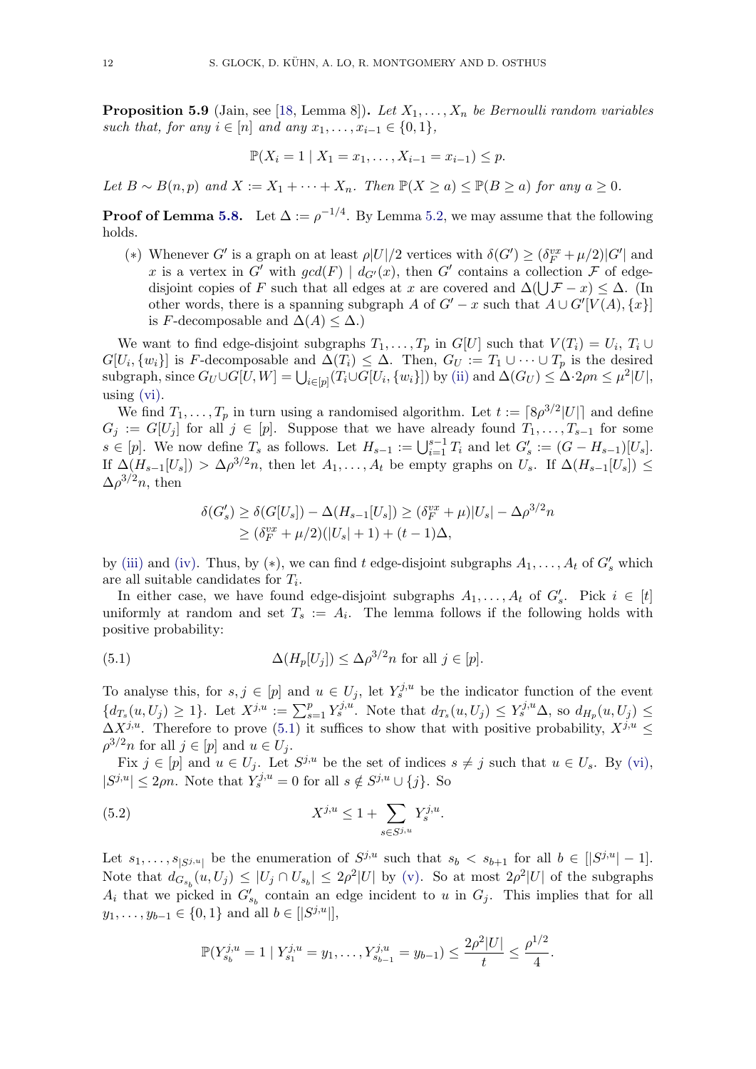**Proposition 5.9** (Jain, see [18, Lemma 8]). *Let $X_1, \dots, X_n$ be Bernoulli random variables such that, for any $i \in [n]$ and any $x_1, \dots, x_{i-1} \in \{0, 1\}$,*

$$\mathbb{P}(X_i = 1 \mid X_1 = x_1, \dots, X_{i-1} = x_{i-1}) \leq p.$$

*Let $B \sim B(n, p)$ and $X := X_1 + \dots + X_n$. Then $\mathbb{P}(X \geq a) \leq \mathbb{P}(B \geq a)$ for any $a \geq 0$.*

**Proof of Lemma 5.8.** Let $\Delta := \rho^{-1/4}$. By Lemma 5.2, we may assume that the following holds.

(∗) Whenever $G'$ is a graph on at least $\rho|U|/2$ vertices with $\delta(G') \geq (\delta_F^{vx} + \mu/2)|G'|$ and $x$ is a vertex in $G'$ with $gcd(F) \mid d_{G'}(x)$, then $G'$ contains a collection $\mathcal{F}$ of edge-disjoint copies of $F$ such that all edges at $x$ are covered and $\Delta(\bigcup \mathcal{F} - x) \leq \Delta$. (In other words, there is a spanning subgraph $A$ of $G' - x$ such that $A \cup G'[V(A), \{x\}]$ is $F$-decomposable and $\Delta(A) \leq \Delta$.)

We want to find edge-disjoint subgraphs $T_1, \dots, T_p$ in $G[U]$ such that $V(T_i) = U_i$, $T_i \cup G[U_i, \{w_i\}]$ is $F$-decomposable and $\Delta(T_i) \leq \Delta$. Then, $G_U := T_1 \cup \dots \cup T_p$ is the desired subgraph, since $G_U \cup G[U, W] = \bigcup_{i \in [p]} (T_i \cup G[U_i, \{w_i\}])$ by (ii) and $\Delta(G_U) \leq \Delta \cdot 2\rho n \leq \mu^2|U|$, using (vi).

We find $T_1, \dots, T_p$ in turn using a randomised algorithm. Let $t := \lceil 8\rho^{3/2}|U| \rceil$ and define $G_j := G[U_j]$ for all $j \in [p]$. Suppose that we have already found $T_1, \dots, T_{s-1}$ for some $s \in [p]$. We now define $T_s$ as follows. Let $H_{s-1} := \bigcup_{i=1}^{s-1} T_i$ and let $G'_s := (G - H_{s-1})[U_s]$. If $\Delta(H_{s-1}[U_s]) > \Delta\rho^{3/2}n$, then let $A_1, \dots, A_t$ be empty graphs on $U_s$. If $\Delta(H_{s-1}[U_s]) \leq \Delta\rho^{3/2}n$, then

$$\begin{aligned}\delta(G'_s) &\geq \delta(G[U_s]) - \Delta(H_{s-1}[U_s]) \geq (\delta_F^{vx} + \mu)|U_s| - \Delta\rho^{3/2}n \\ &\geq (\delta_F^{vx} + \mu/2)(|U_s| + 1) + (t-1)\Delta,\end{aligned}$$

by (iii) and (iv). Thus, by (∗), we can find $t$ edge-disjoint subgraphs $A_1, \dots, A_t$ of $G'_s$ which are all suitable candidates for $T_i$.

In either case, we have found edge-disjoint subgraphs $A_1, \dots, A_t$ of $G'_s$. Pick $i \in [t]$ uniformly at random and set $T_s := A_i$. The lemma follows if the following holds with positive probability:

$$\Delta(H_p[U_j]) \leq \Delta\rho^{3/2}n \text{ for all } j \in [p]. \tag{5.1}$$

To analyse this, for $s, j \in [p]$ and $u \in U_j$, let $Y_s^{j,u}$ be the indicator function of the event $\{d_{T_s}(u, U_j) \geq 1\}$. Let $X^{j,u} := \sum_{s=1}^{p} Y_s^{j,u}$. Note that $d_{T_s}(u, U_j) \leq Y_s^{j,u}\Delta$, so $d_{H_p}(u, U_j) \leq \Delta X^{j,u}$. Therefore to prove (5.1) it suffices to show that with positive probability, $X^{j,u} \leq \rho^{3/2}n$ for all $j \in [p]$ and $u \in U_j$.

Fix $j \in [p]$ and $u \in U_j$. Let $S^{j,u}$ be the set of indices $s \neq j$ such that $u \in U_s$. By (vi), $|S^{j,u}| \leq 2\rho n$. Note that $Y_s^{j,u} = 0$ for all $s \notin S^{j,u} \cup \{j\}$. So

$$X^{j,u} \leq 1 + \sum_{s \in S^{j,u}} Y_s^{j,u}. \tag{5.2}$$

Let $s_1, \dots, s_{|S^{j,u}|}$ be the enumeration of $S^{j,u}$ such that $s_b < s_{b+1}$ for all $b \in [|S^{j,u}| - 1]$. Note that $d_{G_{s_b}}(u, U_j) \leq |U_j \cap U_{s_b}| \leq 2\rho^2|U|$ by (v). So at most $2\rho^2|U|$ of the subgraphs $A_i$ that we picked in $G'_{s_b}$ contain an edge incident to $u$ in $G_j$. This implies that for all $y_1, \dots, y_{b-1} \in \{0, 1\}$ and all $b \in [|S^{j,u}|]$,

$$\mathbb{P}(Y_{s_b}^{j,u} = 1 \mid Y_{s_1}^{j,u} = y_1, \dots, Y_{s_{b-1}}^{j,u} = y_{b-1}) \leq \frac{2\rho^2|U|}{t} \leq \frac{\rho^{1/2}}{4}.$$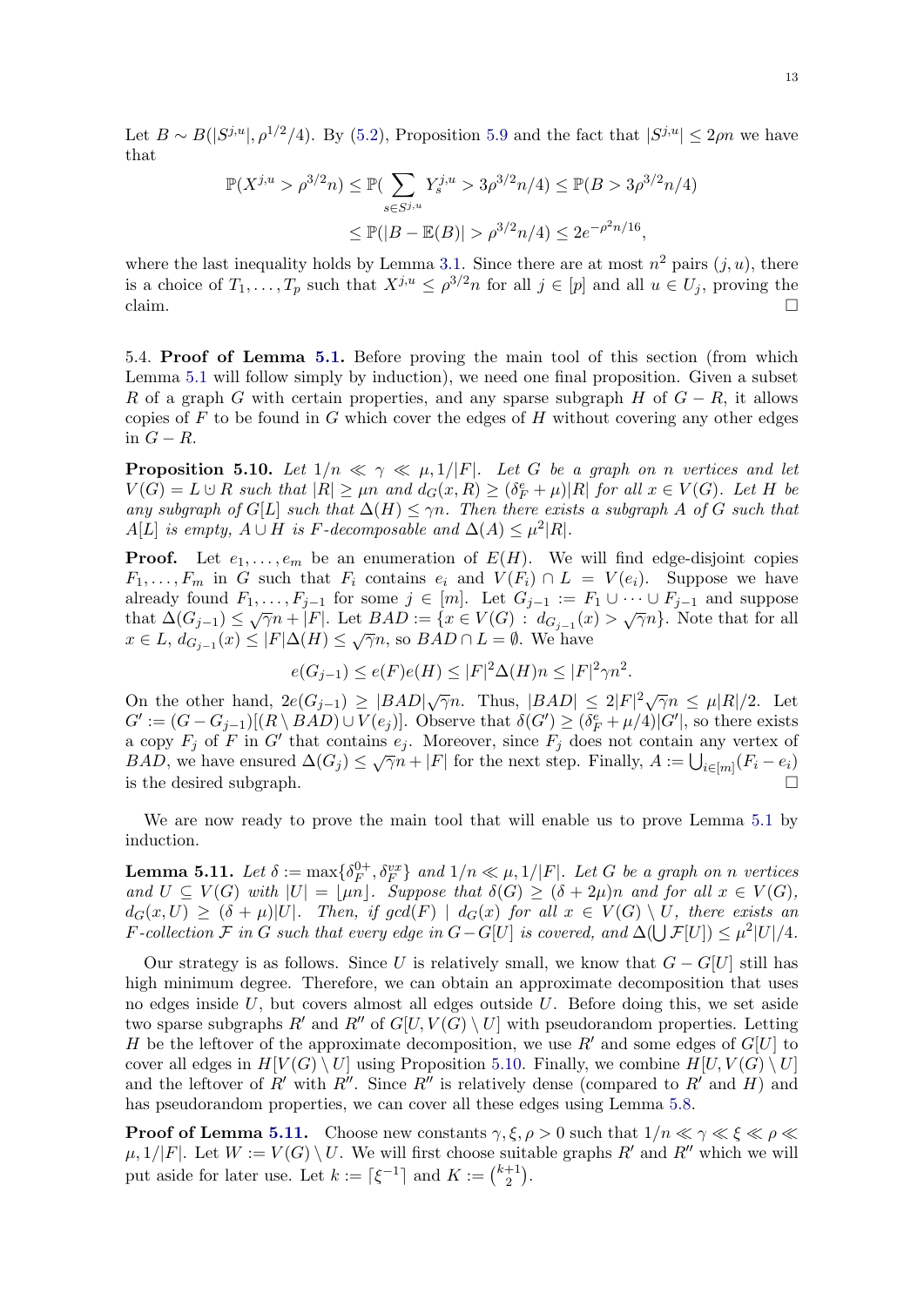Let $B \sim B(|S^{j,u}|, \rho^{1/2}/4)$. By (5.2), Proposition 5.9 and the fact that $|S^{j,u}| \leq 2\rho n$ we have that

$$
\begin{aligned}
\mathbb{P}(X^{j,u} > \rho^{3/2} n) &\leq \mathbb{P}(\sum_{s \in S^{j,u}} Y_s^{j,u} > 3\rho^{3/2}n/4) \leq \mathbb{P}(B > 3\rho^{3/2}n/4) \\
&\leq \mathbb{P}(|B - \mathbb{E}(B)| > \rho^{3/2}n/4) \leq 2e^{-\rho^2 n/16},
\end{aligned}
$$

where the last inequality holds by Lemma 3.1. Since there are at most $n^2$ pairs $(j,u)$, there is a choice of $T_1, \dots, T_p$ such that $X^{j,u} \leq \rho^{3/2}n$ for all $j \in [p]$ and all $u \in U_j$, proving the claim. □

5.4. **Proof of Lemma 5.1.** Before proving the main tool of this section (from which Lemma 5.1 will follow simply by induction), we need one final proposition. Given a subset $R$ of a graph $G$ with certain properties, and any sparse subgraph $H$ of $G - R$, it allows copies of $F$ to be found in $G$ which cover the edges of $H$ without covering any other edges in $G - R$.

**Proposition 5.10.** *Let $1/n \ll \gamma \ll \mu, 1/|F|$. Let $G$ be a graph on $n$ vertices and let $V(G) = L \cup R$ such that $|R| \geq \mu n$ and $d_G(x,R) \geq (\delta_F^e + \mu)|R|$ for all $x \in V(G)$. Let $H$ be any subgraph of $G[L]$ such that $\Delta(H) \leq \gamma n$. Then there exists a subgraph $A$ of $G$ such that $A[L]$ is empty, $A \cup H$ is $F$-decomposable and $\Delta(A) \leq \mu^2|R|$.*

**Proof.** Let $e_1, \dots, e_m$ be an enumeration of $E(H)$. We will find edge-disjoint copies $F_1, \dots, F_m$ in $G$ such that $F_i$ contains $e_i$ and $V(F_i) \cap L = V(e_i)$. Suppose we have already found $F_1, \dots, F_{j-1}$ for some $j \in [m]$. Let $G_{j-1} := F_1 \cup \dots \cup F_{j-1}$ and suppose that $\Delta(G_{j-1}) \leq \sqrt{\gamma}n + |F|$. Let $BAD := \{x \in V(G) : d_{G_{j-1}}(x) > \sqrt{\gamma}n\}$. Note that for all $x \in L$, $d_{G_{j-1}}(x) \leq |F|\Delta(H) \leq \sqrt{\gamma}n$, so $BAD \cap L = \emptyset$. We have

$$
e(G_{j-1}) \leq e(F)e(H) \leq |F|^2 \Delta(H) n \leq |F|^2 \gamma n^2.
$$

On the other hand, $2e(G_{j-1}) \geq |BAD|\sqrt{\gamma}n$. Thus, $|BAD| \leq 2|F|^2\sqrt{\gamma}n \leq \mu|R|/2$. Let $G' := (G - G_{j-1})[(R \setminus BAD) \cup V(e_j)]$. Observe that $\delta(G') \geq (\delta_F^e + \mu/4)|G'|$, so there exists a copy $F_j$ of $F$ in $G'$ that contains $e_j$. Moreover, since $F_j$ does not contain any vertex of $BAD$, we have ensured $\Delta(G_j) \leq \sqrt{\gamma}n + |F|$ for the next step. Finally, $A := \bigcup_{i \in [m]}(F_i - e_i)$ is the desired subgraph. □

We are now ready to prove the main tool that will enable us to prove Lemma 5.1 by induction.

**Lemma 5.11.** *Let $\delta := \max\{\delta_F^{0+}, \delta_F^{vx}\}$ and $1/n \ll \mu, 1/|F|$. Let $G$ be a graph on $n$ vertices and $U \subseteq V(G)$ with $|U| = \lfloor \mu n \rfloor$. Suppose that $\delta(G) \geq (\delta + 2\mu)n$ and for all $x \in V(G)$, $d_G(x, U) \geq (\delta + \mu)|U|$. Then, if $gcd(F) \mid d_G(x)$ for all $x \in V(G) \setminus U$, there exists an $F$-collection $\mathcal{F}$ in $G$ such that every edge in $G - G[U]$ is covered, and $\Delta(\bigcup \mathcal{F}[U]) \leq \mu^2|U|/4$.*

Our strategy is as follows. Since $U$ is relatively small, we know that $G - G[U]$ still has high minimum degree. Therefore, we can obtain an approximate decomposition that uses no edges inside $U$, but covers almost all edges outside $U$. Before doing this, we set aside two sparse subgraphs $R'$ and $R''$ of $G[U, V(G) \setminus U]$ with pseudorandom properties. Letting $H$ be the leftover of the approximate decomposition, we use $R'$ and some edges of $G[U]$ to cover all edges in $H[V(G) \setminus U]$ using Proposition 5.10. Finally, we combine $H[U, V(G) \setminus U]$ and the leftover of $R'$ with $R''$. Since $R''$ is relatively dense (compared to $R'$ and $H$) and has pseudorandom properties, we can cover all these edges using Lemma 5.8.

**Proof of Lemma 5.11.** Choose new constants $\gamma, \xi, \rho > 0$ such that $1/n \ll \gamma \ll \xi \ll \rho \ll \mu, 1/|F|$. Let $W := V(G) \setminus U$. We will first choose suitable graphs $R'$ and $R''$ which we will put aside for later use. Let $k := \lceil \xi^{-1} \rceil$ and $K := \binom{k+1}{2}$.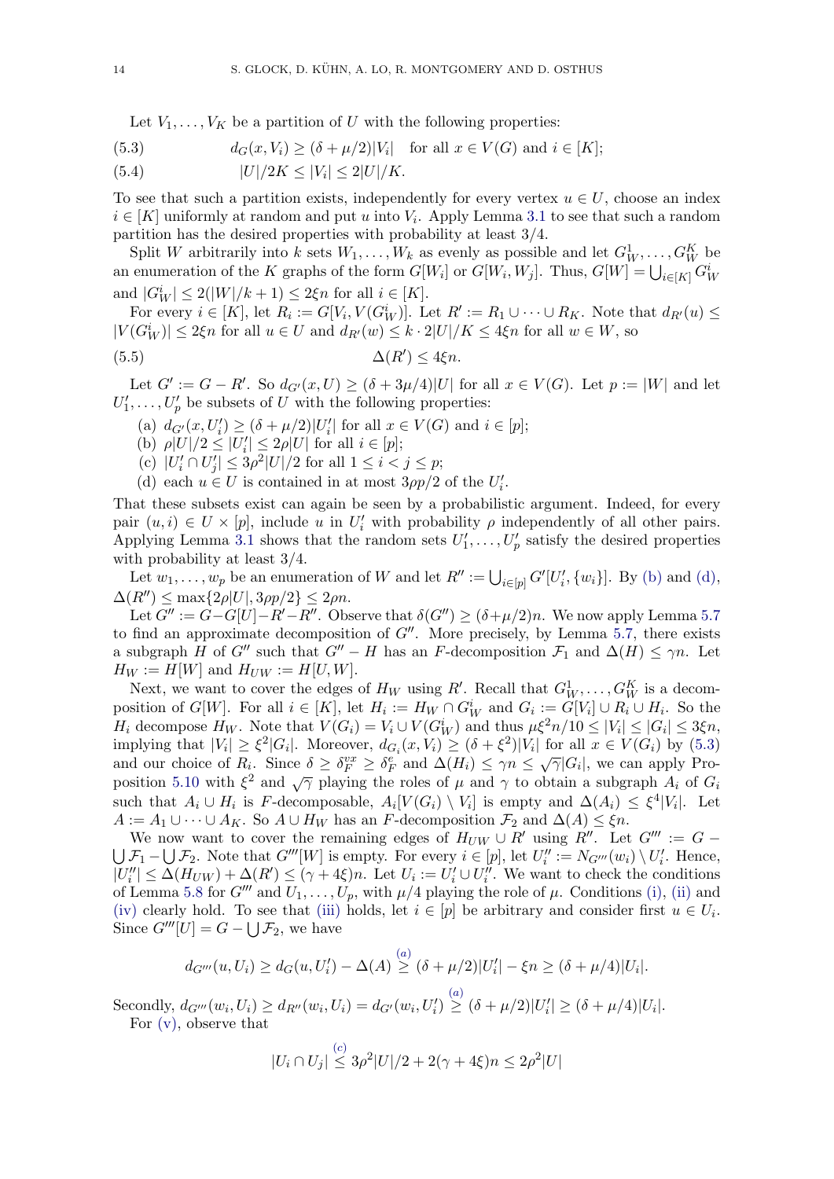Let $V_1, \dots, V_K$ be a partition of $U$ with the following properties:

$$d_G(x, V_i) \geq (\delta + \mu/2)|V_i| \quad \text{for all } x \in V(G) \text{ and } i \in [K]; \tag{5.3}$$

$$|U|/2K \leq |V_i| \leq 2|U|/K. \tag{5.4}$$

To see that such a partition exists, independently for every vertex $u \in U$, choose an index $i \in [K]$ uniformly at random and put $u$ into $V_i$. Apply Lemma 3.1 to see that such a random partition has the desired properties with probability at least $3/4$.

Split $W$ arbitrarily into $k$ sets $W_1, \dots, W_k$ as evenly as possible and let $G_W^1, \dots, G_W^K$ be an enumeration of the $K$ graphs of the form $G[W_i]$ or $G[W_i, W_j]$. Thus, $G[W] = \bigcup_{i \in [K]} G_W^i$ and $|G_W^i| \leq 2(|W|/k + 1) \leq 2\xi n$ for all $i \in [K]$.

For every $i \in [K]$, let $R_i := G[V_i, V(G_W^i)]$. Let $R' := R_1 \cup \dots \cup R_K$. Note that $d_{R'}(u) \leq |V(G_W^i)| \leq 2\xi n$ for all $u \in U$ and $d_{R'}(w) \leq k \cdot 2|U|/K \leq 4\xi n$ for all $w \in W$, so

$$\Delta(R') \leq 4\xi n. \tag{5.5}$$

Let $G' := G - R'$. So $d_{G'}(x, U) \geq (\delta + 3\mu/4)|U|$ for all $x \in V(G)$. Let $p := |W|$ and let $U_1', \dots, U_p'$ be subsets of $U$ with the following properties:

- (a) $d_{G'}(x, U_i') \geq (\delta + \mu/2)|U_i'|$ for all $x \in V(G)$ and $i \in [p]$;
- (b) $\rho|U|/2 \leq |U_i'| \leq 2\rho|U|$ for all $i \in [p]$;
- (c) $|U_i' \cap U_j'| \leq 3\rho^2|U|/2$ for all $1 \leq i < j \leq p$;
- (d) each $u \in U$ is contained in at most $3\rho p/2$ of the $U_i'$.

That these subsets exist can again be seen by a probabilistic argument. Indeed, for every pair $(u, i) \in U \times [p]$, include $u$ in $U_i'$ with probability $\rho$ independently of all other pairs. Applying Lemma 3.1 shows that the random sets $U_1', \dots, U_p'$ satisfy the desired properties with probability at least $3/4$.

Let $w_1, \dots, w_p$ be an enumeration of $W$ and let $R'' := \bigcup_{i \in [p]} G'[U_i', \{w_i\}]$. By (b) and (d), $\Delta(R'') \leq \max\{2\rho|U|, 3\rho p/2\} \leq 2\rho n$.

Let $G'' := G - G[U] - R' - R''$. Observe that $\delta(G'') \geq (\delta + \mu/2)n$. We now apply Lemma 5.7 to find an approximate decomposition of $G''$. More precisely, by Lemma 5.7, there exists a subgraph $H$ of $G''$ such that $G'' - H$ has an $F$-decomposition $\mathcal{F}_1$ and $\Delta(H) \leq \gamma n$. Let $H_W := H[W]$ and $H_{UW} := H[U, W]$.

Next, we want to cover the edges of $H_W$ using $R'$. Recall that $G_W^1, \dots, G_W^K$ is a decomposition of $G[W]$. For all $i \in [K]$, let $H_i := H_W \cap G_W^i$ and $G_i := G[V_i] \cup R_i \cup H_i$. So the $H_i$ decompose $H_W$. Note that $V(G_i) = V_i \cup V(G_W^i)$ and thus $\mu\xi^2 n/10 \leq |V_i| \leq |G_i| \leq 3\xi n$, implying that $|V_i| \geq \xi^2|G_i|$. Moreover, $d_{G_i}(x, V_i) \geq (\delta + \xi^2)|V_i|$ for all $x \in V(G_i)$ by (5.3) and our choice of $R_i$. Since $\delta \geq \delta_F^{vx} \geq \delta_F^e$ and $\Delta(H_i) \leq \gamma n \leq \sqrt{\gamma}|G_i|$, we can apply Proposition 5.10 with $\xi^2$ and $\sqrt{\gamma}$ playing the roles of $\mu$ and $\gamma$ to obtain a subgraph $A_i$ of $G_i$ such that $A_i \cup H_i$ is $F$-decomposable, $A_i[V(G_i) \setminus V_i]$ is empty and $\Delta(A_i) \leq \xi^4|V_i|$. Let $A := A_1 \cup \dots \cup A_K$. So $A \cup H_W$ has an $F$-decomposition $\mathcal{F}_2$ and $\Delta(A) \leq \xi n$.

We now want to cover the remaining edges of $H_{UW} \cup R'$ using $R''$. Let $G''' := G - \bigcup \mathcal{F}_1 - \bigcup \mathcal{F}_2$. Note that $G'''[W]$ is empty. For every $i \in [p]$, let $U_i'' := N_{G'''}(w_i) \setminus U_i'$. Hence, $|U_i''| \leq \Delta(H_{UW}) + \Delta(R') \leq (\gamma + 4\xi)n$. Let $U_i := U_i' \cup U_i''$. We want to check the conditions of Lemma 5.8 for $G'''$ and $U_1, \dots, U_p$, with $\mu/4$ playing the role of $\mu$. Conditions (i), (ii) and (iv) clearly hold. To see that (iii) holds, let $i \in [p]$ be arbitrary and consider first $u \in U_i$. Since $G'''[U] = G - \bigcup \mathcal{F}_2$, we have

$$d_{G'''}(u, U_i) \geq d_G(u, U_i') - \Delta(A) \overset{(a)}{\geq} (\delta + \mu/2)|U_i'| - \xi n \geq (\delta + \mu/4)|U_i|.$$

Secondly, $d_{G'''}(w_i, U_i) \geq d_{R''}(w_i, U_i) = d_{G'}(w_i, U_i') \overset{(a)}{\geq} (\delta + \mu/2)|U_i'| \geq (\delta + \mu/4)|U_i|$.

For (v), observe that

$$|U_i \cap U_j| \overset{(c)}{\leq} 3\rho^2|U|/2 + 2(\gamma + 4\xi)n \leq 2\rho^2|U|$$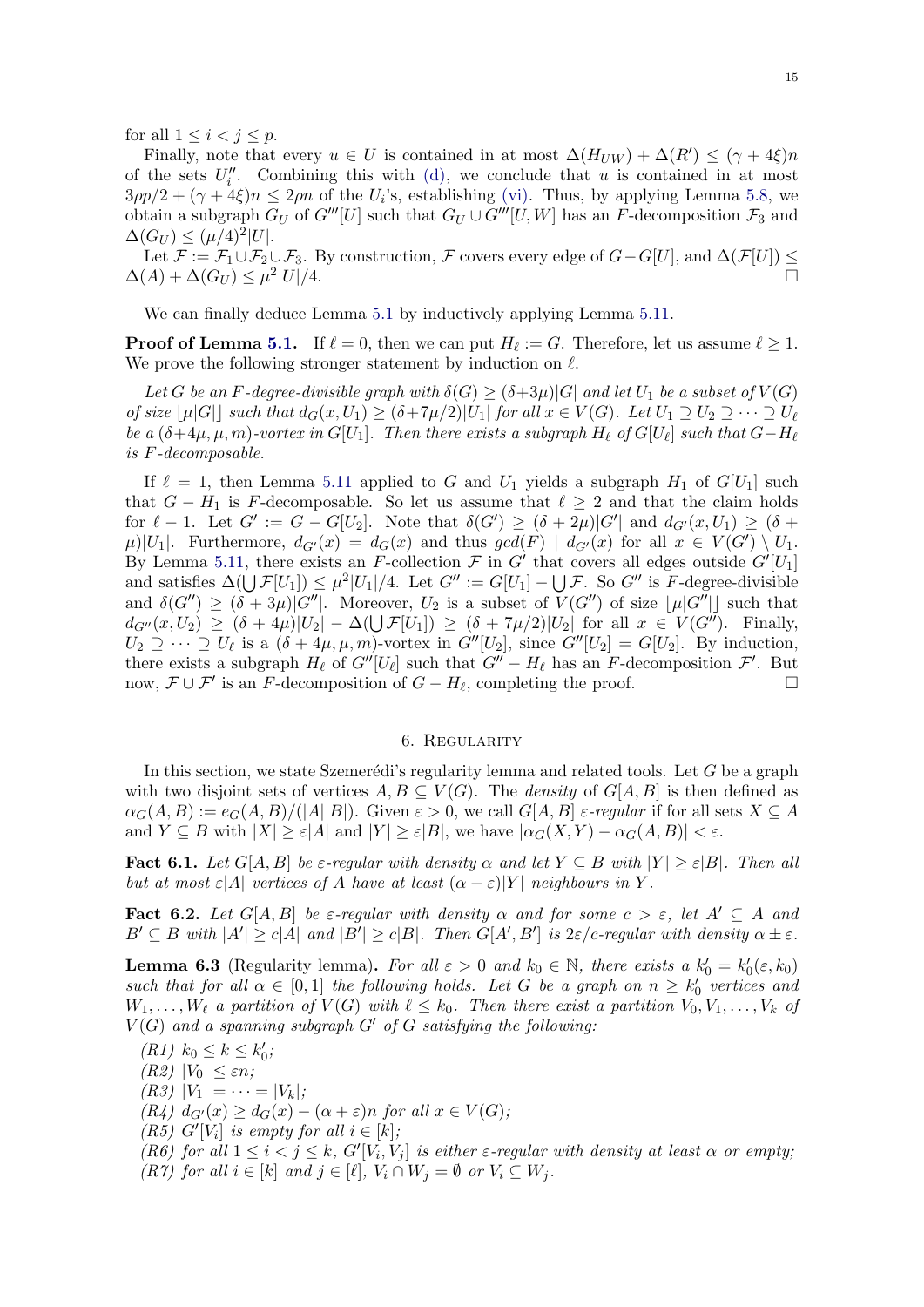for all $1 \leq i < j \leq p$.

Finally, note that every $u \in U$ is contained in at most $\Delta(H_{UW}) + \Delta(R') \leq (\gamma + 4\xi)n$ of the sets $U_i''$. Combining this with (d), we conclude that $u$ is contained in at most $3\rho p/2 + (\gamma + 4\xi)n \leq 2\rho n$ of the $U_i$'s, establishing (vi). Thus, by applying Lemma 5.8, we obtain a subgraph $G_U$ of $G'''[U]$ such that $G_U \cup G'''[U, W]$ has an $F$-decomposition $\mathcal{F}_3$ and $\Delta(G_U) \leq (\mu/4)^2|U|$.

Let $\mathcal{F} := \mathcal{F}_1 \cup \mathcal{F}_2 \cup \mathcal{F}_3$. By construction, $\mathcal{F}$ covers every edge of $G - G[U]$, and $\Delta(\mathcal{F}[U]) \leq \Delta(A) + \Delta(G_U) \leq \mu^2|U|/4$. □

We can finally deduce Lemma 5.1 by inductively applying Lemma 5.11.

**Proof of Lemma 5.1.** If $\ell = 0$, then we can put $H_\ell := G$. Therefore, let us assume $\ell \geq 1$. We prove the following stronger statement by induction on $\ell$.

*Let $G$ be an $F$-degree-divisible graph with $\delta(G) \geq (\delta + 3\mu)|G|$ and let $U_1$ be a subset of $V(G)$ of size $\lfloor \mu|G| \rfloor$ such that $d_G(x, U_1) \geq (\delta + 7\mu/2)|U_1|$ for all $x \in V(G)$. Let $U_1 \supseteq U_2 \supseteq \cdots \supseteq U_\ell$ be a $(\delta + 4\mu, \mu, m)$-vortex in $G[U_1]$. Then there exists a subgraph $H_\ell$ of $G[U_\ell]$ such that $G - H_\ell$ is $F$-decomposable.*

If $\ell = 1$, then Lemma 5.11 applied to $G$ and $U_1$ yields a subgraph $H_1$ of $G[U_1]$ such that $G - H_1$ is $F$-decomposable. So let us assume that $\ell \geq 2$ and that the claim holds for $\ell - 1$. Let $G' := G - G[U_2]$. Note that $\delta(G') \geq (\delta + 2\mu)|G'|$ and $d_{G'}(x, U_1) \geq (\delta + \mu)|U_1|$. Furthermore, $d_{G'}(x) = d_G(x)$ and thus $gcd(F) \mid d_{G'}(x)$ for all $x \in V(G') \setminus U_1$. By Lemma 5.11, there exists an $F$-collection $\mathcal{F}$ in $G'$ that covers all edges outside $G'[U_1]$ and satisfies $\Delta(\bigcup \mathcal{F}[U_1]) \leq \mu^2|U_1|/4$. Let $G'' := G[U_1] - \bigcup \mathcal{F}$. So $G''$ is $F$-degree-divisible and $\delta(G'') \geq (\delta + 3\mu)|G''|$. Moreover, $U_2$ is a subset of $V(G'')$ of size $\lfloor \mu|G''| \rfloor$ such that $d_{G''}(x, U_2) \geq (\delta + 4\mu)|U_2| - \Delta(\bigcup \mathcal{F}[U_1]) \geq (\delta + 7\mu/2)|U_2|$ for all $x \in V(G'')$. Finally, $U_2 \supseteq \cdots \supseteq U_\ell$ is a $(\delta + 4\mu, \mu, m)$-vortex in $G''[U_2]$, since $G''[U_2] = G[U_2]$. By induction, there exists a subgraph $H_\ell$ of $G''[U_\ell]$ such that $G'' - H_\ell$ has an $F$-decomposition $\mathcal{F}'$. But now, $\mathcal{F} \cup \mathcal{F}'$ is an $F$-decomposition of $G - H_\ell$, completing the proof. □

## 6. Regularity

In this section, we state Szemerédi's regularity lemma and related tools. Let $G$ be a graph with two disjoint sets of vertices $A, B \subseteq V(G)$. The *density* of $G[A, B]$ is then defined as $\alpha_G(A, B) := e_G(A, B)/(|A||B|)$. Given $\varepsilon > 0$, we call $G[A, B]$ *$\varepsilon$-regular* if for all sets $X \subseteq A$ and $Y \subseteq B$ with $|X| \geq \varepsilon|A|$ and $|Y| \geq \varepsilon|B|$, we have $|\alpha_G(X, Y) - \alpha_G(A, B)| < \varepsilon$.

**Fact 6.1.** *Let $G[A, B]$ be $\varepsilon$-regular with density $\alpha$ and let $Y \subseteq B$ with $|Y| \geq \varepsilon|B|$. Then all but at most $\varepsilon|A|$ vertices of $A$ have at least $(\alpha - \varepsilon)|Y|$ neighbours in $Y$.*

**Fact 6.2.** *Let $G[A, B]$ be $\varepsilon$-regular with density $\alpha$ and for some $c > \varepsilon$, let $A' \subseteq A$ and $B' \subseteq B$ with $|A'| \geq c|A|$ and $|B'| \geq c|B|$. Then $G[A', B']$ is $2\varepsilon/c$-regular with density $\alpha \pm \varepsilon$.*

**Lemma 6.3** (Regularity lemma)**.** *For all $\varepsilon > 0$ and $k_0 \in \mathbb{N}$, there exists a $k_0' = k_0'(\varepsilon, k_0)$ such that for all $\alpha \in [0, 1]$ the following holds. Let $G$ be a graph on $n \geq k_0'$ vertices and $W_1, \ldots, W_\ell$ a partition of $V(G)$ with $\ell \leq k_0$. Then there exist a partition $V_0, V_1, \ldots, V_k$ of $V(G)$ and a spanning subgraph $G'$ of $G$ satisfying the following:*

*(R1) $k_0 \leq k \leq k_0'$;*
*(R2) $|V_0| \leq \varepsilon n$;*
*(R3) $|V_1| = \cdots = |V_k|$;*
*(R4) $d_{G'}(x) \geq d_G(x) - (\alpha + \varepsilon)n$ for all $x \in V(G)$;*
*(R5) $G'[V_i]$ is empty for all $i \in [k]$;*
*(R6) for all $1 \leq i < j \leq k$, $G'[V_i, V_j]$ is either $\varepsilon$-regular with density at least $\alpha$ or empty;*
*(R7) for all $i \in [k]$ and $j \in [\ell]$, $V_i \cap W_j = \emptyset$ or $V_i \subseteq W_j$.*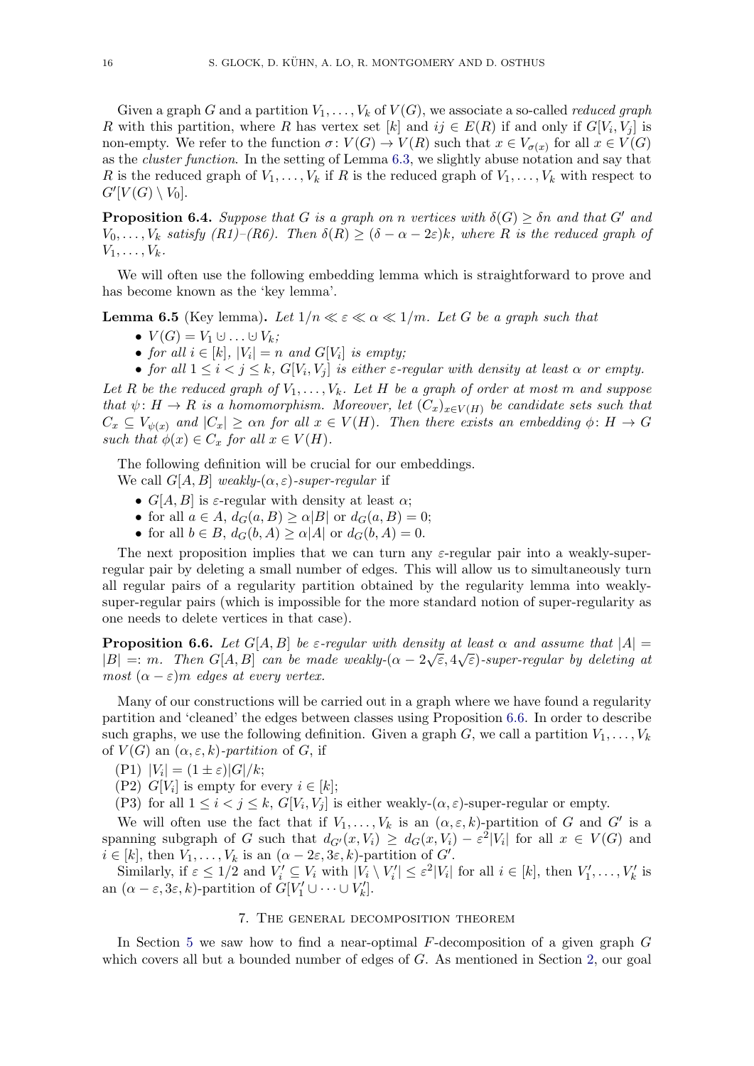Given a graph $G$ and a partition $V_1, \ldots, V_k$ of $V(G)$, we associate a so-called *reduced graph* $R$ with this partition, where $R$ has vertex set $[k]$ and $ij \in E(R)$ if and only if $G[V_i, V_j]$ is non-empty. We refer to the function $\sigma \colon V(G) \to V(R)$ such that $x \in V_{\sigma(x)}$ for all $x \in V(G)$ as the *cluster function*. In the setting of Lemma 6.3, we slightly abuse notation and say that $R$ is the reduced graph of $V_1, \ldots, V_k$ if $R$ is the reduced graph of $V_1, \ldots, V_k$ with respect to $G'[V(G) \setminus V_0]$.

**Proposition 6.4.** *Suppose that $G$ is a graph on $n$ vertices with $\delta(G) \geq \delta n$ and that $G'$ and $V_0, \ldots, V_k$ satisfy (R1)–(R6). Then $\delta(R) \geq (\delta - \alpha - 2\varepsilon)k$, where $R$ is the reduced graph of $V_1, \ldots, V_k$.*

We will often use the following embedding lemma which is straightforward to prove and has become known as the 'key lemma'.

**Lemma 6.5** (Key lemma)**.** *Let $1/n \ll \varepsilon \ll \alpha \ll 1/m$. Let $G$ be a graph such that*

- *$V(G) = V_1 \cup \ldots \cup V_k$;*
- *for all $i \in [k]$, $|V_i| = n$ and $G[V_i]$ is empty;*
- *for all $1 \leq i < j \leq k$, $G[V_i, V_j]$ is either $\varepsilon$-regular with density at least $\alpha$ or empty.*

*Let $R$ be the reduced graph of $V_1, \ldots, V_k$. Let $H$ be a graph of order at most $m$ and suppose that $\psi \colon H \to R$ is a homomorphism. Moreover, let $(C_x)_{x \in V(H)}$ be candidate sets such that $C_x \subseteq V_{\psi(x)}$ and $|C_x| \geq \alpha n$ for all $x \in V(H)$. Then there exists an embedding $\phi \colon H \to G$ such that $\phi(x) \in C_x$ for all $x \in V(H)$.*

The following definition will be crucial for our embeddings.

We call $G[A, B]$ *weakly-$(\alpha, \varepsilon)$-super-regular* if

- $G[A, B]$ is $\varepsilon$-regular with density at least $\alpha$;
- for all $a \in A$, $d_G(a, B) \geq \alpha|B|$ or $d_G(a, B) = 0$;
- for all $b \in B$, $d_G(b, A) \geq \alpha|A|$ or $d_G(b, A) = 0$.

The next proposition implies that we can turn any $\varepsilon$-regular pair into a weakly-super-regular pair by deleting a small number of edges. This will allow us to simultaneously turn all regular pairs of a regularity partition obtained by the regularity lemma into weakly-super-regular pairs (which is impossible for the more standard notion of super-regularity as one needs to delete vertices in that case).

**Proposition 6.6.** *Let $G[A, B]$ be $\varepsilon$-regular with density at least $\alpha$ and assume that $|A| = |B| =: m$. Then $G[A, B]$ can be made weakly-$(\alpha - 2\sqrt{\varepsilon}, 4\sqrt{\varepsilon})$-super-regular by deleting at most $(\alpha - \varepsilon)m$ edges at every vertex.*

Many of our constructions will be carried out in a graph where we have found a regularity partition and 'cleaned' the edges between classes using Proposition 6.6. In order to describe such graphs, we use the following definition. Given a graph $G$, we call a partition $V_1, \ldots, V_k$ of $V(G)$ an *$(\alpha, \varepsilon, k)$-partition* of $G$, if

(P1) $|V_i| = (1 \pm \varepsilon)|G|/k$;
(P2) $G[V_i]$ is empty for every $i \in [k]$;
(P3) for all $1 \leq i < j \leq k$, $G[V_i, V_j]$ is either weakly-$(\alpha, \varepsilon)$-super-regular or empty.

We will often use the fact that if $V_1, \ldots, V_k$ is an $(\alpha, \varepsilon, k)$-partition of $G$ and $G'$ is a spanning subgraph of $G$ such that $d_{G'}(x, V_i) \geq d_G(x, V_i) - \varepsilon^2|V_i|$ for all $x \in V(G)$ and $i \in [k]$, then $V_1, \ldots, V_k$ is an $(\alpha - 2\varepsilon, 3\varepsilon, k)$-partition of $G'$.

Similarly, if $\varepsilon \leq 1/2$ and $V_i' \subseteq V_i$ with $|V_i \setminus V_i'| \leq \varepsilon^2|V_i|$ for all $i \in [k]$, then $V_1', \ldots, V_k'$ is an $(\alpha - \varepsilon, 3\varepsilon, k)$-partition of $G[V_1' \cup \cdots \cup V_k']$.

## 7. The general decomposition theorem

In Section 5 we saw how to find a near-optimal $F$-decomposition of a given graph $G$ which covers all but a bounded number of edges of $G$. As mentioned in Section 2, our goal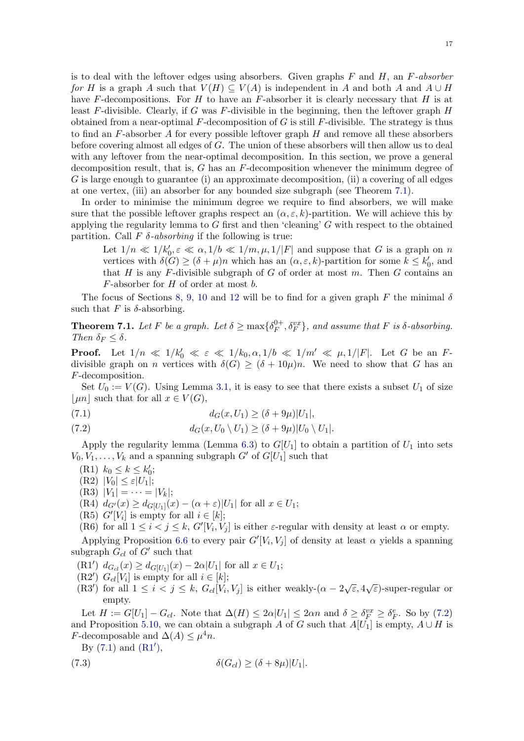is to deal with the leftover edges using absorbers. Given graphs $F$ and $H$, an *$F$-absorber for $H$* is a graph $A$ such that $V(H) \subseteq V(A)$ is independent in $A$ and both $A$ and $A \cup H$ have $F$-decompositions. For $H$ to have an $F$-absorber it is clearly necessary that $H$ is at least $F$-divisible. Clearly, if $G$ was $F$-divisible in the beginning, then the leftover graph $H$ obtained from a near-optimal $F$-decomposition of $G$ is still $F$-divisible. The strategy is thus to find an $F$-absorber $A$ for every possible leftover graph $H$ and remove all these absorbers before covering almost all edges of $G$. The union of these absorbers will then allow us to deal with any leftover from the near-optimal decomposition. In this section, we prove a general decomposition result, that is, $G$ has an $F$-decomposition whenever the minimum degree of $G$ is large enough to guarantee (i) an approximate decomposition, (ii) a covering of all edges at one vertex, (iii) an absorber for any bounded size subgraph (see Theorem 7.1).

In order to minimise the minimum degree we require to find absorbers, we will make sure that the possible leftover graphs respect an $(\alpha, \varepsilon, k)$-partition. We will achieve this by applying the regularity lemma to $G$ first and then 'cleaning' $G$ with respect to the obtained partition. Call $F$ *$\delta$-absorbing* if the following is true:

> Let $1/n \ll 1/k_0', \varepsilon \ll \alpha, 1/b \ll 1/m, \mu, 1/|F|$ and suppose that $G$ is a graph on $n$ vertices with $\delta(G) \geq (\delta + \mu)n$ which has an $(\alpha, \varepsilon, k)$-partition for some $k \leq k_0'$, and that $H$ is any $F$-divisible subgraph of $G$ of order at most $m$. Then $G$ contains an $F$-absorber for $H$ of order at most $b$.

The focus of Sections 8, 9, 10 and 12 will be to find for a given graph $F$ the minimal $\delta$ such that $F$ is $\delta$-absorbing.

**Theorem 7.1.** *Let $F$ be a graph. Let $\delta \geq \max\{\delta_F^{0+}, \delta_F^{vx}\}$, and assume that $F$ is $\delta$-absorbing. Then $\delta_F \leq \delta$.*

**Proof.** Let $1/n \ll 1/k_0' \ll \varepsilon \ll 1/k_0, \alpha, 1/b \ll 1/m' \ll \mu, 1/|F|$. Let $G$ be an $F$-divisible graph on $n$ vertices with $\delta(G) \geq (\delta + 10\mu)n$. We need to show that $G$ has an $F$-decomposition.

Set $U_0 := V(G)$. Using Lemma 3.1, it is easy to see that there exists a subset $U_1$ of size $\lfloor \mu n \rfloor$ such that for all $x \in V(G)$,

$$d_G(x, U_1) \geq (\delta + 9\mu)|U_1|, \tag{7.1}$$

$$d_G(x, U_0 \setminus U_1) \geq (\delta + 9\mu)|U_0 \setminus U_1|. \tag{7.2}$$

Apply the regularity lemma (Lemma 6.3) to $G[U_1]$ to obtain a partition of $U_1$ into sets $V_0, V_1, \dots, V_k$ and a spanning subgraph $G'$ of $G[U_1]$ such that

- (R1) $k_0 \leq k \leq k_0'$;
- (R2) $|V_0| \leq \varepsilon |U_1|$;
- (R3) $|V_1| = \dots = |V_k|$;
- (R4) $d_{G'}(x) \geq d_{G[U_1]}(x) - (\alpha + \varepsilon)|U_1|$ for all $x \in U_1$;
- (R5) $G'[V_i]$ is empty for all $i \in [k]$;
- (R6) for all $1 \leq i < j \leq k$, $G'[V_i, V_j]$ is either $\varepsilon$-regular with density at least $\alpha$ or empty.

Applying Proposition 6.6 to every pair $G'[V_i, V_j]$ of density at least $\alpha$ yields a spanning subgraph $G_{cl}$ of $G'$ such that

- (R1′) $d_{G_{cl}}(x) \geq d_{G[U_1]}(x) - 2\alpha |U_1|$ for all $x \in U_1$;
- (R2′) $G_{cl}[V_i]$ is empty for all $i \in [k]$;
- (R3′) for all $1 \leq i < j \leq k$, $G_{cl}[V_i, V_j]$ is either weakly-$(\alpha - 2\sqrt{\varepsilon}, 4\sqrt{\varepsilon})$-super-regular or empty.

Let $H := G[U_1] - G_{cl}$. Note that $\Delta(H) \leq 2\alpha |U_1| \leq 2\alpha n$ and $\delta \geq \delta_F^{vx} \geq \delta_F^e$. So by (7.2) and Proposition 5.10, we can obtain a subgraph $A$ of $G$ such that $A[U_1]$ is empty, $A \cup H$ is $F$-decomposable and $\Delta(A) \leq \mu^4 n$.

By (7.1) and (R1′),

$$\delta(G_{cl}) \geq (\delta + 8\mu)|U_1|. \tag{7.3}$$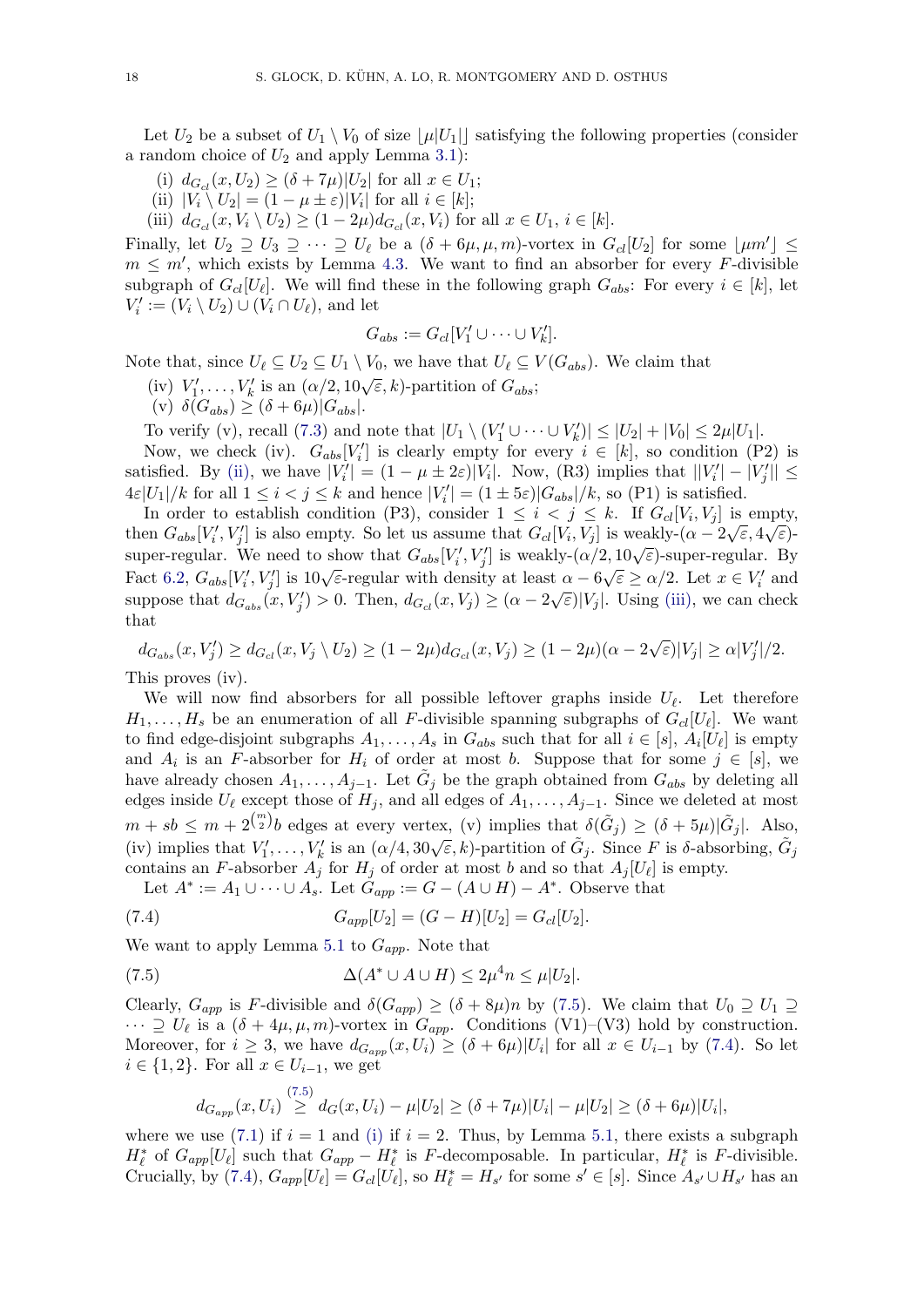Let $U_2$ be a subset of $U_1 \setminus V_0$ of size $\lfloor \mu |U_1| \rfloor$ satisfying the following properties (consider a random choice of $U_2$ and apply Lemma 3.1):

(i) $d_{G_{cl}}(x, U_2) \geq (\delta + 7\mu)|U_2|$ for all $x \in U_1$;

(ii) $|V_i \setminus U_2| = (1 - \mu \pm \varepsilon)|V_i|$ for all $i \in [k]$;

(iii) $d_{G_{cl}}(x, V_i \setminus U_2) \geq (1 - 2\mu) d_{G_{cl}}(x, V_i)$ for all $x \in U_1$, $i \in [k]$.

Finally, let $U_2 \supseteq U_3 \supseteq \cdots \supseteq U_\ell$ be a $(\delta + 6\mu, \mu, m)$-vortex in $G_{cl}[U_2]$ for some $\lfloor \mu m' \rfloor \leq m \leq m'$, which exists by Lemma 4.3. We want to find an absorber for every $F$-divisible subgraph of $G_{cl}[U_\ell]$. We will find these in the following graph $G_{abs}$: For every $i \in [k]$, let $V_i' := (V_i \setminus U_2) \cup (V_i \cap U_\ell)$, and let

$$G_{abs} := G_{cl}[V_1' \cup \cdots \cup V_k'].$$

Note that, since $U_\ell \subseteq U_2 \subseteq U_1 \setminus V_0$, we have that $U_\ell \subseteq V(G_{abs})$. We claim that

(iv) $V_1', \ldots, V_k'$ is an $(\alpha/2, 10\sqrt{\varepsilon}, k)$-partition of $G_{abs}$;

(v) $\delta(G_{abs}) \geq (\delta + 6\mu)|G_{abs}|$.

To verify (v), recall (7.3) and note that $|U_1 \setminus (V_1' \cup \cdots \cup V_k')| \leq |U_2| + |V_0| \leq 2\mu |U_1|$.

Now, we check (iv). $G_{abs}[V_i']$ is clearly empty for every $i \in [k]$, so condition (P2) is satisfied. By (ii), we have $|V_i'| = (1 - \mu \pm 2\varepsilon)|V_i|$. Now, (R3) implies that $||V_i'| - |V_j'|| \leq 4\varepsilon |U_1|/k$ for all $1 \leq i < j \leq k$ and hence $|V_i'| = (1 \pm 5\varepsilon)|G_{abs}|/k$, so (P1) is satisfied.

In order to establish condition (P3), consider $1 \leq i < j \leq k$. If $G_{cl}[V_i, V_j]$ is empty, then $G_{abs}[V_i', V_j']$ is also empty. So let us assume that $G_{cl}[V_i, V_j]$ is weakly-$(\alpha - 2\sqrt{\varepsilon}, 4\sqrt{\varepsilon})$-super-regular. We need to show that $G_{abs}[V_i', V_j']$ is weakly-$(\alpha/2, 10\sqrt{\varepsilon})$-super-regular. By Fact 6.2, $G_{abs}[V_i', V_j']$ is $10\sqrt{\varepsilon}$-regular with density at least $\alpha - 6\sqrt{\varepsilon} \geq \alpha/2$. Let $x \in V_i'$ and suppose that $d_{G_{abs}}(x, V_j') > 0$. Then, $d_{G_{cl}}(x, V_j) \geq (\alpha - 2\sqrt{\varepsilon})|V_j|$. Using (iii), we can check that

$$d_{G_{abs}}(x, V_j') \geq d_{G_{cl}}(x, V_j \setminus U_2) \geq (1 - 2\mu) d_{G_{cl}}(x, V_j) \geq (1 - 2\mu)(\alpha - 2\sqrt{\varepsilon})|V_j| \geq \alpha |V_j'|/2.$$

This proves (iv).

We will now find absorbers for all possible leftover graphs inside $U_\ell$. Let therefore $H_1, \ldots, H_s$ be an enumeration of all $F$-divisible spanning subgraphs of $G_{cl}[U_\ell]$. We want to find edge-disjoint subgraphs $A_1, \ldots, A_s$ in $G_{abs}$ such that for all $i \in [s]$, $A_i[U_\ell]$ is empty and $A_i$ is an $F$-absorber for $H_i$ of order at most $b$. Suppose that for some $j \in [s]$, we have already chosen $A_1, \ldots, A_{j-1}$. Let $\tilde{G}_j$ be the graph obtained from $G_{abs}$ by deleting all edges inside $U_\ell$ except those of $H_j$, and all edges of $A_1, \ldots, A_{j-1}$. Since we deleted at most $m + sb \leq m + 2^{\binom{m}{2}} b$ edges at every vertex, (v) implies that $\delta(\tilde{G}_j) \geq (\delta + 5\mu)|\tilde{G}_j|$. Also, (iv) implies that $V_1', \ldots, V_k'$ is an $(\alpha/4, 30\sqrt{\varepsilon}, k)$-partition of $\tilde{G}_j$. Since $F$ is $\delta$-absorbing, $\tilde{G}_j$ contains an $F$-absorber $A_j$ for $H_j$ of order at most $b$ and so that $A_j[U_\ell]$ is empty.

Let $A^* := A_1 \cup \cdots \cup A_s$. Let $G_{app} := G - (A \cup H) - A^*$. Observe that

$$G_{app}[U_2] = (G - H)[U_2] = G_{cl}[U_2]. \tag{7.4}$$

We want to apply Lemma 5.1 to $G_{app}$. Note that

$$\Delta(A^* \cup A \cup H) \leq 2\mu^4 n \leq \mu |U_2|. \tag{7.5}$$

Clearly, $G_{app}$ is $F$-divisible and $\delta(G_{app}) \geq (\delta + 8\mu)n$ by (7.5). We claim that $U_0 \supseteq U_1 \supseteq \cdots \supseteq U_\ell$ is a $(\delta + 4\mu, \mu, m)$-vortex in $G_{app}$. Conditions (V1)–(V3) hold by construction. Moreover, for $i \geq 3$, we have $d_{G_{app}}(x, U_i) \geq (\delta + 6\mu)|U_i|$ for all $x \in U_{i-1}$ by (7.4). So let $i \in \{1, 2\}$. For all $x \in U_{i-1}$, we get

$$d_{G_{app}}(x, U_i) \overset{(7.5)}{\geq} d_G(x, U_i) - \mu |U_2| \geq (\delta + 7\mu)|U_i| - \mu |U_2| \geq (\delta + 6\mu)|U_i|,$$

where we use (7.1) if $i = 1$ and (i) if $i = 2$. Thus, by Lemma 5.1, there exists a subgraph $H_\ell^*$ of $G_{app}[U_\ell]$ such that $G_{app} - H_\ell^*$ is $F$-decomposable. In particular, $H_\ell^*$ is $F$-divisible. Crucially, by (7.4), $G_{app}[U_\ell] = G_{cl}[U_\ell]$, so $H_\ell^* = H_{s'}$ for some $s' \in [s]$. Since $A_{s'} \cup H_{s'}$ has an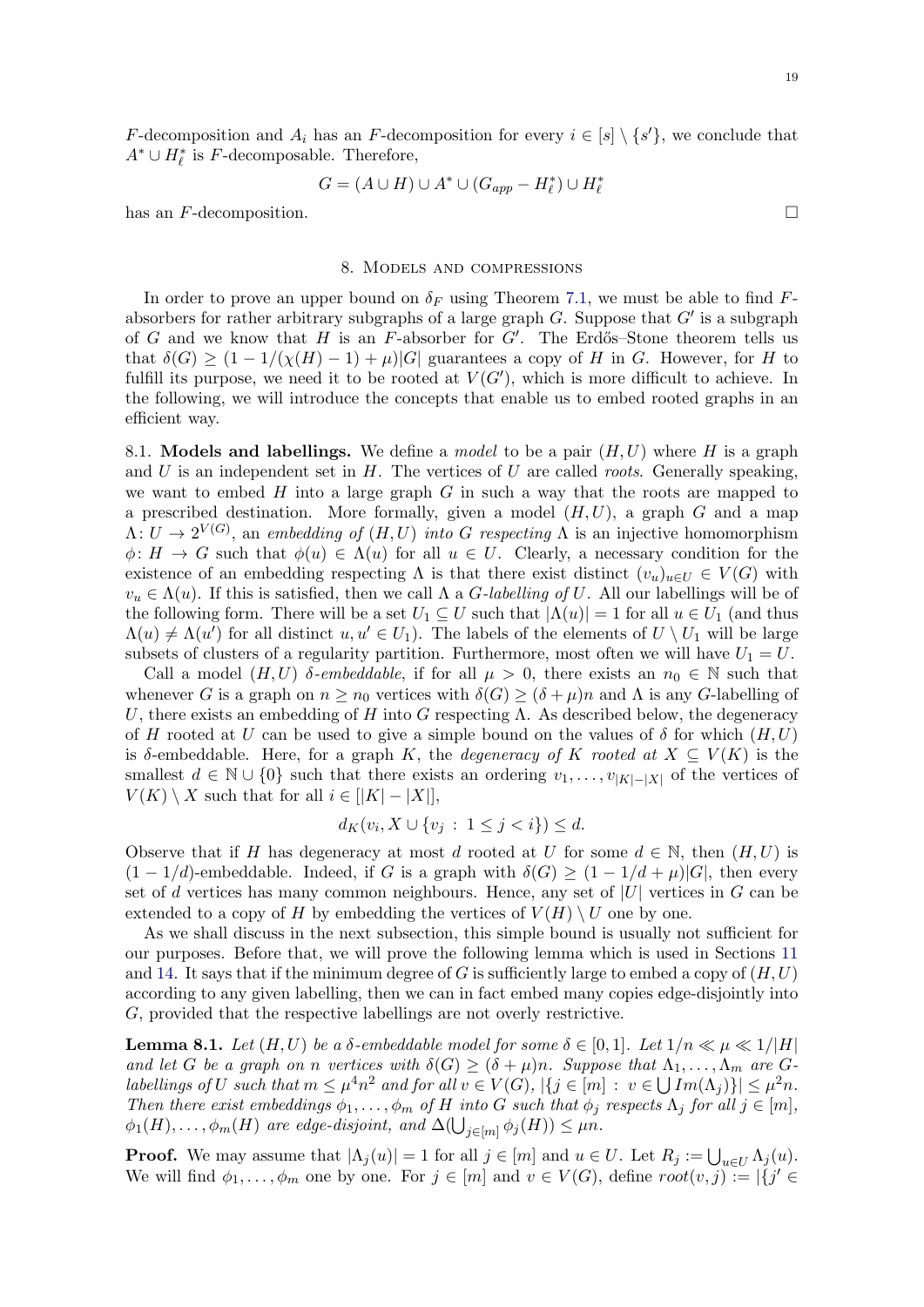$F$-decomposition and $A_i$ has an $F$-decomposition for every $i \in [s] \setminus \{s'\}$, we conclude that $A^* \cup H_\ell^*$ is $F$-decomposable. Therefore,

$$G = (A \cup H) \cup A^* \cup (G_{app} - H_\ell^*) \cup H_\ell^*$$

has an $F$-decomposition. □

## 8. Models and compressions

In order to prove an upper bound on $\delta_F$ using Theorem 7.1, we must be able to find $F$-absorbers for rather arbitrary subgraphs of a large graph $G$. Suppose that $G'$ is a subgraph of $G$ and we know that $H$ is an $F$-absorber for $G'$. The Erdős–Stone theorem tells us that $\delta(G) \geq (1 - 1/(\chi(H)-1) + \mu)|G|$ guarantees a copy of $H$ in $G$. However, for $H$ to fulfill its purpose, we need it to be rooted at $V(G')$, which is more difficult to achieve. In the following, we will introduce the concepts that enable us to embed rooted graphs in an efficient way.

**8.1. Models and labellings.** We define a *model* to be a pair $(H, U)$ where $H$ is a graph and $U$ is an independent set in $H$. The vertices of $U$ are called *roots*. Generally speaking, we want to embed $H$ into a large graph $G$ in such a way that the roots are mapped to a prescribed destination. More formally, given a model $(H, U)$, a graph $G$ and a map $\Lambda \colon U \to 2^{V(G)}$, an *embedding of* $(H, U)$ *into* $G$ *respecting* $\Lambda$ is an injective homomorphism $\phi \colon H \to G$ such that $\phi(u) \in \Lambda(u)$ for all $u \in U$. Clearly, a necessary condition for the existence of an embedding respecting $\Lambda$ is that there exist distinct $(v_u)_{u \in U} \in V(G)$ with $v_u \in \Lambda(u)$. If this is satisfied, then we call $\Lambda$ a *$G$-labelling of* $U$. All our labellings will be of the following form. There will be a set $U_1 \subseteq U$ such that $|\Lambda(u)| = 1$ for all $u \in U_1$ (and thus $\Lambda(u) \neq \Lambda(u')$ for all distinct $u, u' \in U_1$). The labels of the elements of $U \setminus U_1$ will be large subsets of clusters of a regularity partition. Furthermore, most often we will have $U_1 = U$.

Call a model $(H, U)$ *$\delta$-embeddable*, if for all $\mu > 0$, there exists an $n_0 \in \mathbb{N}$ such that whenever $G$ is a graph on $n \geq n_0$ vertices with $\delta(G) \geq (\delta + \mu)n$ and $\Lambda$ is any $G$-labelling of $U$, there exists an embedding of $H$ into $G$ respecting $\Lambda$. As described below, the degeneracy of $H$ rooted at $U$ can be used to give a simple bound on the values of $\delta$ for which $(H, U)$ is $\delta$-embeddable. Here, for a graph $K$, the *degeneracy of $K$ rooted at* $X \subseteq V(K)$ is the smallest $d \in \mathbb{N} \cup \{0\}$ such that there exists an ordering $v_1, \dots, v_{|K|-|X|}$ of the vertices of $V(K) \setminus X$ such that for all $i \in [|K| - |X|]$,

$$d_K(v_i, X \cup \{v_j : 1 \leq j < i\}) \leq d.$$

Observe that if $H$ has degeneracy at most $d$ rooted at $U$ for some $d \in \mathbb{N}$, then $(H, U)$ is $(1 - 1/d)$-embeddable. Indeed, if $G$ is a graph with $\delta(G) \geq (1 - 1/d + \mu)|G|$, then every set of $d$ vertices has many common neighbours. Hence, any set of $|U|$ vertices in $G$ can be extended to a copy of $H$ by embedding the vertices of $V(H) \setminus U$ one by one.

As we shall discuss in the next subsection, this simple bound is usually not sufficient for our purposes. Before that, we will prove the following lemma which is used in Sections 11 and 14. It says that if the minimum degree of $G$ is sufficiently large to embed a copy of $(H, U)$ according to any given labelling, then we can in fact embed many copies edge-disjointly into $G$, provided that the respective labellings are not overly restrictive.

**Lemma 8.1.** *Let $(H, U)$ be a $\delta$-embeddable model for some $\delta \in [0, 1]$. Let $1/n \ll \mu \ll 1/|H|$ and let $G$ be a graph on $n$ vertices with $\delta(G) \geq (\delta + \mu)n$. Suppose that $\Lambda_1, \dots, \Lambda_m$ are $G$-labellings of $U$ such that $m \leq \mu^4 n^2$ and for all $v \in V(G)$, $|\{j \in [m] : v \in \bigcup Im(\Lambda_j)\}| \leq \mu^2 n$. Then there exist embeddings $\phi_1, \dots, \phi_m$ of $H$ into $G$ such that $\phi_j$ respects $\Lambda_j$ for all $j \in [m]$, $\phi_1(H), \dots, \phi_m(H)$ are edge-disjoint, and $\Delta(\bigcup_{j \in [m]} \phi_j(H)) \leq \mu n$.*

**Proof.** We may assume that $|\Lambda_j(u)| = 1$ for all $j \in [m]$ and $u \in U$. Let $R_j := \bigcup_{u \in U} \Lambda_j(u)$. We will find $\phi_1, \dots, \phi_m$ one by one. For $j \in [m]$ and $v \in V(G)$, define $root(v, j) := |\{j' \in$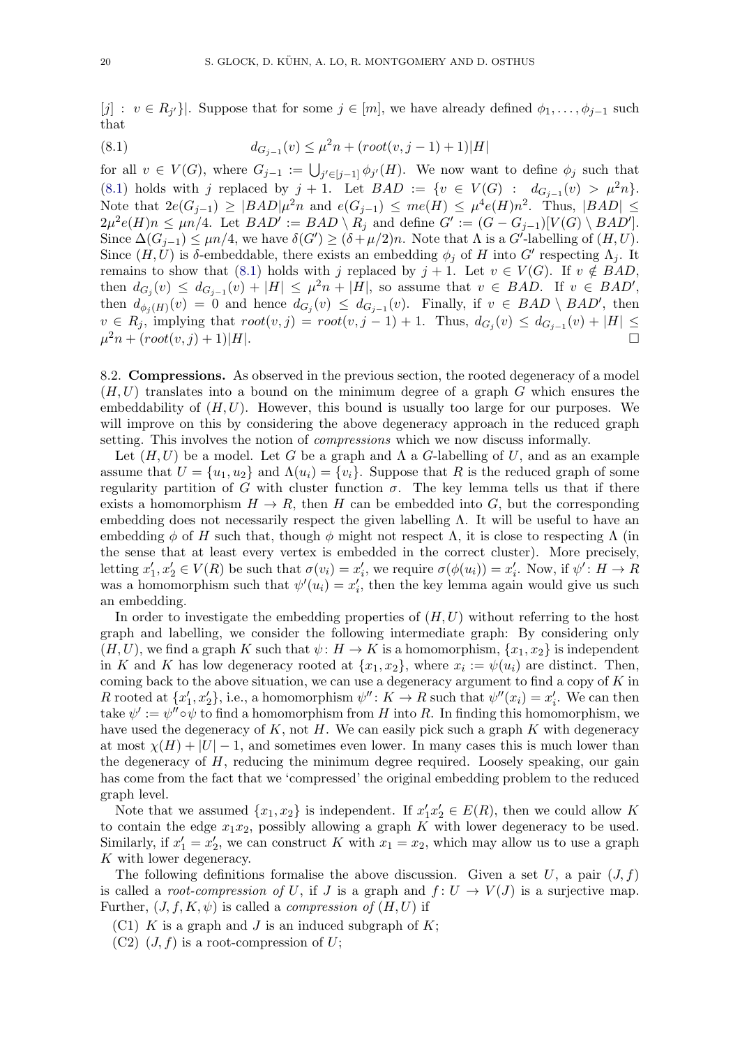$[j] : v \in R_{j'}\}|$. Suppose that for some $j \in [m]$, we have already defined $\phi_1, \dots, \phi_{j-1}$ such that

$$d_{G_{j-1}}(v) \le \mu^2 n + (root(v, j-1)+1)|H| \tag{8.1}$$

for all $v \in V(G)$, where $G_{j-1} := \bigcup_{j' \in [j-1]} \phi_{j'}(H)$. We now want to define $\phi_j$ such that (8.1) holds with $j$ replaced by $j+1$. Let $BAD := \{v \in V(G) : d_{G_{j-1}}(v) > \mu^2 n\}$. Note that $2e(G_{j-1}) \ge |BAD|\mu^2 n$ and $e(G_{j-1}) \le me(H) \le \mu^4 e(H) n^2$. Thus, $|BAD| \le 2\mu^2 e(H) n \le \mu n/4$. Let $BAD' := BAD \setminus R_j$ and define $G' := (G - G_{j-1})[V(G) \setminus BAD']$. Since $\Delta(G_{j-1}) \le \mu n/4$, we have $\delta(G') \ge (\delta + \mu/2)n$. Note that $\Lambda$ is a $G'$-labelling of $(H, U)$. Since $(H, U)$ is $\delta$-embeddable, there exists an embedding $\phi_j$ of $H$ into $G'$ respecting $\Lambda_j$. It remains to show that (8.1) holds with $j$ replaced by $j+1$. Let $v \in V(G)$. If $v \notin BAD$, then $d_{G_j}(v) \le d_{G_{j-1}}(v) + |H| \le \mu^2 n + |H|$, so assume that $v \in BAD$. If $v \in BAD'$, then $d_{\phi_j(H)}(v) = 0$ and hence $d_{G_j}(v) \le d_{G_{j-1}}(v)$. Finally, if $v \in BAD \setminus BAD'$, then $v \in R_j$, implying that $root(v, j) = root(v, j-1) + 1$. Thus, $d_{G_j}(v) \le d_{G_{j-1}}(v) + |H| \le \mu^2 n + (root(v, j)+1)|H|$. □

8.2. **Compressions.** As observed in the previous section, the rooted degeneracy of a model $(H, U)$ translates into a bound on the minimum degree of a graph $G$ which ensures the embeddability of $(H, U)$. However, this bound is usually too large for our purposes. We will improve on this by considering the above degeneracy approach in the reduced graph setting. This involves the notion of *compressions* which we now discuss informally.

Let $(H, U)$ be a model. Let $G$ be a graph and $\Lambda$ a $G$-labelling of $U$, and as an example assume that $U = \{u_1, u_2\}$ and $\Lambda(u_i) = \{v_i\}$. Suppose that $R$ is the reduced graph of some regularity partition of $G$ with cluster function $\sigma$. The key lemma tells us that if there exists a homomorphism $H \to R$, then $H$ can be embedded into $G$, but the corresponding embedding does not necessarily respect the given labelling $\Lambda$. It will be useful to have an embedding $\phi$ of $H$ such that, though $\phi$ might not respect $\Lambda$, it is close to respecting $\Lambda$ (in the sense that at least every vertex is embedded in the correct cluster). More precisely, letting $x'_1, x'_2 \in V(R)$ be such that $\sigma(v_i) = x'_i$, we require $\sigma(\phi(u_i)) = x'_i$. Now, if $\psi' \colon H \to R$ was a homomorphism such that $\psi'(u_i) = x'_i$, then the key lemma again would give us such an embedding.

In order to investigate the embedding properties of $(H, U)$ without referring to the host graph and labelling, we consider the following intermediate graph: By considering only $(H, U)$, we find a graph $K$ such that $\psi \colon H \to K$ is a homomorphism, $\{x_1, x_2\}$ is independent in $K$ and $K$ has low degeneracy rooted at $\{x_1, x_2\}$, where $x_i := \psi(u_i)$ are distinct. Then, coming back to the above situation, we can use a degeneracy argument to find a copy of $K$ in $R$ rooted at $\{x'_1, x'_2\}$, i.e., a homomorphism $\psi'' \colon K \to R$ such that $\psi''(x_i) = x'_i$. We can then take $\psi' := \psi'' \circ \psi$ to find a homomorphism from $H$ into $R$. In finding this homomorphism, we have used the degeneracy of $K$, not $H$. We can easily pick such a graph $K$ with degeneracy at most $\chi(H) + |U| - 1$, and sometimes even lower. In many cases this is much lower than the degeneracy of $H$, reducing the minimum degree required. Loosely speaking, our gain has come from the fact that we 'compressed' the original embedding problem to the reduced graph level.

Note that we assumed $\{x_1, x_2\}$ is independent. If $x'_1 x'_2 \in E(R)$, then we could allow $K$ to contain the edge $x_1 x_2$, possibly allowing a graph $K$ with lower degeneracy to be used. Similarly, if $x'_1 = x'_2$, we can construct $K$ with $x_1 = x_2$, which may allow us to use a graph $K$ with lower degeneracy.

The following definitions formalise the above discussion. Given a set $U$, a pair $(J, f)$ is called a *root-compression of* $U$, if $J$ is a graph and $f \colon U \to V(J)$ is a surjective map. Further, $(J, f, K, \psi)$ is called a *compression of* $(H, U)$ if

(C1) $K$ is a graph and $J$ is an induced subgraph of $K$;
(C2) $(J, f)$ is a root-compression of $U$;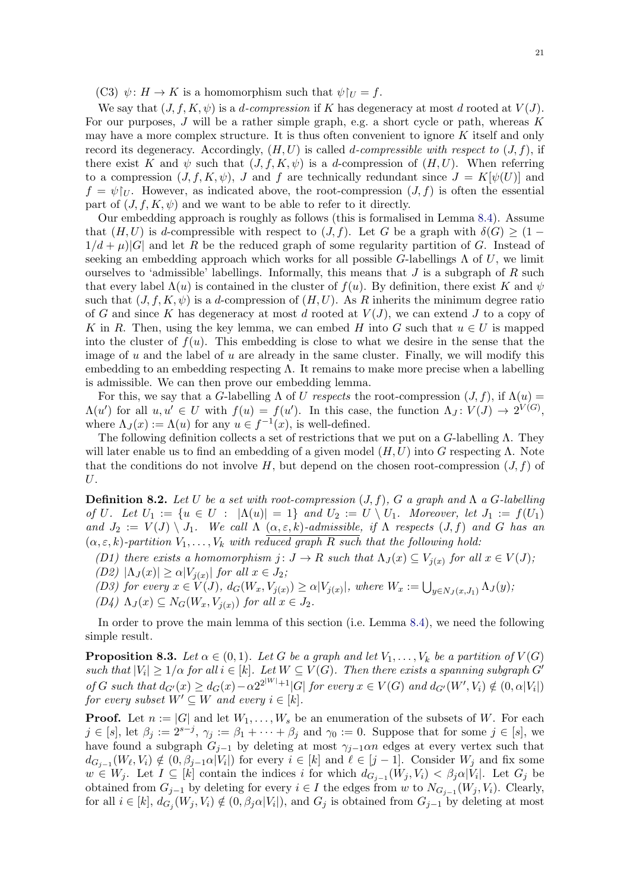(C3) $\psi\colon H \to K$ is a homomorphism such that $\psi\restriction_U = f$.

We say that $(J, f, K, \psi)$ is a *d-compression* if $K$ has degeneracy at most $d$ rooted at $V(J)$. For our purposes, $J$ will be a rather simple graph, e.g. a short cycle or path, whereas $K$ may have a more complex structure. It is thus often convenient to ignore $K$ itself and only record its degeneracy. Accordingly, $(H, U)$ is called *d-compressible with respect to* $(J, f)$, if there exist $K$ and $\psi$ such that $(J, f, K, \psi)$ is a $d$-compression of $(H, U)$. When referring to a compression $(J, f, K, \psi)$, $J$ and $f$ are technically redundant since $J = K[\psi(U)]$ and $f = \psi\restriction_U$. However, as indicated above, the root-compression $(J, f)$ is often the essential part of $(J, f, K, \psi)$ and we want to be able to refer to it directly.

Our embedding approach is roughly as follows (this is formalised in Lemma 8.4). Assume that $(H, U)$ is $d$-compressible with respect to $(J, f)$. Let $G$ be a graph with $\delta(G) \geq (1 - 1/d + \mu)|G|$ and let $R$ be the reduced graph of some regularity partition of $G$. Instead of seeking an embedding approach which works for all possible $G$-labellings $\Lambda$ of $U$, we limit ourselves to 'admissible' labellings. Informally, this means that $J$ is a subgraph of $R$ such that every label $\Lambda(u)$ is contained in the cluster of $f(u)$. By definition, there exist $K$ and $\psi$ such that $(J, f, K, \psi)$ is a $d$-compression of $(H, U)$. As $R$ inherits the minimum degree ratio of $G$ and since $K$ has degeneracy at most $d$ rooted at $V(J)$, we can extend $J$ to a copy of $K$ in $R$. Then, using the key lemma, we can embed $H$ into $G$ such that $u \in U$ is mapped into the cluster of $f(u)$. This embedding is close to what we desire in the sense that the image of $u$ and the label of $u$ are already in the same cluster. Finally, we will modify this embedding to an embedding respecting $\Lambda$. It remains to make more precise when a labelling is admissible. We can then prove our embedding lemma.

For this, we say that a $G$-labelling $\Lambda$ of $U$ *respects* the root-compression $(J, f)$, if $\Lambda(u) = \Lambda(u')$ for all $u, u' \in U$ with $f(u) = f(u')$. In this case, the function $\Lambda_J\colon V(J) \to 2^{V(G)}$, where $\Lambda_J(x) := \Lambda(u)$ for any $u \in f^{-1}(x)$, is well-defined.

The following definition collects a set of restrictions that we put on a $G$-labelling $\Lambda$. They will later enable us to find an embedding of a given model $(H, U)$ into $G$ respecting $\Lambda$. Note that the conditions do not involve $H$, but depend on the chosen root-compression $(J, f)$ of $U$.

**Definition 8.2.** *Let $U$ be a set with root-compression $(J, f)$, $G$ a graph and $\Lambda$ a $G$-labelling of $U$. Let $U_1 := \{u \in U : |\Lambda(u)| = 1\}$ and $U_2 := U \setminus U_1$. Moreover, let $J_1 := f(U_1)$ and $J_2 := V(J) \setminus J_1$. We call $\Lambda$ $(\alpha, \varepsilon, k)$-admissible, if $\Lambda$ respects $(J, f)$ and $G$ has an $(\alpha, \varepsilon, k)$-partition $V_1, \ldots, V_k$ with reduced graph $R$ such that the following hold:*

*(D1) there exists a homomorphism $j\colon J \to R$ such that $\Lambda_J(x) \subseteq V_{j(x)}$ for all $x \in V(J)$;*

*(D2) $|\Lambda_J(x)| \geq \alpha|V_{j(x)}|$ for all $x \in J_2$;*

*(D3) for every $x \in V(J)$, $d_G(W_x, V_{j(x)}) \geq \alpha|V_{j(x)}|$, where $W_x := \bigcup_{y \in N_J(x, J_1)} \Lambda_J(y)$;*

*(D4) $\Lambda_J(x) \subseteq N_G(W_x, V_{j(x)})$ for all $x \in J_2$.*

In order to prove the main lemma of this section (i.e. Lemma 8.4), we need the following simple result.

**Proposition 8.3.** *Let $\alpha \in (0, 1)$. Let $G$ be a graph and let $V_1, \ldots, V_k$ be a partition of $V(G)$ such that $|V_i| \geq 1/\alpha$ for all $i \in [k]$. Let $W \subseteq V(G)$. Then there exists a spanning subgraph $G'$ of $G$ such that $d_{G'}(x) \geq d_G(x) - \alpha 2^{2^{|W|}+1}|G|$ for every $x \in V(G)$ and $d_{G'}(W', V_i) \notin (0, \alpha|V_i|)$ for every subset $W' \subseteq W$ and every $i \in [k]$.*

**Proof.** Let $n := |G|$ and let $W_1, \ldots, W_s$ be an enumeration of the subsets of $W$. For each $j \in [s]$, let $\beta_j := 2^{s-j}$, $\gamma_j := \beta_1 + \cdots + \beta_j$ and $\gamma_0 := 0$. Suppose that for some $j \in [s]$, we have found a subgraph $G_{j-1}$ by deleting at most $\gamma_{j-1}\alpha n$ edges at every vertex such that $d_{G_{j-1}}(W_\ell, V_i) \notin (0, \beta_{j-1}\alpha|V_i|)$ for every $i \in [k]$ and $\ell \in [j-1]$. Consider $W_j$ and fix some $w \in W_j$. Let $I \subseteq [k]$ contain the indices $i$ for which $d_{G_{j-1}}(W_j, V_i) < \beta_j\alpha|V_i|$. Let $G_j$ be obtained from $G_{j-1}$ by deleting for every $i \in I$ the edges from $w$ to $N_{G_{j-1}}(W_j, V_i)$. Clearly, for all $i \in [k]$, $d_{G_j}(W_j, V_i) \notin (0, \beta_j\alpha|V_i|)$, and $G_j$ is obtained from $G_{j-1}$ by deleting at most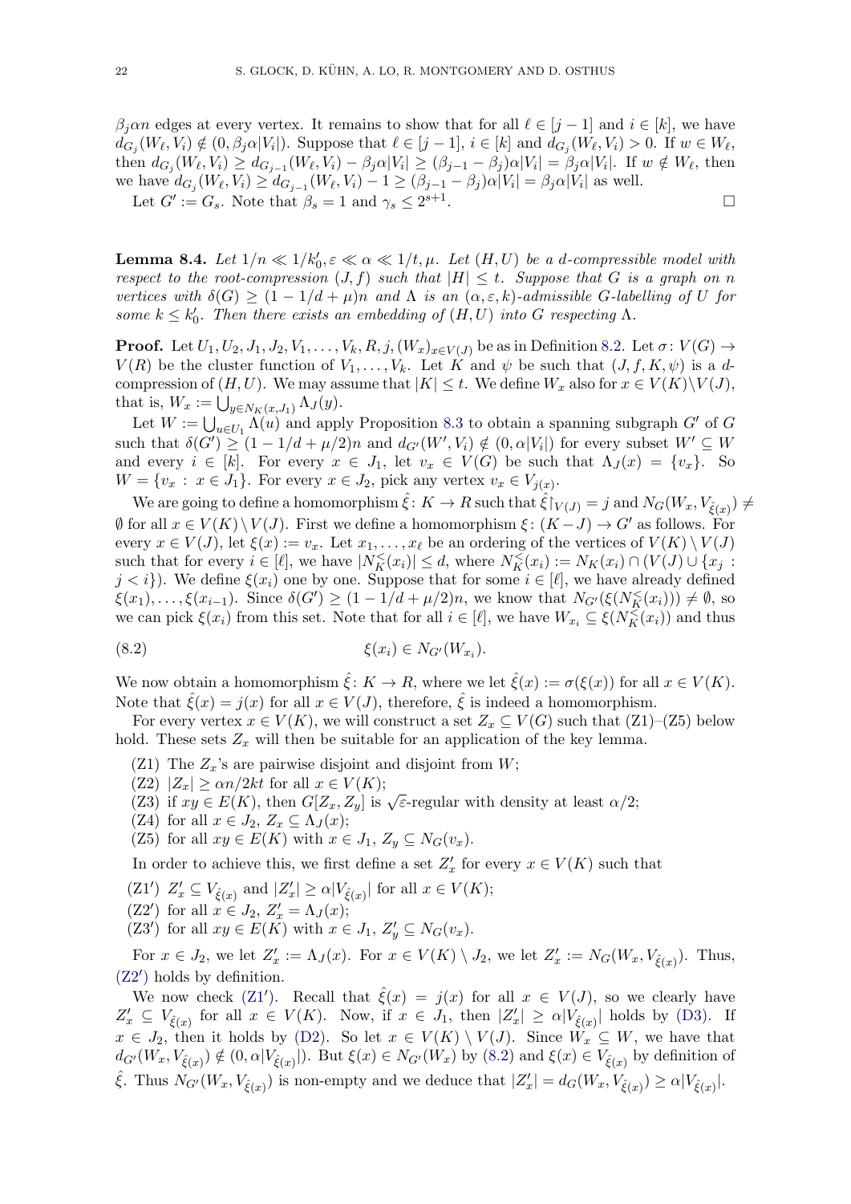$\beta_j \alpha n$ edges at every vertex. It remains to show that for all $\ell \in [j-1]$ and $i \in [k]$, we have $d_{G_j}(W_\ell, V_i) \notin (0, \beta_j \alpha |V_i|)$. Suppose that $\ell \in [j-1]$, $i \in [k]$ and $d_{G_j}(W_\ell, V_i) > 0$. If $w \in W_\ell$, then $d_{G_j}(W_\ell, V_i) \geq d_{G_{j-1}}(W_\ell, V_i) - \beta_j \alpha |V_i| \geq (\beta_{j-1} - \beta_j)\alpha|V_i| = \beta_j \alpha |V_i|$. If $w \notin W_\ell$, then we have $d_{G_j}(W_\ell, V_i) \geq d_{G_{j-1}}(W_\ell, V_i) - 1 \geq (\beta_{j-1} - \beta_j)\alpha|V_i| = \beta_j \alpha |V_i|$ as well.

Let $G' := G_s$. Note that $\beta_s = 1$ and $\gamma_s \leq 2^{s+1}$. □

**Lemma 8.4.** *Let $1/n \ll 1/k_0', \varepsilon \ll \alpha \ll 1/t, \mu$. Let $(H, U)$ be a $d$-compressible model with respect to the root-compression $(J, f)$ such that $|H| \leq t$. Suppose that $G$ is a graph on $n$ vertices with $\delta(G) \geq (1 - 1/d + \mu)n$ and $\Lambda$ is an $(\alpha, \varepsilon, k)$-admissible $G$-labelling of $U$ for some $k \leq k_0'$. Then there exists an embedding of $(H, U)$ into $G$ respecting $\Lambda$.*

**Proof.** Let $U_1, U_2, J_1, J_2, V_1, \dots, V_k, R, j, (W_x)_{x \in V(J)}$ be as in Definition 8.2. Let $\sigma \colon V(G) \to V(R)$ be the cluster function of $V_1, \dots, V_k$. Let $K$ and $\psi$ be such that $(J, f, K, \psi)$ is a $d$-compression of $(H, U)$. We may assume that $|K| \leq t$. We define $W_x$ also for $x \in V(K) \setminus V(J)$, that is, $W_x := \bigcup_{y \in N_K(x, J_1)} \Lambda_J(y)$.

Let $W := \bigcup_{u \in U_1} \Lambda(u)$ and apply Proposition 8.3 to obtain a spanning subgraph $G'$ of $G$ such that $\delta(G') \geq (1 - 1/d + \mu/2)n$ and $d_{G'}(W', V_i) \notin (0, \alpha|V_i|)$ for every subset $W' \subseteq W$ and every $i \in [k]$. For every $x \in J_1$, let $v_x \in V(G)$ be such that $\Lambda_J(x) = \{v_x\}$. So $W = \{v_x : x \in J_1\}$. For every $x \in J_2$, pick any vertex $v_x \in V_{j(x)}$.

We are going to define a homomorphism $\hat{\xi} \colon K \to R$ such that $\hat{\xi}\restriction_{V(J)} = j$ and $N_G(W_x, V_{\hat{\xi}(x)}) \neq \emptyset$ for all $x \in V(K) \setminus V(J)$. First we define a homomorphism $\xi \colon (K - J) \to G'$ as follows. For every $x \in V(J)$, let $\xi(x) := v_x$. Let $x_1, \dots, x_\ell$ be an ordering of the vertices of $V(K) \setminus V(J)$ such that for every $i \in [\ell]$, we have $|N_K^<(x_i)| \leq d$, where $N_K^<(x_i) := N_K(x_i) \cap (V(J) \cup \{x_j : j < i\})$. We define $\xi(x_i)$ one by one. Suppose that for some $i \in [\ell]$, we have already defined $\xi(x_1), \dots, \xi(x_{i-1})$. Since $\delta(G') \geq (1 - 1/d + \mu/2)n$, we know that $N_{G'}(\xi(N_K^<(x_i))) \neq \emptyset$, so we can pick $\xi(x_i)$ from this set. Note that for all $i \in [\ell]$, we have $W_{x_i} \subseteq \xi(N_K^<(x_i))$ and thus

$$\xi(x_i) \in N_{G'}(W_{x_i}). \tag{8.2}$$

We now obtain a homomorphism $\hat{\xi} \colon K \to R$, where we let $\hat{\xi}(x) := \sigma(\xi(x))$ for all $x \in V(K)$. Note that $\hat{\xi}(x) = j(x)$ for all $x \in V(J)$, therefore, $\hat{\xi}$ is indeed a homomorphism.

For every vertex $x \in V(K)$, we will construct a set $Z_x \subseteq V(G)$ such that (Z1)–(Z5) below hold. These sets $Z_x$ will then be suitable for an application of the key lemma.

- (Z1) The $Z_x$'s are pairwise disjoint and disjoint from $W$;
- (Z2) $|Z_x| \geq \alpha n / 2kt$ for all $x \in V(K)$;
- (Z3) if $xy \in E(K)$, then $G[Z_x, Z_y]$ is $\sqrt{\varepsilon}$-regular with density at least $\alpha/2$;
- (Z4) for all $x \in J_2$, $Z_x \subseteq \Lambda_J(x)$;
- (Z5) for all $xy \in E(K)$ with $x \in J_1$, $Z_y \subseteq N_G(v_x)$.

In order to achieve this, we first define a set $Z_x'$ for every $x \in V(K)$ such that

- (Z1′) $Z_x' \subseteq V_{\hat{\xi}(x)}$ and $|Z_x'| \geq \alpha |V_{\hat{\xi}(x)}|$ for all $x \in V(K)$;
- (Z2′) for all $x \in J_2$, $Z_x' = \Lambda_J(x)$;
- (Z3′) for all $xy \in E(K)$ with $x \in J_1$, $Z_y' \subseteq N_G(v_x)$.

For $x \in J_2$, we let $Z_x' := \Lambda_J(x)$. For $x \in V(K) \setminus J_2$, we let $Z_x' := N_G(W_x, V_{\hat{\xi}(x)})$. Thus, (Z2′) holds by definition.

We now check (Z1′). Recall that $\hat{\xi}(x) = j(x)$ for all $x \in V(J)$, so we clearly have $Z_x' \subseteq V_{\hat{\xi}(x)}$ for all $x \in V(K)$. Now, if $x \in J_1$, then $|Z_x'| \geq \alpha |V_{\hat{\xi}(x)}|$ holds by (D3). If $x \in J_2$, then it holds by (D2). So let $x \in V(K) \setminus V(J)$. Since $W_x \subseteq W$, we have that $d_{G'}(W_x, V_{\hat{\xi}(x)}) \notin (0, \alpha |V_{\hat{\xi}(x)}|)$. But $\xi(x) \in N_{G'}(W_x)$ by (8.2) and $\xi(x) \in V_{\hat{\xi}(x)}$ by definition of $\hat{\xi}$. Thus $N_{G'}(W_x, V_{\hat{\xi}(x)})$ is non-empty and we deduce that $|Z_x'| = d_G(W_x, V_{\hat{\xi}(x)}) \geq \alpha |V_{\hat{\xi}(x)}|$.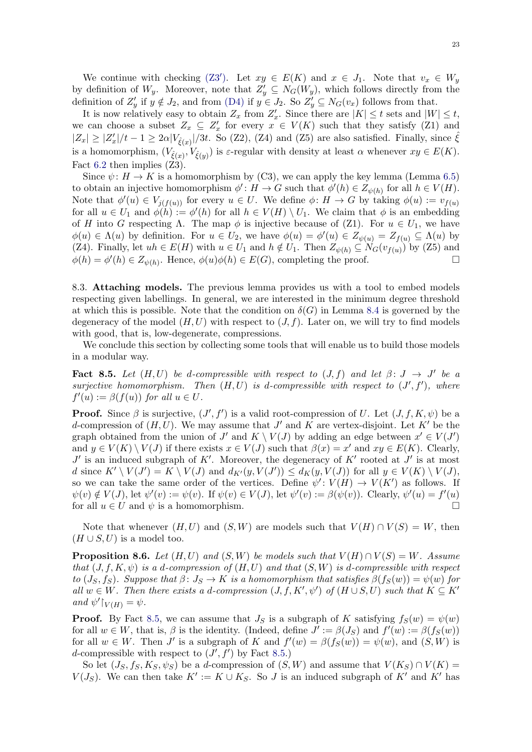We continue with checking (Z3′). Let $xy \in E(K)$ and $x \in J_1$. Note that $v_x \in W_y$ by definition of $W_y$. Moreover, note that $Z'_y \subseteq N_G(W_y)$, which follows directly from the definition of $Z'_y$ if $y \notin J_2$, and from (D4) if $y \in J_2$. So $Z'_y \subseteq N_G(v_x)$ follows from that.

It is now relatively easy to obtain $Z_x$ from $Z'_x$. Since there are $|K| \leq t$ sets and $|W| \leq t$, we can choose a subset $Z_x \subseteq Z'_x$ for every $x \in V(K)$ such that they satisfy (Z1) and $|Z_x| \geq |Z'_x|/t - 1 \geq 2\alpha|V_{\hat{\xi}(x)}|/3t$. So (Z2), (Z4) and (Z5) are also satisfied. Finally, since $\hat{\xi}$ is a homomorphism, $(V_{\hat{\xi}(x)}, V_{\hat{\xi}(y)})$ is $\varepsilon$-regular with density at least $\alpha$ whenever $xy \in E(K)$. Fact 6.2 then implies (Z3).

Since $\psi\colon H \to K$ is a homomorphism by (C3), we can apply the key lemma (Lemma 6.5) to obtain an injective homomorphism $\phi'\colon H \to G$ such that $\phi'(h) \in Z_{\psi(h)}$ for all $h \in V(H)$. Note that $\phi'(u) \in V_{j(f(u))}$ for every $u \in U$. We define $\phi\colon H \to G$ by taking $\phi(u) := v_{f(u)}$ for all $u \in U_1$ and $\phi(h) := \phi'(h)$ for all $h \in V(H) \setminus U_1$. We claim that $\phi$ is an embedding of $H$ into $G$ respecting $\Lambda$. The map $\phi$ is injective because of (Z1). For $u \in U_1$, we have $\phi(u) \in \Lambda(u)$ by definition. For $u \in U_2$, we have $\phi(u) = \phi'(u) \in Z_{\psi(u)} = Z_{f(u)} \subseteq \Lambda(u)$ by (Z4). Finally, let $uh \in E(H)$ with $u \in U_1$ and $h \notin U_1$. Then $Z_{\psi(h)} \subseteq N_G(v_{f(u)})$ by (Z5) and $\phi(h) = \phi'(h) \in Z_{\psi(h)}$. Hence, $\phi(u)\phi(h) \in E(G)$, completing the proof. □

8.3. **Attaching models.** The previous lemma provides us with a tool to embed models respecting given labellings. In general, we are interested in the minimum degree threshold at which this is possible. Note that the condition on $\delta(G)$ in Lemma 8.4 is governed by the degeneracy of the model $(H, U)$ with respect to $(J, f)$. Later on, we will try to find models with good, that is, low-degenerate, compressions.

We conclude this section by collecting some tools that will enable us to build those models in a modular way.

**Fact 8.5.** *Let $(H, U)$ be $d$-compressible with respect to $(J, f)$ and let $\beta\colon J \to J'$ be a surjective homomorphism. Then $(H, U)$ is $d$-compressible with respect to $(J', f')$, where $f'(u) := \beta(f(u))$ for all $u \in U$.*

**Proof.** Since $\beta$ is surjective, $(J', f')$ is a valid root-compression of $U$. Let $(J, f, K, \psi)$ be a $d$-compression of $(H, U)$. We may assume that $J'$ and $K$ are vertex-disjoint. Let $K'$ be the graph obtained from the union of $J'$ and $K \setminus V(J)$ by adding an edge between $x' \in V(J')$ and $y \in V(K) \setminus V(J)$ if there exists $x \in V(J)$ such that $\beta(x) = x'$ and $xy \in E(K)$. Clearly, $J'$ is an induced subgraph of $K'$. Moreover, the degeneracy of $K'$ rooted at $J'$ is at most $d$ since $K' \setminus V(J') = K \setminus V(J)$ and $d_{K'}(y, V(J')) \leq d_K(y, V(J))$ for all $y \in V(K) \setminus V(J)$, so we can take the same order of the vertices. Define $\psi'\colon V(H) \to V(K')$ as follows. If $\psi(v) \notin V(J)$, let $\psi'(v) := \psi(v)$. If $\psi(v) \in V(J)$, let $\psi'(v) := \beta(\psi(v))$. Clearly, $\psi'(u) = f'(u)$ for all $u \in U$ and $\psi$ is a homomorphism. □

Note that whenever $(H, U)$ and $(S, W)$ are models such that $V(H) \cap V(S) = W$, then $(H \cup S, U)$ is a model too.

**Proposition 8.6.** *Let $(H, U)$ and $(S, W)$ be models such that $V(H) \cap V(S) = W$. Assume that $(J, f, K, \psi)$ is a $d$-compression of $(H, U)$ and that $(S, W)$ is $d$-compressible with respect to $(J_S, f_S)$. Suppose that $\beta\colon J_S \to K$ is a homomorphism that satisfies $\beta(f_S(w)) = \psi(w)$ for all $w \in W$. Then there exists a $d$-compression $(J, f, K', \psi')$ of $(H \cup S, U)$ such that $K \subseteq K'$ and $\psi'\restriction_{V(H)} = \psi$.*

**Proof.** By Fact 8.5, we can assume that $J_S$ is a subgraph of $K$ satisfying $f_S(w) = \psi(w)$ for all $w \in W$, that is, $\beta$ is the identity. (Indeed, define $J' := \beta(J_S)$ and $f'(w) := \beta(f_S(w))$ for all $w \in W$. Then $J'$ is a subgraph of $K$ and $f'(w) = \beta(f_S(w)) = \psi(w)$, and $(S, W)$ is $d$-compressible with respect to $(J', f')$ by Fact 8.5.)

So let $(J_S, f_S, K_S, \psi_S)$ be a $d$-compression of $(S, W)$ and assume that $V(K_S) \cap V(K) = V(J_S)$. We can then take $K' := K \cup K_S$. So $J$ is an induced subgraph of $K'$ and $K'$ has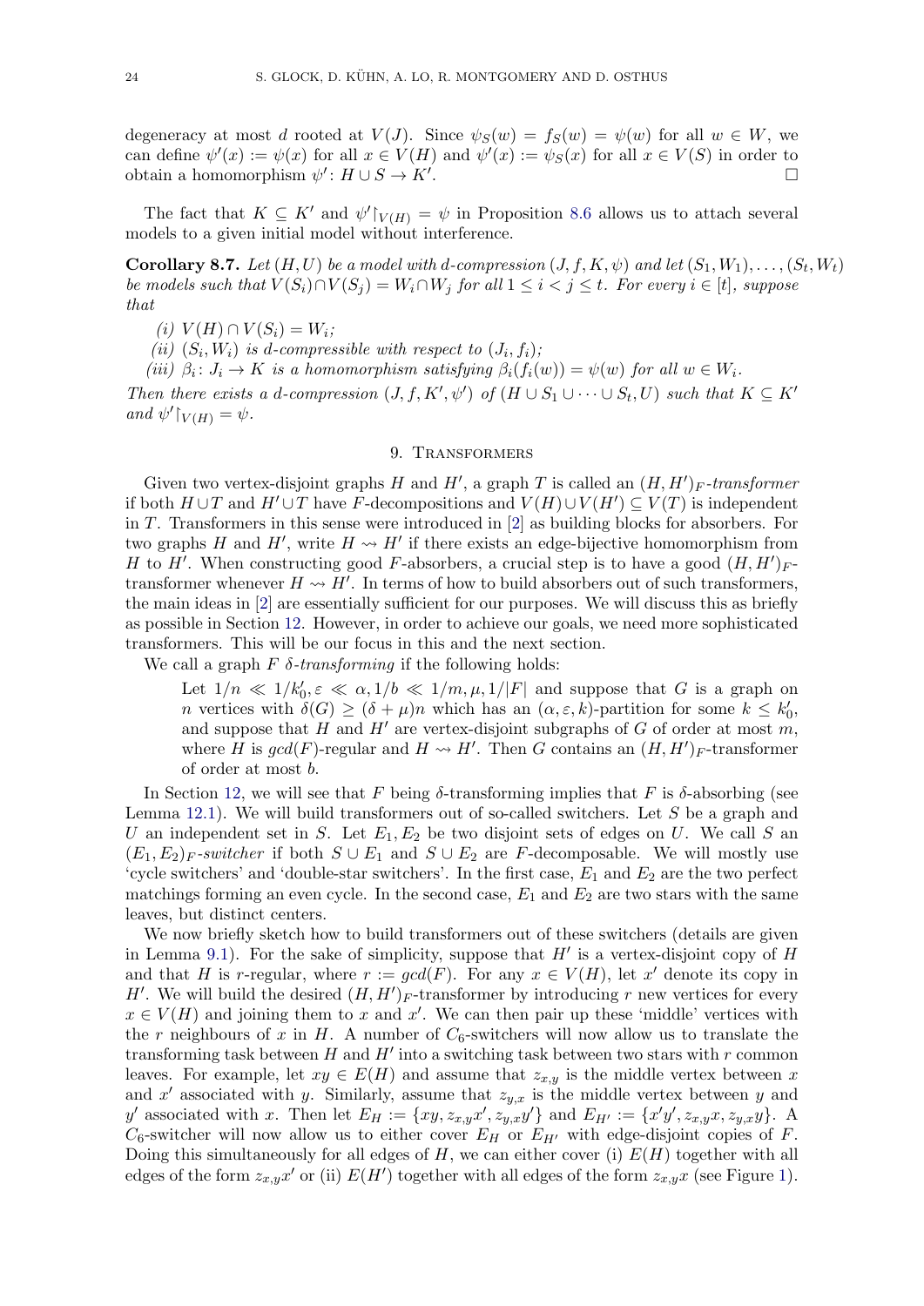degeneracy at most $d$ rooted at $V(J)$. Since $\psi_S(w) = f_S(w) = \psi(w)$ for all $w \in W$, we can define $\psi'(x) := \psi(x)$ for all $x \in V(H)$ and $\psi'(x) := \psi_S(x)$ for all $x \in V(S)$ in order to obtain a homomorphism $\psi' \colon H \cup S \to K'$. □

The fact that $K \subseteq K'$ and $\psi'\restriction_{V(H)} = \psi$ in Proposition 8.6 allows us to attach several models to a given initial model without interference.

**Corollary 8.7.** *Let $(H, U)$ be a model with $d$-compression $(J, f, K, \psi)$ and let $(S_1, W_1), \ldots, (S_t, W_t)$ be models such that $V(S_i) \cap V(S_j) = W_i \cap W_j$ for all $1 \le i < j \le t$. For every $i \in [t]$, suppose that*

*(i) $V(H) \cap V(S_i) = W_i$;*

*(ii) $(S_i, W_i)$ is $d$-compressible with respect to $(J_i, f_i)$;*

*(iii) $\beta_i \colon J_i \to K$ is a homomorphism satisfying $\beta_i(f_i(w)) = \psi(w)$ for all $w \in W_i$.*

*Then there exists a $d$-compression $(J, f, K', \psi')$ of $(H \cup S_1 \cup \cdots \cup S_t, U)$ such that $K \subseteq K'$ and $\psi'\restriction_{V(H)} = \psi$.*

## 9. Transformers

Given two vertex-disjoint graphs $H$ and $H'$, a graph $T$ is called an *$(H, H')_F$-transformer* if both $H \cup T$ and $H' \cup T$ have $F$-decompositions and $V(H) \cup V(H') \subseteq V(T)$ is independent in $T$. Transformers in this sense were introduced in [2] as building blocks for absorbers. For two graphs $H$ and $H'$, write $H \rightsquigarrow H'$ if there exists an edge-bijective homomorphism from $H$ to $H'$. When constructing good $F$-absorbers, a crucial step is to have a good $(H, H')_F$-transformer whenever $H \rightsquigarrow H'$. In terms of how to build absorbers out of such transformers, the main ideas in [2] are essentially sufficient for our purposes. We will discuss this as briefly as possible in Section 12. However, in order to achieve our goals, we need more sophisticated transformers. This will be our focus in this and the next section.

We call a graph $F$ *$\delta$-transforming* if the following holds:

> Let $1/n \ll 1/k_0', \varepsilon \ll \alpha, 1/b \ll 1/m, \mu, 1/|F|$ and suppose that $G$ is a graph on $n$ vertices with $\delta(G) \ge (\delta + \mu)n$ which has an $(\alpha, \varepsilon, k)$-partition for some $k \le k_0'$, and suppose that $H$ and $H'$ are vertex-disjoint subgraphs of $G$ of order at most $m$, where $H$ is $gcd(F)$-regular and $H \rightsquigarrow H'$. Then $G$ contains an $(H, H')_F$-transformer of order at most $b$.

In Section 12, we will see that $F$ being $\delta$-transforming implies that $F$ is $\delta$-absorbing (see Lemma 12.1). We will build transformers out of so-called switchers. Let $S$ be a graph and $U$ an independent set in $S$. Let $E_1, E_2$ be two disjoint sets of edges on $U$. We call $S$ an *$(E_1, E_2)_F$-switcher* if both $S \cup E_1$ and $S \cup E_2$ are $F$-decomposable. We will mostly use 'cycle switchers' and 'double-star switchers'. In the first case, $E_1$ and $E_2$ are the two perfect matchings forming an even cycle. In the second case, $E_1$ and $E_2$ are two stars with the same leaves, but distinct centers.

We now briefly sketch how to build transformers out of these switchers (details are given in Lemma 9.1). For the sake of simplicity, suppose that $H'$ is a vertex-disjoint copy of $H$ and that $H$ is $r$-regular, where $r := gcd(F)$. For any $x \in V(H)$, let $x'$ denote its copy in $H'$. We will build the desired $(H, H')_F$-transformer by introducing $r$ new vertices for every $x \in V(H)$ and joining them to $x$ and $x'$. We can then pair up these 'middle' vertices with the $r$ neighbours of $x$ in $H$. A number of $C_6$-switchers will now allow us to translate the transforming task between $H$ and $H'$ into a switching task between two stars with $r$ common leaves. For example, let $xy \in E(H)$ and assume that $z_{x,y}$ is the middle vertex between $x$ and $x'$ associated with $y$. Similarly, assume that $z_{y,x}$ is the middle vertex between $y$ and $y'$ associated with $x$. Then let $E_H := \{xy, z_{x,y}x', z_{y,x}y'\}$ and $E_{H'} := \{x'y', z_{x,y}x, z_{y,x}y\}$. A $C_6$-switcher will now allow us to either cover $E_H$ or $E_{H'}$ with edge-disjoint copies of $F$. Doing this simultaneously for all edges of $H$, we can either cover (i) $E(H)$ together with all edges of the form $z_{x,y}x'$ or (ii) $E(H')$ together with all edges of the form $z_{x,y}x$ (see Figure 1).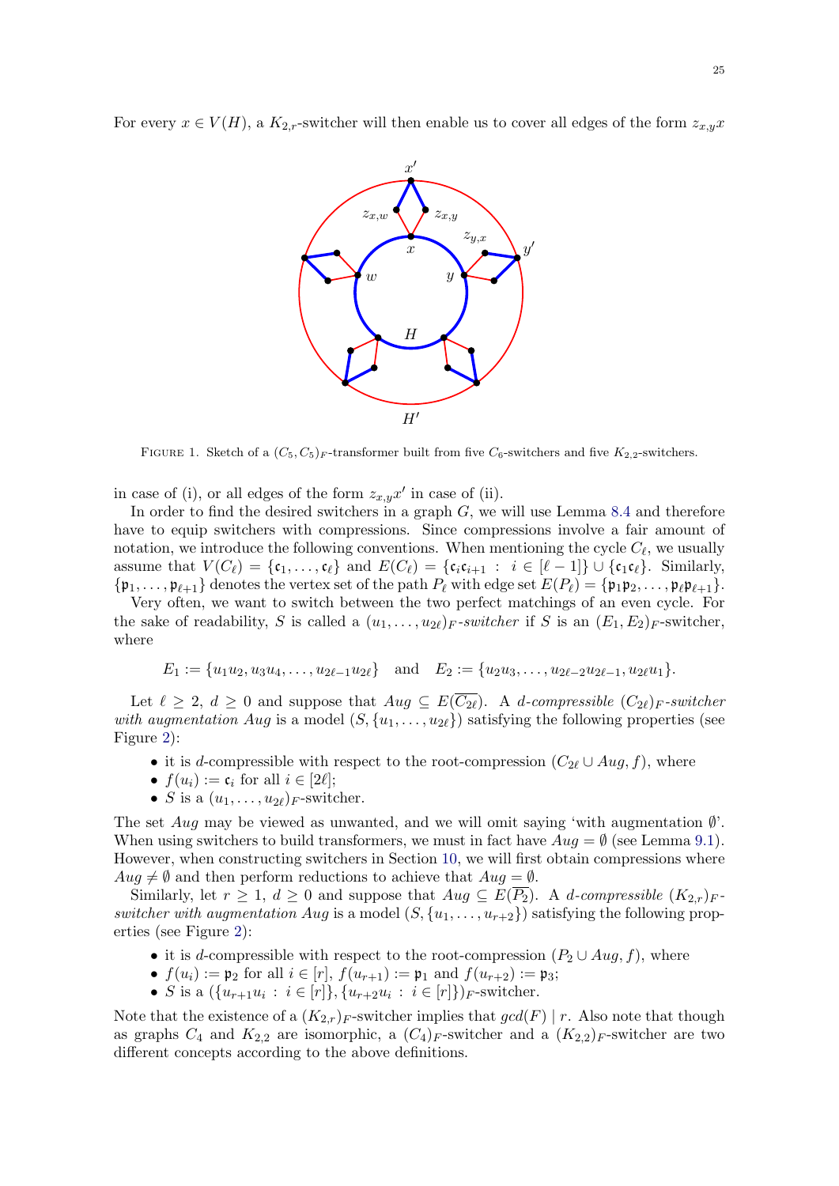For every $x \in V(H)$, a $K_{2,r}$-switcher will then enable us to cover all edges of the form $z_{x,y}x$

FIGURE 1. Sketch of a $(C_5, C_5)_F$-transformer built from five $C_6$-switchers and five $K_{2,2}$-switchers.

in case of (i), or all edges of the form $z_{x,y}x'$ in case of (ii).

In order to find the desired switchers in a graph $G$, we will use Lemma 8.4 and therefore have to equip switchers with compressions. Since compressions involve a fair amount of notation, we introduce the following conventions. When mentioning the cycle $C_\ell$, we usually assume that $V(C_\ell) = \{\mathfrak{c}_1, \ldots, \mathfrak{c}_\ell\}$ and $E(C_\ell) = \{\mathfrak{c}_i\mathfrak{c}_{i+1} : i \in [\ell-1]\} \cup \{\mathfrak{c}_1\mathfrak{c}_\ell\}$. Similarly, $\{\mathfrak{p}_1, \ldots, \mathfrak{p}_{\ell+1}\}$ denotes the vertex set of the path $P_\ell$ with edge set $E(P_\ell) = \{\mathfrak{p}_1\mathfrak{p}_2, \ldots, \mathfrak{p}_\ell\mathfrak{p}_{\ell+1}\}$.

Very often, we want to switch between the two perfect matchings of an even cycle. For the sake of readability, $S$ is called a $(u_1, \ldots, u_{2\ell})_F$*-switcher* if $S$ is an $(E_1, E_2)_F$-switcher, where

$$E_1 := \{u_1u_2, u_3u_4, \ldots, u_{2\ell-1}u_{2\ell}\} \quad \text{and} \quad E_2 := \{u_2u_3, \ldots, u_{2\ell-2}u_{2\ell-1}, u_{2\ell}u_1\}.$$

Let $\ell \geq 2$, $d \geq 0$ and suppose that $Aug \subseteq E(\overline{C_{2\ell}})$. A *$d$-compressible $(C_{2\ell})_F$-switcher with augmentation $Aug$* is a model $(S, \{u_1, \ldots, u_{2\ell}\})$ satisfying the following properties (see Figure 2):

- it is $d$-compressible with respect to the root-compression $(C_{2\ell} \cup Aug, f)$, where
- $f(u_i) := \mathfrak{c}_i$ for all $i \in [2\ell]$;
- $S$ is a $(u_1, \ldots, u_{2\ell})_F$-switcher.

The set $Aug$ may be viewed as unwanted, and we will omit saying 'with augmentation $\emptyset$'. When using switchers to build transformers, we must in fact have $Aug = \emptyset$ (see Lemma 9.1). However, when constructing switchers in Section 10, we will first obtain compressions where $Aug \neq \emptyset$ and then perform reductions to achieve that $Aug = \emptyset$.

Similarly, let $r \geq 1$, $d \geq 0$ and suppose that $Aug \subseteq E(\overline{P_2})$. A *$d$-compressible $(K_{2,r})_F$-switcher with augmentation $Aug$* is a model $(S, \{u_1, \ldots, u_{r+2}\})$ satisfying the following properties (see Figure 2):

- it is $d$-compressible with respect to the root-compression $(P_2 \cup Aug, f)$, where
- $f(u_i) := \mathfrak{p}_2$ for all $i \in [r]$, $f(u_{r+1}) := \mathfrak{p}_1$ and $f(u_{r+2}) := \mathfrak{p}_3$;
- $S$ is a $(\{u_{r+1}u_i : i \in [r]\}, \{u_{r+2}u_i : i \in [r]\})_F$-switcher.

Note that the existence of a $(K_{2,r})_F$-switcher implies that $gcd(F) \mid r$. Also note that though as graphs $C_4$ and $K_{2,2}$ are isomorphic, a $(C_4)_F$-switcher and a $(K_{2,2})_F$-switcher are two different concepts according to the above definitions.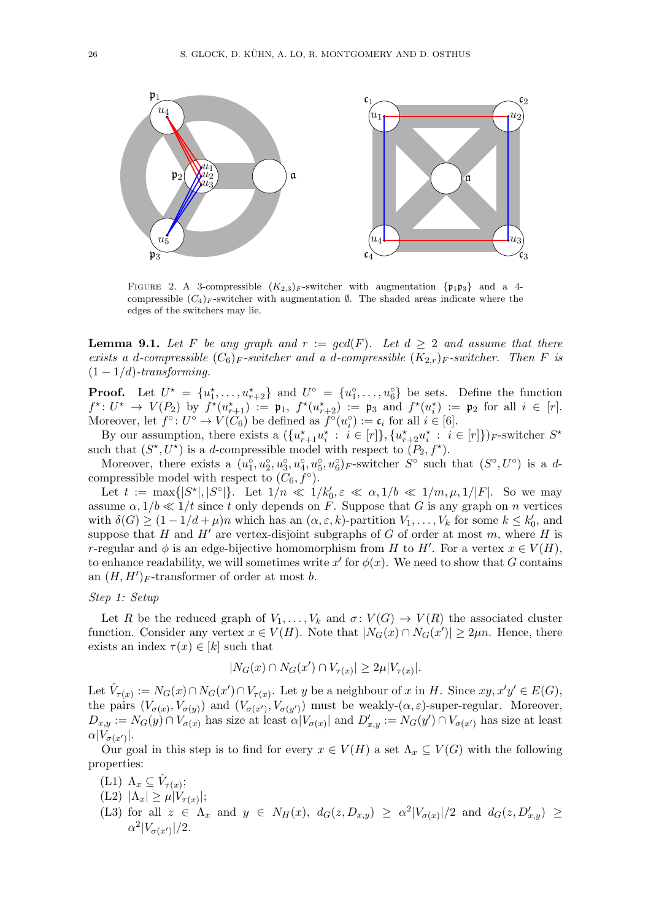FIGURE 2. A 3-compressible $(K_{2,3})_F$-switcher with augmentation $\{\mathfrak{p}_1\mathfrak{p}_3\}$ and a 4-compressible $(C_4)_F$-switcher with augmentation $\emptyset$. The shaded areas indicate where the edges of the switchers may lie.

**Lemma 9.1.** *Let $F$ be any graph and $r := gcd(F)$. Let $d \geq 2$ and assume that there exists a $d$-compressible $(C_6)_F$-switcher and a $d$-compressible $(K_{2,r})_F$-switcher. Then $F$ is $(1-1/d)$-transforming.*

**Proof.** Let $U^\star = \{u_1^\star, \dots, u_{r+2}^\star\}$ and $U^\circ = \{u_1^\circ, \dots, u_6^\circ\}$ be sets. Define the function $f^\star \colon U^\star \to V(P_2)$ by $f^\star(u_{r+1}^\star) := \mathfrak{p}_1$, $f^\star(u_{r+2}^\star) := \mathfrak{p}_3$ and $f^\star(u_i^\star) := \mathfrak{p}_2$ for all $i \in [r]$. Moreover, let $f^\circ \colon U^\circ \to V(C_6)$ be defined as $f^\circ(u_i^\circ) := \mathfrak{c}_i$ for all $i \in [6]$.

By our assumption, there exists a $(\{u_{r+1}^\star u_i^\star : i \in [r]\}, \{u_{r+2}^\star u_i^\star : i \in [r]\})_F$-switcher $S^\star$ such that $(S^\star, U^\star)$ is a $d$-compressible model with respect to $(P_2, f^\star)$.

Moreover, there exists a $(u_1^\circ, u_2^\circ, u_3^\circ, u_4^\circ, u_5^\circ, u_6^\circ)_F$-switcher $S^\circ$ such that $(S^\circ, U^\circ)$ is a $d$-compressible model with respect to $(C_6, f^\circ)$.

Let $t := \max\{|S^\star|, |S^\circ|\}$. Let $1/n \ll 1/k_0', \varepsilon \ll \alpha, 1/b \ll 1/m, \mu, 1/|F|$. So we may assume $\alpha, 1/b \ll 1/t$ since $t$ only depends on $F$. Suppose that $G$ is any graph on $n$ vertices with $\delta(G) \geq (1-1/d+\mu)n$ which has an $(\alpha, \varepsilon, k)$-partition $V_1, \dots, V_k$ for some $k \leq k_0'$, and suppose that $H$ and $H'$ are vertex-disjoint subgraphs of $G$ of order at most $m$, where $H$ is $r$-regular and $\phi$ is an edge-bijective homomorphism from $H$ to $H'$. For a vertex $x \in V(H)$, to enhance readability, we will sometimes write $x'$ for $\phi(x)$. We need to show that $G$ contains an $(H, H')_F$-transformer of order at most $b$.

*Step 1: Setup*

Let $R$ be the reduced graph of $V_1, \dots, V_k$ and $\sigma \colon V(G) \to V(R)$ the associated cluster function. Consider any vertex $x \in V(H)$. Note that $|N_G(x) \cap N_G(x')| \geq 2\mu n$. Hence, there exists an index $\tau(x) \in [k]$ such that

$$|N_G(x) \cap N_G(x') \cap V_{\tau(x)}| \geq 2\mu |V_{\tau(x)}|.$$

Let $\hat{V}_{\tau(x)} := N_G(x) \cap N_G(x') \cap V_{\tau(x)}$. Let $y$ be a neighbour of $x$ in $H$. Since $xy, x'y' \in E(G)$, the pairs $(V_{\sigma(x)}, V_{\sigma(y)})$ and $(V_{\sigma(x')}, V_{\sigma(y')})$ must be weakly-$(\alpha, \varepsilon)$-super-regular. Moreover, $D_{x,y} := N_G(y) \cap V_{\sigma(x)}$ has size at least $\alpha |V_{\sigma(x)}|$ and $D_{x,y}' := N_G(y') \cap V_{\sigma(x')}$ has size at least $\alpha |V_{\sigma(x')}|$.

Our goal in this step is to find for every $x \in V(H)$ a set $\Lambda_x \subseteq V(G)$ with the following properties:

(L1) $\Lambda_x \subseteq \hat{V}_{\tau(x)}$;

(L2) $|\Lambda_x| \geq \mu |V_{\tau(x)}|$;

(L3) for all $z \in \Lambda_x$ and $y \in N_H(x)$, $d_G(z, D_{x,y}) \geq \alpha^2 |V_{\sigma(x)}|/2$ and $d_G(z, D_{x,y}') \geq \alpha^2 |V_{\sigma(x')}|/2$.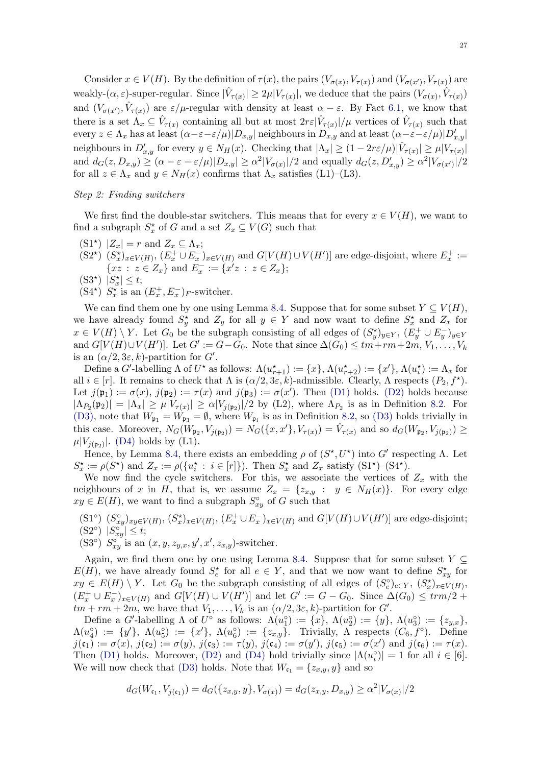Consider $x \in V(H)$. By the definition of $\tau(x)$, the pairs $(V_{\sigma(x)}, V_{\tau(x)})$ and $(V_{\sigma(x')}, V_{\tau(x)})$ are weakly-$(\alpha, \varepsilon)$-super-regular. Since $|\hat{V}_{\tau(x)}| \geq 2\mu|V_{\tau(x)}|$, we deduce that the pairs $(V_{\sigma(x)}, \hat{V}_{\tau(x)})$ and $(V_{\sigma(x')}, \hat{V}_{\tau(x)})$ are $\varepsilon/\mu$-regular with density at least $\alpha - \varepsilon$. By Fact 6.1, we know that there is a set $\Lambda_x \subseteq \hat{V}_{\tau(x)}$ containing all but at most $2r\varepsilon|\hat{V}_{\tau(x)}|/\mu$ vertices of $\hat{V}_{\tau(x)}$ such that every $z \in \Lambda_x$ has at least $(\alpha - \varepsilon - \varepsilon/\mu)|D_{x,y}|$ neighbours in $D_{x,y}$ and at least $(\alpha - \varepsilon - \varepsilon/\mu)|D'_{x,y}|$ neighbours in $D'_{x,y}$ for every $y \in N_H(x)$. Checking that $|\Lambda_x| \geq (1 - 2r\varepsilon/\mu)|\hat{V}_{\tau(x)}| \geq \mu|V_{\tau(x)}|$ and $d_G(z, D_{x,y}) \geq (\alpha - \varepsilon - \varepsilon/\mu)|D_{x,y}| \geq \alpha^2|V_{\sigma(x)}|/2$ and equally $d_G(z, D'_{x,y}) \geq \alpha^2|V_{\sigma(x')}|/2$ for all $z \in \Lambda_x$ and $y \in N_H(x)$ confirms that $\Lambda_x$ satisfies (L1)–(L3).

*Step 2: Finding switchers*

We first find the double-star switchers. This means that for every $x \in V(H)$, we want to find a subgraph $S^\star_x$ of $G$ and a set $Z_x \subseteq V(G)$ such that

- (S1$^\star$) $|Z_x| = r$ and $Z_x \subseteq \Lambda_x$;
- (S2$^\star$) $(S^\star_x)_{x \in V(H)}$, $(E^+_x \cup E^-_x)_{x \in V(H)}$ and $G[V(H) \cup V(H')]$ are edge-disjoint, where $E^+_x := \{xz \,:\, z \in Z_x\}$ and $E^-_x := \{x'z \,:\, z \in Z_x\}$;
- (S3$^\star$) $|S^\star_x| \leq t$;
- (S4$^\star$) $S^\star_x$ is an $(E^+_x, E^-_x)_F$-switcher.

We can find them one by one using Lemma 8.4. Suppose that for some subset $Y \subseteq V(H)$, we have already found $S^\star_y$ and $Z_y$ for all $y \in Y$ and now want to define $S^\star_x$ and $Z_x$ for $x \in V(H) \setminus Y$. Let $G_0$ be the subgraph consisting of all edges of $(S^\star_y)_{y \in Y}$, $(E^+_y \cup E^-_y)_{y \in Y}$ and $G[V(H) \cup V(H')]$. Let $G' := G - G_0$. Note that since $\Delta(G_0) \leq tm + rm + 2m$, $V_1, \ldots, V_k$ is an $(\alpha/2, 3\varepsilon, k)$-partition for $G'$.

Define a $G'$-labelling $\Lambda$ of $U^\star$ as follows: $\Lambda(u^\star_{r+1}) := \{x\}$, $\Lambda(u^\star_{r+2}) := \{x'\}$, $\Lambda(u^\star_i) := \Lambda_x$ for all $i \in [r]$. It remains to check that $\Lambda$ is $(\alpha/2, 3\varepsilon, k)$-admissible. Clearly, $\Lambda$ respects $(P_2, f^\star)$. Let $j(\mathfrak{p}_1) := \sigma(x)$, $j(\mathfrak{p}_2) := \tau(x)$ and $j(\mathfrak{p}_3) := \sigma(x')$. Then (D1) holds. (D2) holds because $|\Lambda_{P_2}(\mathfrak{p}_2)| = |\Lambda_x| \geq \mu|V_{\tau(x)}| \geq \alpha|V_{j(\mathfrak{p}_2)}|/2$ by (L2), where $\Lambda_{P_2}$ is as in Definition 8.2. For (D3), note that $W_{\mathfrak{p}_1} = W_{\mathfrak{p}_3} = \emptyset$, where $W_{\mathfrak{p}_i}$ is as in Definition 8.2, so (D3) holds trivially in this case. Moreover, $N_G(W_{\mathfrak{p}_2}, V_{j(\mathfrak{p}_2)}) = N_G(\{x, x'\}, V_{\tau(x)}) = \hat{V}_{\tau(x)}$ and so $d_G(W_{\mathfrak{p}_2}, V_{j(\mathfrak{p}_2)}) \geq \mu|V_{j(\mathfrak{p}_2)}|$. (D4) holds by (L1).

Hence, by Lemma 8.4, there exists an embedding $\rho$ of $(S^\star, U^\star)$ into $G'$ respecting $\Lambda$. Let $S^\star_x := \rho(S^\star)$ and $Z_x := \rho(\{u^\star_i \,:\, i \in [r]\})$. Then $S^\star_x$ and $Z_x$ satisfy (S1$^\star$)–(S4$^\star$).

We now find the cycle switchers. For this, we associate the vertices of $Z_x$ with the neighbours of $x$ in $H$, that is, we assume $Z_x = \{z_{x,y} \,:\, y \in N_H(x)\}$. For every edge $xy \in E(H)$, we want to find a subgraph $S^\circ_{xy}$ of $G$ such that

- (S1$^\circ$) $(S^\circ_{xy})_{xy \in V(H)}$, $(S^\star_x)_{x \in V(H)}$, $(E^+_x \cup E^-_x)_{x \in V(H)}$ and $G[V(H) \cup V(H')]$ are edge-disjoint;
- (S2$^\circ$) $|S^\circ_{xy}| \leq t$;
- (S3$^\circ$) $S^\circ_{xy}$ is an $(x, y, z_{y,x}, y', x', z_{x,y})$-switcher.

Again, we find them one by one using Lemma 8.4. Suppose that for some subset $Y \subseteq E(H)$, we have already found $S^\star_e$ for all $e \in Y$, and that we now want to define $S^\star_{xy}$ for $xy \in E(H) \setminus Y$. Let $G_0$ be the subgraph consisting of all edges of $(S^\circ_e)_{e \in Y}$, $(S^\star_x)_{x \in V(H)}$, $(E^+_x \cup E^-_x)_{x \in V(H)}$ and $G[V(H) \cup V(H')]$ and let $G' := G - G_0$. Since $\Delta(G_0) \leq trm/2 + tm + rm + 2m$, we have that $V_1, \ldots, V_k$ is an $(\alpha/2, 3\varepsilon, k)$-partition for $G'$.

Define a $G'$-labelling $\Lambda$ of $U^\circ$ as follows: $\Lambda(u^\circ_1) := \{x\}$, $\Lambda(u^\circ_2) := \{y\}$, $\Lambda(u^\circ_3) := \{z_{y,x}\}$, $\Lambda(u^\circ_4) := \{y'\}$, $\Lambda(u^\circ_5) := \{x'\}$, $\Lambda(u^\circ_6) := \{z_{x,y}\}$. Trivially, $\Lambda$ respects $(C_6, f^\circ)$. Define $j(\mathfrak{c}_1) := \sigma(x)$, $j(\mathfrak{c}_2) := \sigma(y)$, $j(\mathfrak{c}_3) := \tau(y)$, $j(\mathfrak{c}_4) := \sigma(y')$, $j(\mathfrak{c}_5) := \sigma(x')$ and $j(\mathfrak{c}_6) := \tau(x)$. Then (D1) holds. Moreover, (D2) and (D4) hold trivially since $|\Lambda(u^\circ_i)| = 1$ for all $i \in [6]$. We will now check that (D3) holds. Note that $W_{\mathfrak{c}_1} = \{z_{x,y}, y\}$ and so

$$d_G(W_{\mathfrak{c}_1}, V_{j(\mathfrak{c}_1)}) = d_G(\{z_{x,y}, y\}, V_{\sigma(x)}) = d_G(z_{x,y}, D_{x,y}) \geq \alpha^2|V_{\sigma(x)}|/2$$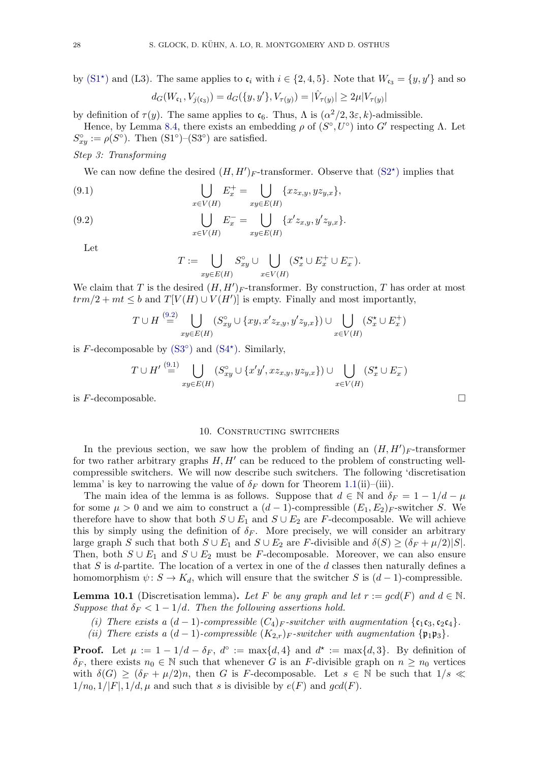by (S1$^\star$) and (L3). The same applies to $\mathfrak{c}_i$ with $i \in \{2,4,5\}$. Note that $W_{\mathfrak{c}_3} = \{y, y'\}$ and so

$$d_G(W_{\mathfrak{c}_1}, V_{j(\mathfrak{c}_3)}) = d_G(\{y,y'\}, V_{\tau(y)}) = |\hat{V}_{\tau(y)}| \geq 2\mu |V_{\tau(y)}|$$

by definition of $\tau(y)$. The same applies to $\mathfrak{c}_6$. Thus, $\Lambda$ is $(\alpha^2/2, 3\varepsilon, k)$-admissible.

Hence, by Lemma 8.4, there exists an embedding $\rho$ of $(S^\circ, U^\circ)$ into $G'$ respecting $\Lambda$. Let $S^\circ_{xy} := \rho(S^\circ)$. Then (S1$^\circ$)–(S3$^\circ$) are satisfied.

*Step 3: Transforming*

We can now define the desired $(H,H')_F$-transformer. Observe that (S2$^\star$) implies that

$$\bigcup_{x \in V(H)} E^+_x = \bigcup_{xy \in E(H)} \{x z_{x,y}, y z_{y,x}\}, \tag{9.1}$$

$$\bigcup_{x \in V(H)} E^-_x = \bigcup_{xy \in E(H)} \{x' z_{x,y}, y' z_{y,x}\}. \tag{9.2}$$

Let

$$T := \bigcup_{xy \in E(H)} S^\circ_{xy} \cup \bigcup_{x \in V(H)} (S^\star_x \cup E^+_x \cup E^-_x).$$

We claim that $T$ is the desired $(H,H')_F$-transformer. By construction, $T$ has order at most $trm/2 + mt \leq b$ and $T[V(H) \cup V(H')]$ is empty. Finally and most importantly,

$$T \cup H \overset{(9.2)}{=} \bigcup_{xy \in E(H)} (S^\circ_{xy} \cup \{xy, x' z_{x,y}, y' z_{y,x}\}) \cup \bigcup_{x \in V(H)} (S^\star_x \cup E^+_x)$$

is $F$-decomposable by (S3$^\circ$) and (S4$^\star$). Similarly,

$$T \cup H' \overset{(9.1)}{=} \bigcup_{xy \in E(H)} (S^\circ_{xy} \cup \{x'y', x z_{x,y}, y z_{y,x}\}) \cup \bigcup_{x \in V(H)} (S^\star_x \cup E^-_x)$$

is $F$-decomposable. □

## 10. Constructing switchers

In the previous section, we saw how the problem of finding an $(H,H')_F$-transformer for two rather arbitrary graphs $H, H'$ can be reduced to the problem of constructing well-compressible switchers. We will now describe such switchers. The following 'discretisation lemma' is key to narrowing the value of $\delta_F$ down for Theorem 1.1(ii)–(iii).

The main idea of the lemma is as follows. Suppose that $d \in \mathbb{N}$ and $\delta_F = 1 - 1/d - \mu$ for some $\mu > 0$ and we aim to construct a $(d-1)$-compressible $(E_1,E_2)_F$-switcher $S$. We therefore have to show that both $S \cup E_1$ and $S \cup E_2$ are $F$-decomposable. We will achieve this by simply using the definition of $\delta_F$. More precisely, we will consider an arbitrary large graph $S$ such that both $S \cup E_1$ and $S \cup E_2$ are $F$-divisible and $\delta(S) \geq (\delta_F + \mu/2)|S|$. Then, both $S \cup E_1$ and $S \cup E_2$ must be $F$-decomposable. Moreover, we can also ensure that $S$ is $d$-partite. The location of a vertex in one of the $d$ classes then naturally defines a homomorphism $\psi \colon S \to K_d$, which will ensure that the switcher $S$ is $(d-1)$-compressible.

**Lemma 10.1** (Discretisation lemma). *Let $F$ be any graph and let $r := gcd(F)$ and $d \in \mathbb{N}$. Suppose that $\delta_F < 1 - 1/d$. Then the following assertions hold.*

*(i) There exists a $(d-1)$-compressible $(C_4)_F$-switcher with augmentation $\{\mathfrak{c}_1\mathfrak{c}_3, \mathfrak{c}_2\mathfrak{c}_4\}$.*

*(ii) There exists a $(d-1)$-compressible $(K_{2,r})_F$-switcher with augmentation $\{\mathfrak{p}_1\mathfrak{p}_3\}$.*

**Proof.** Let $\mu := 1 - 1/d - \delta_F$, $d^\circ := \max\{d, 4\}$ and $d^\star := \max\{d, 3\}$. By definition of $\delta_F$, there exists $n_0 \in \mathbb{N}$ such that whenever $G$ is an $F$-divisible graph on $n \geq n_0$ vertices with $\delta(G) \geq (\delta_F + \mu/2)n$, then $G$ is $F$-decomposable. Let $s \in \mathbb{N}$ be such that $1/s \ll 1/n_0, 1/|F|, 1/d, \mu$ and such that $s$ is divisible by $e(F)$ and $gcd(F)$.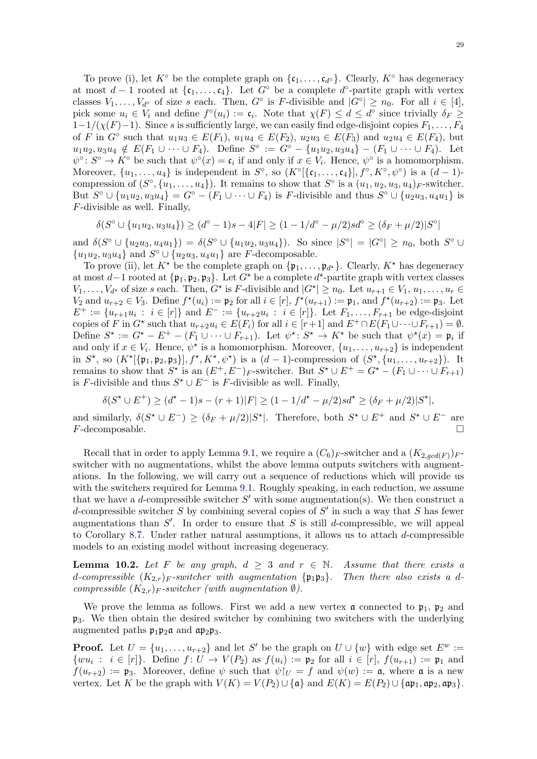To prove (i), let $K^\circ$ be the complete graph on $\{\mathfrak{c}_1, \dots, \mathfrak{c}_{d^\circ}\}$. Clearly, $K^\circ$ has degeneracy at most $d-1$ rooted at $\{\mathfrak{c}_1, \dots, \mathfrak{c}_4\}$. Let $G^\circ$ be a complete $d^\circ$-partite graph with vertex classes $V_1, \dots, V_{d^\circ}$ of size $s$ each. Then, $G^\circ$ is $F$-divisible and $|G^\circ| \geq n_0$. For all $i \in [4]$, pick some $u_i \in V_i$ and define $f^\circ(u_i) := \mathfrak{c}_i$. Note that $\chi(F) \leq d \leq d^\circ$ since trivially $\delta_F \geq 1-1/(\chi(F)-1)$. Since $s$ is sufficiently large, we can easily find edge-disjoint copies $F_1, \dots, F_4$ of $F$ in $G^\circ$ such that $u_1u_3 \in E(F_1)$, $u_1u_4 \in E(F_2)$, $u_2u_3 \in E(F_3)$ and $u_2u_4 \in E(F_4)$, but $u_1u_2, u_3u_4 \notin E(F_1 \cup \dots \cup F_4)$. Define $S^\circ := G^\circ - \{u_1u_2, u_3u_4\} - (F_1 \cup \dots \cup F_4)$. Let $\psi^\circ \colon S^\circ \to K^\circ$ be such that $\psi^\circ(x) = \mathfrak{c}_i$ if and only if $x \in V_i$. Hence, $\psi^\circ$ is a homomorphism. Moreover, $\{u_1, \dots, u_4\}$ is independent in $S^\circ$, so $(K^\circ[\{\mathfrak{c}_1, \dots, \mathfrak{c}_4\}], f^\circ, K^\circ, \psi^\circ)$ is a $(d-1)$-compression of $(S^\circ, \{u_1, \dots, u_4\})$. It remains to show that $S^\circ$ is a $(u_1, u_2, u_3, u_4)_F$-switcher. But $S^\circ \cup \{u_1u_2, u_3u_4\} = G^\circ - (F_1 \cup \dots \cup F_4)$ is $F$-divisible and thus $S^\circ \cup \{u_2u_3, u_4u_1\}$ is $F$-divisible as well. Finally,

$$\delta(S^\circ \cup \{u_1u_2, u_3u_4\}) \geq (d^\circ - 1)s - 4|F| \geq (1 - 1/d^\circ - \mu/2)sd^\circ \geq (\delta_F + \mu/2)|S^\circ|$$

and $\delta(S^\circ \cup \{u_2u_3, u_4u_1\}) = \delta(S^\circ \cup \{u_1u_2, u_3u_4\})$. So since $|S^\circ| = |G^\circ| \geq n_0$, both $S^\circ \cup \{u_1u_2, u_3u_4\}$ and $S^\circ \cup \{u_2u_3, u_4u_1\}$ are $F$-decomposable.

To prove (ii), let $K^\star$ be the complete graph on $\{\mathfrak{p}_1, \dots, \mathfrak{p}_{d^\star}\}$. Clearly, $K^\star$ has degeneracy at most $d-1$ rooted at $\{\mathfrak{p}_1, \mathfrak{p}_2, \mathfrak{p}_3\}$. Let $G^\star$ be a complete $d^\star$-partite graph with vertex classes $V_1, \dots, V_{d^\star}$ of size $s$ each. Then, $G^\star$ is $F$-divisible and $|G^\star| \geq n_0$. Let $u_{r+1} \in V_1$, $u_1, \dots, u_r \in V_2$ and $u_{r+2} \in V_3$. Define $f^\star(u_i) := \mathfrak{p}_2$ for all $i \in [r]$, $f^\star(u_{r+1}) := \mathfrak{p}_1$, and $f^\star(u_{r+2}) := \mathfrak{p}_3$. Let $E^+ := \{u_{r+1}u_i : i \in [r]\}$ and $E^- := \{u_{r+2}u_i : i \in [r]\}$. Let $F_1, \dots, F_{r+1}$ be edge-disjoint copies of $F$ in $G^\star$ such that $u_{r+2}u_i \in E(F_i)$ for all $i \in [r+1]$ and $E^+ \cap E(F_1 \cup \dots \cup F_{r+1}) = \emptyset$. Define $S^\star := G^\star - E^+ - (F_1 \cup \dots \cup F_{r+1})$. Let $\psi^\star \colon S^\star \to K^\star$ be such that $\psi^\star(x) = \mathfrak{p}_i$ if and only if $x \in V_i$. Hence, $\psi^\star$ is a homomorphism. Moreover, $\{u_1, \dots, u_{r+2}\}$ is independent in $S^\star$, so $(K^\star[\{\mathfrak{p}_1, \mathfrak{p}_2, \mathfrak{p}_3\}], f^\star, K^\star, \psi^\star)$ is a $(d-1)$-compression of $(S^\star, \{u_1, \dots, u_{r+2}\})$. It remains to show that $S^\star$ is an $(E^+, E^-)_F$-switcher. But $S^\star \cup E^+ = G^\star - (F_1 \cup \dots \cup F_{r+1})$ is $F$-divisible and thus $S^\star \cup E^-$ is $F$-divisible as well. Finally,

$$\delta(S^\star \cup E^+) \geq (d^\star - 1)s - (r+1)|F| \geq (1 - 1/d^\star - \mu/2)sd^\star \geq (\delta_F + \mu/2)|S^\star|,$$

and similarly, $\delta(S^\star \cup E^-) \geq (\delta_F + \mu/2)|S^\star|$. Therefore, both $S^\star \cup E^+$ and $S^\star \cup E^-$ are $F$-decomposable. $\square$

Recall that in order to apply Lemma 9.1, we require a $(C_6)_F$-switcher and a $(K_{2,gcd(F)})_F$-switcher with no augmentations, whilst the above lemma outputs switchers with augmentations. In the following, we will carry out a sequence of reductions which will provide us with the switchers required for Lemma 9.1. Roughly speaking, in each reduction, we assume that we have a $d$-compressible switcher $S'$ with some augmentation(s). We then construct a $d$-compressible switcher $S$ by combining several copies of $S'$ in such a way that $S$ has fewer augmentations than $S'$. In order to ensure that $S$ is still $d$-compressible, we will appeal to Corollary 8.7. Under rather natural assumptions, it allows us to attach $d$-compressible models to an existing model without increasing degeneracy.

**Lemma 10.2.** *Let $F$ be any graph, $d \geq 3$ and $r \in \mathbb{N}$. Assume that there exists a $d$-compressible $(K_{2,r})_F$-switcher with augmentation $\{\mathfrak{p}_1\mathfrak{p}_3\}$. Then there also exists a $d$-compressible $(K_{2,r})_F$-switcher (with augmentation $\emptyset$).*

We prove the lemma as follows. First we add a new vertex $\mathfrak{a}$ connected to $\mathfrak{p}_1$, $\mathfrak{p}_2$ and $\mathfrak{p}_3$. We then obtain the desired switcher by combining two switchers with the underlying augmented paths $\mathfrak{p}_1\mathfrak{p}_2\mathfrak{a}$ and $\mathfrak{a}\mathfrak{p}_2\mathfrak{p}_3$.

**Proof.** Let $U = \{u_1, \dots, u_{r+2}\}$ and let $S'$ be the graph on $U \cup \{w\}$ with edge set $E^w := \{wu_i : i \in [r]\}$. Define $f \colon U \to V(P_2)$ as $f(u_i) := \mathfrak{p}_2$ for all $i \in [r]$, $f(u_{r+1}) := \mathfrak{p}_1$ and $f(u_{r+2}) := \mathfrak{p}_3$. Moreover, define $\psi$ such that $\psi\restriction_U = f$ and $\psi(w) := \mathfrak{a}$, where $\mathfrak{a}$ is a new vertex. Let $K$ be the graph with $V(K) = V(P_2) \cup \{\mathfrak{a}\}$ and $E(K) = E(P_2) \cup \{\mathfrak{a}\mathfrak{p}_1, \mathfrak{a}\mathfrak{p}_2, \mathfrak{a}\mathfrak{p}_3\}$.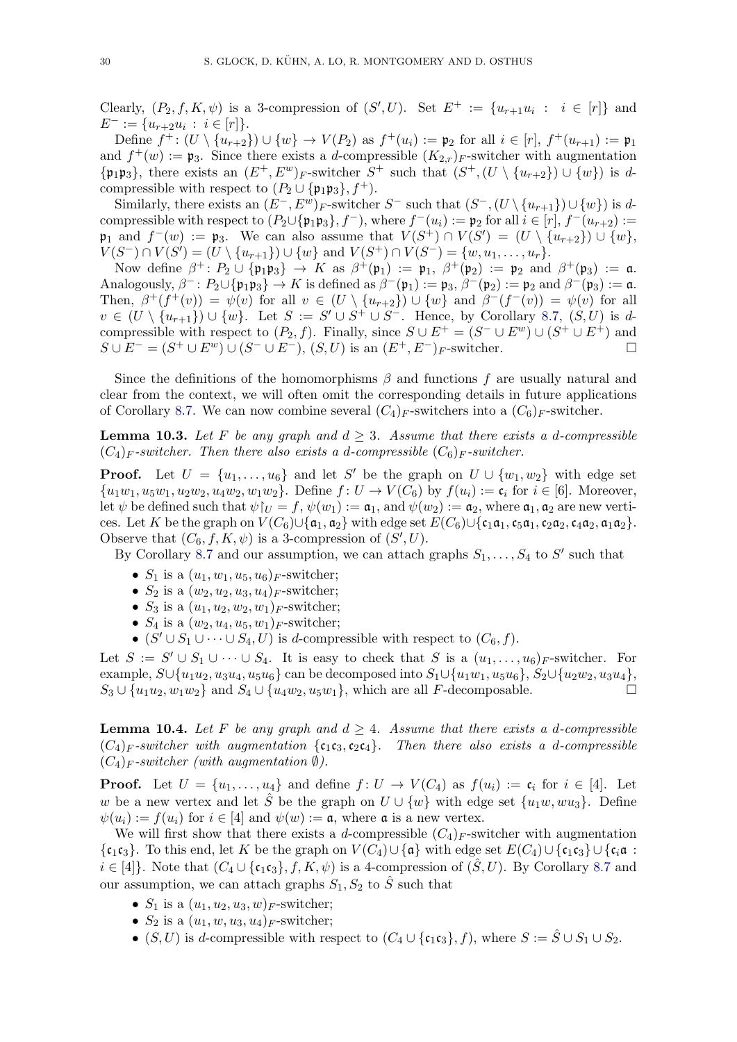Clearly, $(P_2, f, K, \psi)$ is a 3-compression of $(S', U)$. Set $E^+ := \{u_{r+1}u_i : i \in [r]\}$ and $E^- := \{u_{r+2}u_i : i \in [r]\}$.

Define $f^+ : (U \setminus \{u_{r+2}\}) \cup \{w\} \to V(P_2)$ as $f^+(u_i) := \mathfrak{p}_2$ for all $i \in [r]$, $f^+(u_{r+1}) := \mathfrak{p}_1$ and $f^+(w) := \mathfrak{p}_3$. Since there exists a $d$-compressible $(K_{2,r})_F$-switcher with augmentation $\{\mathfrak{p}_1\mathfrak{p}_3\}$, there exists an $(E^+, E^w)_F$-switcher $S^+$ such that $(S^+, (U \setminus \{u_{r+2}\}) \cup \{w\})$ is $d$-compressible with respect to $(P_2 \cup \{\mathfrak{p}_1\mathfrak{p}_3\}, f^+)$.

Similarly, there exists an $(E^-, E^w)_F$-switcher $S^-$ such that $(S^-, (U \setminus \{u_{r+1}\}) \cup \{w\})$ is $d$-compressible with respect to $(P_2 \cup \{\mathfrak{p}_1\mathfrak{p}_3\}, f^-)$, where $f^-(u_i) := \mathfrak{p}_2$ for all $i \in [r]$, $f^-(u_{r+2}) := \mathfrak{p}_1$ and $f^-(w) := \mathfrak{p}_3$. We can also assume that $V(S^+) \cap V(S') = (U \setminus \{u_{r+2}\}) \cup \{w\}$, $V(S^-) \cap V(S') = (U \setminus \{u_{r+1}\}) \cup \{w\}$ and $V(S^+) \cap V(S^-) = \{w, u_1, \ldots, u_r\}$.

Now define $\beta^+ : P_2 \cup \{\mathfrak{p}_1\mathfrak{p}_3\} \to K$ as $\beta^+(\mathfrak{p}_1) := \mathfrak{p}_1$, $\beta^+(\mathfrak{p}_2) := \mathfrak{p}_2$ and $\beta^+(\mathfrak{p}_3) := \mathfrak{a}$. Analogously, $\beta^- : P_2 \cup \{\mathfrak{p}_1\mathfrak{p}_3\} \to K$ is defined as $\beta^-(\mathfrak{p}_1) := \mathfrak{p}_3$, $\beta^-(\mathfrak{p}_2) := \mathfrak{p}_2$ and $\beta^-(\mathfrak{p}_3) := \mathfrak{a}$. Then, $\beta^+(f^+(v)) = \psi(v)$ for all $v \in (U \setminus \{u_{r+2}\}) \cup \{w\}$ and $\beta^-(f^-(v)) = \psi(v)$ for all $v \in (U \setminus \{u_{r+1}\}) \cup \{w\}$. Let $S := S' \cup S^+ \cup S^-$. Hence, by Corollary 8.7, $(S, U)$ is $d$-compressible with respect to $(P_2, f)$. Finally, since $S \cup E^+ = (S^- \cup E^w) \cup (S^+ \cup E^+)$ and $S \cup E^- = (S^+ \cup E^w) \cup (S^- \cup E^-)$, $(S, U)$ is an $(E^+, E^-)_F$-switcher. $\square$

Since the definitions of the homomorphisms $\beta$ and functions $f$ are usually natural and clear from the context, we will often omit the corresponding details in future applications of Corollary 8.7. We can now combine several $(C_4)_F$-switchers into a $(C_6)_F$-switcher.

**Lemma 10.3.** *Let $F$ be any graph and $d \geq 3$. Assume that there exists a $d$-compressible $(C_4)_F$-switcher. Then there also exists a $d$-compressible $(C_6)_F$-switcher.*

**Proof.** Let $U = \{u_1, \ldots, u_6\}$ and let $S'$ be the graph on $U \cup \{w_1, w_2\}$ with edge set $\{u_1w_1, u_5w_1, u_2w_2, u_4w_2, w_1w_2\}$. Define $f : U \to V(C_6)$ by $f(u_i) := \mathfrak{c}_i$ for $i \in [6]$. Moreover, let $\psi$ be defined such that $\psi\restriction_U = f$, $\psi(w_1) := \mathfrak{a}_1$, and $\psi(w_2) := \mathfrak{a}_2$, where $\mathfrak{a}_1, \mathfrak{a}_2$ are new vertices. Let $K$ be the graph on $V(C_6) \cup \{\mathfrak{a}_1, \mathfrak{a}_2\}$ with edge set $E(C_6) \cup \{\mathfrak{c}_1\mathfrak{a}_1, \mathfrak{c}_5\mathfrak{a}_1, \mathfrak{c}_2\mathfrak{a}_2, \mathfrak{c}_4\mathfrak{a}_2, \mathfrak{a}_1\mathfrak{a}_2\}$. Observe that $(C_6, f, K, \psi)$ is a 3-compression of $(S', U)$.

By Corollary 8.7 and our assumption, we can attach graphs $S_1, \ldots, S_4$ to $S'$ such that

- $S_1$ is a $(u_1, w_1, u_5, u_6)_F$-switcher;
- $S_2$ is a $(w_2, u_2, u_3, u_4)_F$-switcher;
- $S_3$ is a $(u_1, u_2, w_2, w_1)_F$-switcher;
- $S_4$ is a $(w_2, u_4, u_5, w_1)_F$-switcher;
- $(S' \cup S_1 \cup \cdots \cup S_4, U)$ is $d$-compressible with respect to $(C_6, f)$.

Let $S := S' \cup S_1 \cup \cdots \cup S_4$. It is easy to check that $S$ is a $(u_1, \ldots, u_6)_F$-switcher. For example, $S \cup \{u_1u_2, u_3u_4, u_5u_6\}$ can be decomposed into $S_1 \cup \{u_1w_1, u_5u_6\}$, $S_2 \cup \{u_2w_2, u_3u_4\}$, $S_3 \cup \{u_1u_2, w_1w_2\}$ and $S_4 \cup \{u_4w_2, u_5w_1\}$, which are all $F$-decomposable. $\square$

**Lemma 10.4.** *Let $F$ be any graph and $d \geq 4$. Assume that there exists a $d$-compressible $(C_4)_F$-switcher with augmentation $\{\mathfrak{c}_1\mathfrak{c}_3, \mathfrak{c}_2\mathfrak{c}_4\}$. Then there also exists a $d$-compressible $(C_4)_F$-switcher (with augmentation $\emptyset$).*

**Proof.** Let $U = \{u_1, \ldots, u_4\}$ and define $f : U \to V(C_4)$ as $f(u_i) := \mathfrak{c}_i$ for $i \in [4]$. Let $w$ be a new vertex and let $\hat{S}$ be the graph on $U \cup \{w\}$ with edge set $\{u_1w, wu_3\}$. Define $\psi(u_i) := f(u_i)$ for $i \in [4]$ and $\psi(w) := \mathfrak{a}$, where $\mathfrak{a}$ is a new vertex.

We will first show that there exists a $d$-compressible $(C_4)_F$-switcher with augmentation $\{\mathfrak{c}_1\mathfrak{c}_3\}$. To this end, let $K$ be the graph on $V(C_4) \cup \{\mathfrak{a}\}$ with edge set $E(C_4) \cup \{\mathfrak{c}_1\mathfrak{c}_3\} \cup \{\mathfrak{c}_i\mathfrak{a} : i \in [4]\}$. Note that $(C_4 \cup \{\mathfrak{c}_1\mathfrak{c}_3\}, f, K, \psi)$ is a 4-compression of $(\hat{S}, U)$. By Corollary 8.7 and our assumption, we can attach graphs $S_1, S_2$ to $\hat{S}$ such that

- $S_1$ is a $(u_1, u_2, u_3, w)_F$-switcher;
- $S_2$ is a $(u_1, w, u_3, u_4)_F$-switcher;
- $(S, U)$ is $d$-compressible with respect to $(C_4 \cup \{\mathfrak{c}_1\mathfrak{c}_3\}, f)$, where $S := \hat{S} \cup S_1 \cup S_2$.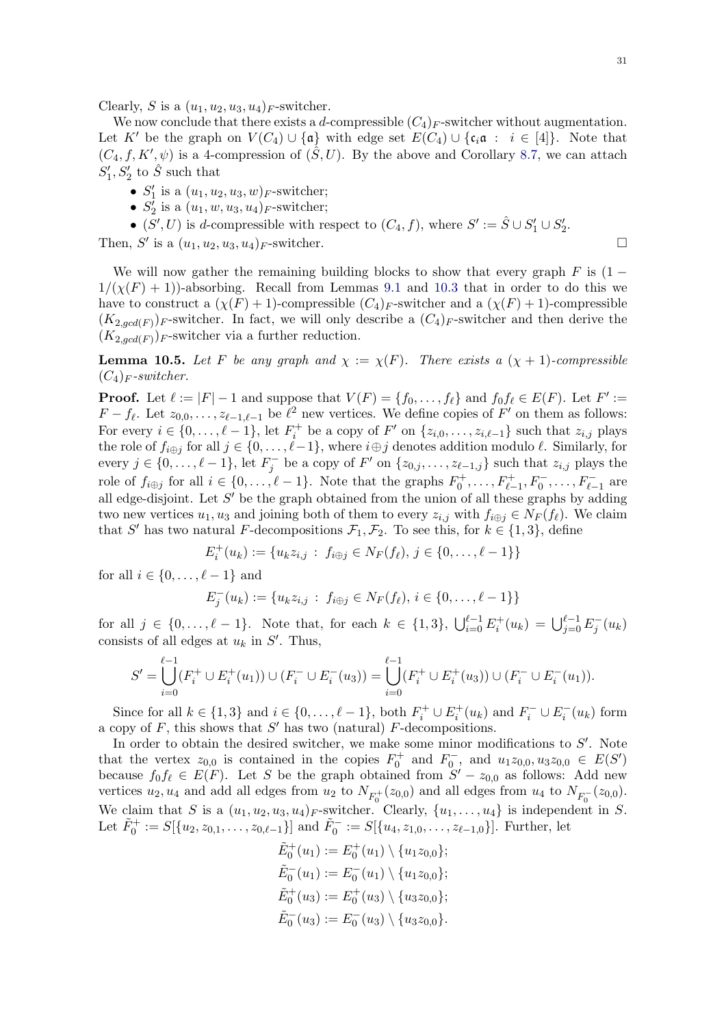Clearly, $S$ is a $(u_1, u_2, u_3, u_4)_F$-switcher.

We now conclude that there exists a $d$-compressible $(C_4)_F$-switcher without augmentation. Let $K'$ be the graph on $V(C_4) \cup \{\mathfrak{a}\}$ with edge set $E(C_4) \cup \{\mathfrak{c}_i\mathfrak{a} : i \in [4]\}$. Note that $(C_4, f, K', \psi)$ is a 4-compression of $(\hat{S}, U)$. By the above and Corollary 8.7, we can attach $S_1', S_2'$ to $\hat{S}$ such that

- $S_1'$ is a $(u_1, u_2, u_3, w)_F$-switcher;
- $S_2'$ is a $(u_1, w, u_3, u_4)_F$-switcher;
- $(S', U)$ is $d$-compressible with respect to $(C_4, f)$, where $S' := \hat{S} \cup S_1' \cup S_2'$.

Then, $S'$ is a $(u_1, u_2, u_3, u_4)_F$-switcher. □

We will now gather the remaining building blocks to show that every graph $F$ is $(1 - 1/(\chi(F) + 1))$-absorbing. Recall from Lemmas 9.1 and 10.3 that in order to do this we have to construct a $(\chi(F) + 1)$-compressible $(C_4)_F$-switcher and a $(\chi(F) + 1)$-compressible $(K_{2,gcd(F)})_F$-switcher. In fact, we will only describe a $(C_4)_F$-switcher and then derive the $(K_{2,gcd(F)})_F$-switcher via a further reduction.

**Lemma 10.5.** *Let $F$ be any graph and $\chi := \chi(F)$. There exists a $(\chi + 1)$-compressible $(C_4)_F$-switcher.*

**Proof.** Let $\ell := |F| - 1$ and suppose that $V(F) = \{f_0, \ldots, f_\ell\}$ and $f_0 f_\ell \in E(F)$. Let $F' := F - f_\ell$. Let $z_{0,0}, \ldots, z_{\ell-1,\ell-1}$ be $\ell^2$ new vertices. We define copies of $F'$ on them as follows: For every $i \in \{0, \ldots, \ell - 1\}$, let $F_i^+$ be a copy of $F'$ on $\{z_{i,0}, \ldots, z_{i,\ell-1}\}$ such that $z_{i,j}$ plays the role of $f_{i \oplus j}$ for all $j \in \{0, \ldots, \ell - 1\}$, where $i \oplus j$ denotes addition modulo $\ell$. Similarly, for every $j \in \{0, \ldots, \ell - 1\}$, let $F_j^-$ be a copy of $F'$ on $\{z_{0,j}, \ldots, z_{\ell-1,j}\}$ such that $z_{i,j}$ plays the role of $f_{i \oplus j}$ for all $i \in \{0, \ldots, \ell - 1\}$. Note that the graphs $F_0^+, \ldots, F_{\ell-1}^+, F_0^-, \ldots, F_{\ell-1}^-$ are all edge-disjoint. Let $S'$ be the graph obtained from the union of all these graphs by adding two new vertices $u_1, u_3$ and joining both of them to every $z_{i,j}$ with $f_{i \oplus j} \in N_F(f_\ell)$. We claim that $S'$ has two natural $F$-decompositions $\mathcal{F}_1, \mathcal{F}_2$. To see this, for $k \in \{1, 3\}$, define

$$E_i^+(u_k) := \{u_k z_{i,j} : f_{i \oplus j} \in N_F(f_\ell),\, j \in \{0, \ldots, \ell - 1\}\}$$

for all $i \in \{0, \ldots, \ell - 1\}$ and

$$E_j^-(u_k) := \{u_k z_{i,j} : f_{i \oplus j} \in N_F(f_\ell),\, i \in \{0, \ldots, \ell - 1\}\}$$

for all $j \in \{0, \ldots, \ell - 1\}$. Note that, for each $k \in \{1, 3\}$, $\bigcup_{i=0}^{\ell-1} E_i^+(u_k) = \bigcup_{j=0}^{\ell-1} E_j^-(u_k)$ consists of all edges at $u_k$ in $S'$. Thus,

$$S' = \bigcup_{i=0}^{\ell-1} (F_i^+ \cup E_i^+(u_1)) \cup (F_i^- \cup E_i^-(u_3)) = \bigcup_{i=0}^{\ell-1} (F_i^+ \cup E_i^+(u_3)) \cup (F_i^- \cup E_i^-(u_1)).$$

Since for all $k \in \{1, 3\}$ and $i \in \{0, \ldots, \ell - 1\}$, both $F_i^+ \cup E_i^+(u_k)$ and $F_i^- \cup E_i^-(u_k)$ form a copy of $F$, this shows that $S'$ has two (natural) $F$-decompositions.

In order to obtain the desired switcher, we make some minor modifications to $S'$. Note that the vertex $z_{0,0}$ is contained in the copies $F_0^+$ and $F_0^-$, and $u_1 z_{0,0}, u_3 z_{0,0} \in E(S')$ because $f_0 f_\ell \in E(F)$. Let $S$ be the graph obtained from $S' - z_{0,0}$ as follows: Add new vertices $u_2, u_4$ and add all edges from $u_2$ to $N_{F_0^+}(z_{0,0})$ and all edges from $u_4$ to $N_{F_0^-}(z_{0,0})$. We claim that $S$ is a $(u_1, u_2, u_3, u_4)_F$-switcher. Clearly, $\{u_1, \ldots, u_4\}$ is independent in $S$. Let $\tilde{F}_0^+ := S[\{u_2, z_{0,1}, \ldots, z_{0,\ell-1}\}]$ and $\tilde{F}_0^- := S[\{u_4, z_{1,0}, \ldots, z_{\ell-1,0}\}]$. Further, let

$$\tilde{E}_0^+(u_1) := E_0^+(u_1) \setminus \{u_1 z_{0,0}\};$$
$$\tilde{E}_0^-(u_1) := E_0^-(u_1) \setminus \{u_1 z_{0,0}\};$$
$$\tilde{E}_0^+(u_3) := E_0^+(u_3) \setminus \{u_3 z_{0,0}\};$$
$$\tilde{E}_0^-(u_3) := E_0^-(u_3) \setminus \{u_3 z_{0,0}\}.$$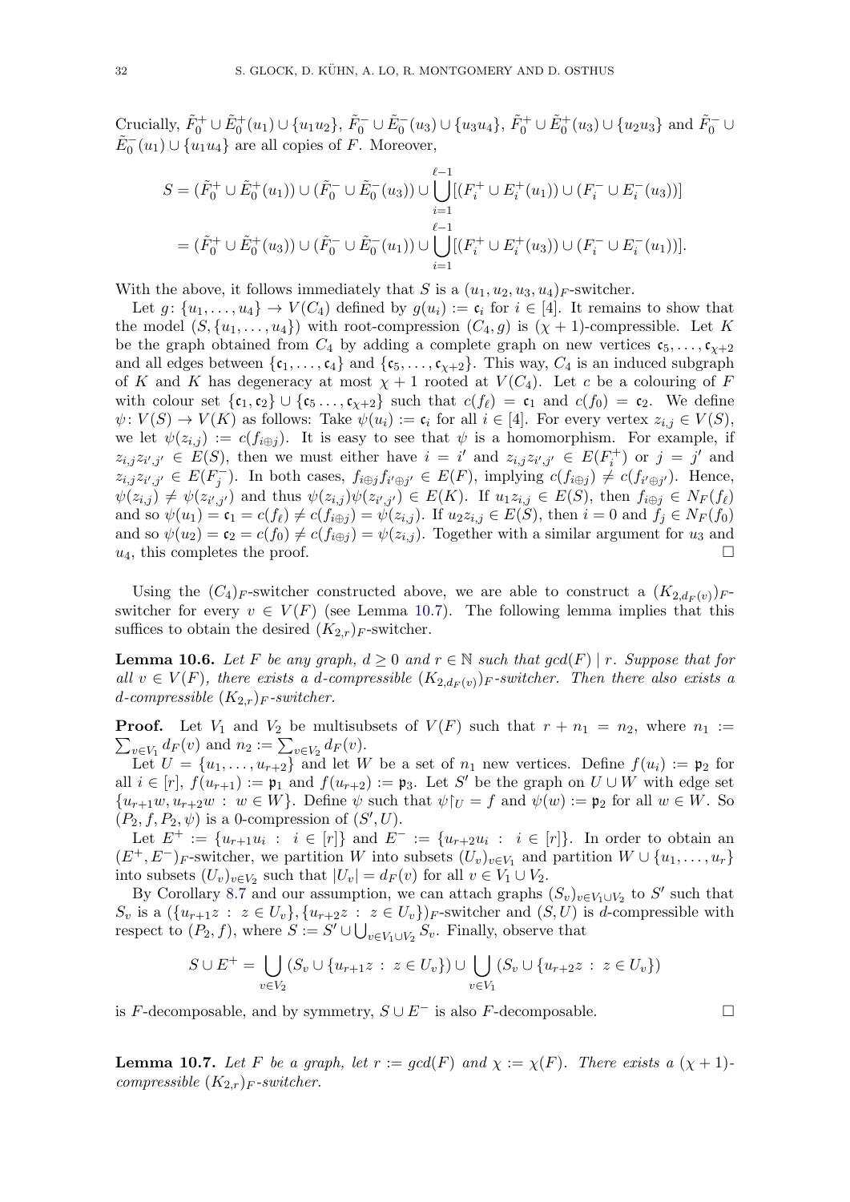Crucially, $\tilde{F}_0^+ \cup \tilde{E}_0^+(u_1) \cup \{u_1u_2\}$, $\tilde{F}_0^- \cup \tilde{E}_0^-(u_3) \cup \{u_3u_4\}$, $\tilde{F}_0^+ \cup \tilde{E}_0^+(u_3) \cup \{u_2u_3\}$ and $\tilde{F}_0^- \cup \tilde{E}_0^-(u_1) \cup \{u_1u_4\}$ are all copies of $F$. Moreover,

$$S = (\tilde{F}_0^+ \cup \tilde{E}_0^+(u_1)) \cup (\tilde{F}_0^- \cup \tilde{E}_0^-(u_3)) \cup \bigcup_{i=1}^{\ell-1} [(F_i^+ \cup E_i^+(u_1)) \cup (F_i^- \cup E_i^-(u_3))]$$
$$= (\tilde{F}_0^+ \cup \tilde{E}_0^+(u_3)) \cup (\tilde{F}_0^- \cup \tilde{E}_0^-(u_1)) \cup \bigcup_{i=1}^{\ell-1} [(F_i^+ \cup E_i^+(u_3)) \cup (F_i^- \cup E_i^-(u_1))].$$

With the above, it follows immediately that $S$ is a $(u_1, u_2, u_3, u_4)_F$-switcher.

Let $g\colon \{u_1, \dots, u_4\} \to V(C_4)$ defined by $g(u_i) := \mathfrak{c}_i$ for $i \in [4]$. It remains to show that the model $(S, \{u_1, \dots, u_4\})$ with root-compression $(C_4, g)$ is $(\chi + 1)$-compressible. Let $K$ be the graph obtained from $C_4$ by adding a complete graph on new vertices $\mathfrak{c}_5, \dots, \mathfrak{c}_{\chi+2}$ and all edges between $\{\mathfrak{c}_1, \dots, \mathfrak{c}_4\}$ and $\{\mathfrak{c}_5, \dots, \mathfrak{c}_{\chi+2}\}$. This way, $C_4$ is an induced subgraph of $K$ and $K$ has degeneracy at most $\chi + 1$ rooted at $V(C_4)$. Let $c$ be a colouring of $F$ with colour set $\{\mathfrak{c}_1, \mathfrak{c}_2\} \cup \{\mathfrak{c}_5 \dots, \mathfrak{c}_{\chi+2}\}$ such that $c(f_\ell) = \mathfrak{c}_1$ and $c(f_0) = \mathfrak{c}_2$. We define $\psi\colon V(S) \to V(K)$ as follows: Take $\psi(u_i) := \mathfrak{c}_i$ for all $i \in [4]$. For every vertex $z_{i,j} \in V(S)$, we let $\psi(z_{i,j}) := c(f_{i \oplus j})$. It is easy to see that $\psi$ is a homomorphism. For example, if $z_{i,j}z_{i',j'} \in E(S)$, then we must either have $i = i'$ and $z_{i,j}z_{i',j'} \in E(F_i^+)$ or $j = j'$ and $z_{i,j}z_{i',j'} \in E(F_j^-)$. In both cases, $f_{i \oplus j}f_{i' \oplus j'} \in E(F)$, implying $c(f_{i \oplus j}) \neq c(f_{i' \oplus j'})$. Hence, $\psi(z_{i,j})\psi(z_{i',j'}) \in E(K)$. If $u_1z_{i,j} \in E(S)$, then $f_{i \oplus j} \in N_F(f_\ell)$ and so $\psi(u_1) = \mathfrak{c}_1 = c(f_\ell) \neq c(f_{i \oplus j}) = \psi(z_{i,j})$. If $u_2z_{i,j} \in E(S)$, then $i = 0$ and $f_j \in N_F(f_0)$ and so $\psi(u_2) = \mathfrak{c}_2 = c(f_0) \neq c(f_{i \oplus j}) = \psi(z_{i,j})$. Together with a similar argument for $u_3$ and $u_4$, this completes the proof. □

Using the $(C_4)_F$-switcher constructed above, we are able to construct a $(K_{2,d_F(v)})_F$-switcher for every $v \in V(F)$ (see Lemma 10.7). The following lemma implies that this suffices to obtain the desired $(K_{2,r})_F$-switcher.

**Lemma 10.6.** *Let $F$ be any graph, $d \geq 0$ and $r \in \mathbb{N}$ such that $gcd(F) \mid r$. Suppose that for all $v \in V(F)$, there exists a $d$-compressible $(K_{2,d_F(v)})_F$-switcher. Then there also exists a $d$-compressible $(K_{2,r})_F$-switcher.*

**Proof.** Let $V_1$ and $V_2$ be multisubsets of $V(F)$ such that $r + n_1 = n_2$, where $n_1 := \sum_{v \in V_1} d_F(v)$ and $n_2 := \sum_{v \in V_2} d_F(v)$.

Let $U = \{u_1, \dots, u_{r+2}\}$ and let $W$ be a set of $n_1$ new vertices. Define $f(u_i) := \mathfrak{p}_2$ for all $i \in [r]$, $f(u_{r+1}) := \mathfrak{p}_1$ and $f(u_{r+2}) := \mathfrak{p}_3$. Let $S'$ be the graph on $U \cup W$ with edge set $\{u_{r+1}w, u_{r+2}w \,:\, w \in W\}$. Define $\psi$ such that $\psi\restriction_U = f$ and $\psi(w) := \mathfrak{p}_2$ for all $w \in W$. So $(P_2, f, P_2, \psi)$ is a 0-compression of $(S', U)$.

Let $E^+ := \{u_{r+1}u_i \,:\, i \in [r]\}$ and $E^- := \{u_{r+2}u_i \,:\, i \in [r]\}$. In order to obtain an $(E^+, E^-)_F$-switcher, we partition $W$ into subsets $(U_v)_{v \in V_1}$ and partition $W \cup \{u_1, \dots, u_r\}$ into subsets $(U_v)_{v \in V_2}$ such that $|U_v| = d_F(v)$ for all $v \in V_1 \cup V_2$.

By Corollary 8.7 and our assumption, we can attach graphs $(S_v)_{v \in V_1 \cup V_2}$ to $S'$ such that $S_v$ is a $(\{u_{r+1}z \,:\, z \in U_v\}, \{u_{r+2}z \,:\, z \in U_v\})_F$-switcher and $(S, U)$ is $d$-compressible with respect to $(P_2, f)$, where $S := S' \cup \bigcup_{v \in V_1 \cup V_2} S_v$. Finally, observe that

$$S \cup E^+ = \bigcup_{v \in V_2} (S_v \cup \{u_{r+1}z \,:\, z \in U_v\}) \cup \bigcup_{v \in V_1} (S_v \cup \{u_{r+2}z \,:\, z \in U_v\})$$

is $F$-decomposable, and by symmetry, $S \cup E^-$ is also $F$-decomposable. □

**Lemma 10.7.** *Let $F$ be a graph, let $r := gcd(F)$ and $\chi := \chi(F)$. There exists a $(\chi + 1)$-compressible $(K_{2,r})_F$-switcher.*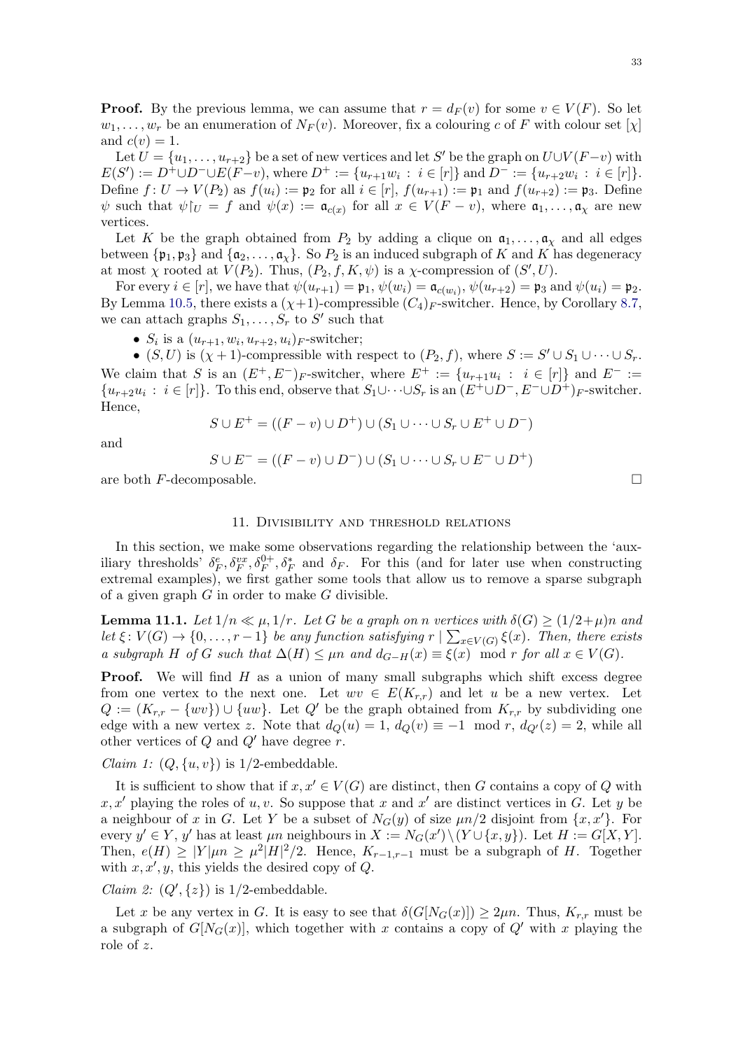**Proof.** By the previous lemma, we can assume that $r = d_F(v)$ for some $v \in V(F)$. So let $w_1, \dots, w_r$ be an enumeration of $N_F(v)$. Moreover, fix a colouring $c$ of $F$ with colour set $[\chi]$ and $c(v) = 1$.

Let $U = \{u_1, \dots, u_{r+2}\}$ be a set of new vertices and let $S'$ be the graph on $U \cup V(F-v)$ with $E(S') := D^+ \cup D^- \cup E(F-v)$, where $D^+ := \{u_{r+1}w_i : i \in [r]\}$ and $D^- := \{u_{r+2}w_i : i \in [r]\}$. Define $f \colon U \to V(P_2)$ as $f(u_i) := \mathfrak{p}_2$ for all $i \in [r]$, $f(u_{r+1}) := \mathfrak{p}_1$ and $f(u_{r+2}) := \mathfrak{p}_3$. Define $\psi$ such that $\psi\lceil_U = f$ and $\psi(x) := \mathfrak{a}_{c(x)}$ for all $x \in V(F-v)$, where $\mathfrak{a}_1, \dots, \mathfrak{a}_\chi$ are new vertices.

Let $K$ be the graph obtained from $P_2$ by adding a clique on $\mathfrak{a}_1, \dots, \mathfrak{a}_\chi$ and all edges between $\{\mathfrak{p}_1, \mathfrak{p}_3\}$ and $\{\mathfrak{a}_2, \dots, \mathfrak{a}_\chi\}$. So $P_2$ is an induced subgraph of $K$ and $K$ has degeneracy at most $\chi$ rooted at $V(P_2)$. Thus, $(P_2, f, K, \psi)$ is a $\chi$-compression of $(S', U)$.

For every $i \in [r]$, we have that $\psi(u_{r+1}) = \mathfrak{p}_1$, $\psi(w_i) = \mathfrak{a}_{c(w_i)}$, $\psi(u_{r+2}) = \mathfrak{p}_3$ and $\psi(u_i) = \mathfrak{p}_2$. By Lemma 10.5, there exists a $(\chi+1)$-compressible $(C_4)_F$-switcher. Hence, by Corollary 8.7, we can attach graphs $S_1, \dots, S_r$ to $S'$ such that

- $S_i$ is a $(u_{r+1}, w_i, u_{r+2}, u_i)_F$-switcher;
- $(S, U)$ is $(\chi+1)$-compressible with respect to $(P_2, f)$, where $S := S' \cup S_1 \cup \dots \cup S_r$.

We claim that $S$ is an $(E^+, E^-)_F$-switcher, where $E^+ := \{u_{r+1}u_i : i \in [r]\}$ and $E^- := \{u_{r+2}u_i : i \in [r]\}$. To this end, observe that $S_1 \cup \dots \cup S_r$ is an $(E^+ \cup D^-, E^- \cup D^+)_F$-switcher. Hence,

$$S \cup E^+ = ((F-v) \cup D^+) \cup (S_1 \cup \dots \cup S_r \cup E^+ \cup D^-)$$

and

$$S \cup E^- = ((F-v) \cup D^-) \cup (S_1 \cup \dots \cup S_r \cup E^- \cup D^+)$$

are both $F$-decomposable. $\square$

## 11. Divisibility and threshold relations

In this section, we make some observations regarding the relationship between the 'auxiliary thresholds' $\delta_F^e, \delta_F^{vx}, \delta_F^{0+}, \delta_F^*$ and $\delta_F$. For this (and for later use when constructing extremal examples), we first gather some tools that allow us to remove a sparse subgraph of a given graph $G$ in order to make $G$ divisible.

**Lemma 11.1.** *Let $1/n \ll \mu, 1/r$. Let $G$ be a graph on $n$ vertices with $\delta(G) \geq (1/2+\mu)n$ and let $\xi \colon V(G) \to \{0, \dots, r-1\}$ be any function satisfying $r \mid \sum_{x \in V(G)} \xi(x)$. Then, there exists a subgraph $H$ of $G$ such that $\Delta(H) \leq \mu n$ and $d_{G-H}(x) \equiv \xi(x) \mod r$ for all $x \in V(G)$.*

**Proof.** We will find $H$ as a union of many small subgraphs which shift excess degree from one vertex to the next one. Let $wv \in E(K_{r,r})$ and let $u$ be a new vertex. Let $Q := (K_{r,r} - \{wv\}) \cup \{uw\}$. Let $Q'$ be the graph obtained from $K_{r,r}$ by subdividing one edge with a new vertex $z$. Note that $d_Q(u) = 1$, $d_Q(v) \equiv -1 \mod r$, $d_{Q'}(z) = 2$, while all other vertices of $Q$ and $Q'$ have degree $r$.

*Claim 1: $(Q, \{u, v\})$ is 1/2-embeddable.*

It is sufficient to show that if $x, x' \in V(G)$ are distinct, then $G$ contains a copy of $Q$ with $x, x'$ playing the roles of $u, v$. So suppose that $x$ and $x'$ are distinct vertices in $G$. Let $y$ be a neighbour of $x$ in $G$. Let $Y$ be a subset of $N_G(y)$ of size $\mu n/2$ disjoint from $\{x, x'\}$. For every $y' \in Y$, $y'$ has at least $\mu n$ neighbours in $X := N_G(x') \setminus (Y \cup \{x, y\})$. Let $H := G[X, Y]$. Then, $e(H) \geq |Y|\mu n \geq \mu^2|H|^2/2$. Hence, $K_{r-1,r-1}$ must be a subgraph of $H$. Together with $x, x', y$, this yields the desired copy of $Q$.

*Claim 2: $(Q', \{z\})$ is 1/2-embeddable.*

Let $x$ be any vertex in $G$. It is easy to see that $\delta(G[N_G(x)]) \geq 2\mu n$. Thus, $K_{r,r}$ must be a subgraph of $G[N_G(x)]$, which together with $x$ contains a copy of $Q'$ with $x$ playing the role of $z$.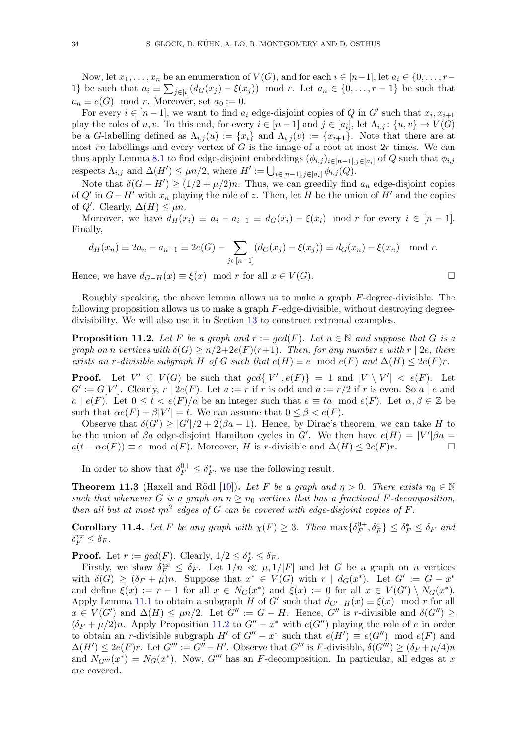Now, let $x_1, \dots, x_n$ be an enumeration of $V(G)$, and for each $i \in [n-1]$, let $a_i \in \{0, \dots, r-1\}$ be such that $a_i \equiv \sum_{j \in [i]}(d_G(x_j) - \xi(x_j)) \mod r$. Let $a_n \in \{0, \dots, r-1\}$ be such that $a_n \equiv e(G) \mod r$. Moreover, set $a_0 := 0$.

For every $i \in [n-1]$, we want to find $a_i$ edge-disjoint copies of $Q$ in $G'$ such that $x_i, x_{i+1}$ play the roles of $u, v$. To this end, for every $i \in [n-1]$ and $j \in [a_i]$, let $\Lambda_{i,j} \colon \{u, v\} \to V(G)$ be a $G$-labelling defined as $\Lambda_{i,j}(u) := \{x_i\}$ and $\Lambda_{i,j}(v) := \{x_{i+1}\}$. Note that there are at most $rn$ labellings and every vertex of $G$ is the image of a root at most $2r$ times. We can thus apply Lemma 8.1 to find edge-disjoint embeddings $(\phi_{i,j})_{i \in [n-1], j \in [a_i]}$ of $Q$ such that $\phi_{i,j}$ respects $\Lambda_{i,j}$ and $\Delta(H') \le \mu n/2$, where $H' := \bigcup_{i \in [n-1], j \in [a_i]} \phi_{i,j}(Q)$.

Note that $\delta(G - H') \ge (1/2 + \mu/2)n$. Thus, we can greedily find $a_n$ edge-disjoint copies of $Q'$ in $G - H'$ with $x_n$ playing the role of $z$. Then, let $H$ be the union of $H'$ and the copies of $Q'$. Clearly, $\Delta(H) \le \mu n$.

Moreover, we have $d_H(x_i) \equiv a_i - a_{i-1} \equiv d_G(x_i) - \xi(x_i) \mod r$ for every $i \in [n-1]$. Finally,

$$d_H(x_n) \equiv 2a_n - a_{n-1} \equiv 2e(G) - \sum_{j \in [n-1]} (d_G(x_j) - \xi(x_j)) \equiv d_G(x_n) - \xi(x_n) \mod r.$$

Hence, we have $d_{G-H}(x) \equiv \xi(x) \mod r$ for all $x \in V(G)$. □

Roughly speaking, the above lemma allows us to make a graph $F$-degree-divisible. The following proposition allows us to make a graph $F$-edge-divisible, without destroying degree-divisibility. We will also use it in Section 13 to construct extremal examples.

**Proposition 11.2.** *Let $F$ be a graph and $r := gcd(F)$. Let $n \in \mathbb{N}$ and suppose that $G$ is a graph on $n$ vertices with $\delta(G) \ge n/2 + 2e(F)(r+1)$. Then, for any number $e$ with $r \mid 2e$, there exists an $r$-divisible subgraph $H$ of $G$ such that $e(H) \equiv e \mod e(F)$ and $\Delta(H) \le 2e(F)r$.*

**Proof.** Let $V' \subseteq V(G)$ be such that $gcd\{|V'|, e(F)\} = 1$ and $|V \setminus V'| < e(F)$. Let $G' := G[V']$. Clearly, $r \mid 2e(F)$. Let $a := r$ if $r$ is odd and $a := r/2$ if $r$ is even. So $a \mid e$ and $a \mid e(F)$. Let $0 \le t < e(F)/a$ be an integer such that $e \equiv ta \mod e(F)$. Let $\alpha, \beta \in \mathbb{Z}$ be such that $\alpha e(F) + \beta|V'| = t$. We can assume that $0 \le \beta < e(F)$.

Observe that $\delta(G') \ge |G'|/2 + 2(\beta a - 1)$. Hence, by Dirac's theorem, we can take $H$ to be the union of $\beta a$ edge-disjoint Hamilton cycles in $G'$. We then have $e(H) = |V'|\beta a = a(t - \alpha e(F)) \equiv e \mod e(F)$. Moreover, $H$ is $r$-divisible and $\Delta(H) \le 2e(F)r$. □

In order to show that $\delta_F^{0+} \le \delta_F^*$, we use the following result.

**Theorem 11.3** (Haxell and Rödl [10]). *Let $F$ be a graph and $\eta > 0$. There exists $n_0 \in \mathbb{N}$ such that whenever $G$ is a graph on $n \ge n_0$ vertices that has a fractional $F$-decomposition, then all but at most $\eta n^2$ edges of $G$ can be covered with edge-disjoint copies of $F$.*

**Corollary 11.4.** *Let $F$ be any graph with $\chi(F) \ge 3$. Then $\max\{\delta_F^{0+}, \delta_F^e\} \le \delta_F^* \le \delta_F$ and $\delta_F^{vx} \le \delta_F$.*

**Proof.** Let $r := gcd(F)$. Clearly, $1/2 \le \delta_F^* \le \delta_F$.

Firstly, we show $\delta_F^{vx} \le \delta_F$. Let $1/n \ll \mu, 1/|F|$ and let $G$ be a graph on $n$ vertices with $\delta(G) \ge (\delta_F + \mu)n$. Suppose that $x^* \in V(G)$ with $r \mid d_G(x^*)$. Let $G' := G - x^*$ and define $\xi(x) := r - 1$ for all $x \in N_G(x^*)$ and $\xi(x) := 0$ for all $x \in V(G') \setminus N_G(x^*)$. Apply Lemma 11.1 to obtain a subgraph $H$ of $G'$ such that $d_{G'-H}(x) \equiv \xi(x) \mod r$ for all $x \in V(G')$ and $\Delta(H) \le \mu n/2$. Let $G'' := G - H$. Hence, $G''$ is $r$-divisible and $\delta(G'') \ge (\delta_F + \mu/2)n$. Apply Proposition 11.2 to $G'' - x^*$ with $e(G'')$ playing the role of $e$ in order to obtain an $r$-divisible subgraph $H'$ of $G'' - x^*$ such that $e(H') \equiv e(G'') \mod e(F)$ and $\Delta(H') \le 2e(F)r$. Let $G''' := G'' - H'$. Observe that $G'''$ is $F$-divisible, $\delta(G''') \ge (\delta_F + \mu/4)n$ and $N_{G'''}(x^*) = N_G(x^*)$. Now, $G'''$ has an $F$-decomposition. In particular, all edges at $x$ are covered.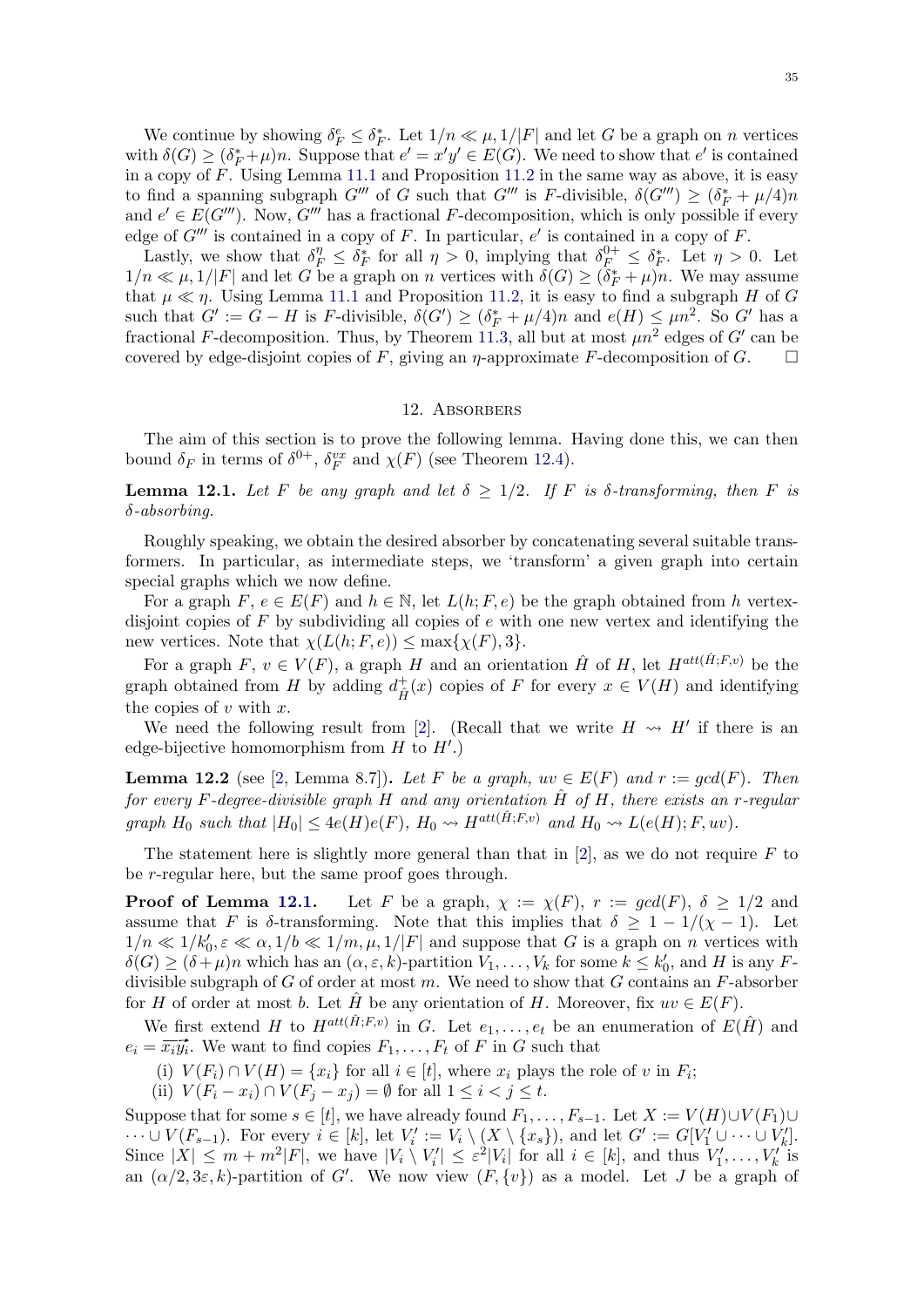We continue by showing $\delta_F^e \leq \delta_F^*$. Let $1/n \ll \mu, 1/|F|$ and let $G$ be a graph on $n$ vertices with $\delta(G) \geq (\delta_F^* + \mu)n$. Suppose that $e' = x'y' \in E(G)$. We need to show that $e'$ is contained in a copy of $F$. Using Lemma 11.1 and Proposition 11.2 in the same way as above, it is easy to find a spanning subgraph $G'''$ of $G$ such that $G'''$ is $F$-divisible, $\delta(G''') \geq (\delta_F^* + \mu/4)n$ and $e' \in E(G''')$. Now, $G'''$ has a fractional $F$-decomposition, which is only possible if every edge of $G'''$ is contained in a copy of $F$. In particular, $e'$ is contained in a copy of $F$.

Lastly, we show that $\delta_F^\eta \leq \delta_F^*$ for all $\eta > 0$, implying that $\delta_F^{0+} \leq \delta_F^*$. Let $\eta > 0$. Let $1/n \ll \mu, 1/|F|$ and let $G$ be a graph on $n$ vertices with $\delta(G) \geq (\delta_F^* + \mu)n$. We may assume that $\mu \ll \eta$. Using Lemma 11.1 and Proposition 11.2, it is easy to find a subgraph $H$ of $G$ such that $G' := G - H$ is $F$-divisible, $\delta(G') \geq (\delta_F^* + \mu/4)n$ and $e(H) \leq \mu n^2$. So $G'$ has a fractional $F$-decomposition. Thus, by Theorem 11.3, all but at most $\mu n^2$ edges of $G'$ can be covered by edge-disjoint copies of $F$, giving an $\eta$-approximate $F$-decomposition of $G$. $\square$

## 12. Absorbers

The aim of this section is to prove the following lemma. Having done this, we can then bound $\delta_F$ in terms of $\delta^{0+}$, $\delta_F^{vx}$ and $\chi(F)$ (see Theorem 12.4).

**Lemma 12.1.** *Let $F$ be any graph and let $\delta \geq 1/2$. If $F$ is $\delta$-transforming, then $F$ is $\delta$-absorbing.*

Roughly speaking, we obtain the desired absorber by concatenating several suitable transformers. In particular, as intermediate steps, we 'transform' a given graph into certain special graphs which we now define.

For a graph $F$, $e \in E(F)$ and $h \in \mathbb{N}$, let $L(h; F, e)$ be the graph obtained from $h$ vertex-disjoint copies of $F$ by subdividing all copies of $e$ with one new vertex and identifying the new vertices. Note that $\chi(L(h; F, e)) \leq \max\{\chi(F), 3\}$.

For a graph $F$, $v \in V(F)$, a graph $H$ and an orientation $\hat{H}$ of $H$, let $H^{att(\hat{H};F,v)}$ be the graph obtained from $H$ by adding $d^+_{\hat{H}}(x)$ copies of $F$ for every $x \in V(H)$ and identifying the copies of $v$ with $x$.

We need the following result from [2]. (Recall that we write $H \rightsquigarrow H'$ if there is an edge-bijective homomorphism from $H$ to $H'$.)

**Lemma 12.2** (see [2, Lemma 8.7]). *Let $F$ be a graph, $uv \in E(F)$ and $r := gcd(F)$. Then for every $F$-degree-divisible graph $H$ and any orientation $\hat{H}$ of $H$, there exists an $r$-regular graph $H_0$ such that $|H_0| \leq 4e(H)e(F)$, $H_0 \rightsquigarrow H^{att(\hat{H};F,v)}$ and $H_0 \rightsquigarrow L(e(H); F, uv)$.*

The statement here is slightly more general than that in [2], as we do not require $F$ to be $r$-regular here, but the same proof goes through.

**Proof of Lemma 12.1.** Let $F$ be a graph, $\chi := \chi(F)$, $r := gcd(F)$, $\delta \geq 1/2$ and assume that $F$ is $\delta$-transforming. Note that this implies that $\delta \geq 1 - 1/(\chi - 1)$. Let $1/n \ll 1/k_0', \varepsilon \ll \alpha, 1/b \ll 1/m, \mu, 1/|F|$ and suppose that $G$ is a graph on $n$ vertices with $\delta(G) \geq (\delta + \mu)n$ which has an $(\alpha, \varepsilon, k)$-partition $V_1, \dots, V_k$ for some $k \leq k_0'$, and $H$ is any $F$-divisible subgraph of $G$ of order at most $m$. We need to show that $G$ contains an $F$-absorber for $H$ of order at most $b$. Let $\hat{H}$ be any orientation of $H$. Moreover, fix $uv \in E(F)$.

We first extend $H$ to $H^{att(\hat{H};F,v)}$ in $G$. Let $e_1, \dots, e_t$ be an enumeration of $E(\hat{H})$ and $e_i = \overrightarrow{x_i y_i}$. We want to find copies $F_1, \dots, F_t$ of $F$ in $G$ such that

(i) $V(F_i) \cap V(H) = \{x_i\}$ for all $i \in [t]$, where $x_i$ plays the role of $v$ in $F_i$;
(ii) $V(F_i - x_i) \cap V(F_j - x_j) = \emptyset$ for all $1 \leq i < j \leq t$.

Suppose that for some $s \in [t]$, we have already found $F_1, \dots, F_{s-1}$. Let $X := V(H) \cup V(F_1) \cup \dots \cup V(F_{s-1})$. For every $i \in [k]$, let $V_i' := V_i \setminus (X \setminus \{x_s\})$, and let $G' := G[V_1' \cup \dots \cup V_k']$. Since $|X| \leq m + m^2|F|$, we have $|V_i \setminus V_i'| \leq \varepsilon^2|V_i|$ for all $i \in [k]$, and thus $V_1', \dots, V_k'$ is an $(\alpha/2, 3\varepsilon, k)$-partition of $G'$. We now view $(F, \{v\})$ as a model. Let $J$ be a graph of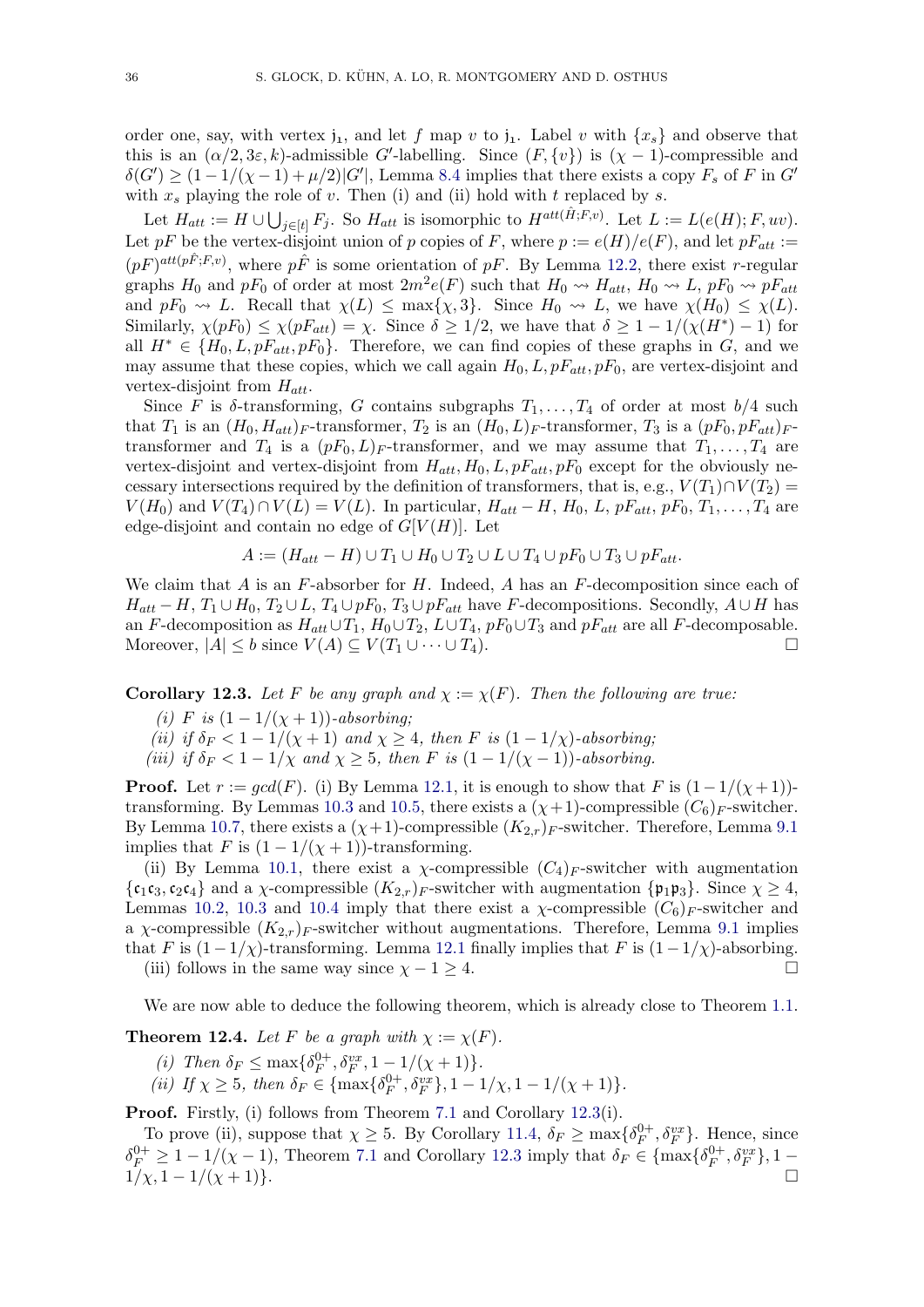order one, say, with vertex $\mathfrak{j}_1$, and let $f$ map $v$ to $\mathfrak{j}_1$. Label $v$ with $\{x_s\}$ and observe that this is an $(\alpha/2, 3\varepsilon, k)$-admissible $G'$-labelling. Since $(F, \{v\})$ is $(\chi-1)$-compressible and $\delta(G') \geq (1-1/(\chi-1)+\mu/2)|G'|$, Lemma 8.4 implies that there exists a copy $F_s$ of $F$ in $G'$ with $x_s$ playing the role of $v$. Then (i) and (ii) hold with $t$ replaced by $s$.

Let $H_{att} := H \cup \bigcup_{j\in[t]} F_j$. So $H_{att}$ is isomorphic to $H^{att(\hat{H};F,v)}$. Let $L := L(e(H); F, uv)$. Let $pF$ be the vertex-disjoint union of $p$ copies of $F$, where $p := e(H)/e(F)$, and let $pF_{att} := (pF)^{att(p\hat{F};F,v)}$, where $p\hat{F}$ is some orientation of $pF$. By Lemma 12.2, there exist $r$-regular graphs $H_0$ and $pF_0$ of order at most $2m^2e(F)$ such that $H_0 \rightsquigarrow H_{att}$, $H_0 \rightsquigarrow L$, $pF_0 \rightsquigarrow pF_{att}$ and $pF_0 \rightsquigarrow L$. Recall that $\chi(L) \leq \max\{\chi, 3\}$. Since $H_0 \rightsquigarrow L$, we have $\chi(H_0) \leq \chi(L)$. Similarly, $\chi(pF_0) \leq \chi(pF_{att}) = \chi$. Since $\delta \geq 1/2$, we have that $\delta \geq 1 - 1/(\chi(H^*)-1)$ for all $H^* \in \{H_0, L, pF_{att}, pF_0\}$. Therefore, we can find copies of these graphs in $G$, and we may assume that these copies, which we call again $H_0, L, pF_{att}, pF_0$, are vertex-disjoint and vertex-disjoint from $H_{att}$.

Since $F$ is $\delta$-transforming, $G$ contains subgraphs $T_1, \dots, T_4$ of order at most $b/4$ such that $T_1$ is an $(H_0, H_{att})_F$-transformer, $T_2$ is an $(H_0, L)_F$-transformer, $T_3$ is a $(pF_0, pF_{att})_F$-transformer and $T_4$ is a $(pF_0, L)_F$-transformer, and we may assume that $T_1, \dots, T_4$ are vertex-disjoint and vertex-disjoint from $H_{att}, H_0, L, pF_{att}, pF_0$ except for the obviously necessary intersections required by the definition of transformers, that is, e.g., $V(T_1) \cap V(T_2) = V(H_0)$ and $V(T_4) \cap V(L) = V(L)$. In particular, $H_{att} - H$, $H_0$, $L$, $pF_{att}$, $pF_0$, $T_1, \dots, T_4$ are edge-disjoint and contain no edge of $G[V(H)]$. Let

$$A := (H_{att} - H) \cup T_1 \cup H_0 \cup T_2 \cup L \cup T_4 \cup pF_0 \cup T_3 \cup pF_{att}.$$

We claim that $A$ is an $F$-absorber for $H$. Indeed, $A$ has an $F$-decomposition since each of $H_{att} - H$, $T_1 \cup H_0$, $T_2 \cup L$, $T_4 \cup pF_0$, $T_3 \cup pF_{att}$ have $F$-decompositions. Secondly, $A \cup H$ has an $F$-decomposition as $H_{att} \cup T_1$, $H_0 \cup T_2$, $L \cup T_4$, $pF_0 \cup T_3$ and $pF_{att}$ are all $F$-decomposable. Moreover, $|A| \leq b$ since $V(A) \subseteq V(T_1 \cup \dots \cup T_4)$. □

**Corollary 12.3.** *Let $F$ be any graph and $\chi := \chi(F)$. Then the following are true:*

*(i) $F$ is $(1-1/(\chi+1))$-absorbing;*

*(ii) if $\delta_F < 1-1/(\chi+1)$ and $\chi \geq 4$, then $F$ is $(1-1/\chi)$-absorbing;*

*(iii) if $\delta_F < 1-1/\chi$ and $\chi \geq 5$, then $F$ is $(1-1/(\chi-1))$-absorbing.*

**Proof.** Let $r := gcd(F)$. (i) By Lemma 12.1, it is enough to show that $F$ is $(1-1/(\chi+1))$-transforming. By Lemmas 10.3 and 10.5, there exists a $(\chi+1)$-compressible $(C_6)_F$-switcher. By Lemma 10.7, there exists a $(\chi+1)$-compressible $(K_{2,r})_F$-switcher. Therefore, Lemma 9.1 implies that $F$ is $(1-1/(\chi+1))$-transforming.

(ii) By Lemma 10.1, there exist a $\chi$-compressible $(C_4)_F$-switcher with augmentation $\{\mathfrak{c}_1\mathfrak{c}_3, \mathfrak{c}_2\mathfrak{c}_4\}$ and a $\chi$-compressible $(K_{2,r})_F$-switcher with augmentation $\{\mathfrak{p}_1\mathfrak{p}_3\}$. Since $\chi \geq 4$, Lemmas 10.2, 10.3 and 10.4 imply that there exist a $\chi$-compressible $(C_6)_F$-switcher and a $\chi$-compressible $(K_{2,r})_F$-switcher without augmentations. Therefore, Lemma 9.1 implies that $F$ is $(1-1/\chi)$-transforming. Lemma 12.1 finally implies that $F$ is $(1-1/\chi)$-absorbing.

(iii) follows in the same way since $\chi - 1 \geq 4$. □

We are now able to deduce the following theorem, which is already close to Theorem 1.1.

**Theorem 12.4.** *Let $F$ be a graph with $\chi := \chi(F)$.*

*(i) Then $\delta_F \leq \max\{\delta_F^{0+}, \delta_F^{vx}, 1-1/(\chi+1)\}$.*

*(ii) If $\chi \geq 5$, then $\delta_F \in \{\max\{\delta_F^{0+}, \delta_F^{vx}\}, 1-1/\chi, 1-1/(\chi+1)\}$.*

**Proof.** Firstly, (i) follows from Theorem 7.1 and Corollary 12.3(i).

To prove (ii), suppose that $\chi \geq 5$. By Corollary 11.4, $\delta_F \geq \max\{\delta_F^{0+}, \delta_F^{vx}\}$. Hence, since $\delta_F^{0+} \geq 1-1/(\chi-1)$, Theorem 7.1 and Corollary 12.3 imply that $\delta_F \in \{\max\{\delta_F^{0+}, \delta_F^{vx}\}, 1-1/\chi, 1-1/(\chi+1)\}$. □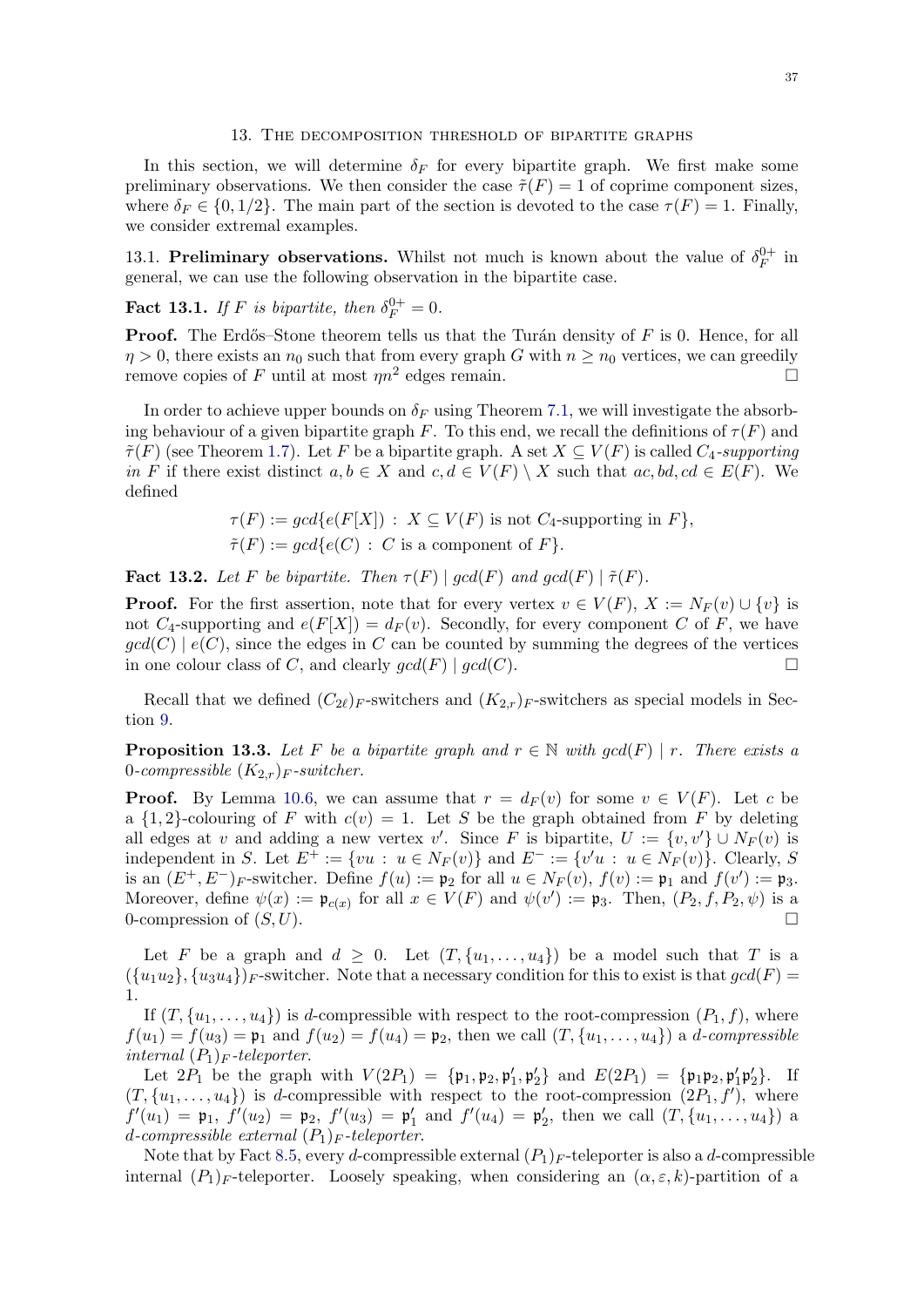## 13. The decomposition threshold of bipartite graphs

In this section, we will determine $\delta_F$ for every bipartite graph. We first make some preliminary observations. We then consider the case $\tilde{\tau}(F) = 1$ of coprime component sizes, where $\delta_F \in \{0, 1/2\}$. The main part of the section is devoted to the case $\tau(F) = 1$. Finally, we consider extremal examples.

### 13.1. Preliminary observations.

Whilst not much is known about the value of $\delta_F^{0+}$ in general, we can use the following observation in the bipartite case.

**Fact 13.1.** *If $F$ is bipartite, then $\delta_F^{0+} = 0$.*

**Proof.** The Erdős–Stone theorem tells us that the Turán density of $F$ is 0. Hence, for all $\eta > 0$, there exists an $n_0$ such that from every graph $G$ with $n \geq n_0$ vertices, we can greedily remove copies of $F$ until at most $\eta n^2$ edges remain. □

In order to achieve upper bounds on $\delta_F$ using Theorem 7.1, we will investigate the absorbing behaviour of a given bipartite graph $F$. To this end, we recall the definitions of $\tau(F)$ and $\tilde{\tau}(F)$ (see Theorem 1.7). Let $F$ be a bipartite graph. A set $X \subseteq V(F)$ is called *$C_4$-supporting in $F$* if there exist distinct $a, b \in X$ and $c, d \in V(F) \setminus X$ such that $ac, bd, cd \in E(F)$. We defined

$$\tau(F) := gcd\{e(F[X]) : X \subseteq V(F) \text{ is not } C_4\text{-supporting in } F\},$$
$$\tilde{\tau}(F) := gcd\{e(C) : C \text{ is a component of } F\}.$$

**Fact 13.2.** *Let $F$ be bipartite. Then $\tau(F) \mid gcd(F)$ and $gcd(F) \mid \tilde{\tau}(F)$.*

**Proof.** For the first assertion, note that for every vertex $v \in V(F)$, $X := N_F(v) \cup \{v\}$ is not $C_4$-supporting and $e(F[X]) = d_F(v)$. Secondly, for every component $C$ of $F$, we have $gcd(C) \mid e(C)$, since the edges in $C$ can be counted by summing the degrees of the vertices in one colour class of $C$, and clearly $gcd(F) \mid gcd(C)$. □

Recall that we defined $(C_{2\ell})_F$-switchers and $(K_{2,r})_F$-switchers as special models in Section 9.

**Proposition 13.3.** *Let $F$ be a bipartite graph and $r \in \mathbb{N}$ with $gcd(F) \mid r$. There exists a 0-compressible $(K_{2,r})_F$-switcher.*

**Proof.** By Lemma 10.6, we can assume that $r = d_F(v)$ for some $v \in V(F)$. Let $c$ be a $\{1,2\}$-colouring of $F$ with $c(v) = 1$. Let $S$ be the graph obtained from $F$ by deleting all edges at $v$ and adding a new vertex $v'$. Since $F$ is bipartite, $U := \{v, v'\} \cup N_F(v)$ is independent in $S$. Let $E^+ := \{vu : u \in N_F(v)\}$ and $E^- := \{v'u : u \in N_F(v)\}$. Clearly, $S$ is an $(E^+, E^-)_F$-switcher. Define $f(u) := \mathfrak{p}_2$ for all $u \in N_F(v)$, $f(v) := \mathfrak{p}_1$ and $f(v') := \mathfrak{p}_3$. Moreover, define $\psi(x) := \mathfrak{p}_{c(x)}$ for all $x \in V(F)$ and $\psi(v') := \mathfrak{p}_3$. Then, $(P_2, f, P_2, \psi)$ is a 0-compression of $(S, U)$. □

Let $F$ be a graph and $d \geq 0$. Let $(T, \{u_1, \ldots, u_4\})$ be a model such that $T$ is a $(\{u_1u_2\}, \{u_3u_4\})_F$-switcher. Note that a necessary condition for this to exist is that $gcd(F) = 1$.

If $(T, \{u_1, \ldots, u_4\})$ is $d$-compressible with respect to the root-compression $(P_1, f)$, where $f(u_1) = f(u_3) = \mathfrak{p}_1$ and $f(u_2) = f(u_4) = \mathfrak{p}_2$, then we call $(T, \{u_1, \ldots, u_4\})$ a *$d$-compressible internal $(P_1)_F$-teleporter.*

Let $2P_1$ be the graph with $V(2P_1) = \{\mathfrak{p}_1, \mathfrak{p}_2, \mathfrak{p}_1', \mathfrak{p}_2'\}$ and $E(2P_1) = \{\mathfrak{p}_1\mathfrak{p}_2, \mathfrak{p}_1'\mathfrak{p}_2'\}$. If $(T, \{u_1, \ldots, u_4\})$ is $d$-compressible with respect to the root-compression $(2P_1, f')$, where $f'(u_1) = \mathfrak{p}_1$, $f'(u_2) = \mathfrak{p}_2$, $f'(u_3) = \mathfrak{p}_1'$ and $f'(u_4) = \mathfrak{p}_2'$, then we call $(T, \{u_1, \ldots, u_4\})$ a *$d$-compressible external $(P_1)_F$-teleporter.*

Note that by Fact 8.5, every $d$-compressible external $(P_1)_F$-teleporter is also a $d$-compressible internal $(P_1)_F$-teleporter. Loosely speaking, when considering an $(\alpha, \varepsilon, k)$-partition of a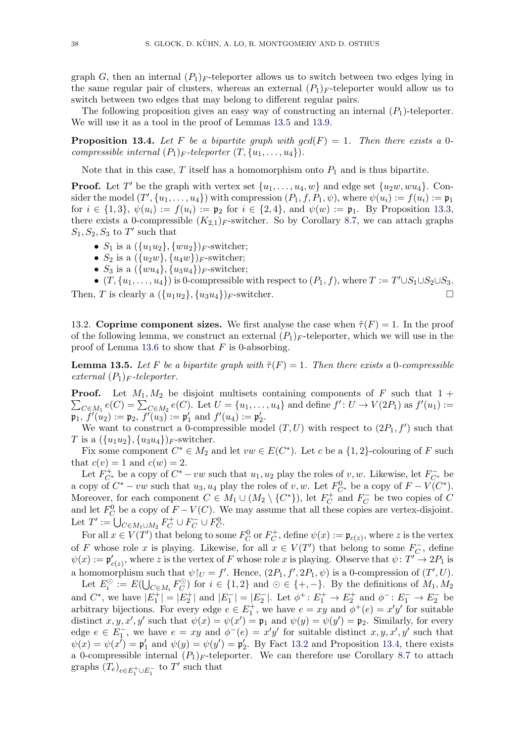graph $G$, then an internal $(P_1)_F$-teleporter allows us to switch between two edges lying in the same regular pair of clusters, whereas an external $(P_1)_F$-teleporter would allow us to switch between two edges that may belong to different regular pairs.

The following proposition gives an easy way of constructing an internal $(P_1)$-teleporter. We will use it as a tool in the proof of Lemmas 13.5 and 13.9.

**Proposition 13.4.** *Let $F$ be a bipartite graph with $gcd(F) = 1$. Then there exists a 0-compressible internal $(P_1)_F$-teleporter $(T, \{u_1, \dots, u_4\})$.*

Note that in this case, $T$ itself has a homomorphism onto $P_1$ and is thus bipartite.

**Proof.** Let $T'$ be the graph with vertex set $\{u_1, \dots, u_4, w\}$ and edge set $\{u_2w, wu_4\}$. Consider the model $(T', \{u_1, \dots, u_4\})$ with compression $(P_1, f, P_1, \psi)$, where $\psi(u_i) := f(u_i) := \mathfrak{p}_1$ for $i \in \{1, 3\}$, $\psi(u_i) := f(u_i) := \mathfrak{p}_2$ for $i \in \{2, 4\}$, and $\psi(w) := \mathfrak{p}_1$. By Proposition 13.3, there exists a 0-compressible $(K_{2,1})_F$-switcher. So by Corollary 8.7, we can attach graphs $S_1, S_2, S_3$ to $T'$ such that

- $S_1$ is a $(\{u_1u_2\}, \{wu_2\})_F$-switcher;
- $S_2$ is a $(\{u_2w\}, \{u_4w\})_F$-switcher;
- $S_3$ is a $(\{wu_4\}, \{u_3u_4\})_F$-switcher;
- $(T, \{u_1, \dots, u_4\})$ is 0-compressible with respect to $(P_1, f)$, where $T := T' \cup S_1 \cup S_2 \cup S_3$.

Then, $T$ is clearly a $(\{u_1u_2\}, \{u_3u_4\})_F$-switcher. $\square$

## 13.2. Coprime component sizes.

We first analyse the case when $\tilde{\tau}(F) = 1$. In the proof of the following lemma, we construct an external $(P_1)_F$-teleporter, which we will use in the proof of Lemma 13.6 to show that $F$ is 0-absorbing.

**Lemma 13.5.** *Let $F$ be a bipartite graph with $\tilde{\tau}(F) = 1$. Then there exists a 0-compressible external $(P_1)_F$-teleporter.*

**Proof.** Let $M_1, M_2$ be disjoint multisets containing components of $F$ such that $1 + \sum_{C \in M_1} e(C) = \sum_{C \in M_2} e(C)$. Let $U = \{u_1, \dots, u_4\}$ and define $f' : U \to V(2P_1)$ as $f'(u_1) := \mathfrak{p}_1$, $f'(u_2) := \mathfrak{p}_2$, $f'(u_3) := \mathfrak{p}'_1$ and $f'(u_4) := \mathfrak{p}'_2$.

We want to construct a 0-compressible model $(T, U)$ with respect to $(2P_1, f')$ such that $T$ is a $(\{u_1u_2\}, \{u_3u_4\})_F$-switcher.

Fix some component $C^* \in M_2$ and let $vw \in E(C^*)$. Let $c$ be a $\{1, 2\}$-colouring of $F$ such that $c(v) = 1$ and $c(w) = 2$.

Let $F^+_{C^*}$ be a copy of $C^* - vw$ such that $u_1, u_2$ play the roles of $v, w$. Likewise, let $F^-_{C^*}$ be a copy of $C^* - vw$ such that $u_3, u_4$ play the roles of $v, w$. Let $F^0_{C^*}$ be a copy of $F - V(C^*)$. Moreover, for each component $C \in M_1 \cup (M_2 \setminus \{C^*\})$, let $F^+_C$ and $F^-_C$ be two copies of $C$ and let $F^0_C$ be a copy of $F - V(C)$. We may assume that all these copies are vertex-disjoint. Let $T' := \bigcup_{C \in M_1 \cup M_2} F^+_C \cup F^-_C \cup F^0_C$.

For all $x \in V(T')$ that belong to some $F^0_C$ or $F^+_C$, define $\psi(x) := \mathfrak{p}_{c(z)}$, where $z$ is the vertex of $F$ whose role $x$ is playing. Likewise, for all $x \in V(T')$ that belong to some $F^-_C$, define $\psi(x) := \mathfrak{p}'_{c(z)}$, where $z$ is the vertex of $F$ whose role $x$ is playing. Observe that $\psi : T' \to 2P_1$ is a homomorphism such that $\psi\restriction_U = f'$. Hence, $(2P_1, f', 2P_1, \psi)$ is a 0-compression of $(T', U)$.

Let $E^{\odot}_i := E(\bigcup_{C \in M_i} F^{\odot}_C)$ for $i \in \{1, 2\}$ and $\odot \in \{+, -\}$. By the definitions of $M_1, M_2$ and $C^*$, we have $|E^+_1| = |E^+_2|$ and $|E^-_1| = |E^-_2|$. Let $\phi^+ : E^+_1 \to E^+_2$ and $\phi^- : E^-_1 \to E^-_2$ be arbitrary bijections. For every edge $e \in E^+_1$, we have $e = xy$ and $\phi^+(e) = x'y'$ for suitable distinct $x, y, x', y'$ such that $\psi(x) = \psi(x') = \mathfrak{p}_1$ and $\psi(y) = \psi(y') = \mathfrak{p}_2$. Similarly, for every edge $e \in E^-_1$, we have $e = xy$ and $\phi^-(e) = x'y'$ for suitable distinct $x, y, x', y'$ such that $\psi(x) = \psi(x') = \mathfrak{p}'_1$ and $\psi(y) = \psi(y') = \mathfrak{p}'_2$. By Fact 13.2 and Proposition 13.4, there exists a 0-compressible internal $(P_1)_F$-teleporter. We can therefore use Corollary 8.7 to attach graphs $(T_e)_{e \in E^+_1 \cup E^-_1}$ to $T'$ such that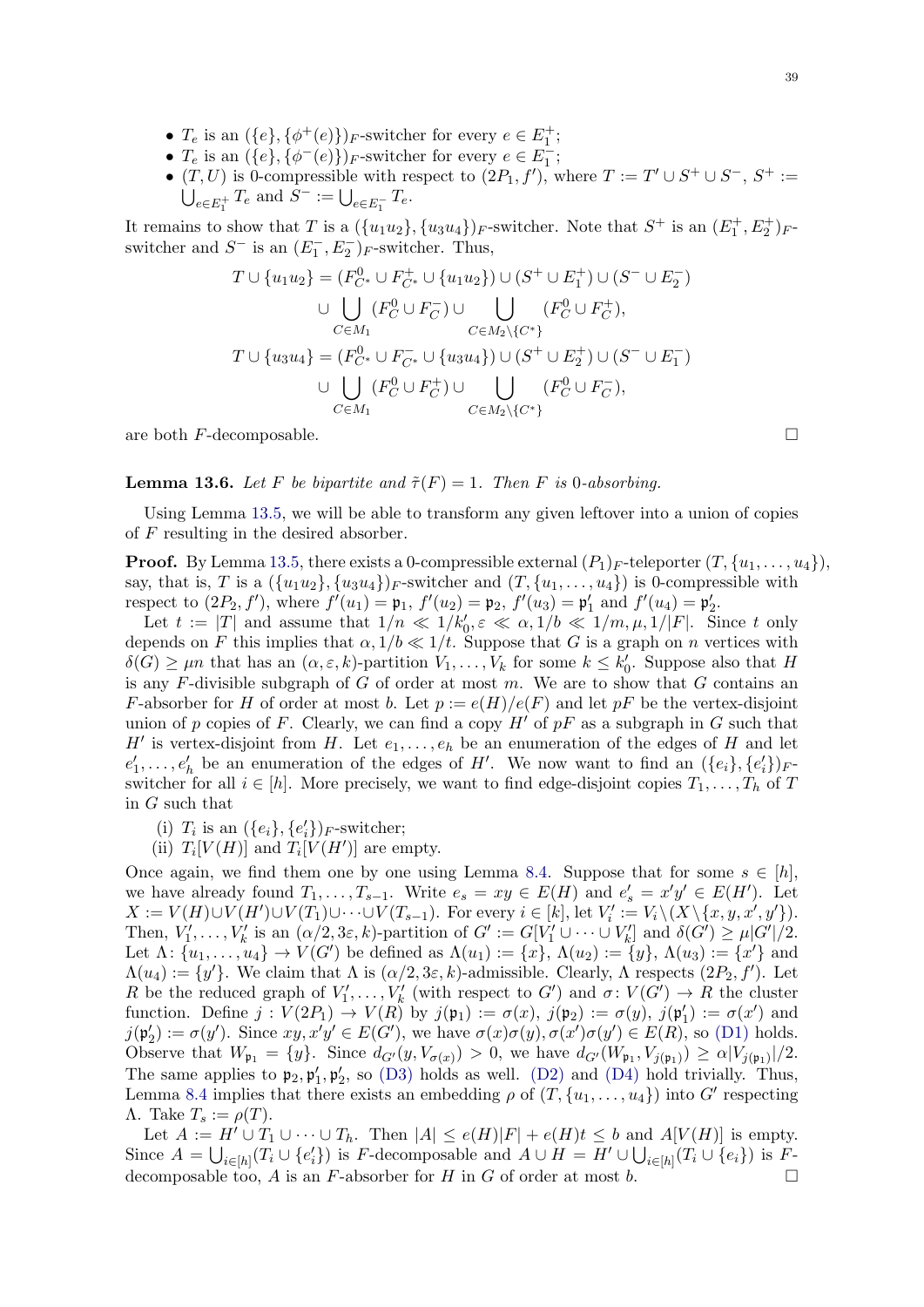- $T_e$ is an $(\{e\}, \{\phi^+(e)\})_F$-switcher for every $e \in E_1^+$;
- $T_e$ is an $(\{e\}, \{\phi^-(e)\})_F$-switcher for every $e \in E_1^-$;
- $(T, U)$ is 0-compressible with respect to $(2P_1, f')$, where $T := T' \cup S^+ \cup S^-$, $S^+ := \bigcup_{e \in E_1^+} T_e$ and $S^- := \bigcup_{e \in E_1^-} T_e$.

It remains to show that $T$ is a $(\{u_1u_2\}, \{u_3u_4\})_F$-switcher. Note that $S^+$ is an $(E_1^+, E_2^+)_F$-switcher and $S^-$ is an $(E_1^-, E_2^-)_F$-switcher. Thus,

$$T \cup \{u_1u_2\} = (F_{C^*}^0 \cup F_{C^*}^+ \cup \{u_1u_2\}) \cup (S^+ \cup E_1^+) \cup (S^- \cup E_2^-)$$
$$\cup \bigcup_{C \in M_1} (F_C^0 \cup F_C^-) \cup \bigcup_{C \in M_2 \setminus \{C^*\}} (F_C^0 \cup F_C^+),$$
$$T \cup \{u_3u_4\} = (F_{C^*}^0 \cup F_{C^*}^- \cup \{u_3u_4\}) \cup (S^+ \cup E_2^+) \cup (S^- \cup E_1^-)$$
$$\cup \bigcup_{C \in M_1} (F_C^0 \cup F_C^+) \cup \bigcup_{C \in M_2 \setminus \{C^*\}} (F_C^0 \cup F_C^-),$$

are both $F$-decomposable. □

**Lemma 13.6.** *Let $F$ be bipartite and $\tilde{\tau}(F) = 1$. Then $F$ is 0-absorbing.*

Using Lemma 13.5, we will be able to transform any given leftover into a union of copies of $F$ resulting in the desired absorber.

**Proof.** By Lemma 13.5, there exists a 0-compressible external $(P_1)_F$-teleporter $(T, \{u_1, \dots, u_4\})$, say, that is, $T$ is a $(\{u_1u_2\}, \{u_3u_4\})_F$-switcher and $(T, \{u_1, \dots, u_4\})$ is 0-compressible with respect to $(2P_2, f')$, where $f'(u_1) = \mathfrak{p}_1$, $f'(u_2) = \mathfrak{p}_2$, $f'(u_3) = \mathfrak{p}_1'$ and $f'(u_4) = \mathfrak{p}_2'$.

Let $t := |T|$ and assume that $1/n \ll 1/k_0', \varepsilon \ll \alpha, 1/b \ll 1/m, \mu, 1/|F|$. Since $t$ only depends on $F$ this implies that $\alpha, 1/b \ll 1/t$. Suppose that $G$ is a graph on $n$ vertices with $\delta(G) \geq \mu n$ that has an $(\alpha, \varepsilon, k)$-partition $V_1, \dots, V_k$ for some $k \leq k_0'$. Suppose that $H$ is any $F$-divisible subgraph of $G$ of order at most $m$. We are to show that $G$ contains an $F$-absorber for $H$ of order at most $b$. Let $p := e(H)/e(F)$ and let $pF$ be the vertex-disjoint union of $p$ copies of $F$. Clearly, we can find a copy $H'$ of $pF$ as a subgraph in $G$ such that $H'$ is vertex-disjoint from $H$. Let $e_1, \dots, e_h$ be an enumeration of the edges of $H$ and let $e_1', \dots, e_h'$ be an enumeration of the edges of $H'$. We now want to find an $(\{e_i\}, \{e_i'\})_F$-switcher for all $i \in [h]$. More precisely, we want to find edge-disjoint copies $T_1, \dots, T_h$ of $T$ in $G$ such that

(i) $T_i$ is an $(\{e_i\}, \{e_i'\})_F$-switcher;
(ii) $T_i[V(H)]$ and $T_i[V(H')]$ are empty.

Once again, we find them one by one using Lemma 8.4. Suppose that for some $s \in [h]$, we have already found $T_1, \dots, T_{s-1}$. Write $e_s = xy \in E(H)$ and $e_s' = x'y' \in E(H')$. Let $X := V(H) \cup V(H') \cup V(T_1) \cup \dots \cup V(T_{s-1})$. For every $i \in [k]$, let $V_i' := V_i \setminus (X \setminus \{x, y, x', y'\})$. Then, $V_1', \dots, V_k'$ is an $(\alpha/2, 3\varepsilon, k)$-partition of $G' := G[V_1' \cup \dots \cup V_k']$ and $\delta(G') \geq \mu|G'|/2$. Let $\Lambda\colon \{u_1, \dots, u_4\} \to V(G')$ be defined as $\Lambda(u_1) := \{x\}$, $\Lambda(u_2) := \{y\}$, $\Lambda(u_3) := \{x'\}$ and $\Lambda(u_4) := \{y'\}$. We claim that $\Lambda$ is $(\alpha/2, 3\varepsilon, k)$-admissible. Clearly, $\Lambda$ respects $(2P_2, f')$. Let $R$ be the reduced graph of $V_1', \dots, V_k'$ (with respect to $G'$) and $\sigma\colon V(G') \to R$ the cluster function. Define $j : V(2P_1) \to V(R)$ by $j(\mathfrak{p}_1) := \sigma(x)$, $j(\mathfrak{p}_2) := \sigma(y)$, $j(\mathfrak{p}_1') := \sigma(x')$ and $j(\mathfrak{p}_2') := \sigma(y')$. Since $xy, x'y' \in E(G')$, we have $\sigma(x)\sigma(y), \sigma(x')\sigma(y') \in E(R)$, so (D1) holds. Observe that $W_{\mathfrak{p}_1} = \{y\}$. Since $d_{G'}(y, V_{\sigma(x)}) > 0$, we have $d_{G'}(W_{\mathfrak{p}_1}, V_{j(\mathfrak{p}_1)}) \geq \alpha|V_{j(\mathfrak{p}_1)}|/2$. The same applies to $\mathfrak{p}_2, \mathfrak{p}_1', \mathfrak{p}_2'$, so (D3) holds as well. (D2) and (D4) hold trivially. Thus, Lemma 8.4 implies that there exists an embedding $\rho$ of $(T, \{u_1, \dots, u_4\})$ into $G'$ respecting $\Lambda$. Take $T_s := \rho(T)$.

Let $A := H' \cup T_1 \cup \dots \cup T_h$. Then $|A| \leq e(H)|F| + e(H)t \leq b$ and $A[V(H)]$ is empty. Since $A = \bigcup_{i \in [h]} (T_i \cup \{e_i'\})$ is $F$-decomposable and $A \cup H = H' \cup \bigcup_{i \in [h]} (T_i \cup \{e_i\})$ is $F$-decomposable too, $A$ is an $F$-absorber for $H$ in $G$ of order at most $b$. □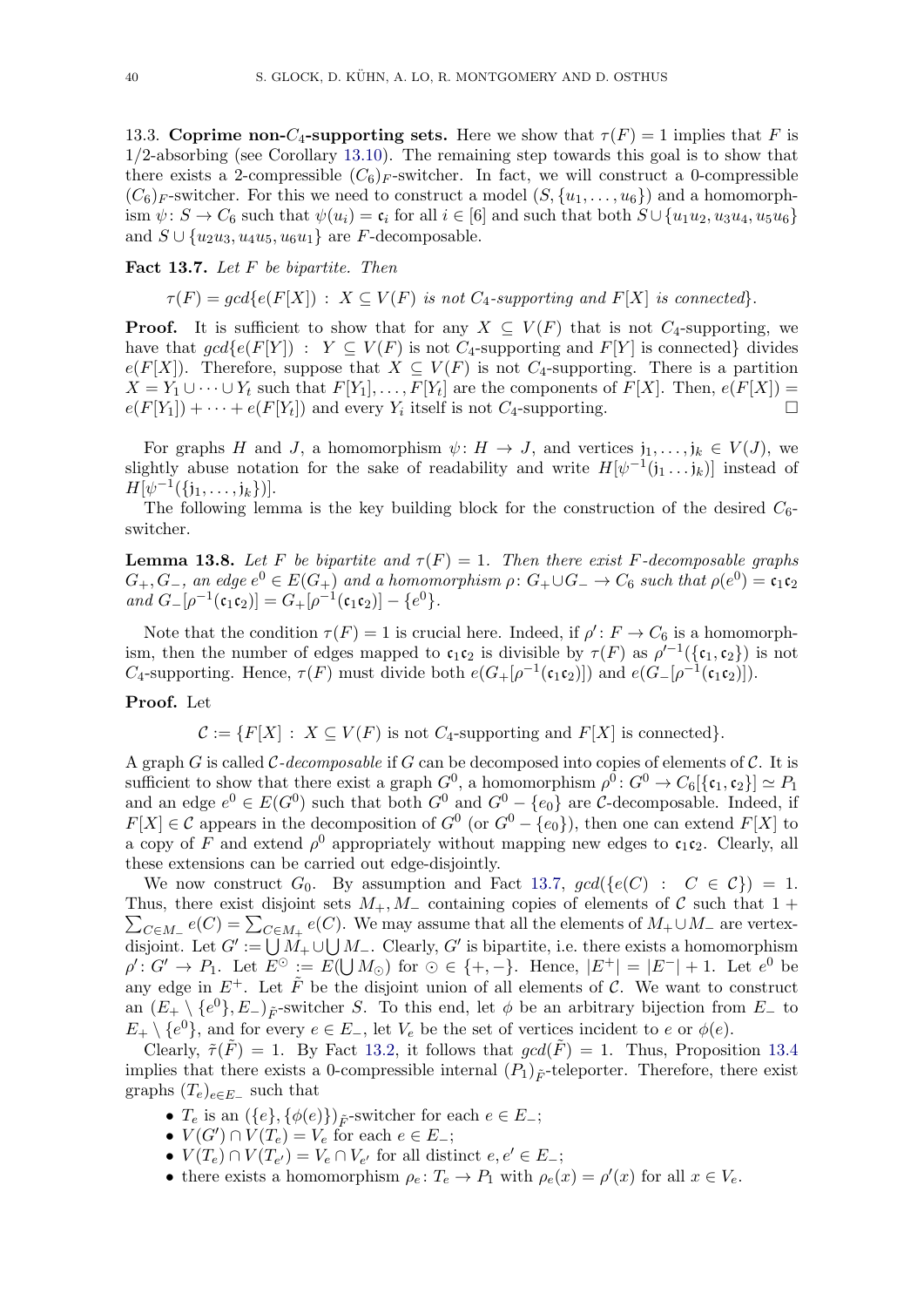13.3. **Coprime non-$C_4$-supporting sets.** Here we show that $\tau(F) = 1$ implies that $F$ is 1/2-absorbing (see Corollary 13.10). The remaining step towards this goal is to show that there exists a 2-compressible $(C_6)_F$-switcher. In fact, we will construct a 0-compressible $(C_6)_F$-switcher. For this we need to construct a model $(S, \{u_1, \dots, u_6\})$ and a homomorphism $\psi \colon S \to C_6$ such that $\psi(u_i) = \mathfrak{c}_i$ for all $i \in [6]$ and such that both $S \cup \{u_1u_2, u_3u_4, u_5u_6\}$ and $S \cup \{u_2u_3, u_4u_5, u_6u_1\}$ are $F$-decomposable.

**Fact 13.7.** *Let $F$ be bipartite. Then*

$$\tau(F) = gcd\{e(F[X]) : X \subseteq V(F) \text{ is not } C_4\text{-supporting and } F[X] \text{ is connected}\}.$$

**Proof.** It is sufficient to show that for any $X \subseteq V(F)$ that is not $C_4$-supporting, we have that $gcd\{e(F[Y]) : Y \subseteq V(F)$ is not $C_4$-supporting and $F[Y]$ is connected$\}$ divides $e(F[X])$. Therefore, suppose that $X \subseteq V(F)$ is not $C_4$-supporting. There is a partition $X = Y_1 \cup \dots \cup Y_t$ such that $F[Y_1], \dots, F[Y_t]$ are the components of $F[X]$. Then, $e(F[X]) = e(F[Y_1]) + \dots + e(F[Y_t])$ and every $Y_i$ itself is not $C_4$-supporting. □

For graphs $H$ and $J$, a homomorphism $\psi \colon H \to J$, and vertices $\mathfrak{j}_1, \dots, \mathfrak{j}_k \in V(J)$, we slightly abuse notation for the sake of readability and write $H[\psi^{-1}(\mathfrak{j}_1 \dots \mathfrak{j}_k)]$ instead of $H[\psi^{-1}(\{\mathfrak{j}_1, \dots, \mathfrak{j}_k\})]$.

The following lemma is the key building block for the construction of the desired $C_6$-switcher.

**Lemma 13.8.** *Let $F$ be bipartite and $\tau(F) = 1$. Then there exist $F$-decomposable graphs $G_+, G_-$, an edge $e^0 \in E(G_+)$ and a homomorphism $\rho \colon G_+ \cup G_- \to C_6$ such that $\rho(e^0) = \mathfrak{c}_1\mathfrak{c}_2$ and $G_-[\rho^{-1}(\mathfrak{c}_1\mathfrak{c}_2)] = G_+[\rho^{-1}(\mathfrak{c}_1\mathfrak{c}_2)] - \{e^0\}$.*

Note that the condition $\tau(F) = 1$ is crucial here. Indeed, if $\rho' \colon F \to C_6$ is a homomorphism, then the number of edges mapped to $\mathfrak{c}_1\mathfrak{c}_2$ is divisible by $\tau(F)$ as $\rho'^{-1}(\{\mathfrak{c}_1, \mathfrak{c}_2\})$ is not $C_4$-supporting. Hence, $\tau(F)$ must divide both $e(G_+[\rho^{-1}(\mathfrak{c}_1\mathfrak{c}_2)])$ and $e(G_-[\rho^{-1}(\mathfrak{c}_1\mathfrak{c}_2)])$.

**Proof.** Let

$$\mathcal{C} := \{F[X] : X \subseteq V(F) \text{ is not } C_4\text{-supporting and } F[X] \text{ is connected}\}.$$

A graph $G$ is called *$\mathcal{C}$-decomposable* if $G$ can be decomposed into copies of elements of $\mathcal{C}$. It is sufficient to show that there exist a graph $G^0$, a homomorphism $\rho^0 \colon G^0 \to C_6[\{\mathfrak{c}_1, \mathfrak{c}_2\}] \simeq P_1$ and an edge $e^0 \in E(G^0)$ such that both $G^0$ and $G^0 - \{e_0\}$ are $\mathcal{C}$-decomposable. Indeed, if $F[X] \in \mathcal{C}$ appears in the decomposition of $G^0$ (or $G^0 - \{e_0\}$), then one can extend $F[X]$ to a copy of $F$ and extend $\rho^0$ appropriately without mapping new edges to $\mathfrak{c}_1\mathfrak{c}_2$. Clearly, all these extensions can be carried out edge-disjointly.

We now construct $G_0$. By assumption and Fact 13.7, $gcd(\{e(C) : C \in \mathcal{C}\}) = 1$. Thus, there exist disjoint sets $M_+, M_-$ containing copies of elements of $\mathcal{C}$ such that $1 + \sum_{C \in M_-} e(C) = \sum_{C \in M_+} e(C)$. We may assume that all the elements of $M_+ \cup M_-$ are vertex-disjoint. Let $G' := \bigcup M_+ \cup \bigcup M_-$. Clearly, $G'$ is bipartite, i.e. there exists a homomorphism $\rho' \colon G' \to P_1$. Let $E^\odot := E(\bigcup M_\odot)$ for $\odot \in \{+, -\}$. Hence, $|E^+| = |E^-| + 1$. Let $e^0$ be any edge in $E^+$. Let $\tilde{F}$ be the disjoint union of all elements of $\mathcal{C}$. We want to construct an $(E_+ \setminus \{e^0\}, E_-)_{\tilde{F}}$-switcher $S$. To this end, let $\phi$ be an arbitrary bijection from $E_-$ to $E_+ \setminus \{e^0\}$, and for every $e \in E_-$, let $V_e$ be the set of vertices incident to $e$ or $\phi(e)$.

Clearly, $\tilde{\tau}(\tilde{F}) = 1$. By Fact 13.2, it follows that $gcd(\tilde{F}) = 1$. Thus, Proposition 13.4 implies that there exists a 0-compressible internal $(P_1)_{\tilde{F}}$-teleporter. Therefore, there exist graphs $(T_e)_{e \in E_-}$ such that

- $T_e$ is an $(\{e\}, \{\phi(e)\})_{\tilde{F}}$-switcher for each $e \in E_-$;
- $V(G') \cap V(T_e) = V_e$ for each $e \in E_-$;
- $V(T_e) \cap V(T_{e'}) = V_e \cap V_{e'}$ for all distinct $e, e' \in E_-$;
- there exists a homomorphism $\rho_e \colon T_e \to P_1$ with $\rho_e(x) = \rho'(x)$ for all $x \in V_e$.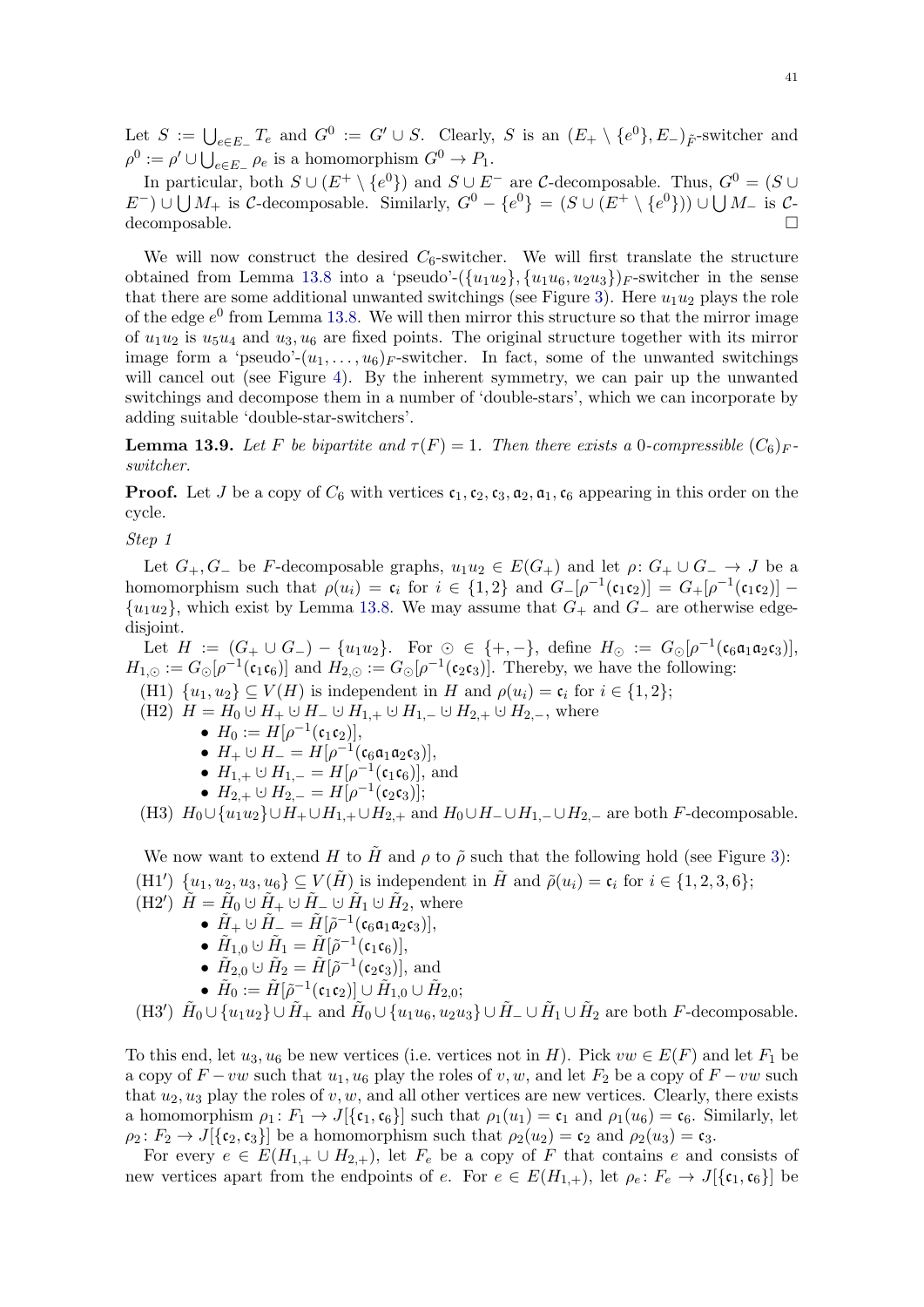Let $S := \bigcup_{e \in E_-} T_e$ and $G^0 := G' \cup S$. Clearly, $S$ is an $(E_+ \setminus \{e^0\}, E_-)_{\tilde{F}}$-switcher and $\rho^0 := \rho' \cup \bigcup_{e \in E_-} \rho_e$ is a homomorphism $G^0 \to P_1$.

In particular, both $S \cup (E^+ \setminus \{e^0\})$ and $S \cup E^-$ are $\mathcal{C}$-decomposable. Thus, $G^0 = (S \cup E^-) \cup \bigcup M_+$ is $\mathcal{C}$-decomposable. Similarly, $G^0 - \{e^0\} = (S \cup (E^+ \setminus \{e^0\})) \cup \bigcup M_-$ is $\mathcal{C}$-decomposable. $\square$

We will now construct the desired $C_6$-switcher. We will first translate the structure obtained from Lemma 13.8 into a 'pseudo'-$(\{u_1u_2\}, \{u_1u_6, u_2u_3\})_F$-switcher in the sense that there are some additional unwanted switchings (see Figure 3). Here $u_1u_2$ plays the role of the edge $e^0$ from Lemma 13.8. We will then mirror this structure so that the mirror image of $u_1u_2$ is $u_5u_4$ and $u_3, u_6$ are fixed points. The original structure together with its mirror image form a 'pseudo'-$(u_1, \ldots, u_6)_F$-switcher. In fact, some of the unwanted switchings will cancel out (see Figure 4). By the inherent symmetry, we can pair up the unwanted switchings and decompose them in a number of 'double-stars', which we can incorporate by adding suitable 'double-star-switchers'.

**Lemma 13.9.** *Let $F$ be bipartite and $\tau(F) = 1$. Then there exists a 0-compressible $(C_6)_F$-switcher.*

**Proof.** Let $J$ be a copy of $C_6$ with vertices $\mathfrak{c}_1, \mathfrak{c}_2, \mathfrak{c}_3, \mathfrak{a}_2, \mathfrak{a}_1, \mathfrak{c}_6$ appearing in this order on the cycle.

*Step 1*

Let $G_+, G_-$ be $F$-decomposable graphs, $u_1u_2 \in E(G_+)$ and let $\rho \colon G_+ \cup G_- \to J$ be a homomorphism such that $\rho(u_i) = \mathfrak{c}_i$ for $i \in \{1,2\}$ and $G_-[\rho^{-1}(\mathfrak{c}_1\mathfrak{c}_2)] = G_+[\rho^{-1}(\mathfrak{c}_1\mathfrak{c}_2)] - \{u_1u_2\}$, which exist by Lemma 13.8. We may assume that $G_+$ and $G_-$ are otherwise edge-disjoint.

Let $H := (G_+ \cup G_-) - \{u_1u_2\}$. For $\odot \in \{+,-\}$, define $H_\odot := G_\odot[\rho^{-1}(\mathfrak{c}_6\mathfrak{a}_1\mathfrak{a}_2\mathfrak{c}_3)]$, $H_{1,\odot} := G_\odot[\rho^{-1}(\mathfrak{c}_1\mathfrak{c}_6)]$ and $H_{2,\odot} := G_\odot[\rho^{-1}(\mathfrak{c}_2\mathfrak{c}_3)]$. Thereby, we have the following:

(H1) $\{u_1, u_2\} \subseteq V(H)$ is independent in $H$ and $\rho(u_i) = \mathfrak{c}_i$ for $i \in \{1,2\}$;

(H2) $H = H_0 \mathbin{\dot\cup} H_+ \mathbin{\dot\cup} H_- \mathbin{\dot\cup} H_{1,+} \mathbin{\dot\cup} H_{1,-} \mathbin{\dot\cup} H_{2,+} \mathbin{\dot\cup} H_{2,-}$, where
- $H_0 := H[\rho^{-1}(\mathfrak{c}_1\mathfrak{c}_2)]$,
- $H_+ \mathbin{\dot\cup} H_- = H[\rho^{-1}(\mathfrak{c}_6\mathfrak{a}_1\mathfrak{a}_2\mathfrak{c}_3)]$,
- $H_{1,+} \mathbin{\dot\cup} H_{1,-} = H[\rho^{-1}(\mathfrak{c}_1\mathfrak{c}_6)]$, and
- $H_{2,+} \mathbin{\dot\cup} H_{2,-} = H[\rho^{-1}(\mathfrak{c}_2\mathfrak{c}_3)]$;

(H3) $H_0 \cup \{u_1u_2\} \cup H_+ \cup H_{1,+} \cup H_{2,+}$ and $H_0 \cup H_- \cup H_{1,-} \cup H_{2,-}$ are both $F$-decomposable.

We now want to extend $H$ to $\tilde{H}$ and $\rho$ to $\tilde{\rho}$ such that the following hold (see Figure 3):

(H1′) $\{u_1, u_2, u_3, u_6\} \subseteq V(\tilde{H})$ is independent in $\tilde{H}$ and $\tilde{\rho}(u_i) = \mathfrak{c}_i$ for $i \in \{1,2,3,6\}$;

(H2′) $\tilde{H} = \tilde{H}_0 \mathbin{\dot\cup} \tilde{H}_+ \mathbin{\dot\cup} \tilde{H}_- \mathbin{\dot\cup} \tilde{H}_1 \mathbin{\dot\cup} \tilde{H}_2$, where
- $\tilde{H}_+ \mathbin{\dot\cup} \tilde{H}_- = \tilde{H}[\tilde{\rho}^{-1}(\mathfrak{c}_6\mathfrak{a}_1\mathfrak{a}_2\mathfrak{c}_3)]$,
- $\tilde{H}_{1,0} \mathbin{\dot\cup} \tilde{H}_1 = \tilde{H}[\tilde{\rho}^{-1}(\mathfrak{c}_1\mathfrak{c}_6)]$,
- $\tilde{H}_{2,0} \mathbin{\dot\cup} \tilde{H}_2 = \tilde{H}[\tilde{\rho}^{-1}(\mathfrak{c}_2\mathfrak{c}_3)]$, and
- $\tilde{H}_0 := \tilde{H}[\tilde{\rho}^{-1}(\mathfrak{c}_1\mathfrak{c}_2)] \cup \tilde{H}_{1,0} \cup \tilde{H}_{2,0}$;

(H3′) $\tilde{H}_0 \cup \{u_1u_2\} \cup \tilde{H}_+$ and $\tilde{H}_0 \cup \{u_1u_6, u_2u_3\} \cup \tilde{H}_- \cup \tilde{H}_1 \cup \tilde{H}_2$ are both $F$-decomposable.

To this end, let $u_3, u_6$ be new vertices (i.e. vertices not in $H$). Pick $vw \in E(F)$ and let $F_1$ be a copy of $F - vw$ such that $u_1, u_6$ play the roles of $v, w$, and let $F_2$ be a copy of $F - vw$ such that $u_2, u_3$ play the roles of $v, w$, and all other vertices are new vertices. Clearly, there exists a homomorphism $\rho_1 \colon F_1 \to J[\{\mathfrak{c}_1, \mathfrak{c}_6\}]$ such that $\rho_1(u_1) = \mathfrak{c}_1$ and $\rho_1(u_6) = \mathfrak{c}_6$. Similarly, let $\rho_2 \colon F_2 \to J[\{\mathfrak{c}_2, \mathfrak{c}_3\}]$ be a homomorphism such that $\rho_2(u_2) = \mathfrak{c}_2$ and $\rho_2(u_3) = \mathfrak{c}_3$.

For every $e \in E(H_{1,+} \cup H_{2,+})$, let $F_e$ be a copy of $F$ that contains $e$ and consists of new vertices apart from the endpoints of $e$. For $e \in E(H_{1,+})$, let $\rho_e \colon F_e \to J[\{\mathfrak{c}_1, \mathfrak{c}_6\}]$ be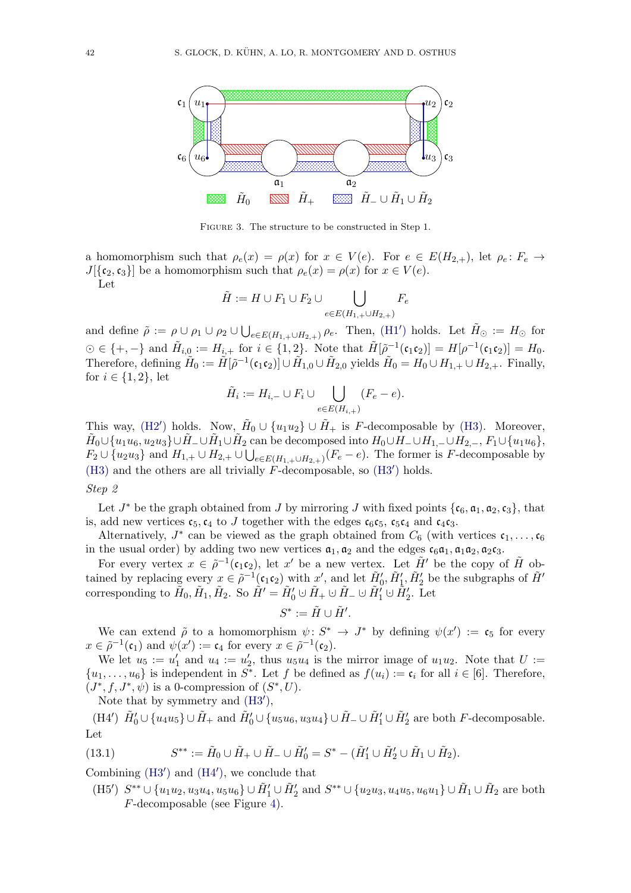FIGURE 3. The structure to be constructed in Step 1.

a homomorphism such that $\rho_e(x) = \rho(x)$ for $x \in V(e)$. For $e \in E(H_{2,+})$, let $\rho_e \colon F_e \to J[\{\mathfrak{c}_2, \mathfrak{c}_3\}]$ be a homomorphism such that $\rho_e(x) = \rho(x)$ for $x \in V(e)$.

Let

$$\tilde{H} := H \cup F_1 \cup F_2 \cup \bigcup_{e \in E(H_{1,+} \cup H_{2,+})} F_e$$

and define $\tilde{\rho} := \rho \cup \rho_1 \cup \rho_2 \cup \bigcup_{e \in E(H_{1,+} \cup H_{2,+})} \rho_e$. Then, (H1′) holds. Let $\tilde{H}_\odot := H_\odot$ for $\odot \in \{+, -\}$ and $\tilde{H}_{i,0} := H_{i,+}$ for $i \in \{1, 2\}$. Note that $\tilde{H}[\tilde{\rho}^{-1}(\mathfrak{c}_1\mathfrak{c}_2)] = H[\rho^{-1}(\mathfrak{c}_1\mathfrak{c}_2)] = H_0$. Therefore, defining $\tilde{H}_0 := \tilde{H}[\tilde{\rho}^{-1}(\mathfrak{c}_1\mathfrak{c}_2)] \cup \tilde{H}_{1,0} \cup \tilde{H}_{2,0}$ yields $\tilde{H}_0 = H_0 \cup H_{1,+} \cup H_{2,+}$. Finally, for $i \in \{1, 2\}$, let

$$\tilde{H}_i := H_{i,-} \cup F_i \cup \bigcup_{e \in E(H_{i,+})} (F_e - e).$$

This way, (H2′) holds. Now, $\tilde{H}_0 \cup \{u_1u_2\} \cup \tilde{H}_+$ is $F$-decomposable by (H3). Moreover, $\tilde{H}_0 \cup \{u_1u_6, u_2u_3\} \cup \tilde{H}_- \cup \tilde{H}_1 \cup \tilde{H}_2$ can be decomposed into $H_0 \cup H_- \cup H_{1,-} \cup H_{2,-}$, $F_1 \cup \{u_1u_6\}$, $F_2 \cup \{u_2u_3\}$ and $H_{1,+} \cup H_{2,+} \cup \bigcup_{e \in E(H_{1,+} \cup H_{2,+})} (F_e - e)$. The former is $F$-decomposable by (H3) and the others are all trivially $F$-decomposable, so (H3′) holds.

*Step 2*

Let $J^*$ be the graph obtained from $J$ by mirroring $J$ with fixed points $\{\mathfrak{c}_6, \mathfrak{a}_1, \mathfrak{a}_2, \mathfrak{c}_3\}$, that is, add new vertices $\mathfrak{c}_5, \mathfrak{c}_4$ to $J$ together with the edges $\mathfrak{c}_6\mathfrak{c}_5$, $\mathfrak{c}_5\mathfrak{c}_4$ and $\mathfrak{c}_4\mathfrak{c}_3$.

Alternatively, $J^*$ can be viewed as the graph obtained from $C_6$ (with vertices $\mathfrak{c}_1, \dots, \mathfrak{c}_6$ in the usual order) by adding two new vertices $\mathfrak{a}_1, \mathfrak{a}_2$ and the edges $\mathfrak{c}_6\mathfrak{a}_1, \mathfrak{a}_1\mathfrak{a}_2, \mathfrak{a}_2\mathfrak{c}_3$.

For every vertex $x \in \tilde{\rho}^{-1}(\mathfrak{c}_1\mathfrak{c}_2)$, let $x'$ be a new vertex. Let $\tilde{H}'$ be the copy of $\tilde{H}$ obtained by replacing every $x \in \tilde{\rho}^{-1}(\mathfrak{c}_1\mathfrak{c}_2)$ with $x'$, and let $\tilde{H}'_0, \tilde{H}'_1, \tilde{H}'_2$ be the subgraphs of $\tilde{H}'$ corresponding to $\tilde{H}_0, \tilde{H}_1, \tilde{H}_2$. So $\tilde{H}' = \tilde{H}'_0 \uplus \tilde{H}_+ \uplus \tilde{H}_- \uplus \tilde{H}'_1 \uplus \tilde{H}'_2$. Let

$$S^* := \tilde{H} \cup \tilde{H}'.$$

We can extend $\tilde{\rho}$ to a homomorphism $\psi \colon S^* \to J^*$ by defining $\psi(x') := \mathfrak{c}_5$ for every $x \in \tilde{\rho}^{-1}(\mathfrak{c}_1)$ and $\psi(x') := \mathfrak{c}_4$ for every $x \in \tilde{\rho}^{-1}(\mathfrak{c}_2)$.

We let $u_5 := u'_1$ and $u_4 := u'_2$, thus $u_5u_4$ is the mirror image of $u_1u_2$. Note that $U := \{u_1, \dots, u_6\}$ is independent in $S^*$. Let $f$ be defined as $f(u_i) := \mathfrak{c}_i$ for all $i \in [6]$. Therefore, $(J^*, f, J^*, \psi)$ is a 0-compression of $(S^*, U)$.

Note that by symmetry and (H3′),

(H4′) $\tilde{H}'_0 \cup \{u_4u_5\} \cup \tilde{H}_+$ and $\tilde{H}'_0 \cup \{u_5u_6, u_3u_4\} \cup \tilde{H}_- \cup \tilde{H}'_1 \cup \tilde{H}'_2$ are both $F$-decomposable.

Let

$$S^{**} := \tilde{H}_0 \cup \tilde{H}_+ \cup \tilde{H}_- \cup \tilde{H}'_0 = S^* - (\tilde{H}'_1 \cup \tilde{H}'_2 \cup \tilde{H}_1 \cup \tilde{H}_2). \tag{13.1}$$

Combining (H3′) and (H4′), we conclude that

(H5′) $S^{**} \cup \{u_1u_2, u_3u_4, u_5u_6\} \cup \tilde{H}'_1 \cup \tilde{H}'_2$ and $S^{**} \cup \{u_2u_3, u_4u_5, u_6u_1\} \cup \tilde{H}_1 \cup \tilde{H}_2$ are both $F$-decomposable (see Figure 4).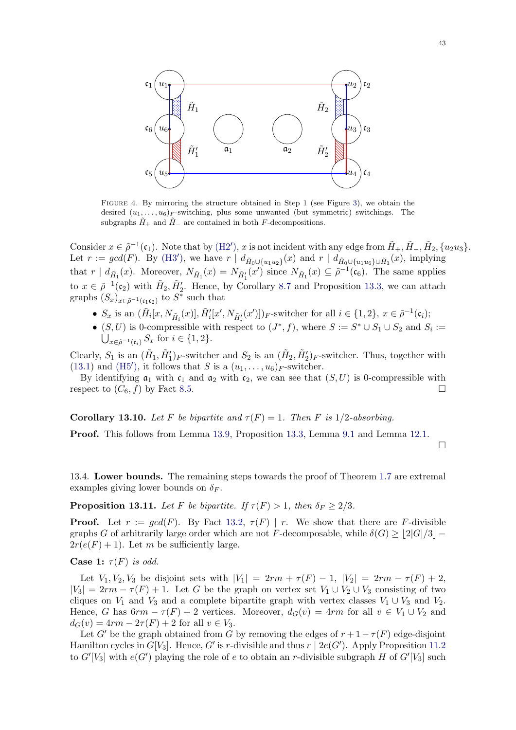FIGURE 4. By mirroring the structure obtained in Step 1 (see Figure 3), we obtain the desired $(u_1,\dots,u_6)_F$-switching, plus some unwanted (but symmetric) switchings. The subgraphs $\tilde H_+$ and $\tilde H_-$ are contained in both $F$-decompositions.

Consider $x \in \tilde\rho^{-1}(\mathfrak{c}_1)$. Note that by (H2′), $x$ is not incident with any edge from $\tilde H_+, \tilde H_-, \tilde H_2, \{u_2u_3\}$. Let $r := gcd(F)$. By (H3′), we have $r \mid d_{\tilde H_0 \cup \{u_1u_2\}}(x)$ and $r \mid d_{\tilde H_0 \cup \{u_1u_6\} \cup \tilde H_1}(x)$, implying that $r \mid d_{\tilde H_1}(x)$. Moreover, $N_{\tilde H_1}(x) = N_{\tilde H_1'}(x')$ since $N_{\tilde H_1}(x) \subseteq \tilde\rho^{-1}(\mathfrak{c}_6)$. The same applies to $x \in \tilde\rho^{-1}(\mathfrak{c}_2)$ with $\tilde H_2, \tilde H_2'$. Hence, by Corollary 8.7 and Proposition 13.3, we can attach graphs $(S_x)_{x\in\tilde\rho^{-1}(\mathfrak{c}_1\mathfrak{c}_2)}$ to $S^*$ such that

- $S_x$ is an $(\tilde H_i[x, N_{\tilde H_i}(x)], \tilde H_i'[x', N_{\tilde H_i'}(x')])_F$-switcher for all $i \in \{1,2\}$, $x \in \tilde\rho^{-1}(\mathfrak{c}_i)$;
- $(S,U)$ is 0-compressible with respect to $(J^*, f)$, where $S := S^* \cup S_1 \cup S_2$ and $S_i := \bigcup_{x\in\tilde\rho^{-1}(\mathfrak{c}_i)} S_x$ for $i \in \{1,2\}$.

Clearly, $S_1$ is an $(\tilde H_1, \tilde H_1')_F$-switcher and $S_2$ is an $(\tilde H_2, \tilde H_2')_F$-switcher. Thus, together with (13.1) and (H5′), it follows that $S$ is a $(u_1,\dots,u_6)_F$-switcher.

By identifying $\mathfrak{a}_1$ with $\mathfrak{c}_1$ and $\mathfrak{a}_2$ with $\mathfrak{c}_2$, we can see that $(S,U)$ is 0-compressible with respect to $(C_6, f)$ by Fact 8.5. □

**Corollary 13.10.** *Let $F$ be bipartite and $\tau(F) = 1$. Then $F$ is 1/2-absorbing.*

**Proof.** This follows from Lemma 13.9, Proposition 13.3, Lemma 9.1 and Lemma 12.1. □

13.4. **Lower bounds.** The remaining steps towards the proof of Theorem 1.7 are extremal examples giving lower bounds on $\delta_F$.

**Proposition 13.11.** *Let $F$ be bipartite. If $\tau(F) > 1$, then $\delta_F \geq 2/3$.*

**Proof.** Let $r := gcd(F)$. By Fact 13.2, $\tau(F) \mid r$. We show that there are $F$-divisible graphs $G$ of arbitrarily large order which are not $F$-decomposable, while $\delta(G) \geq \lfloor 2|G|/3 \rfloor - 2r(e(F)+1)$. Let $m$ be sufficiently large.

**Case 1:** *$\tau(F)$ is odd.*

Let $V_1, V_2, V_3$ be disjoint sets with $|V_1| = 2rm + \tau(F) - 1$, $|V_2| = 2rm - \tau(F) + 2$, $|V_3| = 2rm - \tau(F) + 1$. Let $G$ be the graph on vertex set $V_1 \cup V_2 \cup V_3$ consisting of two cliques on $V_1$ and $V_3$ and a complete bipartite graph with vertex classes $V_1 \cup V_3$ and $V_2$. Hence, $G$ has $6rm - \tau(F) + 2$ vertices. Moreover, $d_G(v) = 4rm$ for all $v \in V_1 \cup V_2$ and $d_G(v) = 4rm - 2\tau(F) + 2$ for all $v \in V_3$.

Let $G'$ be the graph obtained from $G$ by removing the edges of $r + 1 - \tau(F)$ edge-disjoint Hamilton cycles in $G[V_3]$. Hence, $G'$ is $r$-divisible and thus $r \mid 2e(G')$. Apply Proposition 11.2 to $G'[V_3]$ with $e(G')$ playing the role of $e$ to obtain an $r$-divisible subgraph $H$ of $G'[V_3]$ such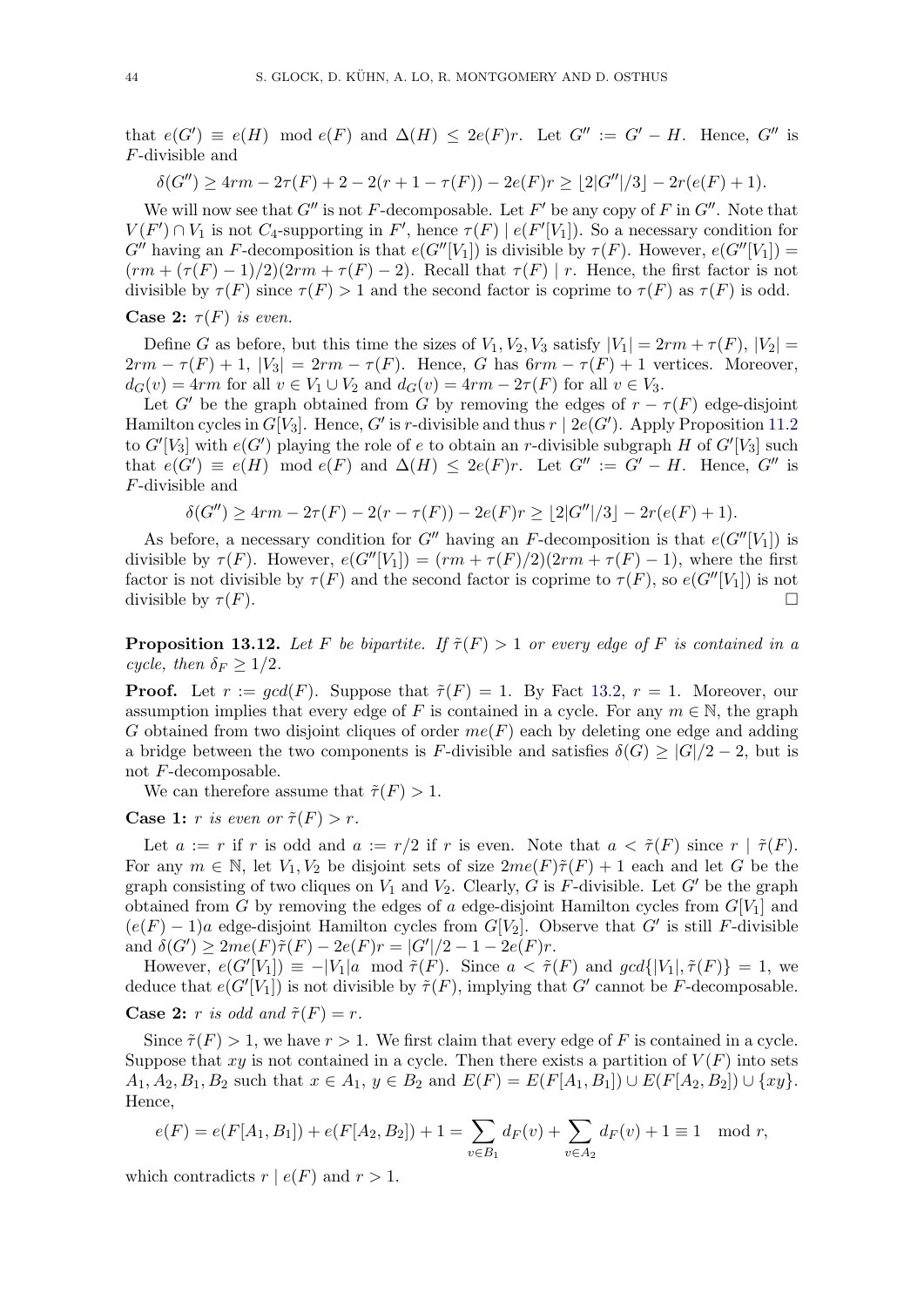that $e(G') \equiv e(H) \mod e(F)$ and $\Delta(H) \leq 2e(F)r$. Let $G'' := G' - H$. Hence, $G''$ is $F$-divisible and

$$\delta(G'') \geq 4rm - 2\tau(F) + 2 - 2(r + 1 - \tau(F)) - 2e(F)r \geq \lfloor 2|G''|/3 \rfloor - 2r(e(F) + 1).$$

We will now see that $G''$ is not $F$-decomposable. Let $F'$ be any copy of $F$ in $G''$. Note that $V(F') \cap V_1$ is not $C_4$-supporting in $F'$, hence $\tau(F) \mid e(F'[V_1])$. So a necessary condition for $G''$ having an $F$-decomposition is that $e(G''[V_1])$ is divisible by $\tau(F)$. However, $e(G''[V_1]) = (rm + (\tau(F) - 1)/2)(2rm + \tau(F) - 2)$. Recall that $\tau(F) \mid r$. Hence, the first factor is not divisible by $\tau(F)$ since $\tau(F) > 1$ and the second factor is coprime to $\tau(F)$ as $\tau(F)$ is odd.

**Case 2:** *$\tau(F)$ is even.*

Define $G$ as before, but this time the sizes of $V_1, V_2, V_3$ satisfy $|V_1| = 2rm + \tau(F)$, $|V_2| = 2rm - \tau(F) + 1$, $|V_3| = 2rm - \tau(F)$. Hence, $G$ has $6rm - \tau(F) + 1$ vertices. Moreover, $d_G(v) = 4rm$ for all $v \in V_1 \cup V_2$ and $d_G(v) = 4rm - 2\tau(F)$ for all $v \in V_3$.

Let $G'$ be the graph obtained from $G$ by removing the edges of $r - \tau(F)$ edge-disjoint Hamilton cycles in $G[V_3]$. Hence, $G'$ is $r$-divisible and thus $r \mid 2e(G')$. Apply Proposition 11.2 to $G'[V_3]$ with $e(G')$ playing the role of $e$ to obtain an $r$-divisible subgraph $H$ of $G'[V_3]$ such that $e(G') \equiv e(H) \mod e(F)$ and $\Delta(H) \leq 2e(F)r$. Let $G'' := G' - H$. Hence, $G''$ is $F$-divisible and

$$\delta(G'') \geq 4rm - 2\tau(F) - 2(r - \tau(F)) - 2e(F)r \geq \lfloor 2|G''|/3 \rfloor - 2r(e(F) + 1).$$

As before, a necessary condition for $G''$ having an $F$-decomposition is that $e(G''[V_1])$ is divisible by $\tau(F)$. However, $e(G''[V_1]) = (rm + \tau(F)/2)(2rm + \tau(F) - 1)$, where the first factor is not divisible by $\tau(F)$ and the second factor is coprime to $\tau(F)$, so $e(G''[V_1])$ is not divisible by $\tau(F)$. $\square$

**Proposition 13.12.** *Let $F$ be bipartite. If $\tilde{\tau}(F) > 1$ or every edge of $F$ is contained in a cycle, then $\delta_F \geq 1/2$.*

**Proof.** Let $r := gcd(F)$. Suppose that $\tilde{\tau}(F) = 1$. By Fact 13.2, $r = 1$. Moreover, our assumption implies that every edge of $F$ is contained in a cycle. For any $m \in \mathbb{N}$, the graph $G$ obtained from two disjoint cliques of order $me(F)$ each by deleting one edge and adding a bridge between the two components is $F$-divisible and satisfies $\delta(G) \geq |G|/2 - 2$, but is not $F$-decomposable.

We can therefore assume that $\tilde{\tau}(F) > 1$.

**Case 1:** *$r$ is even or $\tilde{\tau}(F) > r$.*

Let $a := r$ if $r$ is odd and $a := r/2$ if $r$ is even. Note that $a < \tilde{\tau}(F)$ since $r \mid \tilde{\tau}(F)$. For any $m \in \mathbb{N}$, let $V_1, V_2$ be disjoint sets of size $2me(F)\tilde{\tau}(F) + 1$ each and let $G$ be the graph consisting of two cliques on $V_1$ and $V_2$. Clearly, $G$ is $F$-divisible. Let $G'$ be the graph obtained from $G$ by removing the edges of $a$ edge-disjoint Hamilton cycles from $G[V_1]$ and $(e(F) - 1)a$ edge-disjoint Hamilton cycles from $G[V_2]$. Observe that $G'$ is still $F$-divisible and $\delta(G') \geq 2me(F)\tilde{\tau}(F) - 2e(F)r = |G'|/2 - 1 - 2e(F)r$.

However, $e(G'[V_1]) \equiv -|V_1|a \mod \tilde{\tau}(F)$. Since $a < \tilde{\tau}(F)$ and $gcd\{|V_1|, \tilde{\tau}(F)\} = 1$, we deduce that $e(G'[V_1])$ is not divisible by $\tilde{\tau}(F)$, implying that $G'$ cannot be $F$-decomposable.

**Case 2:** *$r$ is odd and $\tilde{\tau}(F) = r$.*

Since $\tilde{\tau}(F) > 1$, we have $r > 1$. We first claim that every edge of $F$ is contained in a cycle. Suppose that $xy$ is not contained in a cycle. Then there exists a partition of $V(F)$ into sets $A_1, A_2, B_1, B_2$ such that $x \in A_1$, $y \in B_2$ and $E(F) = E(F[A_1, B_1]) \cup E(F[A_2, B_2]) \cup \{xy\}$. Hence,

$$e(F) = e(F[A_1, B_1]) + e(F[A_2, B_2]) + 1 = \sum_{v \in B_1} d_F(v) + \sum_{v \in A_2} d_F(v) + 1 \equiv 1 \mod r,$$

which contradicts $r \mid e(F)$ and $r > 1$.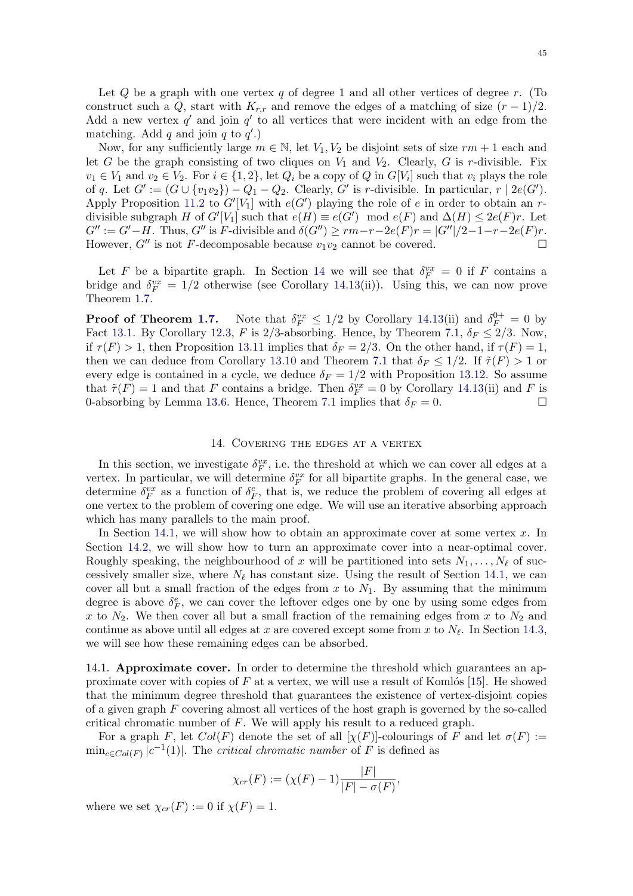Let $Q$ be a graph with one vertex $q$ of degree 1 and all other vertices of degree $r$. (To construct such a $Q$, start with $K_{r,r}$ and remove the edges of a matching of size $(r-1)/2$. Add a new vertex $q'$ and join $q'$ to all vertices that were incident with an edge from the matching. Add $q$ and join $q$ to $q'$.)

Now, for any sufficiently large $m \in \mathbb{N}$, let $V_1, V_2$ be disjoint sets of size $rm+1$ each and let $G$ be the graph consisting of two cliques on $V_1$ and $V_2$. Clearly, $G$ is $r$-divisible. Fix $v_1 \in V_1$ and $v_2 \in V_2$. For $i \in \{1,2\}$, let $Q_i$ be a copy of $Q$ in $G[V_i]$ such that $v_i$ plays the role of $q$. Let $G' := (G \cup \{v_1v_2\}) - Q_1 - Q_2$. Clearly, $G'$ is $r$-divisible. In particular, $r \mid 2e(G')$. Apply Proposition 11.2 to $G'[V_1]$ with $e(G')$ playing the role of $e$ in order to obtain an $r$-divisible subgraph $H$ of $G'[V_1]$ such that $e(H) \equiv e(G') \mod e(F)$ and $\Delta(H) \leq 2e(F)r$. Let $G'' := G' - H$. Thus, $G''$ is $F$-divisible and $\delta(G'') \geq rm - r - 2e(F)r = |G''|/2 - 1 - r - 2e(F)r$. However, $G''$ is not $F$-decomposable because $v_1v_2$ cannot be covered. $\square$

Let $F$ be a bipartite graph. In Section 14 we will see that $\delta_F^{vx} = 0$ if $F$ contains a bridge and $\delta_F^{vx} = 1/2$ otherwise (see Corollary 14.13(ii)). Using this, we can now prove Theorem 1.7.

**Proof of Theorem 1.7.** Note that $\delta_F^{vx} \leq 1/2$ by Corollary 14.13(ii) and $\delta_F^{0+} = 0$ by Fact 13.1. By Corollary 12.3, $F$ is $2/3$-absorbing. Hence, by Theorem 7.1, $\delta_F \leq 2/3$. Now, if $\tau(F) > 1$, then Proposition 13.11 implies that $\delta_F = 2/3$. On the other hand, if $\tau(F) = 1$, then we can deduce from Corollary 13.10 and Theorem 7.1 that $\delta_F \leq 1/2$. If $\tilde{\tau}(F) > 1$ or every edge is contained in a cycle, we deduce $\delta_F = 1/2$ with Proposition 13.12. So assume that $\tilde{\tau}(F) = 1$ and that $F$ contains a bridge. Then $\delta_F^{vx} = 0$ by Corollary 14.13(ii) and $F$ is 0-absorbing by Lemma 13.6. Hence, Theorem 7.1 implies that $\delta_F = 0$. $\square$

## 14. Covering the edges at a vertex

In this section, we investigate $\delta_F^{vx}$, i.e. the threshold at which we can cover all edges at a vertex. In particular, we will determine $\delta_F^{vx}$ for all bipartite graphs. In the general case, we determine $\delta_F^{vx}$ as a function of $\delta_F^{e}$, that is, we reduce the problem of covering all edges at one vertex to the problem of covering one edge. We will use an iterative absorbing approach which has many parallels to the main proof.

In Section 14.1, we will show how to obtain an approximate cover at some vertex $x$. In Section 14.2, we will show how to turn an approximate cover into a near-optimal cover. Roughly speaking, the neighbourhood of $x$ will be partitioned into sets $N_1, \dots, N_\ell$ of successively smaller size, where $N_\ell$ has constant size. Using the result of Section 14.1, we can cover all but a small fraction of the edges from $x$ to $N_1$. By assuming that the minimum degree is above $\delta_F^{e}$, we can cover the leftover edges one by one by using some edges from $x$ to $N_2$. We then cover all but a small fraction of the remaining edges from $x$ to $N_2$ and continue as above until all edges at $x$ are covered except some from $x$ to $N_\ell$. In Section 14.3, we will see how these remaining edges can be absorbed.

14.1. **Approximate cover.** In order to determine the threshold which guarantees an approximate cover with copies of $F$ at a vertex, we will use a result of Komlós [15]. He showed that the minimum degree threshold that guarantees the existence of vertex-disjoint copies of a given graph $F$ covering almost all vertices of the host graph is governed by the so-called critical chromatic number of $F$. We will apply his result to a reduced graph.

For a graph $F$, let $Col(F)$ denote the set of all $[\chi(F)]$-colourings of $F$ and let $\sigma(F) := \min_{c \in Col(F)} |c^{-1}(1)|$. The *critical chromatic number* of $F$ is defined as

$$\chi_{cr}(F) := (\chi(F) - 1)\frac{|F|}{|F| - \sigma(F)},$$

where we set $\chi_{cr}(F) := 0$ if $\chi(F) = 1$.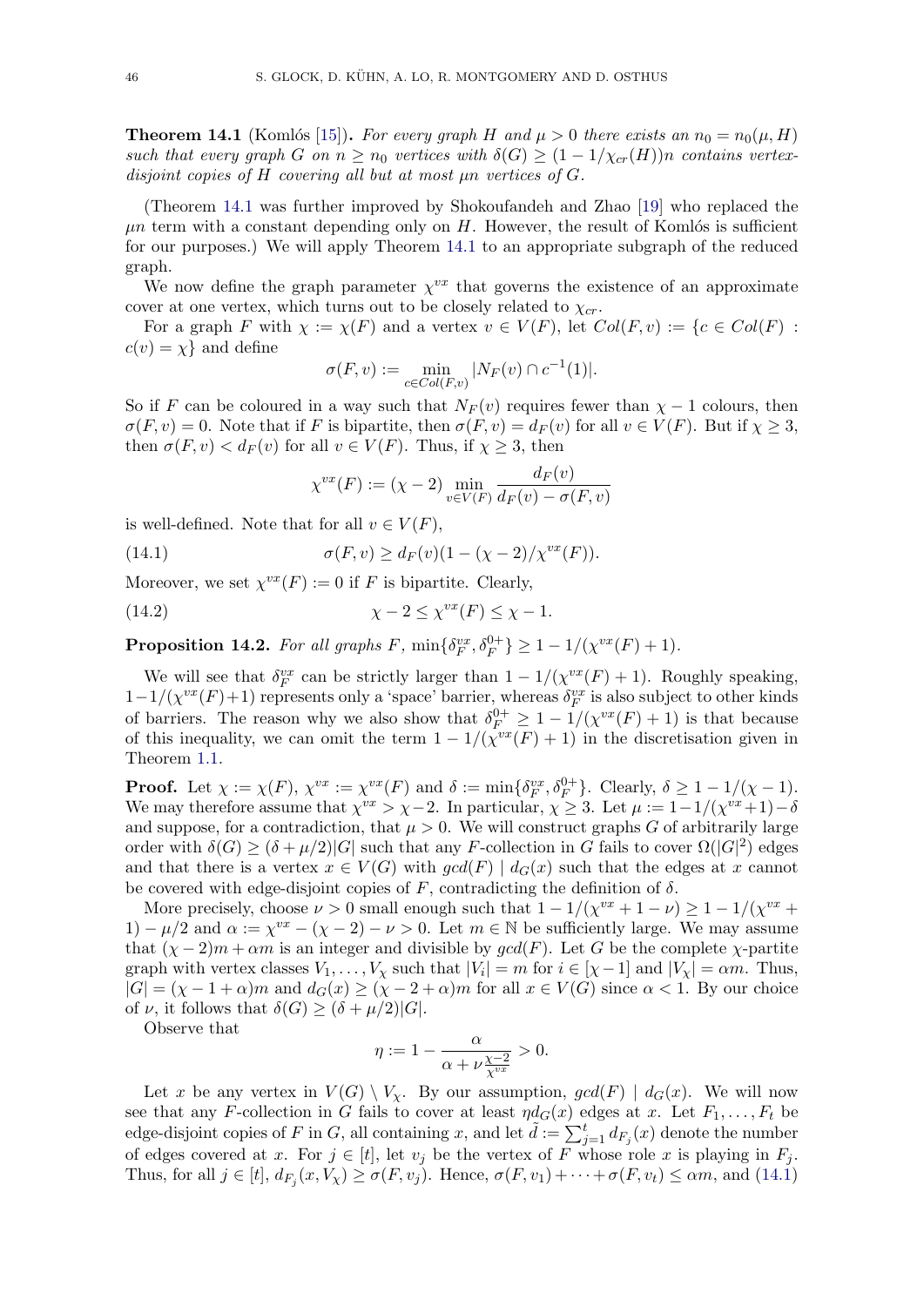**Theorem 14.1** (Komlós [15]). *For every graph $H$ and $\mu > 0$ there exists an $n_0 = n_0(\mu, H)$ such that every graph $G$ on $n \geq n_0$ vertices with $\delta(G) \geq (1 - 1/\chi_{cr}(H))n$ contains vertex-disjoint copies of $H$ covering all but at most $\mu n$ vertices of $G$.*

(Theorem 14.1 was further improved by Shokoufandeh and Zhao [19] who replaced the $\mu n$ term with a constant depending only on $H$. However, the result of Komlós is sufficient for our purposes.) We will apply Theorem 14.1 to an appropriate subgraph of the reduced graph.

We now define the graph parameter $\chi^{vx}$ that governs the existence of an approximate cover at one vertex, which turns out to be closely related to $\chi_{cr}$.

For a graph $F$ with $\chi := \chi(F)$ and a vertex $v \in V(F)$, let $Col(F, v) := \{c \in Col(F) : c(v) = \chi\}$ and define

$$\sigma(F, v) := \min_{c \in Col(F,v)} |N_F(v) \cap c^{-1}(1)|.$$

So if $F$ can be coloured in a way such that $N_F(v)$ requires fewer than $\chi - 1$ colours, then $\sigma(F, v) = 0$. Note that if $F$ is bipartite, then $\sigma(F, v) = d_F(v)$ for all $v \in V(F)$. But if $\chi \geq 3$, then $\sigma(F, v) < d_F(v)$ for all $v \in V(F)$. Thus, if $\chi \geq 3$, then

$$\chi^{vx}(F) := (\chi - 2) \min_{v \in V(F)} \frac{d_F(v)}{d_F(v) - \sigma(F, v)}$$

is well-defined. Note that for all $v \in V(F)$,

$$\sigma(F, v) \geq d_F(v)(1 - (\chi - 2)/\chi^{vx}(F)). \tag{14.1}$$

Moreover, we set $\chi^{vx}(F) := 0$ if $F$ is bipartite. Clearly,

$$\chi - 2 \leq \chi^{vx}(F) \leq \chi - 1. \tag{14.2}$$

**Proposition 14.2.** *For all graphs $F$, $\min\{\delta_F^{vx}, \delta_F^{0+}\} \geq 1 - 1/(\chi^{vx}(F) + 1)$.*

We will see that $\delta_F^{vx}$ can be strictly larger than $1 - 1/(\chi^{vx}(F) + 1)$. Roughly speaking, $1 - 1/(\chi^{vx}(F)+1)$ represents only a 'space' barrier, whereas $\delta_F^{vx}$ is also subject to other kinds of barriers. The reason why we also show that $\delta_F^{0+} \geq 1 - 1/(\chi^{vx}(F) + 1)$ is that because of this inequality, we can omit the term $1 - 1/(\chi^{vx}(F) + 1)$ in the discretisation given in Theorem 1.1.

**Proof.** Let $\chi := \chi(F)$, $\chi^{vx} := \chi^{vx}(F)$ and $\delta := \min\{\delta_F^{vx}, \delta_F^{0+}\}$. Clearly, $\delta \geq 1 - 1/(\chi - 1)$. We may therefore assume that $\chi^{vx} > \chi - 2$. In particular, $\chi \geq 3$. Let $\mu := 1 - 1/(\chi^{vx}+1) - \delta$ and suppose, for a contradiction, that $\mu > 0$. We will construct graphs $G$ of arbitrarily large order with $\delta(G) \geq (\delta + \mu/2)|G|$ such that any $F$-collection in $G$ fails to cover $\Omega(|G|^2)$ edges and that there is a vertex $x \in V(G)$ with $gcd(F) \mid d_G(x)$ such that the edges at $x$ cannot be covered with edge-disjoint copies of $F$, contradicting the definition of $\delta$.

More precisely, choose $\nu > 0$ small enough such that $1 - 1/(\chi^{vx} + 1 - \nu) \geq 1 - 1/(\chi^{vx} + 1) - \mu/2$ and $\alpha := \chi^{vx} - (\chi - 2) - \nu > 0$. Let $m \in \mathbb{N}$ be sufficiently large. We may assume that $(\chi - 2)m + \alpha m$ is an integer and divisible by $gcd(F)$. Let $G$ be the complete $\chi$-partite graph with vertex classes $V_1, \dots, V_\chi$ such that $|V_i| = m$ for $i \in [\chi - 1]$ and $|V_\chi| = \alpha m$. Thus, $|G| = (\chi - 1 + \alpha)m$ and $d_G(x) \geq (\chi - 2 + \alpha)m$ for all $x \in V(G)$ since $\alpha < 1$. By our choice of $\nu$, it follows that $\delta(G) \geq (\delta + \mu/2)|G|$.

Observe that

$$\eta := 1 - \frac{\alpha}{\alpha + \nu\frac{\chi-2}{\chi^{vx}}} > 0.$$

Let $x$ be any vertex in $V(G) \setminus V_\chi$. By our assumption, $gcd(F) \mid d_G(x)$. We will now see that any $F$-collection in $G$ fails to cover at least $\eta d_G(x)$ edges at $x$. Let $F_1, \dots, F_t$ be edge-disjoint copies of $F$ in $G$, all containing $x$, and let $\tilde{d} := \sum_{j=1}^{t} d_{F_j}(x)$ denote the number of edges covered at $x$. For $j \in [t]$, let $v_j$ be the vertex of $F$ whose role $x$ is playing in $F_j$. Thus, for all $j \in [t]$, $d_{F_j}(x, V_\chi) \geq \sigma(F, v_j)$. Hence, $\sigma(F, v_1) + \dots + \sigma(F, v_t) \leq \alpha m$, and (14.1)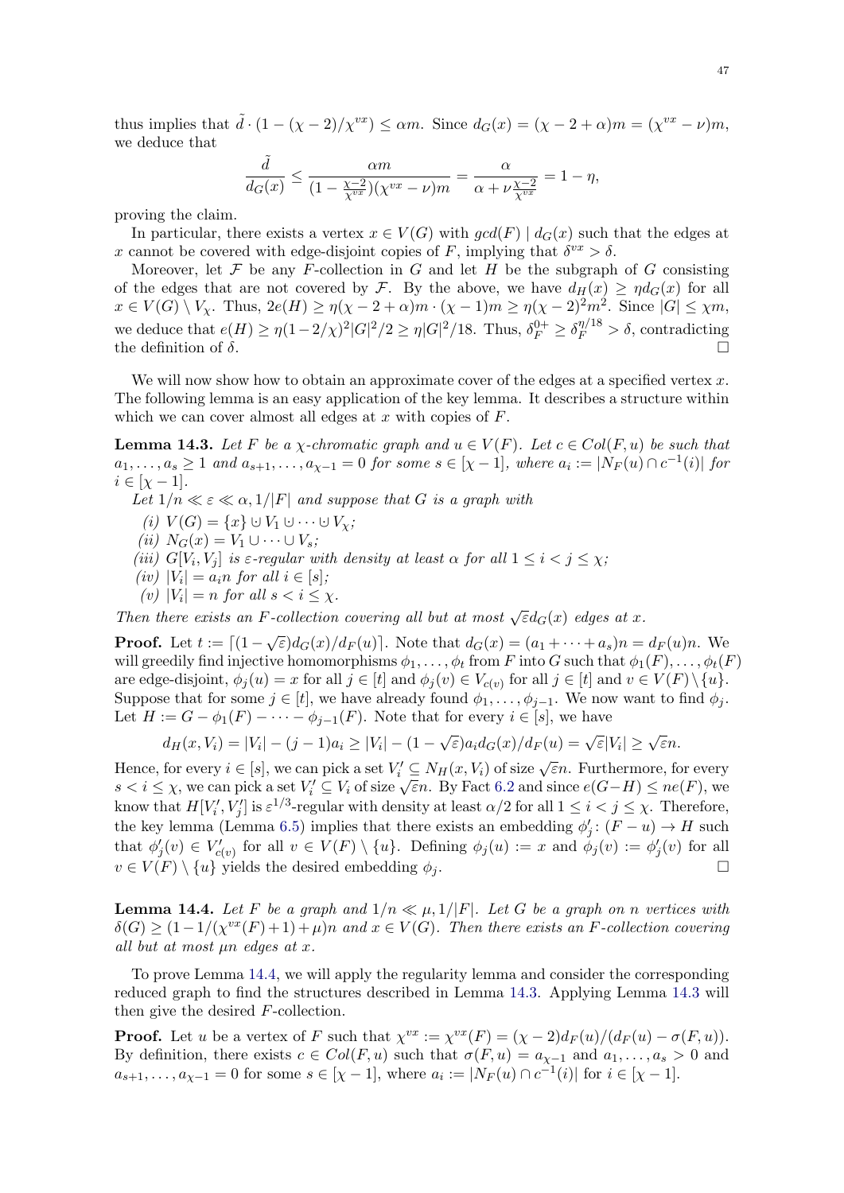thus implies that $\tilde{d} \cdot (1 - (\chi - 2)/\chi^{vx}) \leq \alpha m$. Since $d_G(x) = (\chi - 2 + \alpha)m = (\chi^{vx} - \nu)m$, we deduce that

$$\frac{\tilde{d}}{d_G(x)} \leq \frac{\alpha m}{(1 - \frac{\chi-2}{\chi^{vx}})(\chi^{vx} - \nu)m} = \frac{\alpha}{\alpha + \nu \frac{\chi-2}{\chi^{vx}}} = 1 - \eta,$$

proving the claim.

In particular, there exists a vertex $x \in V(G)$ with $gcd(F) \mid d_G(x)$ such that the edges at $x$ cannot be covered with edge-disjoint copies of $F$, implying that $\delta^{vx} > \delta$.

Moreover, let $\mathcal{F}$ be any $F$-collection in $G$ and let $H$ be the subgraph of $G$ consisting of the edges that are not covered by $\mathcal{F}$. By the above, we have $d_H(x) \geq \eta d_G(x)$ for all $x \in V(G) \setminus V_\chi$. Thus, $2e(H) \geq \eta(\chi - 2 + \alpha)m \cdot (\chi - 1)m \geq \eta(\chi - 2)^2 m^2$. Since $|G| \leq \chi m$, we deduce that $e(H) \geq \eta(1 - 2/\chi)^2 |G|^2/2 \geq \eta |G|^2/18$. Thus, $\delta_F^{0+} \geq \delta_F^{\eta/18} > \delta$, contradicting the definition of $\delta$. □

We will now show how to obtain an approximate cover of the edges at a specified vertex $x$. The following lemma is an easy application of the key lemma. It describes a structure within which we can cover almost all edges at $x$ with copies of $F$.

**Lemma 14.3.** *Let $F$ be a $\chi$-chromatic graph and $u \in V(F)$. Let $c \in Col(F, u)$ be such that $a_1, \dots, a_s \geq 1$ and $a_{s+1}, \dots, a_{\chi-1} = 0$ for some $s \in [\chi - 1]$, where $a_i := |N_F(u) \cap c^{-1}(i)|$ for $i \in [\chi - 1]$.*

*Let $1/n \ll \varepsilon \ll \alpha, 1/|F|$ and suppose that $G$ is a graph with*

*(i) $V(G) = \{x\} \cup V_1 \cup \dots \cup V_\chi$;*

*(ii) $N_G(x) = V_1 \cup \dots \cup V_s$;*

*(iii) $G[V_i, V_j]$ is $\varepsilon$-regular with density at least $\alpha$ for all $1 \leq i < j \leq \chi$;*

*(iv) $|V_i| = a_i n$ for all $i \in [s]$;*

*(v) $|V_i| = n$ for all $s < i \leq \chi$.*

*Then there exists an $F$-collection covering all but at most $\sqrt{\varepsilon} d_G(x)$ edges at $x$.*

**Proof.** Let $t := \lceil (1 - \sqrt{\varepsilon}) d_G(x)/d_F(u) \rceil$. Note that $d_G(x) = (a_1 + \dots + a_s)n = d_F(u)n$. We will greedily find injective homomorphisms $\phi_1, \dots, \phi_t$ from $F$ into $G$ such that $\phi_1(F), \dots, \phi_t(F)$ are edge-disjoint, $\phi_j(u) = x$ for all $j \in [t]$ and $\phi_j(v) \in V_{c(v)}$ for all $j \in [t]$ and $v \in V(F) \setminus \{u\}$. Suppose that for some $j \in [t]$, we have already found $\phi_1, \dots, \phi_{j-1}$. We now want to find $\phi_j$. Let $H := G - \phi_1(F) - \dots - \phi_{j-1}(F)$. Note that for every $i \in [s]$, we have

$$d_H(x, V_i) = |V_i| - (j-1)a_i \geq |V_i| - (1 - \sqrt{\varepsilon})a_i d_G(x)/d_F(u) = \sqrt{\varepsilon}|V_i| \geq \sqrt{\varepsilon} n.$$

Hence, for every $i \in [s]$, we can pick a set $V_i' \subseteq N_H(x, V_i)$ of size $\sqrt{\varepsilon} n$. Furthermore, for every $s < i \leq \chi$, we can pick a set $V_i' \subseteq V_i$ of size $\sqrt{\varepsilon} n$. By Fact 6.2 and since $e(G - H) \leq n e(F)$, we know that $H[V_i', V_j']$ is $\varepsilon^{1/3}$-regular with density at least $\alpha/2$ for all $1 \leq i < j \leq \chi$. Therefore, the key lemma (Lemma 6.5) implies that there exists an embedding $\phi_j' \colon (F - u) \to H$ such that $\phi_j'(v) \in V_{c(v)}'$ for all $v \in V(F) \setminus \{u\}$. Defining $\phi_j(u) := x$ and $\phi_j(v) := \phi_j'(v)$ for all $v \in V(F) \setminus \{u\}$ yields the desired embedding $\phi_j$. □

**Lemma 14.4.** *Let $F$ be a graph and $1/n \ll \mu, 1/|F|$. Let $G$ be a graph on $n$ vertices with $\delta(G) \geq (1 - 1/(\chi^{vx}(F) + 1) + \mu)n$ and $x \in V(G)$. Then there exists an $F$-collection covering all but at most $\mu n$ edges at $x$.*

To prove Lemma 14.4, we will apply the regularity lemma and consider the corresponding reduced graph to find the structures described in Lemma 14.3. Applying Lemma 14.3 will then give the desired $F$-collection.

**Proof.** Let $u$ be a vertex of $F$ such that $\chi^{vx} := \chi^{vx}(F) = (\chi - 2)d_F(u)/(d_F(u) - \sigma(F, u))$. By definition, there exists $c \in Col(F, u)$ such that $\sigma(F, u) = a_{\chi-1}$ and $a_1, \dots, a_s > 0$ and $a_{s+1}, \dots, a_{\chi-1} = 0$ for some $s \in [\chi - 1]$, where $a_i := |N_F(u) \cap c^{-1}(i)|$ for $i \in [\chi - 1]$.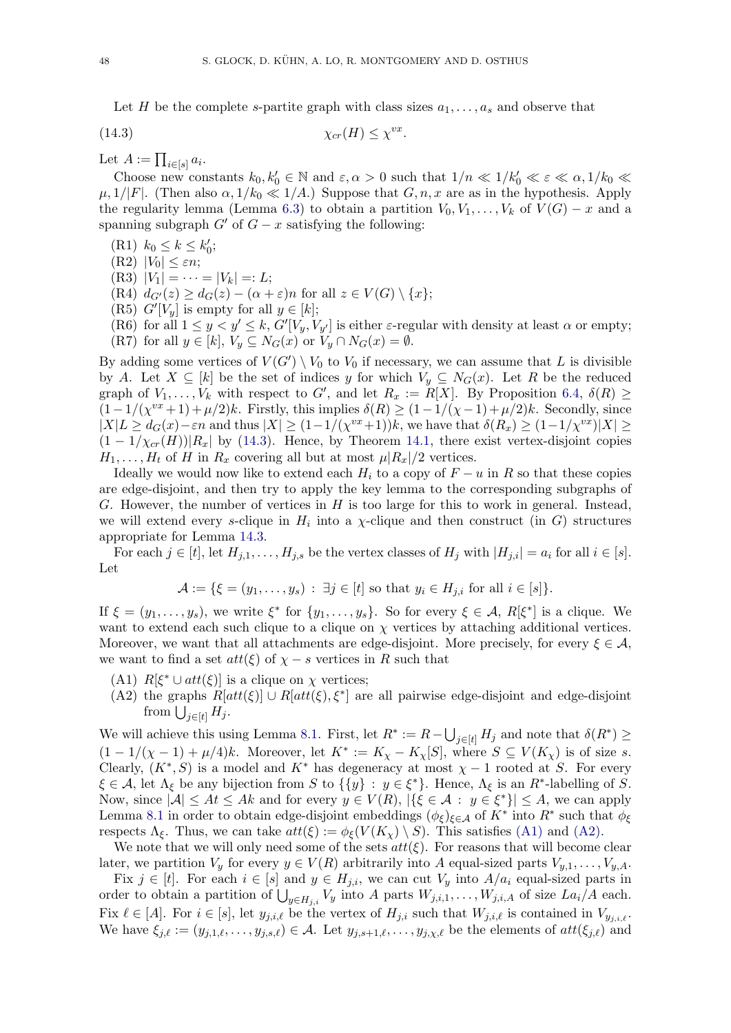Let $H$ be the complete $s$-partite graph with class sizes $a_1, \dots, a_s$ and observe that

$$\chi_{cr}(H) \leq \chi^{vx}. \tag{14.3}$$

Let $A := \prod_{i \in [s]} a_i$.

Choose new constants $k_0, k_0' \in \mathbb{N}$ and $\varepsilon, \alpha > 0$ such that $1/n \ll 1/k_0' \ll \varepsilon \ll \alpha, 1/k_0 \ll \mu, 1/|F|$. (Then also $\alpha, 1/k_0 \ll 1/A$.) Suppose that $G, n, x$ are as in the hypothesis. Apply the regularity lemma (Lemma 6.3) to obtain a partition $V_0, V_1, \dots, V_k$ of $V(G) - x$ and a spanning subgraph $G'$ of $G - x$ satisfying the following:

- (R1) $k_0 \leq k \leq k_0'$;
- (R2) $|V_0| \leq \varepsilon n$;
- (R3) $|V_1| = \dots = |V_k| =: L$;
- (R4) $d_{G'}(z) \geq d_G(z) - (\alpha + \varepsilon)n$ for all $z \in V(G) \setminus \{x\}$;
- (R5) $G'[V_y]$ is empty for all $y \in [k]$;
- (R6) for all $1 \leq y < y' \leq k$, $G'[V_y, V_{y'}]$ is either $\varepsilon$-regular with density at least $\alpha$ or empty;
- (R7) for all $y \in [k]$, $V_y \subseteq N_G(x)$ or $V_y \cap N_G(x) = \emptyset$.

By adding some vertices of $V(G') \setminus V_0$ to $V_0$ if necessary, we can assume that $L$ is divisible by $A$. Let $X \subseteq [k]$ be the set of indices $y$ for which $V_y \subseteq N_G(x)$. Let $R$ be the reduced graph of $V_1, \dots, V_k$ with respect to $G'$, and let $R_x := R[X]$. By Proposition 6.4, $\delta(R) \geq (1 - 1/(\chi^{vx}+1) + \mu/2)k$. Firstly, this implies $\delta(R) \geq (1 - 1/(\chi - 1) + \mu/2)k$. Secondly, since $|X|L \geq d_G(x) - \varepsilon n$ and thus $|X| \geq (1 - 1/(\chi^{vx}+1))k$, we have that $\delta(R_x) \geq (1 - 1/\chi^{vx})|X| \geq (1 - 1/\chi_{cr}(H))|R_x|$ by (14.3). Hence, by Theorem 14.1, there exist vertex-disjoint copies $H_1, \dots, H_t$ of $H$ in $R_x$ covering all but at most $\mu|R_x|/2$ vertices.

Ideally we would now like to extend each $H_i$ to a copy of $F - u$ in $R$ so that these copies are edge-disjoint, and then try to apply the key lemma to the corresponding subgraphs of $G$. However, the number of vertices in $H$ is too large for this to work in general. Instead, we will extend every $s$-clique in $H_i$ into a $\chi$-clique and then construct (in $G$) structures appropriate for Lemma 14.3.

For each $j \in [t]$, let $H_{j,1}, \dots, H_{j,s}$ be the vertex classes of $H_j$ with $|H_{j,i}| = a_i$ for all $i \in [s]$. Let

$$\mathcal{A} := \{\xi = (y_1, \dots, y_s) : \exists j \in [t] \text{ so that } y_i \in H_{j,i} \text{ for all } i \in [s]\}.$$

If $\xi = (y_1, \dots, y_s)$, we write $\xi^*$ for $\{y_1, \dots, y_s\}$. So for every $\xi \in \mathcal{A}$, $R[\xi^*]$ is a clique. We want to extend each such clique to a clique on $\chi$ vertices by attaching additional vertices. Moreover, we want that all attachments are edge-disjoint. More precisely, for every $\xi \in \mathcal{A}$, we want to find a set $att(\xi)$ of $\chi - s$ vertices in $R$ such that

- (A1) $R[\xi^* \cup att(\xi)]$ is a clique on $\chi$ vertices;
- (A2) the graphs $R[att(\xi)] \cup R[att(\xi), \xi^*]$ are all pairwise edge-disjoint and edge-disjoint from $\bigcup_{j \in [t]} H_j$.

We will achieve this using Lemma 8.1. First, let $R^* := R - \bigcup_{j \in [t]} H_j$ and note that $\delta(R^*) \geq (1 - 1/(\chi - 1) + \mu/4)k$. Moreover, let $K^* := K_\chi - K_\chi[S]$, where $S \subseteq V(K_\chi)$ is of size $s$. Clearly, $(K^*, S)$ is a model and $K^*$ has degeneracy at most $\chi - 1$ rooted at $S$. For every $\xi \in \mathcal{A}$, let $\Lambda_\xi$ be any bijection from $S$ to $\{\{y\} : y \in \xi^*\}$. Hence, $\Lambda_\xi$ is an $R^*$-labelling of $S$. Now, since $|\mathcal{A}| \leq At \leq Ak$ and for every $y \in V(R)$, $|\{\xi \in \mathcal{A} : y \in \xi^*\}| \leq A$, we can apply Lemma 8.1 in order to obtain edge-disjoint embeddings $(\phi_\xi)_{\xi \in \mathcal{A}}$ of $K^*$ into $R^*$ such that $\phi_\xi$ respects $\Lambda_\xi$. Thus, we can take $att(\xi) := \phi_\xi(V(K_\chi) \setminus S)$. This satisfies (A1) and (A2).

We note that we will only need some of the sets $att(\xi)$. For reasons that will become clear later, we partition $V_y$ for every $y \in V(R)$ arbitrarily into $A$ equal-sized parts $V_{y,1}, \dots, V_{y,A}$.

Fix $j \in [t]$. For each $i \in [s]$ and $y \in H_{j,i}$, we can cut $V_y$ into $A/a_i$ equal-sized parts in order to obtain a partition of $\bigcup_{y \in H_{j,i}} V_y$ into $A$ parts $W_{j,i,1}, \dots, W_{j,i,A}$ of size $La_i/A$ each. Fix $\ell \in [A]$. For $i \in [s]$, let $y_{j,i,\ell}$ be the vertex of $H_{j,i}$ such that $W_{j,i,\ell}$ is contained in $V_{y_{j,i,\ell}}$. We have $\xi_{j,\ell} := (y_{j,1,\ell}, \dots, y_{j,s,\ell}) \in \mathcal{A}$. Let $y_{j,s+1,\ell}, \dots, y_{j,\chi,\ell}$ be the elements of $att(\xi_{j,\ell})$ and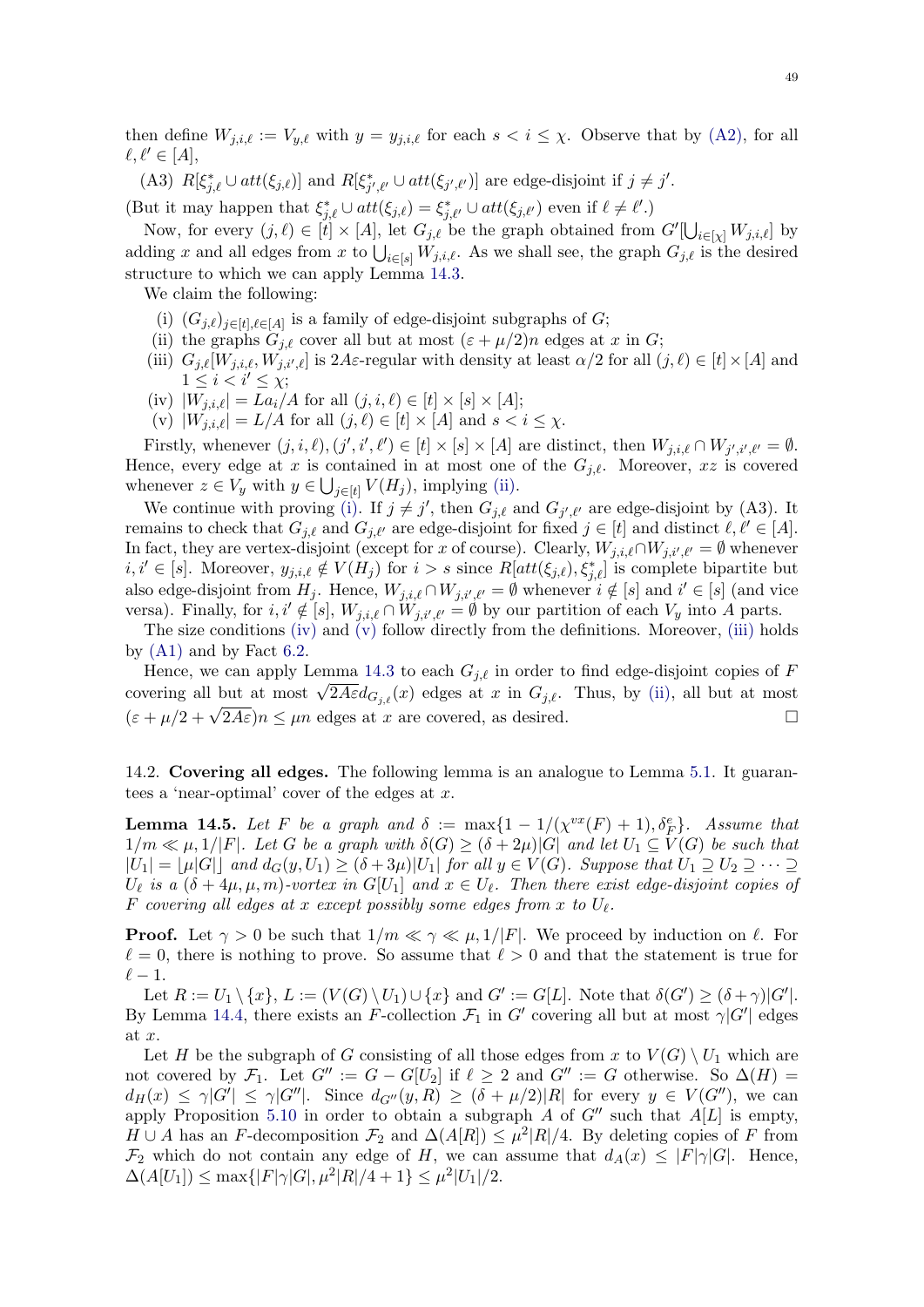then define $W_{j,i,\ell} := V_{y,\ell}$ with $y = y_{j,i,\ell}$ for each $s < i \leq \chi$. Observe that by (A2), for all $\ell, \ell' \in [A]$,

(A3) $R[\xi^*_{j,\ell} \cup att(\xi_{j,\ell})]$ and $R[\xi^*_{j',\ell'} \cup att(\xi_{j',\ell'})]$ are edge-disjoint if $j \neq j'$.

(But it may happen that $\xi^*_{j,\ell} \cup att(\xi_{j,\ell}) = \xi^*_{j,\ell'} \cup att(\xi_{j,\ell'})$ even if $\ell \neq \ell'$.)

Now, for every $(j, \ell) \in [t] \times [A]$, let $G_{j,\ell}$ be the graph obtained from $G'[\bigcup_{i\in[\chi]} W_{j,i,\ell}]$ by adding $x$ and all edges from $x$ to $\bigcup_{i\in[s]} W_{j,i,\ell}$. As we shall see, the graph $G_{j,\ell}$ is the desired structure to which we can apply Lemma 14.3.

We claim the following:

(i) $(G_{j,\ell})_{j\in[t],\ell\in[A]}$ is a family of edge-disjoint subgraphs of $G$;
(ii) the graphs $G_{j,\ell}$ cover all but at most $(\varepsilon + \mu/2)n$ edges at $x$ in $G$;
(iii) $G_{j,\ell}[W_{j,i,\ell}, W_{j,i',\ell}]$ is $2A\varepsilon$-regular with density at least $\alpha/2$ for all $(j, \ell) \in [t] \times [A]$ and $1 \leq i < i' \leq \chi$;
(iv) $|W_{j,i,\ell}| = La_i/A$ for all $(j, i, \ell) \in [t] \times [s] \times [A]$;
(v) $|W_{j,i,\ell}| = L/A$ for all $(j, \ell) \in [t] \times [A]$ and $s < i \leq \chi$.

Firstly, whenever $(j, i, \ell), (j', i', \ell') \in [t] \times [s] \times [A]$ are distinct, then $W_{j,i,\ell} \cap W_{j',i',\ell'} = \emptyset$. Hence, every edge at $x$ is contained in at most one of the $G_{j,\ell}$. Moreover, $xz$ is covered whenever $z \in V_y$ with $y \in \bigcup_{j\in[t]} V(H_j)$, implying (ii).

We continue with proving (i). If $j \neq j'$, then $G_{j,\ell}$ and $G_{j',\ell'}$ are edge-disjoint by (A3). It remains to check that $G_{j,\ell}$ and $G_{j,\ell'}$ are edge-disjoint for fixed $j \in [t]$ and distinct $\ell, \ell' \in [A]$. In fact, they are vertex-disjoint (except for $x$ of course). Clearly, $W_{j,i,\ell} \cap W_{j,i',\ell'} = \emptyset$ whenever $i, i' \in [s]$. Moreover, $y_{j,i,\ell} \notin V(H_j)$ for $i > s$ since $R[att(\xi_{j,\ell}), \xi^*_{j,\ell}]$ is complete bipartite but also edge-disjoint from $H_j$. Hence, $W_{j,i,\ell} \cap W_{j,i',\ell'} = \emptyset$ whenever $i \notin [s]$ and $i' \in [s]$ (and vice versa). Finally, for $i, i' \notin [s]$, $W_{j,i,\ell} \cap W_{j,i',\ell'} = \emptyset$ by our partition of each $V_y$ into $A$ parts.

The size conditions (iv) and (v) follow directly from the definitions. Moreover, (iii) holds by (A1) and by Fact 6.2.

Hence, we can apply Lemma 14.3 to each $G_{j,\ell}$ in order to find edge-disjoint copies of $F$ covering all but at most $\sqrt{2A\varepsilon}d_{G_{j,\ell}}(x)$ edges at $x$ in $G_{j,\ell}$. Thus, by (ii), all but at most $(\varepsilon + \mu/2 + \sqrt{2A\varepsilon})n \leq \mu n$ edges at $x$ are covered, as desired. □

14.2. **Covering all edges.** The following lemma is an analogue to Lemma 5.1. It guarantees a 'near-optimal' cover of the edges at $x$.

**Lemma 14.5.** *Let $F$ be a graph and $\delta := \max\{1 - 1/(\chi^{vx}(F) + 1), \delta^e_F\}$. Assume that $1/m \ll \mu, 1/|F|$. Let $G$ be a graph with $\delta(G) \geq (\delta + 2\mu)|G|$ and let $U_1 \subseteq V(G)$ be such that $|U_1| = \lfloor \mu|G| \rfloor$ and $d_G(y, U_1) \geq (\delta + 3\mu)|U_1|$ for all $y \in V(G)$. Suppose that $U_1 \supseteq U_2 \supseteq \cdots \supseteq U_\ell$ is a $(\delta + 4\mu, \mu, m)$-vortex in $G[U_1]$ and $x \in U_\ell$. Then there exist edge-disjoint copies of $F$ covering all edges at $x$ except possibly some edges from $x$ to $U_\ell$.*

**Proof.** Let $\gamma > 0$ be such that $1/m \ll \gamma \ll \mu, 1/|F|$. We proceed by induction on $\ell$. For $\ell = 0$, there is nothing to prove. So assume that $\ell > 0$ and that the statement is true for $\ell - 1$.

Let $R := U_1 \setminus \{x\}$, $L := (V(G) \setminus U_1) \cup \{x\}$ and $G' := G[L]$. Note that $\delta(G') \geq (\delta + \gamma)|G'|$. By Lemma 14.4, there exists an $F$-collection $\mathcal{F}_1$ in $G'$ covering all but at most $\gamma|G'|$ edges at $x$.

Let $H$ be the subgraph of $G$ consisting of all those edges from $x$ to $V(G) \setminus U_1$ which are not covered by $\mathcal{F}_1$. Let $G'' := G - G[U_2]$ if $\ell \geq 2$ and $G'' := G$ otherwise. So $\Delta(H) = d_H(x) \leq \gamma|G'| \leq \gamma|G''|$. Since $d_{G''}(y, R) \geq (\delta + \mu/2)|R|$ for every $y \in V(G'')$, we can apply Proposition 5.10 in order to obtain a subgraph $A$ of $G''$ such that $A[L]$ is empty, $H \cup A$ has an $F$-decomposition $\mathcal{F}_2$ and $\Delta(A[R]) \leq \mu^2|R|/4$. By deleting copies of $F$ from $\mathcal{F}_2$ which do not contain any edge of $H$, we can assume that $d_A(x) \leq |F|\gamma|G|$. Hence, $\Delta(A[U_1]) \leq \max\{|F|\gamma|G|, \mu^2|R|/4 + 1\} \leq \mu^2|U_1|/2$.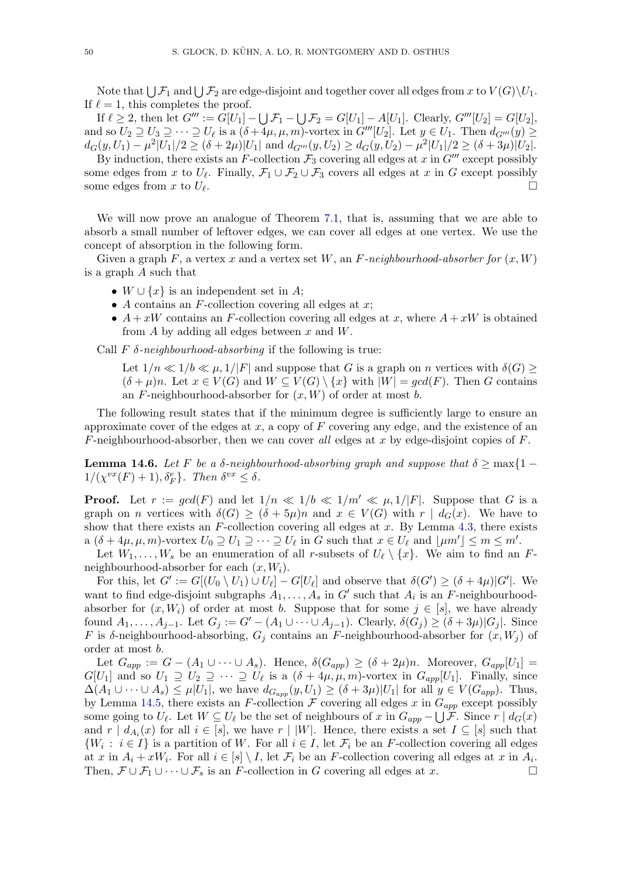Note that $\bigcup \mathcal{F}_1$ and $\bigcup \mathcal{F}_2$ are edge-disjoint and together cover all edges from $x$ to $V(G)\setminus U_1$. If $\ell = 1$, this completes the proof.

If $\ell \geq 2$, then let $G''' := G[U_1] - \bigcup \mathcal{F}_1 - \bigcup \mathcal{F}_2 = G[U_1] - A[U_1]$. Clearly, $G'''[U_2] = G[U_2]$, and so $U_2 \supseteq U_3 \supseteq \cdots \supseteq U_\ell$ is a $(\delta + 4\mu, \mu, m)$-vortex in $G'''[U_2]$. Let $y \in U_1$. Then $d_{G'''}(y) \geq d_G(y, U_1) - \mu^2|U_1|/2 \geq (\delta + 2\mu)|U_1|$ and $d_{G'''}(y, U_2) \geq d_G(y, U_2) - \mu^2|U_1|/2 \geq (\delta + 3\mu)|U_2|$.

By induction, there exists an $F$-collection $\mathcal{F}_3$ covering all edges at $x$ in $G'''$ except possibly some edges from $x$ to $U_\ell$. Finally, $\mathcal{F}_1 \cup \mathcal{F}_2 \cup \mathcal{F}_3$ covers all edges at $x$ in $G$ except possibly some edges from $x$ to $U_\ell$. □

We will now prove an analogue of Theorem 7.1, that is, assuming that we are able to absorb a small number of leftover edges, we can cover all edges at one vertex. We use the concept of absorption in the following form.

Given a graph $F$, a vertex $x$ and a vertex set $W$, an *$F$-neighbourhood-absorber for $(x, W)$* is a graph $A$ such that

- $W \cup \{x\}$ is an independent set in $A$;
- $A$ contains an $F$-collection covering all edges at $x$;
- $A + xW$ contains an $F$-collection covering all edges at $x$, where $A + xW$ is obtained from $A$ by adding all edges between $x$ and $W$.

Call $F$ *$\delta$-neighbourhood-absorbing* if the following is true:

> Let $1/n \ll 1/b \ll \mu, 1/|F|$ and suppose that $G$ is a graph on $n$ vertices with $\delta(G) \geq (\delta + \mu)n$. Let $x \in V(G)$ and $W \subseteq V(G) \setminus \{x\}$ with $|W| = gcd(F)$. Then $G$ contains an $F$-neighbourhood-absorber for $(x, W)$ of order at most $b$.

The following result states that if the minimum degree is sufficiently large to ensure an approximate cover of the edges at $x$, a copy of $F$ covering any edge, and the existence of an $F$-neighbourhood-absorber, then we can cover *all* edges at $x$ by edge-disjoint copies of $F$.

**Lemma 14.6.** *Let $F$ be a $\delta$-neighbourhood-absorbing graph and suppose that $\delta \geq \max\{1 - 1/(\chi^{vx}(F) + 1), \delta^e_F\}$. Then $\delta^{vx} \leq \delta$.*

**Proof.** Let $r := gcd(F)$ and let $1/n \ll 1/b \ll 1/m' \ll \mu, 1/|F|$. Suppose that $G$ is a graph on $n$ vertices with $\delta(G) \geq (\delta + 5\mu)n$ and $x \in V(G)$ with $r \mid d_G(x)$. We have to show that there exists an $F$-collection covering all edges at $x$. By Lemma 4.3, there exists a $(\delta + 4\mu, \mu, m)$-vortex $U_0 \supseteq U_1 \supseteq \cdots \supseteq U_\ell$ in $G$ such that $x \in U_\ell$ and $\lfloor \mu m' \rfloor \leq m \leq m'$.

Let $W_1, \dots, W_s$ be an enumeration of all $r$-subsets of $U_\ell \setminus \{x\}$. We aim to find an $F$-neighbourhood-absorber for each $(x, W_i)$.

For this, let $G' := G[(U_0 \setminus U_1) \cup U_\ell] - G[U_\ell]$ and observe that $\delta(G') \geq (\delta + 4\mu)|G'|$. We want to find edge-disjoint subgraphs $A_1, \dots, A_s$ in $G'$ such that $A_i$ is an $F$-neighbourhood-absorber for $(x, W_i)$ of order at most $b$. Suppose that for some $j \in [s]$, we have already found $A_1, \dots, A_{j-1}$. Let $G_j := G' - (A_1 \cup \cdots \cup A_{j-1})$. Clearly, $\delta(G_j) \geq (\delta + 3\mu)|G_j|$. Since $F$ is $\delta$-neighbourhood-absorbing, $G_j$ contains an $F$-neighbourhood-absorber for $(x, W_j)$ of order at most $b$.

Let $G_{app} := G - (A_1 \cup \cdots \cup A_s)$. Hence, $\delta(G_{app}) \geq (\delta + 2\mu)n$. Moreover, $G_{app}[U_1] = G[U_1]$ and so $U_1 \supseteq U_2 \supseteq \cdots \supseteq U_\ell$ is a $(\delta + 4\mu, \mu, m)$-vortex in $G_{app}[U_1]$. Finally, since $\Delta(A_1 \cup \cdots \cup A_s) \leq \mu|U_1|$, we have $d_{G_{app}}(y, U_1) \geq (\delta + 3\mu)|U_1|$ for all $y \in V(G_{app})$. Thus, by Lemma 14.5, there exists an $F$-collection $\mathcal{F}$ covering all edges $x$ in $G_{app}$ except possibly some going to $U_\ell$. Let $W \subseteq U_\ell$ be the set of neighbours of $x$ in $G_{app} - \bigcup \mathcal{F}$. Since $r \mid d_G(x)$ and $r \mid d_{A_i}(x)$ for all $i \in [s]$, we have $r \mid |W|$. Hence, there exists a set $I \subseteq [s]$ such that $\{W_i : i \in I\}$ is a partition of $W$. For all $i \in I$, let $\mathcal{F}_i$ be an $F$-collection covering all edges at $x$ in $A_i + xW_i$. For all $i \in [s] \setminus I$, let $\mathcal{F}_i$ be an $F$-collection covering all edges at $x$ in $A_i$. Then, $\mathcal{F} \cup \mathcal{F}_1 \cup \cdots \cup \mathcal{F}_s$ is an $F$-collection in $G$ covering all edges at $x$. □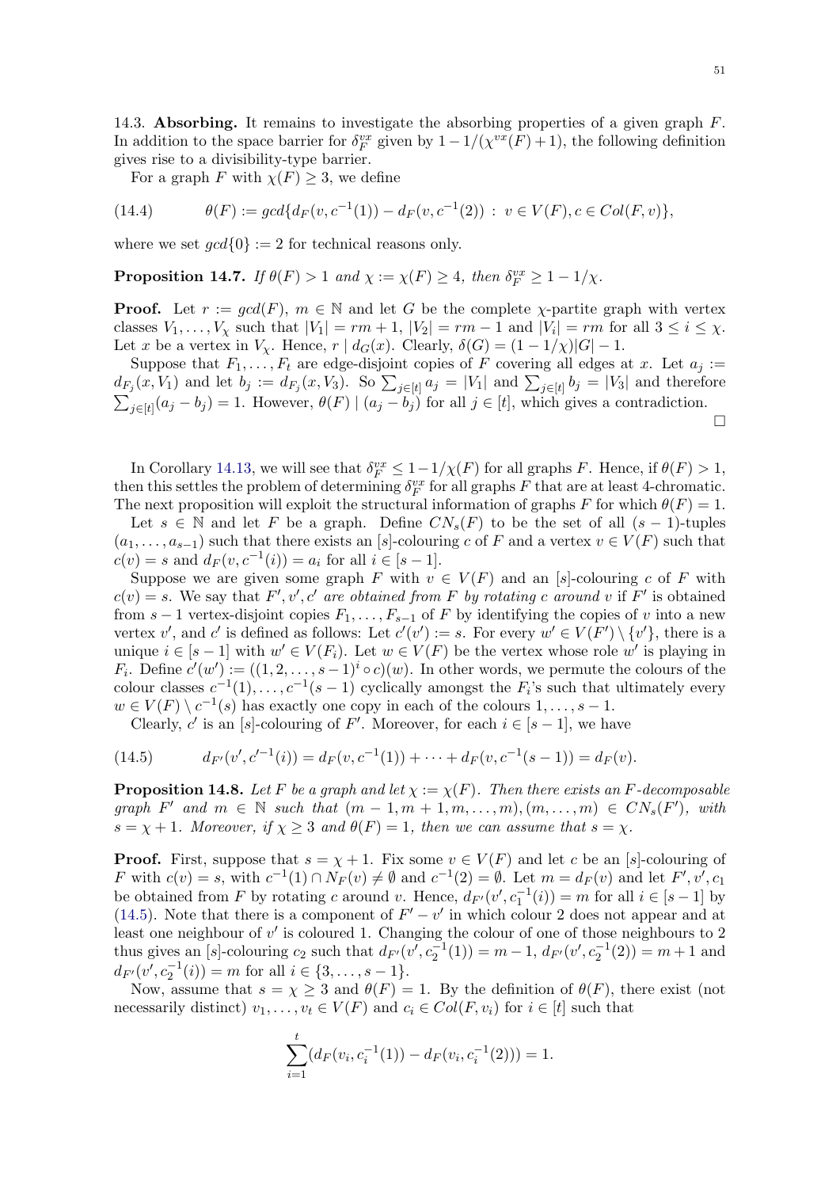14.3. **Absorbing.** It remains to investigate the absorbing properties of a given graph $F$. In addition to the space barrier for $\delta_F^{vx}$ given by $1 - 1/(\chi^{vx}(F)+1)$, the following definition gives rise to a divisibility-type barrier.

For a graph $F$ with $\chi(F) \geq 3$, we define

$$\theta(F) := gcd\{d_F(v, c^{-1}(1)) - d_F(v, c^{-1}(2)) \,:\, v \in V(F), c \in Col(F, v)\}, \tag{14.4}$$

where we set $gcd\{0\} := 2$ for technical reasons only.

**Proposition 14.7.** *If $\theta(F) > 1$ and $\chi := \chi(F) \geq 4$, then $\delta_F^{vx} \geq 1 - 1/\chi$.*

**Proof.** Let $r := gcd(F)$, $m \in \mathbb{N}$ and let $G$ be the complete $\chi$-partite graph with vertex classes $V_1, \dots, V_\chi$ such that $|V_1| = rm + 1$, $|V_2| = rm - 1$ and $|V_i| = rm$ for all $3 \leq i \leq \chi$. Let $x$ be a vertex in $V_\chi$. Hence, $r \mid d_G(x)$. Clearly, $\delta(G) = (1 - 1/\chi)|G| - 1$.

Suppose that $F_1, \dots, F_t$ are edge-disjoint copies of $F$ covering all edges at $x$. Let $a_j := d_{F_j}(x, V_1)$ and let $b_j := d_{F_j}(x, V_3)$. So $\sum_{j\in[t]} a_j = |V_1|$ and $\sum_{j\in[t]} b_j = |V_3|$ and therefore $\sum_{j\in[t]}(a_j - b_j) = 1$. However, $\theta(F) \mid (a_j - b_j)$ for all $j \in [t]$, which gives a contradiction. $\square$

In Corollary 14.13, we will see that $\delta_F^{vx} \leq 1 - 1/\chi(F)$ for all graphs $F$. Hence, if $\theta(F) > 1$, then this settles the problem of determining $\delta_F^{vx}$ for all graphs $F$ that are at least 4-chromatic. The next proposition will exploit the structural information of graphs $F$ for which $\theta(F) = 1$.

Let $s \in \mathbb{N}$ and let $F$ be a graph. Define $CN_s(F)$ to be the set of all $(s-1)$-tuples $(a_1, \dots, a_{s-1})$ such that there exists an $[s]$-colouring $c$ of $F$ and a vertex $v \in V(F)$ such that $c(v) = s$ and $d_F(v, c^{-1}(i)) = a_i$ for all $i \in [s-1]$.

Suppose we are given some graph $F$ with $v \in V(F)$ and an $[s]$-colouring $c$ of $F$ with $c(v) = s$. We say that *$F', v', c'$ are obtained from $F$ by rotating $c$ around $v$* if $F'$ is obtained from $s-1$ vertex-disjoint copies $F_1, \dots, F_{s-1}$ of $F$ by identifying the copies of $v$ into a new vertex $v'$, and $c'$ is defined as follows: Let $c'(v') := s$. For every $w' \in V(F') \setminus \{v'\}$, there is a unique $i \in [s-1]$ with $w' \in V(F_i)$. Let $w \in V(F)$ be the vertex whose role $w'$ is playing in $F_i$. Define $c'(w') := ((1, 2, \dots, s-1)^i \circ c)(w)$. In other words, we permute the colours of the colour classes $c^{-1}(1), \dots, c^{-1}(s-1)$ cyclically amongst the $F_i$'s such that ultimately every $w \in V(F) \setminus c^{-1}(s)$ has exactly one copy in each of the colours $1, \dots, s-1$.

Clearly, $c'$ is an $[s]$-colouring of $F'$. Moreover, for each $i \in [s-1]$, we have

$$d_{F'}(v', c'^{-1}(i)) = d_F(v, c^{-1}(1)) + \dots + d_F(v, c^{-1}(s-1)) = d_F(v). \tag{14.5}$$

**Proposition 14.8.** *Let $F$ be a graph and let $\chi := \chi(F)$. Then there exists an $F$-decomposable graph $F'$ and $m \in \mathbb{N}$ such that $(m-1, m+1, m, \dots, m), (m, \dots, m) \in CN_s(F')$, with $s = \chi + 1$. Moreover, if $\chi \geq 3$ and $\theta(F) = 1$, then we can assume that $s = \chi$.*

**Proof.** First, suppose that $s = \chi + 1$. Fix some $v \in V(F)$ and let $c$ be an $[s]$-colouring of $F$ with $c(v) = s$, with $c^{-1}(1) \cap N_F(v) \neq \emptyset$ and $c^{-1}(2) = \emptyset$. Let $m = d_F(v)$ and let $F', v', c_1$ be obtained from $F$ by rotating $c$ around $v$. Hence, $d_{F'}(v', c_1^{-1}(i)) = m$ for all $i \in [s-1]$ by (14.5). Note that there is a component of $F' - v'$ in which colour 2 does not appear and at least one neighbour of $v'$ is coloured 1. Changing the colour of one of those neighbours to 2 thus gives an $[s]$-colouring $c_2$ such that $d_{F'}(v', c_2^{-1}(1)) = m - 1$, $d_{F'}(v', c_2^{-1}(2)) = m + 1$ and $d_{F'}(v', c_2^{-1}(i)) = m$ for all $i \in \{3, \dots, s-1\}$.

Now, assume that $s = \chi \geq 3$ and $\theta(F) = 1$. By the definition of $\theta(F)$, there exist (not necessarily distinct) $v_1, \dots, v_t \in V(F)$ and $c_i \in Col(F, v_i)$ for $i \in [t]$ such that

$$\sum_{i=1}^{t}(d_F(v_i, c_i^{-1}(1)) - d_F(v_i, c_i^{-1}(2))) = 1.$$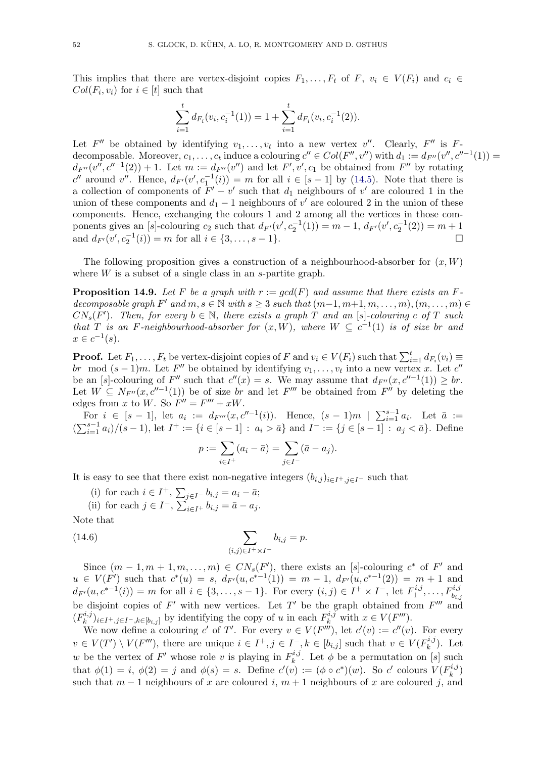This implies that there are vertex-disjoint copies $F_1, \dots, F_t$ of $F$, $v_i \in V(F_i)$ and $c_i \in Col(F_i, v_i)$ for $i \in [t]$ such that

$$\sum_{i=1}^{t} d_{F_i}(v_i, c_i^{-1}(1)) = 1 + \sum_{i=1}^{t} d_{F_i}(v_i, c_i^{-1}(2)).$$

Let $F''$ be obtained by identifying $v_1, \dots, v_t$ into a new vertex $v''$. Clearly, $F''$ is $F$-decomposable. Moreover, $c_1, \dots, c_t$ induce a colouring $c'' \in Col(F'', v'')$ with $d_1 := d_{F''}(v'', c''^{-1}(1)) = d_{F''}(v'', c''^{-1}(2)) + 1$. Let $m := d_{F''}(v'')$ and let $F', v', c_1$ be obtained from $F''$ by rotating $c''$ around $v''$. Hence, $d_{F'}(v', c_1^{-1}(i)) = m$ for all $i \in [s-1]$ by (14.5). Note that there is a collection of components of $F' - v'$ such that $d_1$ neighbours of $v'$ are coloured 1 in the union of these components and $d_1 - 1$ neighbours of $v'$ are coloured 2 in the union of these components. Hence, exchanging the colours 1 and 2 among all the vertices in those components gives an $[s]$-colouring $c_2$ such that $d_{F'}(v', c_2^{-1}(1)) = m - 1$, $d_{F'}(v', c_2^{-1}(2)) = m + 1$ and $d_{F'}(v', c_2^{-1}(i)) = m$ for all $i \in \{3, \dots, s-1\}$. □

The following proposition gives a construction of a neighbourhood-absorber for $(x, W)$ where $W$ is a subset of a single class in an $s$-partite graph.

**Proposition 14.9.** *Let $F$ be a graph with $r := gcd(F)$ and assume that there exists an $F$-decomposable graph $F'$ and $m, s \in \mathbb{N}$ with $s \geq 3$ such that $(m-1, m+1, m, \dots, m), (m, \dots, m) \in CN_s(F')$. Then, for every $b \in \mathbb{N}$, there exists a graph $T$ and an $[s]$-colouring $c$ of $T$ such that $T$ is an $F$-neighbourhood-absorber for $(x, W)$, where $W \subseteq c^{-1}(1)$ is of size $br$ and $x \in c^{-1}(s)$.*

**Proof.** Let $F_1, \dots, F_t$ be vertex-disjoint copies of $F$ and $v_i \in V(F_i)$ such that $\sum_{i=1}^{t} d_{F_i}(v_i) \equiv br \mod (s-1)m$. Let $F''$ be obtained by identifying $v_1, \dots, v_t$ into a new vertex $x$. Let $c''$ be an $[s]$-colouring of $F''$ such that $c''(x) = s$. We may assume that $d_{F''}(x, c''^{-1}(1)) \geq br$. Let $W \subseteq N_{F''}(x, c''^{-1}(1))$ be of size $br$ and let $F'''$ be obtained from $F''$ by deleting the edges from $x$ to $W$. So $F'' = F''' + xW$.

For $i \in [s-1]$, let $a_i := d_{F'''}(x, c''^{-1}(i))$. Hence, $(s-1)m \mid \sum_{i=1}^{s-1} a_i$. Let $\bar{a} := (\sum_{i=1}^{s-1} a_i)/(s-1)$, let $I^+ := \{i \in [s-1] : a_i > \bar{a}\}$ and $I^- := \{j \in [s-1] : a_j < \bar{a}\}$. Define

$$p := \sum_{i \in I^+} (a_i - \bar{a}) = \sum_{j \in I^-} (\bar{a} - a_j).$$

It is easy to see that there exist non-negative integers $(b_{i,j})_{i \in I^+, j \in I^-}$ such that

(i) for each $i \in I^+$, $\sum_{j \in I^-} b_{i,j} = a_i - \bar{a}$;

(ii) for each $j \in I^-$, $\sum_{i \in I^+} b_{i,j} = \bar{a} - a_j$.

Note that

$$\sum_{(i,j) \in I^+ \times I^-} b_{i,j} = p. \tag{14.6}$$

Since $(m-1, m+1, m, \dots, m) \in CN_s(F')$, there exists an $[s]$-colouring $c^*$ of $F'$ and $u \in V(F')$ such that $c^*(u) = s$, $d_{F'}(u, c^{*-1}(1)) = m - 1$, $d_{F'}(u, c^{*-1}(2)) = m + 1$ and $d_{F'}(u, c^{*-1}(i)) = m$ for all $i \in \{3, \dots, s-1\}$. For every $(i,j) \in I^+ \times I^-$, let $F_1^{i,j}, \dots, F_{b_{i,j}}^{i,j}$ be disjoint copies of $F'$ with new vertices. Let $T'$ be the graph obtained from $F'''$ and $(F_k^{i,j})_{i \in I^+, j \in I^-, k \in [b_{i,j}]}$ by identifying the copy of $u$ in each $F_k^{i,j}$ with $x \in V(F''')$.

We now define a colouring $c'$ of $T'$. For every $v \in V(F''')$, let $c'(v) := c''(v)$. For every $v \in V(T') \setminus V(F''')$, there are unique $i \in I^+, j \in I^-, k \in [b_{i,j}]$ such that $v \in V(F_k^{i,j})$. Let $w$ be the vertex of $F'$ whose role $v$ is playing in $F_k^{i,j}$. Let $\phi$ be a permutation on $[s]$ such that $\phi(1) = i$, $\phi(2) = j$ and $\phi(s) = s$. Define $c'(v) := (\phi \circ c^*)(w)$. So $c'$ colours $V(F_k^{i,j})$ such that $m - 1$ neighbours of $x$ are coloured $i$, $m + 1$ neighbours of $x$ are coloured $j$, and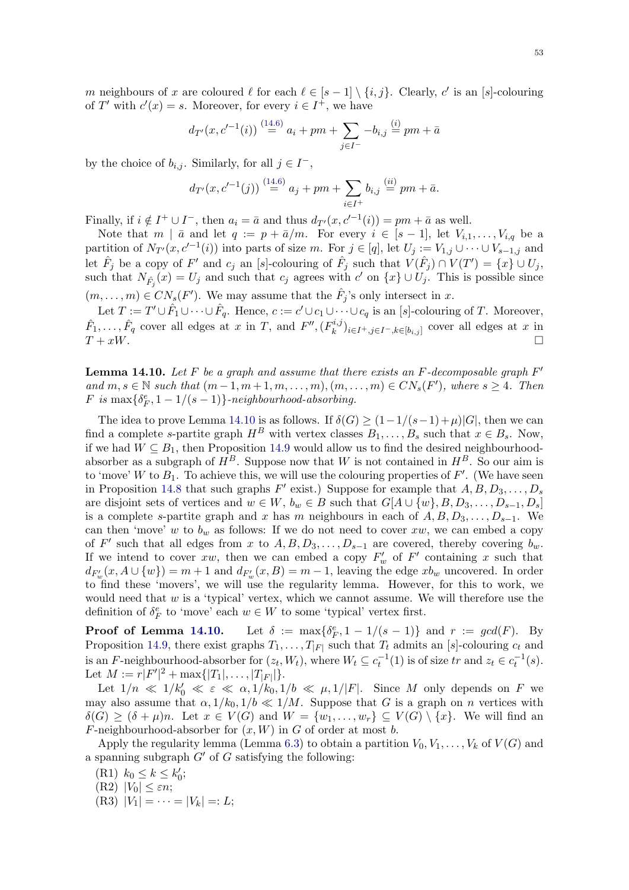$m$ neighbours of $x$ are coloured $\ell$ for each $\ell \in [s-1] \setminus \{i,j\}$. Clearly, $c'$ is an $[s]$-colouring of $T'$ with $c'(x) = s$. Moreover, for every $i \in I^+$, we have

$$d_{T'}(x, c'^{-1}(i)) \overset{(14.6)}{=} a_i + pm + \sum_{j \in I^-} -b_{i,j} \overset{(i)}{=} pm + \bar{a}$$

by the choice of $b_{i,j}$. Similarly, for all $j \in I^-$,

$$d_{T'}(x, c'^{-1}(j)) \overset{(14.6)}{=} a_j + pm + \sum_{i \in I^+} b_{i,j} \overset{(ii)}{=} pm + \bar{a}.$$

Finally, if $i \notin I^+ \cup I^-$, then $a_i = \bar{a}$ and thus $d_{T'}(x, c'^{-1}(i)) = pm + \bar{a}$ as well.

Note that $m \mid \bar{a}$ and let $q := p + \bar{a}/m$. For every $i \in [s-1]$, let $V_{i,1}, \dots, V_{i,q}$ be a partition of $N_{T'}(x, c'^{-1}(i))$ into parts of size $m$. For $j \in [q]$, let $U_j := V_{1,j} \cup \dots \cup V_{s-1,j}$ and let $\hat{F}_j$ be a copy of $F'$ and $c_j$ an $[s]$-colouring of $\hat{F}_j$ such that $V(\hat{F}_j) \cap V(T') = \{x\} \cup U_j$, such that $N_{\hat{F}_j}(x) = U_j$ and such that $c_j$ agrees with $c'$ on $\{x\} \cup U_j$. This is possible since $(m, \dots, m) \in CN_s(F')$. We may assume that the $\hat{F}_j$'s only intersect in $x$.

Let $T := T' \cup \hat{F}_1 \cup \dots \cup \hat{F}_q$. Hence, $c := c' \cup c_1 \cup \dots \cup c_q$ is an $[s]$-colouring of $T$. Moreover, $\hat{F}_1, \dots, \hat{F}_q$ cover all edges at $x$ in $T$, and $F'', (F_k^{i,j})_{i \in I^+, j \in I^-, k \in [b_{i,j}]}$ cover all edges at $x$ in $T + xW$. □

**Lemma 14.10.** *Let $F$ be a graph and assume that there exists an $F$-decomposable graph $F'$ and $m, s \in \mathbb{N}$ such that $(m-1, m+1, m, \dots, m), (m, \dots, m) \in CN_s(F')$, where $s \geq 4$. Then $F$ is $\max\{\delta_F^e, 1 - 1/(s-1)\}$-neighbourhood-absorbing.*

The idea to prove Lemma 14.10 is as follows. If $\delta(G) \geq (1 - 1/(s-1) + \mu)|G|$, then we can find a complete $s$-partite graph $H^B$ with vertex classes $B_1, \dots, B_s$ such that $x \in B_s$. Now, if we had $W \subseteq B_1$, then Proposition 14.9 would allow us to find the desired neighbourhood-absorber as a subgraph of $H^B$. Suppose now that $W$ is not contained in $H^B$. So our aim is to 'move' $W$ to $B_1$. To achieve this, we will use the colouring properties of $F'$. (We have seen in Proposition 14.8 that such graphs $F'$ exist.) Suppose for example that $A, B, D_3, \dots, D_s$ are disjoint sets of vertices and $w \in W$, $b_w \in B$ such that $G[A \cup \{w\}, B, D_3, \dots, D_{s-1}, D_s]$ is a complete $s$-partite graph and $x$ has $m$ neighbours in each of $A, B, D_3, \dots, D_{s-1}$. We can then 'move' $w$ to $b_w$ as follows: If we do not need to cover $xw$, then we can embed a copy of $F'$ such that all edges from $x$ to $A, B, D_3, \dots, D_{s-1}$ are covered, thereby covering $b_w$. If we intend to cover $xw$, then we can embed a copy $F'_w$ of $F'$ containing $x$ such that $d_{F'_w}(x, A \cup \{w\}) = m + 1$ and $d_{F'_w}(x, B) = m - 1$, leaving the edge $xb_w$ uncovered. In order to find these 'movers', we will use the regularity lemma. However, for this to work, we would need that $w$ is a 'typical' vertex, which we cannot assume. We will therefore use the definition of $\delta_F^e$ to 'move' each $w \in W$ to some 'typical' vertex first.

**Proof of Lemma 14.10.** Let $\delta := \max\{\delta_F^e, 1 - 1/(s-1)\}$ and $r := gcd(F)$. By Proposition 14.9, there exist graphs $T_1, \dots, T_{|F|}$ such that $T_t$ admits an $[s]$-colouring $c_t$ and is an $F$-neighbourhood-absorber for $(z_t, W_t)$, where $W_t \subseteq c_t^{-1}(1)$ is of size $tr$ and $z_t \in c_t^{-1}(s)$. Let $M := r|F'|^2 + \max\{|T_1|, \dots, |T_{|F|}|\}$.

Let $1/n \ll 1/k_0' \ll \varepsilon \ll \alpha, 1/k_0, 1/b \ll \mu, 1/|F|$. Since $M$ only depends on $F$ we may also assume that $\alpha, 1/k_0, 1/b \ll 1/M$. Suppose that $G$ is a graph on $n$ vertices with $\delta(G) \geq (\delta + \mu)n$. Let $x \in V(G)$ and $W = \{w_1, \dots, w_r\} \subseteq V(G) \setminus \{x\}$. We will find an $F$-neighbourhood-absorber for $(x, W)$ in $G$ of order at most $b$.

Apply the regularity lemma (Lemma 6.3) to obtain a partition $V_0, V_1, \dots, V_k$ of $V(G)$ and a spanning subgraph $G'$ of $G$ satisfying the following:

(R1) $k_0 \leq k \leq k_0'$;
(R2) $|V_0| \leq \varepsilon n$;
(R3) $|V_1| = \dots = |V_k| =: L$;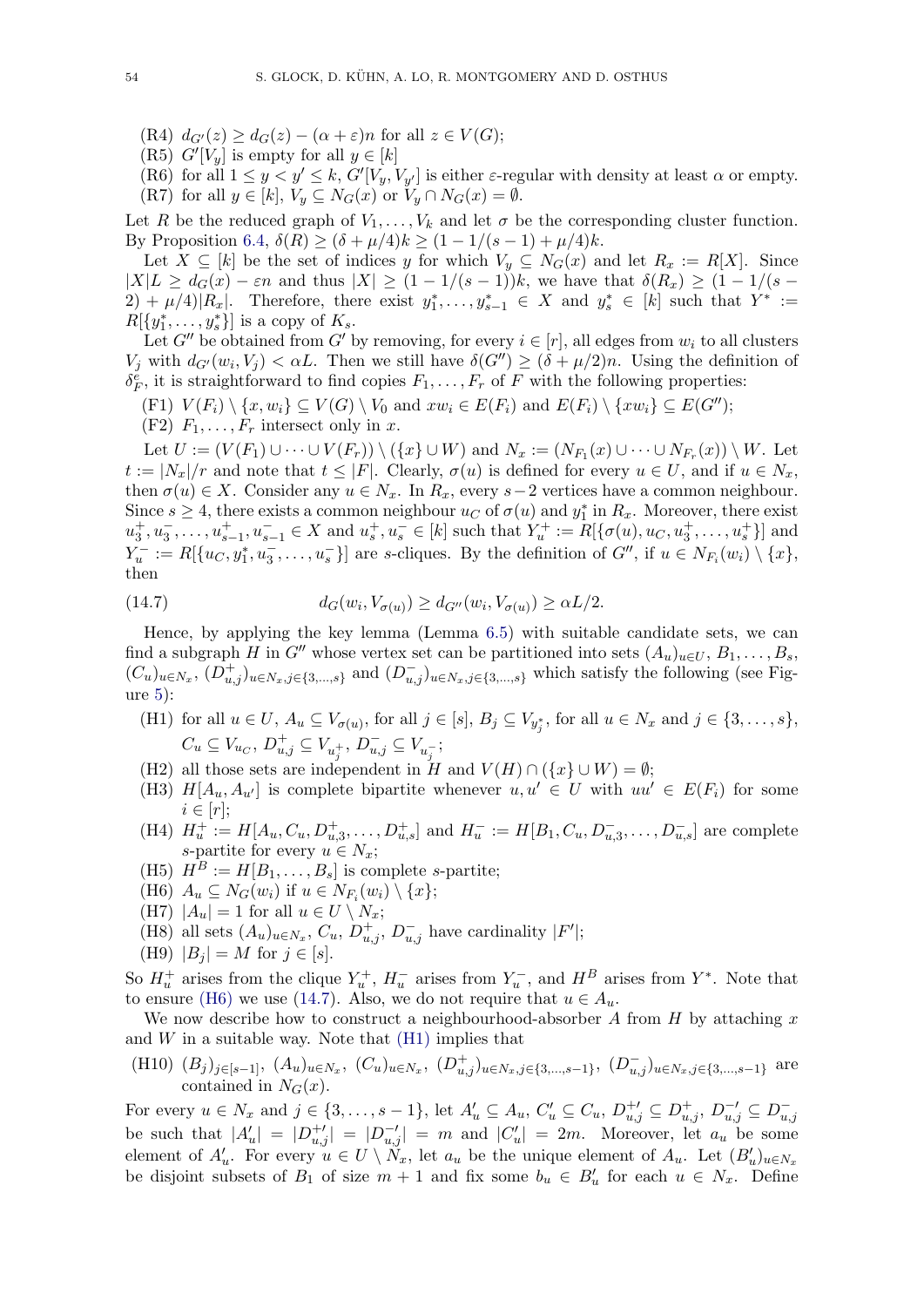(R4) $d_{G'}(z) \geq d_G(z) - (\alpha + \varepsilon)n$ for all $z \in V(G)$;

(R5) $G'[V_y]$ is empty for all $y \in [k]$

(R6) for all $1 \leq y < y' \leq k$, $G'[V_y, V_{y'}]$ is either $\varepsilon$-regular with density at least $\alpha$ or empty.

(R7) for all $y \in [k]$, $V_y \subseteq N_G(x)$ or $V_y \cap N_G(x) = \emptyset$.

Let $R$ be the reduced graph of $V_1, \dots, V_k$ and let $\sigma$ be the corresponding cluster function. By Proposition 6.4, $\delta(R) \geq (\delta + \mu/4)k \geq (1 - 1/(s-1) + \mu/4)k$.

Let $X \subseteq [k]$ be the set of indices $y$ for which $V_y \subseteq N_G(x)$ and let $R_x := R[X]$. Since $|X|L \geq d_G(x) - \varepsilon n$ and thus $|X| \geq (1 - 1/(s-1))k$, we have that $\delta(R_x) \geq (1 - 1/(s-2) + \mu/4)|R_x|$. Therefore, there exist $y_1^*, \dots, y_{s-1}^* \in X$ and $y_s^* \in [k]$ such that $Y^* := R[\{y_1^*, \dots, y_s^*\}]$ is a copy of $K_s$.

Let $G''$ be obtained from $G'$ by removing, for every $i \in [r]$, all edges from $w_i$ to all clusters $V_j$ with $d_{G'}(w_i, V_j) < \alpha L$. Then we still have $\delta(G'') \geq (\delta + \mu/2)n$. Using the definition of $\delta_F^e$, it is straightforward to find copies $F_1, \dots, F_r$ of $F$ with the following properties:

(F1) $V(F_i) \setminus \{x, w_i\} \subseteq V(G) \setminus V_0$ and $xw_i \in E(F_i)$ and $E(F_i) \setminus \{xw_i\} \subseteq E(G'')$;

(F2) $F_1, \dots, F_r$ intersect only in $x$.

Let $U := (V(F_1) \cup \dots \cup V(F_r)) \setminus (\{x\} \cup W)$ and $N_x := (N_{F_1}(x) \cup \dots \cup N_{F_r}(x)) \setminus W$. Let $t := |N_x|/r$ and note that $t \leq |F|$. Clearly, $\sigma(u)$ is defined for every $u \in U$, and if $u \in N_x$, then $\sigma(u) \in X$. Consider any $u \in N_x$. In $R_x$, every $s-2$ vertices have a common neighbour. Since $s \geq 4$, there exists a common neighbour $u_C$ of $\sigma(u)$ and $y_1^*$ in $R_x$. Moreover, there exist $u_3^+, u_3^-, \dots, u_{s-1}^+, u_{s-1}^- \in X$ and $u_s^+, u_s^- \in [k]$ such that $Y_u^+ := R[\{\sigma(u), u_C, u_3^+, \dots, u_s^+\}]$ and $Y_u^- := R[\{u_C, y_1^*, u_3^-, \dots, u_s^-\}]$ are $s$-cliques. By the definition of $G''$, if $u \in N_{F_i}(w_i) \setminus \{x\}$, then

$$d_G(w_i, V_{\sigma(u)}) \geq d_{G''}(w_i, V_{\sigma(u)}) \geq \alpha L/2. \tag{14.7}$$

Hence, by applying the key lemma (Lemma 6.5) with suitable candidate sets, we can find a subgraph $H$ in $G''$ whose vertex set can be partitioned into sets $(A_u)_{u \in U}$, $B_1, \dots, B_s$, $(C_u)_{u \in N_x}$, $(D_{u,j}^+)_{u \in N_x, j \in \{3,\dots,s\}}$ and $(D_{u,j}^-)_{u \in N_x, j \in \{3,\dots,s\}}$ which satisfy the following (see Figure 5):

(H1) for all $u \in U$, $A_u \subseteq V_{\sigma(u)}$, for all $j \in [s]$, $B_j \subseteq V_{y_j^*}$, for all $u \in N_x$ and $j \in \{3, \dots, s\}$, $C_u \subseteq V_{u_C}$, $D_{u,j}^+ \subseteq V_{u_j^+}$, $D_{u,j}^- \subseteq V_{u_j^-}$;

(H2) all those sets are independent in $H$ and $V(H) \cap (\{x\} \cup W) = \emptyset$;

(H3) $H[A_u, A_{u'}]$ is complete bipartite whenever $u, u' \in U$ with $uu' \in E(F_i)$ for some $i \in [r]$;

(H4) $H_u^+ := H[A_u, C_u, D_{u,3}^+, \dots, D_{u,s}^+]$ and $H_u^- := H[B_1, C_u, D_{u,3}^-, \dots, D_{u,s}^-]$ are complete $s$-partite for every $u \in N_x$;

(H5) $H^B := H[B_1, \dots, B_s]$ is complete $s$-partite;

(H6) $A_u \subseteq N_G(w_i)$ if $u \in N_{F_i}(w_i) \setminus \{x\}$;

(H7) $|A_u| = 1$ for all $u \in U \setminus N_x$;

(H8) all sets $(A_u)_{u \in N_x}$, $C_u$, $D_{u,j}^+$, $D_{u,j}^-$ have cardinality $|F'|$;

(H9) $|B_j| = M$ for $j \in [s]$.

So $H_u^+$ arises from the clique $Y_u^+$, $H_u^-$ arises from $Y_u^-$, and $H^B$ arises from $Y^*$. Note that to ensure (H6) we use (14.7). Also, we do not require that $u \in A_u$.

We now describe how to construct a neighbourhood-absorber $A$ from $H$ by attaching $x$ and $W$ in a suitable way. Note that (H1) implies that

(H10) $(B_j)_{j \in [s-1]}$, $(A_u)_{u \in N_x}$, $(C_u)_{u \in N_x}$, $(D_{u,j}^+)_{u \in N_x, j \in \{3,\dots,s-1\}}$, $(D_{u,j}^-)_{u \in N_x, j \in \{3,\dots,s-1\}}$ are contained in $N_G(x)$.

For every $u \in N_x$ and $j \in \{3, \dots, s-1\}$, let $A_u' \subseteq A_u$, $C_u' \subseteq C_u$, $D_{u,j}^{+\prime} \subseteq D_{u,j}^+$, $D_{u,j}^{-\prime} \subseteq D_{u,j}^-$ be such that $|A_u'| = |D_{u,j}^{+\prime}| = |D_{u,j}^{-\prime}| = m$ and $|C_u'| = 2m$. Moreover, let $a_u$ be some element of $A_u'$. For every $u \in U \setminus N_x$, let $a_u$ be the unique element of $A_u$. Let $(B_u')_{u \in N_x}$ be disjoint subsets of $B_1$ of size $m+1$ and fix some $b_u \in B_u'$ for each $u \in N_x$. Define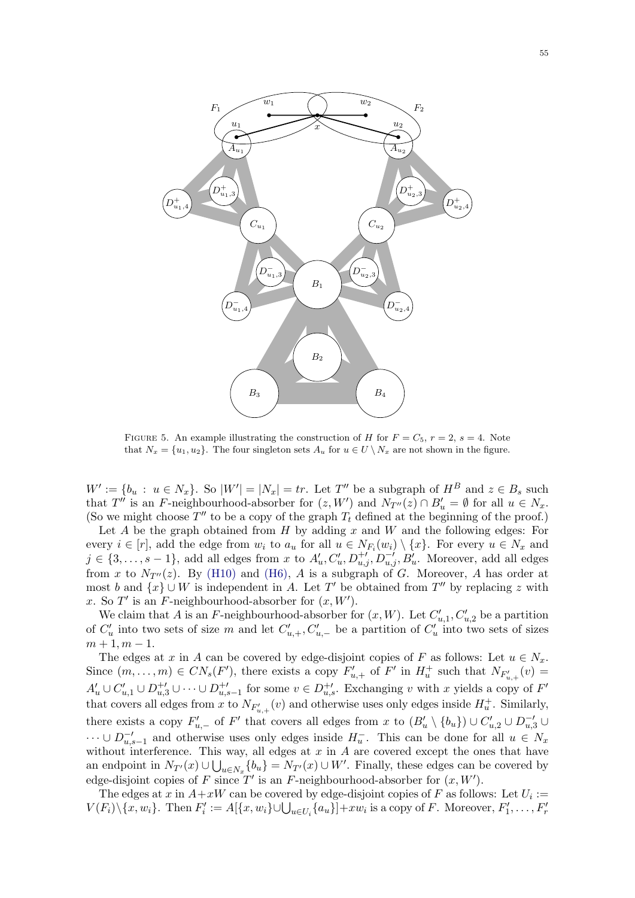FIGURE 5. An example illustrating the construction of $H$ for $F = C_5$, $r = 2$, $s = 4$. Note that $N_x = \{u_1, u_2\}$. The four singleton sets $A_u$ for $u \in U \setminus N_x$ are not shown in the figure.

$W' := \{b_u : u \in N_x\}$. So $|W'| = |N_x| = tr$. Let $T''$ be a subgraph of $H^B$ and $z \in B_s$ such that $T''$ is an $F$-neighbourhood-absorber for $(z, W')$ and $N_{T''}(z) \cap B'_u = \emptyset$ for all $u \in N_x$. (So we might choose $T''$ to be a copy of the graph $T_t$ defined at the beginning of the proof.)

Let $A$ be the graph obtained from $H$ by adding $x$ and $W$ and the following edges: For every $i \in [r]$, add the edge from $w_i$ to $a_u$ for all $u \in N_{F_i}(w_i) \setminus \{x\}$. For every $u \in N_x$ and $j \in \{3, \ldots, s-1\}$, add all edges from $x$ to $A'_u, C'_u, D^{+\prime}_{u,j}, D^{-\prime}_{u,j}, B'_u$. Moreover, add all edges from $x$ to $N_{T''}(z)$. By (H10) and (H6), $A$ is a subgraph of $G$. Moreover, $A$ has order at most $b$ and $\{x\} \cup W$ is independent in $A$. Let $T'$ be obtained from $T''$ by replacing $z$ with $x$. So $T'$ is an $F$-neighbourhood-absorber for $(x, W')$.

We claim that $A$ is an $F$-neighbourhood-absorber for $(x, W)$. Let $C'_{u,1}, C'_{u,2}$ be a partition of $C'_u$ into two sets of size $m$ and let $C'_{u,+}, C'_{u,-}$ be a partition of $C'_u$ into two sets of sizes $m+1, m-1$.

The edges at $x$ in $A$ can be covered by edge-disjoint copies of $F$ as follows: Let $u \in N_x$. Since $(m, \ldots, m) \in CN_s(F')$, there exists a copy $F'_{u,+}$ of $F'$ in $H^+_u$ such that $N_{F'_{u,+}}(v) = A'_u \cup C'_{u,1} \cup D^{+\prime}_{u,3} \cup \cdots \cup D^{+\prime}_{u,s-1}$ for some $v \in D^{+\prime}_{u,s}$. Exchanging $v$ with $x$ yields a copy of $F'$ that covers all edges from $x$ to $N_{F'_{u,+}}(v)$ and otherwise uses only edges inside $H^+_u$. Similarly, there exists a copy $F'_{u,-}$ of $F'$ that covers all edges from $x$ to $(B'_u \setminus \{b_u\}) \cup C'_{u,2} \cup D^{-\prime}_{u,3} \cup \cdots \cup D^{-\prime}_{u,s-1}$ and otherwise uses only edges inside $H^-_u$. This can be done for all $u \in N_x$ without interference. This way, all edges at $x$ in $A$ are covered except the ones that have an endpoint in $N_{T'}(x) \cup \bigcup_{u \in N_x} \{b_u\} = N_{T'}(x) \cup W'$. Finally, these edges can be covered by edge-disjoint copies of $F$ since $T'$ is an $F$-neighbourhood-absorber for $(x, W')$.

The edges at $x$ in $A + xW$ can be covered by edge-disjoint copies of $F$ as follows: Let $U_i := V(F_i) \setminus \{x, w_i\}$. Then $F'_i := A[\{x, w_i\} \cup \bigcup_{u \in U_i} \{a_u\}] + xw_i$ is a copy of $F$. Moreover, $F'_1, \ldots, F'_r$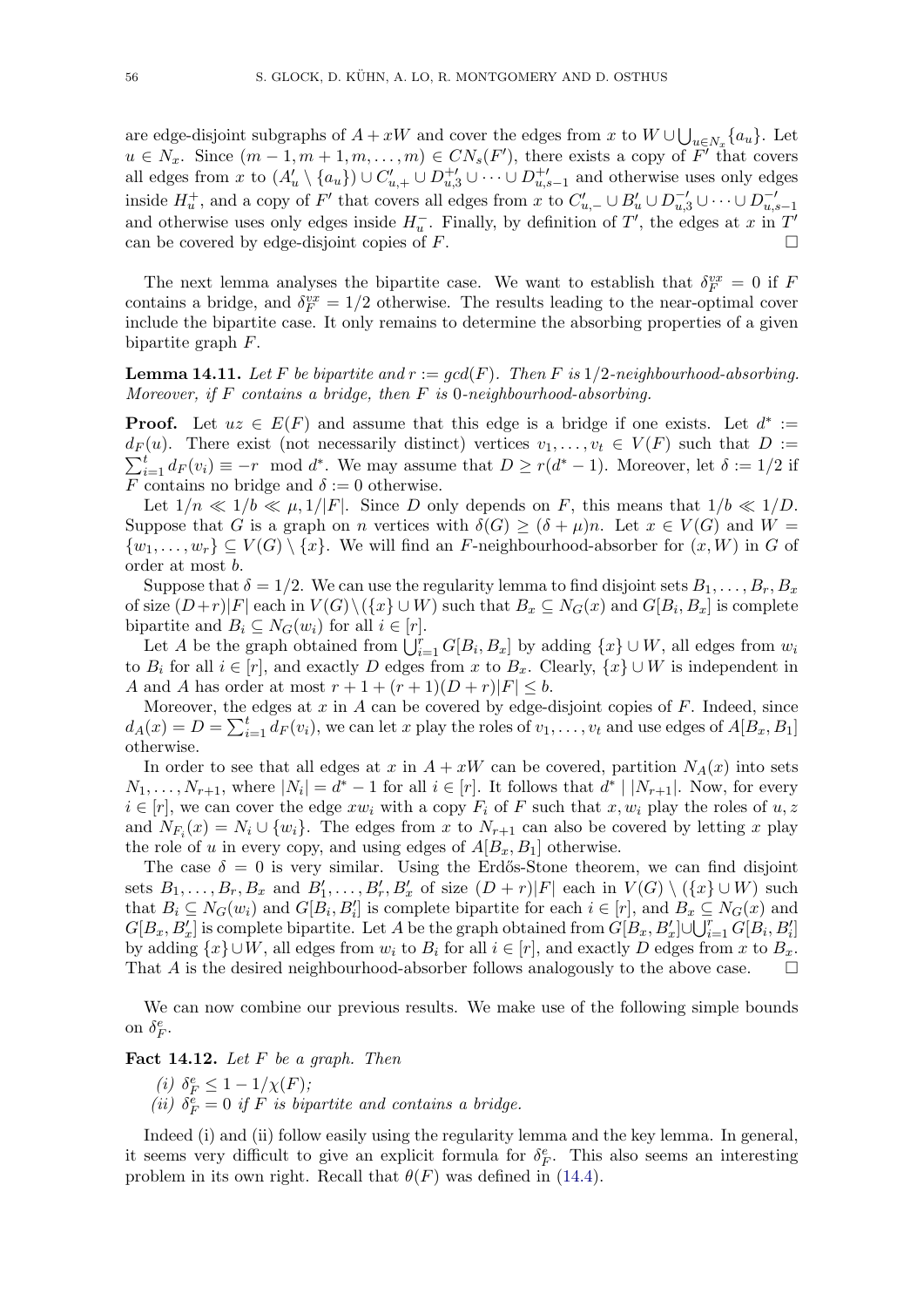are edge-disjoint subgraphs of $A + xW$ and cover the edges from $x$ to $W \cup \bigcup_{u \in N_x} \{a_u\}$. Let $u \in N_x$. Since $(m-1, m+1, m, \ldots, m) \in CN_s(F')$, there exists a copy of $F'$ that covers all edges from $x$ to $(A'_u \setminus \{a_u\}) \cup C'_{u,+} \cup D^{+\prime}_{u,3} \cup \cdots \cup D^{+\prime}_{u,s-1}$ and otherwise uses only edges inside $H^+_u$, and a copy of $F'$ that covers all edges from $x$ to $C'_{u,-} \cup B'_u \cup D^{-\prime}_{u,3} \cup \cdots \cup D^{-\prime}_{u,s-1}$ and otherwise uses only edges inside $H^-_u$. Finally, by definition of $T'$, the edges at $x$ in $T'$ can be covered by edge-disjoint copies of $F$. $\square$

The next lemma analyses the bipartite case. We want to establish that $\delta^{vx}_F = 0$ if $F$ contains a bridge, and $\delta^{vx}_F = 1/2$ otherwise. The results leading to the near-optimal cover include the bipartite case. It only remains to determine the absorbing properties of a given bipartite graph $F$.

**Lemma 14.11.** *Let $F$ be bipartite and $r := gcd(F)$. Then $F$ is $1/2$-neighbourhood-absorbing. Moreover, if $F$ contains a bridge, then $F$ is $0$-neighbourhood-absorbing.*

**Proof.** Let $uz \in E(F)$ and assume that this edge is a bridge if one exists. Let $d^* := d_F(u)$. There exist (not necessarily distinct) vertices $v_1, \ldots, v_t \in V(F)$ such that $D := \sum_{i=1}^t d_F(v_i) \equiv -r \mod d^*$. We may assume that $D \geq r(d^* - 1)$. Moreover, let $\delta := 1/2$ if $F$ contains no bridge and $\delta := 0$ otherwise.

Let $1/n \ll 1/b \ll \mu, 1/|F|$. Since $D$ only depends on $F$, this means that $1/b \ll 1/D$. Suppose that $G$ is a graph on $n$ vertices with $\delta(G) \geq (\delta + \mu)n$. Let $x \in V(G)$ and $W = \{w_1, \ldots, w_r\} \subseteq V(G) \setminus \{x\}$. We will find an $F$-neighbourhood-absorber for $(x, W)$ in $G$ of order at most $b$.

Suppose that $\delta = 1/2$. We can use the regularity lemma to find disjoint sets $B_1, \ldots, B_r, B_x$ of size $(D+r)|F|$ each in $V(G) \setminus (\{x\} \cup W)$ such that $B_x \subseteq N_G(x)$ and $G[B_i, B_x]$ is complete bipartite and $B_i \subseteq N_G(w_i)$ for all $i \in [r]$.

Let $A$ be the graph obtained from $\bigcup_{i=1}^r G[B_i, B_x]$ by adding $\{x\} \cup W$, all edges from $w_i$ to $B_i$ for all $i \in [r]$, and exactly $D$ edges from $x$ to $B_x$. Clearly, $\{x\} \cup W$ is independent in $A$ and $A$ has order at most $r + 1 + (r+1)(D+r)|F| \leq b$.

Moreover, the edges at $x$ in $A$ can be covered by edge-disjoint copies of $F$. Indeed, since $d_A(x) = D = \sum_{i=1}^t d_F(v_i)$, we can let $x$ play the roles of $v_1, \ldots, v_t$ and use edges of $A[B_x, B_1]$ otherwise.

In order to see that all edges at $x$ in $A + xW$ can be covered, partition $N_A(x)$ into sets $N_1, \ldots, N_{r+1}$, where $|N_i| = d^* - 1$ for all $i \in [r]$. It follows that $d^* \mid |N_{r+1}|$. Now, for every $i \in [r]$, we can cover the edge $xw_i$ with a copy $F_i$ of $F$ such that $x, w_i$ play the roles of $u, z$ and $N_{F_i}(x) = N_i \cup \{w_i\}$. The edges from $x$ to $N_{r+1}$ can also be covered by letting $x$ play the role of $u$ in every copy, and using edges of $A[B_x, B_1]$ otherwise.

The case $\delta = 0$ is very similar. Using the Erdős-Stone theorem, we can find disjoint sets $B_1, \ldots, B_r, B_x$ and $B'_1, \ldots, B'_r, B'_x$ of size $(D+r)|F|$ each in $V(G) \setminus (\{x\} \cup W)$ such that $B_i \subseteq N_G(w_i)$ and $G[B_i, B'_i]$ is complete bipartite for each $i \in [r]$, and $B_x \subseteq N_G(x)$ and $G[B_x, B'_x]$ is complete bipartite. Let $A$ be the graph obtained from $G[B_x, B'_x] \cup \bigcup_{i=1}^r G[B_i, B'_i]$ by adding $\{x\} \cup W$, all edges from $w_i$ to $B_i$ for all $i \in [r]$, and exactly $D$ edges from $x$ to $B_x$. That $A$ is the desired neighbourhood-absorber follows analogously to the above case. $\square$

We can now combine our previous results. We make use of the following simple bounds on $\delta^e_F$.

**Fact 14.12.** *Let $F$ be a graph. Then*

*(i) $\delta^e_F \leq 1 - 1/\chi(F)$;*

*(ii) $\delta^e_F = 0$ if $F$ is bipartite and contains a bridge.*

Indeed (i) and (ii) follow easily using the regularity lemma and the key lemma. In general, it seems very difficult to give an explicit formula for $\delta^e_F$. This also seems an interesting problem in its own right. Recall that $\theta(F)$ was defined in (14.4).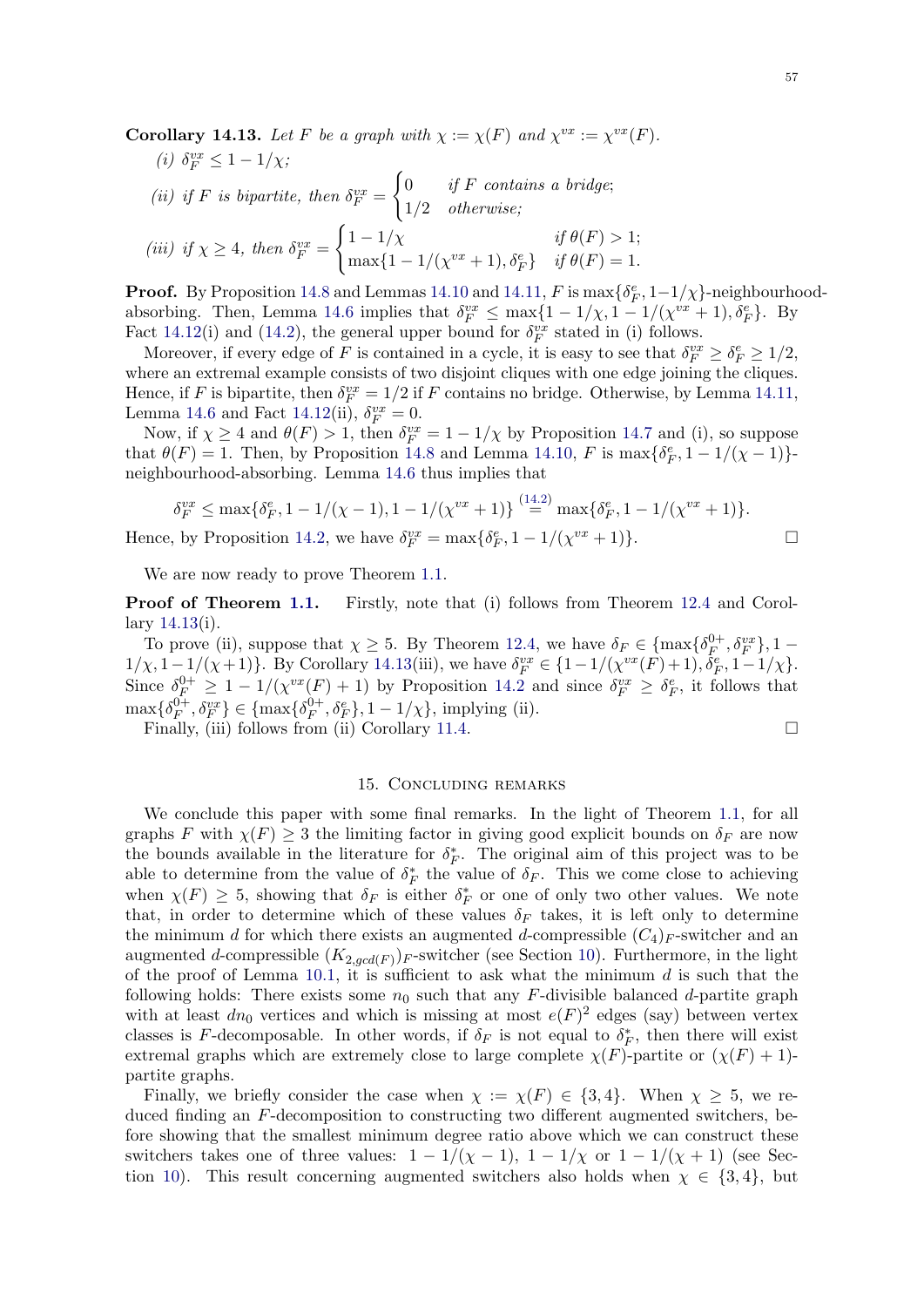**Corollary 14.13.** *Let $F$ be a graph with $\chi := \chi(F)$ and $\chi^{vx} := \chi^{vx}(F)$.*

*(i) $\delta_F^{vx} \leq 1 - 1/\chi$;*

*(ii) if $F$ is bipartite, then* $\delta_F^{vx} = \begin{cases} 0 & \text{if } F \text{ contains a bridge;} \\ 1/2 & \text{otherwise;} \end{cases}$

*(iii) if $\chi \geq 4$, then* $\delta_F^{vx} = \begin{cases} 1 - 1/\chi & \text{if } \theta(F) > 1; \\ \max\{1 - 1/(\chi^{vx}+1), \delta_F^e\} & \text{if } \theta(F) = 1. \end{cases}$

**Proof.** By Proposition 14.8 and Lemmas 14.10 and 14.11, $F$ is $\max\{\delta_F^e, 1-1/\chi\}$-neighbourhood-absorbing. Then, Lemma 14.6 implies that $\delta_F^{vx} \leq \max\{1 - 1/\chi, 1 - 1/(\chi^{vx}+1), \delta_F^e\}$. By Fact 14.12(i) and (14.2), the general upper bound for $\delta_F^{vx}$ stated in (i) follows.

Moreover, if every edge of $F$ is contained in a cycle, it is easy to see that $\delta_F^{vx} \geq \delta_F^e \geq 1/2$, where an extremal example consists of two disjoint cliques with one edge joining the cliques. Hence, if $F$ is bipartite, then $\delta_F^{vx} = 1/2$ if $F$ contains no bridge. Otherwise, by Lemma 14.11, Lemma 14.6 and Fact 14.12(ii), $\delta_F^{vx} = 0$.

Now, if $\chi \geq 4$ and $\theta(F) > 1$, then $\delta_F^{vx} = 1 - 1/\chi$ by Proposition 14.7 and (i), so suppose that $\theta(F) = 1$. Then, by Proposition 14.8 and Lemma 14.10, $F$ is $\max\{\delta_F^e, 1 - 1/(\chi - 1)\}$-neighbourhood-absorbing. Lemma 14.6 thus implies that

$$\delta_F^{vx} \leq \max\{\delta_F^e, 1 - 1/(\chi - 1), 1 - 1/(\chi^{vx}+1)\} \overset{(14.2)}{=} \max\{\delta_F^e, 1 - 1/(\chi^{vx}+1)\}.$$

Hence, by Proposition 14.2, we have $\delta_F^{vx} = \max\{\delta_F^e, 1 - 1/(\chi^{vx}+1)\}$. □

We are now ready to prove Theorem 1.1.

**Proof of Theorem 1.1.** Firstly, note that (i) follows from Theorem 12.4 and Corollary 14.13(i).

To prove (ii), suppose that $\chi \geq 5$. By Theorem 12.4, we have $\delta_F \in \{\max\{\delta_F^{0+}, \delta_F^{vx}\}, 1 - 1/\chi, 1 - 1/(\chi+1)\}$. By Corollary 14.13(iii), we have $\delta_F^{vx} \in \{1 - 1/(\chi^{vx}(F)+1), \delta_F^e, 1 - 1/\chi\}$. Since $\delta_F^{0+} \geq 1 - 1/(\chi^{vx}(F)+1)$ by Proposition 14.2 and since $\delta_F^{vx} \geq \delta_F^e$, it follows that $\max\{\delta_F^{0+}, \delta_F^{vx}\} \in \{\max\{\delta_F^{0+}, \delta_F^e\}, 1 - 1/\chi\}$, implying (ii).

Finally, (iii) follows from (ii) Corollary 11.4. □

## 15. Concluding remarks

We conclude this paper with some final remarks. In the light of Theorem 1.1, for all graphs $F$ with $\chi(F) \geq 3$ the limiting factor in giving good explicit bounds on $\delta_F$ are now the bounds available in the literature for $\delta_F^*$. The original aim of this project was to be able to determine from the value of $\delta_F^*$ the value of $\delta_F$. This we come close to achieving when $\chi(F) \geq 5$, showing that $\delta_F$ is either $\delta_F^*$ or one of only two other values. We note that, in order to determine which of these values $\delta_F$ takes, it is left only to determine the minimum $d$ for which there exists an augmented $d$-compressible $(C_4)_F$-switcher and an augmented $d$-compressible $(K_{2,gcd(F)})_F$-switcher (see Section 10). Furthermore, in the light of the proof of Lemma 10.1, it is sufficient to ask what the minimum $d$ is such that the following holds: There exists some $n_0$ such that any $F$-divisible balanced $d$-partite graph with at least $dn_0$ vertices and which is missing at most $e(F)^2$ edges (say) between vertex classes is $F$-decomposable. In other words, if $\delta_F$ is not equal to $\delta_F^*$, then there will exist extremal graphs which are extremely close to large complete $\chi(F)$-partite or $(\chi(F)+1)$-partite graphs.

Finally, we briefly consider the case when $\chi := \chi(F) \in \{3, 4\}$. When $\chi \geq 5$, we reduced finding an $F$-decomposition to constructing two different augmented switchers, before showing that the smallest minimum degree ratio above which we can construct these switchers takes one of three values: $1 - 1/(\chi - 1)$, $1 - 1/\chi$ or $1 - 1/(\chi + 1)$ (see Section 10). This result concerning augmented switchers also holds when $\chi \in \{3, 4\}$, but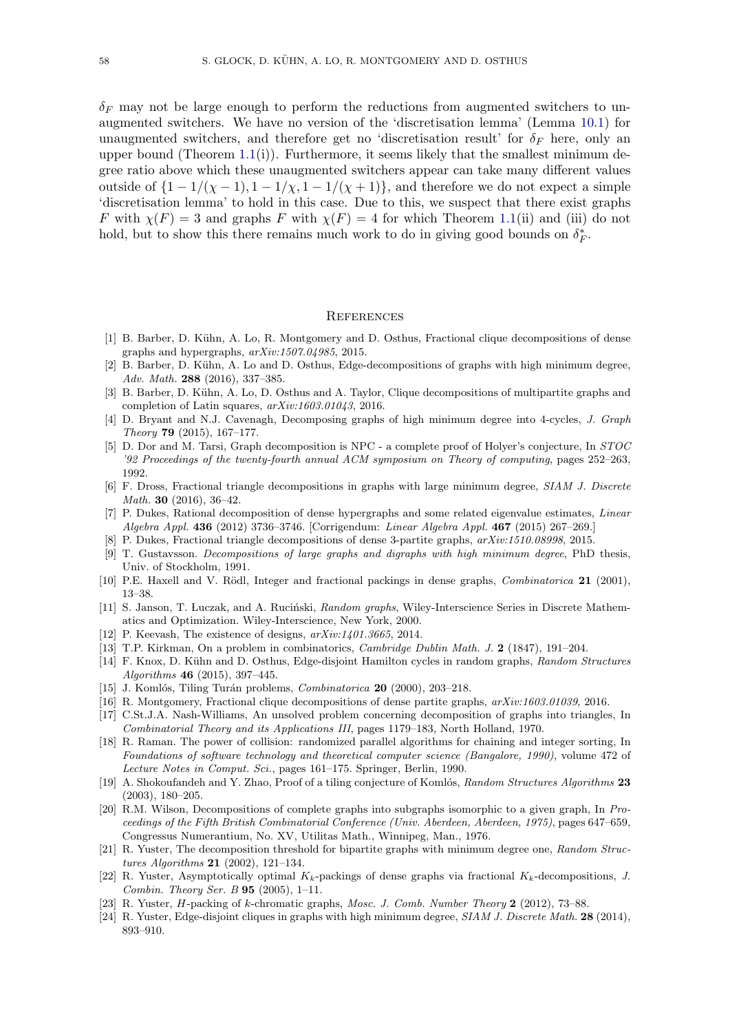$\delta_F$ may not be large enough to perform the reductions from augmented switchers to unaugmented switchers. We have no version of the 'discretisation lemma' (Lemma 10.1) for unaugmented switchers, and therefore get no 'discretisation result' for $\delta_F$ here, only an upper bound (Theorem 1.1(i)). Furthermore, it seems likely that the smallest minimum degree ratio above which these unaugmented switchers appear can take many different values outside of $\{1 - 1/(\chi - 1), 1 - 1/\chi, 1 - 1/(\chi + 1)\}$, and therefore we do not expect a simple 'discretisation lemma' to hold in this case. Due to this, we suspect that there exist graphs $F$ with $\chi(F) = 3$ and graphs $F$ with $\chi(F) = 4$ for which Theorem 1.1(ii) and (iii) do not hold, but to show this there remains much work to do in giving good bounds on $\delta_F^*$.

## References

[1] B. Barber, D. Kühn, A. Lo, R. Montgomery and D. Osthus, Fractional clique decompositions of dense graphs and hypergraphs, *arXiv:1507.04985*, 2015.

[2] B. Barber, D. Kühn, A. Lo and D. Osthus, Edge-decompositions of graphs with high minimum degree, *Adv. Math.* **288** (2016), 337–385.

[3] B. Barber, D. Kühn, A. Lo, D. Osthus and A. Taylor, Clique decompositions of multipartite graphs and completion of Latin squares, *arXiv:1603.01043*, 2016.

[4] D. Bryant and N.J. Cavenagh, Decomposing graphs of high minimum degree into 4-cycles, *J. Graph Theory* **79** (2015), 167–177.

[5] D. Dor and M. Tarsi, Graph decomposition is NPC - a complete proof of Holyer's conjecture, In *STOC '92 Proceedings of the twenty-fourth annual ACM symposium on Theory of computing*, pages 252–263, 1992.

[6] F. Dross, Fractional triangle decompositions in graphs with large minimum degree, *SIAM J. Discrete Math.* **30** (2016), 36–42.

[7] P. Dukes, Rational decomposition of dense hypergraphs and some related eigenvalue estimates, *Linear Algebra Appl.* **436** (2012) 3736–3746. [Corrigendum: *Linear Algebra Appl.* **467** (2015) 267–269.]

[8] P. Dukes, Fractional triangle decompositions of dense 3-partite graphs, *arXiv:1510.08998*, 2015.

[9] T. Gustavsson. *Decompositions of large graphs and digraphs with high minimum degree*, PhD thesis, Univ. of Stockholm, 1991.

[10] P.E. Haxell and V. Rödl, Integer and fractional packings in dense graphs, *Combinatorica* **21** (2001), 13–38.

[11] S. Janson, T. Łuczak, and A. Ruciński, *Random graphs*, Wiley-Interscience Series in Discrete Mathematics and Optimization. Wiley-Interscience, New York, 2000.

[12] P. Keevash, The existence of designs, *arXiv:1401.3665*, 2014.

[13] T.P. Kirkman, On a problem in combinatorics, *Cambridge Dublin Math. J.* **2** (1847), 191–204.

[14] F. Knox, D. Kühn and D. Osthus, Edge-disjoint Hamilton cycles in random graphs, *Random Structures Algorithms* **46** (2015), 397–445.

[15] J. Komlós, Tiling Turán problems, *Combinatorica* **20** (2000), 203–218.

[16] R. Montgomery, Fractional clique decompositions of dense partite graphs, *arXiv:1603.01039*, 2016.

[17] C.St.J.A. Nash-Williams, An unsolved problem concerning decomposition of graphs into triangles, In *Combinatorial Theory and its Applications III*, pages 1179–183, North Holland, 1970.

[18] R. Raman. The power of collision: randomized parallel algorithms for chaining and integer sorting, In *Foundations of software technology and theoretical computer science (Bangalore, 1990)*, volume 472 of *Lecture Notes in Comput. Sci.*, pages 161–175. Springer, Berlin, 1990.

[19] A. Shokoufandeh and Y. Zhao, Proof of a tiling conjecture of Komlós, *Random Structures Algorithms* **23** (2003), 180–205.

[20] R.M. Wilson, Decompositions of complete graphs into subgraphs isomorphic to a given graph, In *Proceedings of the Fifth British Combinatorial Conference (Univ. Aberdeen, Aberdeen, 1975)*, pages 647–659, Congressus Numerantium, No. XV, Utilitas Math., Winnipeg, Man., 1976.

[21] R. Yuster, The decomposition threshold for bipartite graphs with minimum degree one, *Random Structures Algorithms* **21** (2002), 121–134.

[22] R. Yuster, Asymptotically optimal $K_k$-packings of dense graphs via fractional $K_k$-decompositions, *J. Combin. Theory Ser. B* **95** (2005), 1–11.

[23] R. Yuster, $H$-packing of $k$-chromatic graphs, *Mosc. J. Comb. Number Theory* **2** (2012), 73–88.

[24] R. Yuster, Edge-disjoint cliques in graphs with high minimum degree, *SIAM J. Discrete Math.* **28** (2014), 893–910.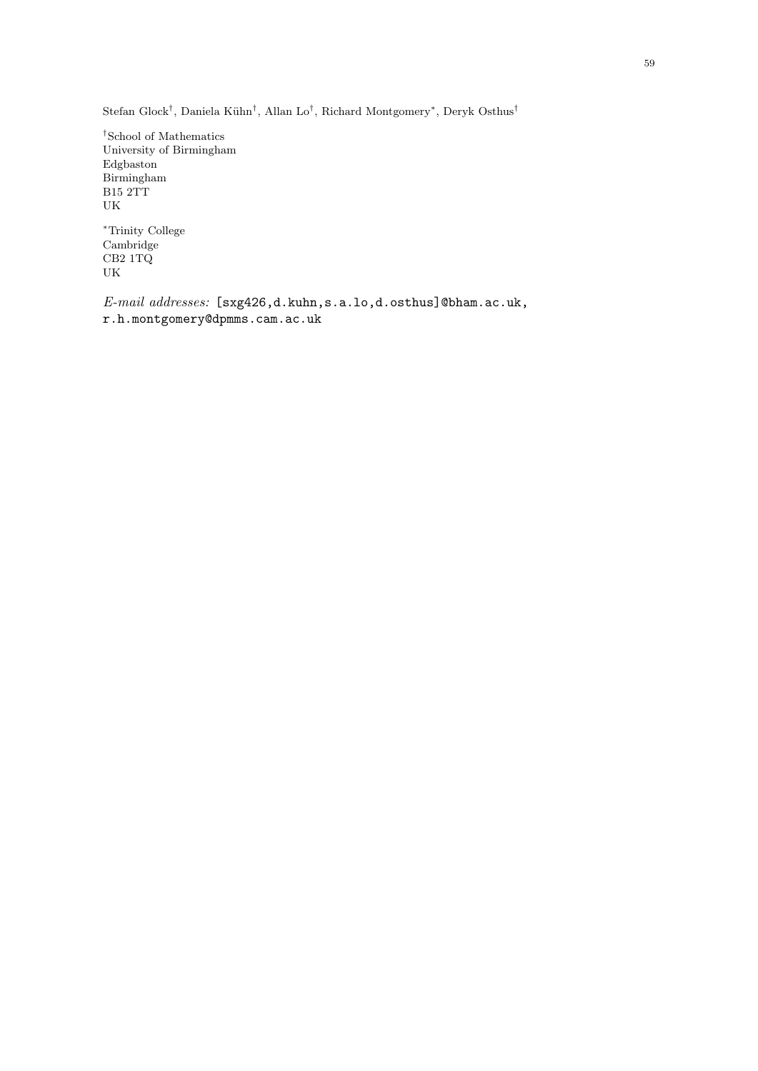Stefan Glock[†], Daniela Kühn[†], Allan Lo[†], Richard Montgomery[*], Deryk Osthus[†]

[†]School of Mathematics
University of Birmingham
Edgbaston
Birmingham
B15 2TT
UK

[*]Trinity College
Cambridge
CB2 1TQ
UK

*E-mail addresses:* [sxg426,d.kuhn,s.a.lo,d.osthus]@bham.ac.uk,
r.h.montgomery@dpmms.cam.ac.uk